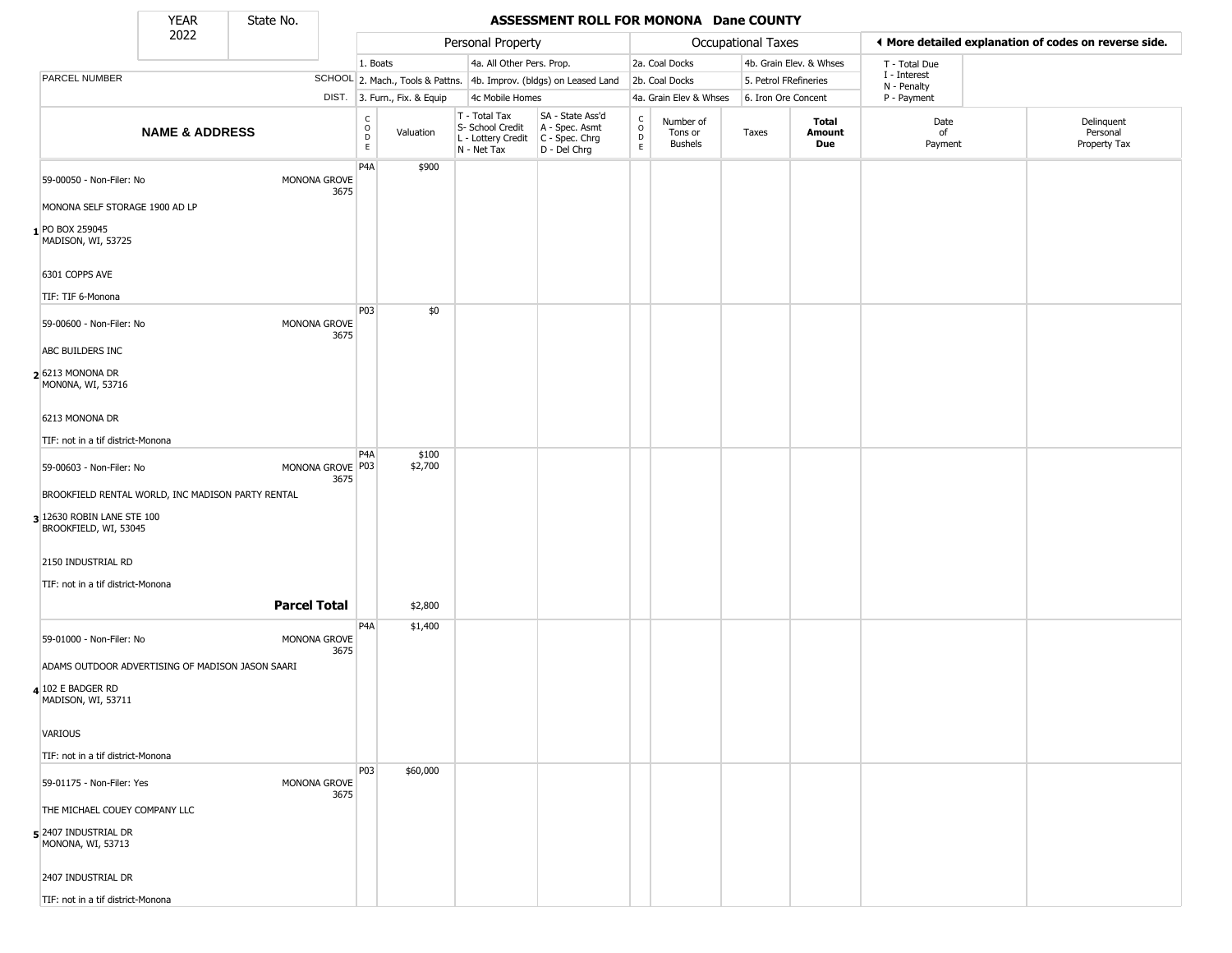# ASSESSMENT ROLL FOR MONONA Dane COUNTY

YEAR 2022 | State No.

| | | | Personal Property | | | | Occupational Taxes | | | | ◄ More detailed explanation of codes on reverse side. | |
|---|---|---|---|---|---|---|---|---|---|---|---|---|
| PARCEL NUMBER | SCHOOL DIST. | 1. Boats<br>2. Mach., Tools & Pattns.<br>3. Furn., Fix. & Equip | | 4a. All Other Pers. Prop.<br>4b. Improv. (bldgs) on Leased Land<br>4c Mobile Homes | | 2a. Coal Docks<br>2b. Coal Docks<br>4a. Grain Elev & Whses | | 4b. Grain Elev. & Whses<br>5. Petrol FRefineries<br>6. Iron Ore Concent | | T - Total Due<br>I - Interest<br>N - Penalty<br>P - Payment | | |
| **NAME & ADDRESS** | | CODE | Valuation | T - Total Tax<br>S- School Credit<br>L - Lottery Credit<br>N - Net Tax | SA - State Ass'd<br>A - Spec. Asmt<br>C - Spec. Chrg<br>D - Del Chrg | CODE | Number of Tons or Bushels | Taxes | **Total Amount Due** | Date of Payment | Delinquent Personal Property Tax |
| 1 59-00050 - Non-Filer: No<br>MONONA SELF STORAGE 1900 AD LP<br>PO BOX 259045<br>MADISON, WI, 53725<br>6301 COPPS AVE<br>TIF: TIF 6-Monona | MONONA GROVE 3675 | P4A | $900 | | | | | | | | |
| 2 59-00600 - Non-Filer: No<br>ABC BUILDERS INC<br>6213 MONONA DR<br>MONONA, WI, 53716<br>6213 MONONA DR<br>TIF: not in a tif district-Monona | MONONA GROVE 3675 | P03 | $0 | | | | | | | | |
| 3 59-00603 - Non-Filer: No<br>BROOKFIELD RENTAL WORLD, INC MADISON PARTY RENTAL<br>12630 ROBIN LANE STE 100<br>BROOKFIELD, WI, 53045<br>2150 INDUSTRIAL RD<br>TIF: not in a tif district-Monona | MONONA GROVE 3675 | P4A<br>P03 | $100<br>$2,700 | | | | | | | | |
| **Parcel Total** | | | $2,800 | | | | | | | | |
| 4 59-01000 - Non-Filer: No<br>ADAMS OUTDOOR ADVERTISING OF MADISON JASON SAARI<br>102 E BADGER RD<br>MADISON, WI, 53711<br>VARIOUS<br>TIF: not in a tif district-Monona | MONONA GROVE 3675 | P4A | $1,400 | | | | | | | | |
| 5 59-01175 - Non-Filer: Yes<br>THE MICHAEL COUEY COMPANY LLC<br>2407 INDUSTRIAL DR<br>MONONA, WI, 53713<br>2407 INDUSTRIAL DR<br>TIF: not in a tif district-Monona | MONONA GROVE 3675 | P03 | $60,000 | | | | | | | | |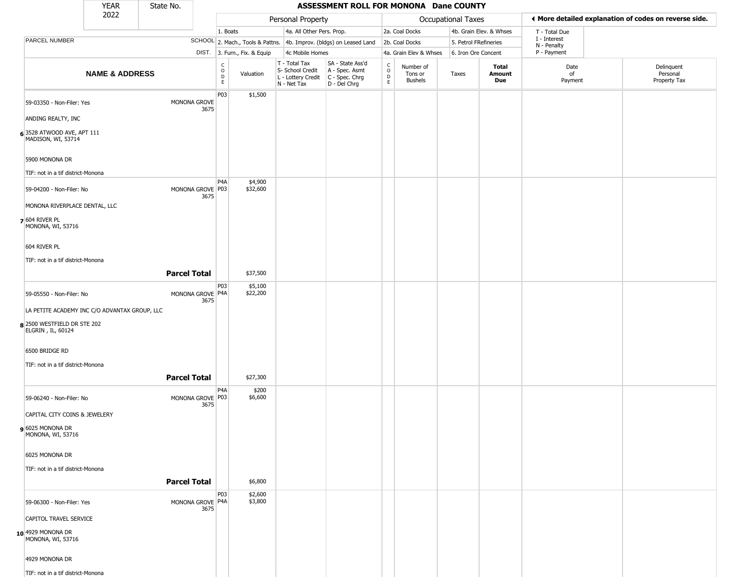| YEAR 2022 | State No. | ASSESSMENT ROLL FOR MONONA Dane COUNTY |
|---|---|---|

| PARCEL NUMBER / NAME & ADDRESS | SCHOOL DIST. | CODE | Valuation | T - Total Tax, S- School Credit, L - Lottery Credit, N - Net Tax | SA - State Ass'd, A - Spec. Asmt, C - Spec. Chrg, D - Del Chrg | CODE | Number of Tons or Bushels | Taxes | Total Amount Due | Date of Payment | Delinquent Personal Property Tax |
|---|---|---|---|---|---|---|---|---|---|---|---|
| 6 59-03350 - Non-Filer: Yes<br>ANDING REALTY, INC<br>3528 ATWOOD AVE, APT 111<br>MADISON, WI, 53714<br>5900 MONONA DR<br>TIF: not in a tif district-Monona | MONONA GROVE 3675 | P03 | $1,500 | | | | | | | | |
| 7 59-04200 - Non-Filer: No<br>MONONA RIVERPLACE DENTAL, LLC<br>604 RIVER PL<br>MONONA, WI, 53716<br>604 RIVER PL<br>TIF: not in a tif district-Monona | MONONA GROVE 3675 | P4A<br>P03 | $4,900<br>$32,600 | | | | | | | | |
| **Parcel Total** | | | $37,500 | | | | | | | | |
| 8 59-05550 - Non-Filer: No<br>LA PETITE ACADEMY INC C/O ADVANTAX GROUP, LLC<br>2500 WESTFIELD DR STE 202<br>ELGRIN , IL, 60124<br>6500 BRIDGE RD<br>TIF: not in a tif district-Monona | MONONA GROVE 3675 | P03<br>P4A | $5,100<br>$22,200 | | | | | | | | |
| **Parcel Total** | | | $27,300 | | | | | | | | |
| 9 59-06240 - Non-Filer: No<br>CAPITAL CITY COINS & JEWELERY<br>6025 MONONA DR<br>MONONA, WI, 53716<br>6025 MONONA DR<br>TIF: not in a tif district-Monona | MONONA GROVE 3675 | P4A<br>P03 | $200<br>$6,600 | | | | | | | | |
| **Parcel Total** | | | $6,800 | | | | | | | | |
| 10 59-06300 - Non-Filer: Yes<br>CAPITOL TRAVEL SERVICE<br>4929 MONONA DR<br>MONONA, WI, 53716<br>4929 MONONA DR<br>TIF: not in a tif district-Monona | MONONA GROVE 3675 | P03<br>P4A | $2,600<br>$3,800 | | | | | | | | |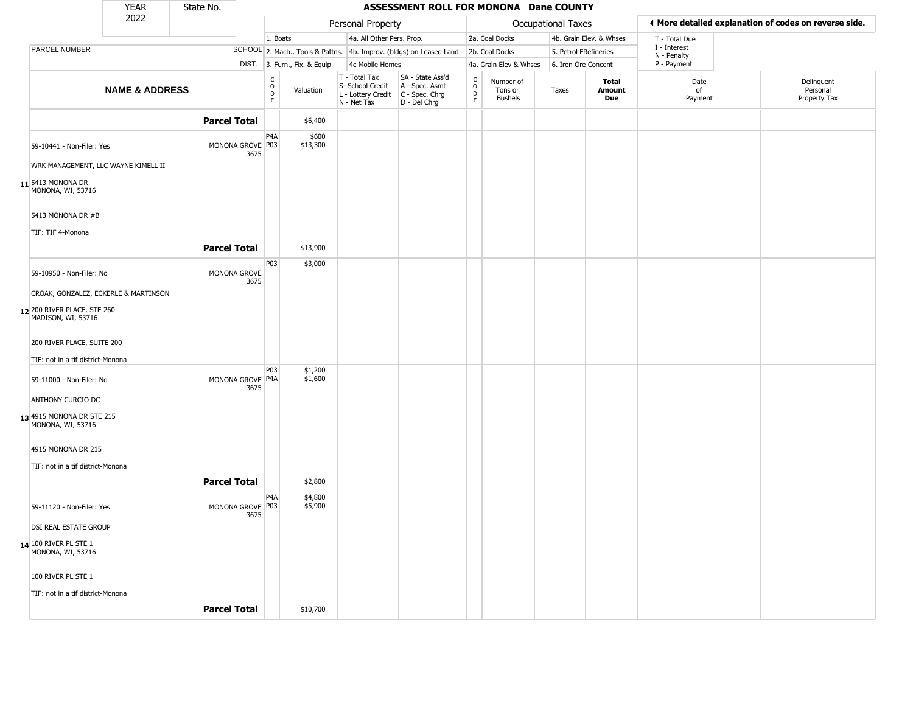| YEAR 2022 | State No. | | ASSESSMENT ROLL FOR MONONA Dane COUNTY | | | | | | | | |
|---|---|---|---|---|---|---|---|---|---|---|---|

| | | Personal Property | | | | Occupational Taxes | | | | ◂ More detailed explanation of codes on reverse side. | |
|---|---|---|---|---|---|---|---|---|---|---|---|
| | | 1. Boats | | 4a. All Other Pers. Prop. | | 2a. Coal Docks | | 4b. Grain Elev. & Whses | | T - Total Due | |
| PARCEL NUMBER | SCHOOL | 2. Mach., Tools & Pattns. | | 4b. Improv. (bldgs) on Leased Land | | 2b. Coal Docks | | 5. Petrol FRefineries | | I - Interest N - Penalty | |
| | DIST. | 3. Furn., Fix. & Equip | | 4c Mobile Homes | | 4a. Grain Elev & Whses | | 6. Iron Ore Concent | | P - Payment | |

| NAME & ADDRESS | | CODE | Valuation | T - Total Tax S- School Credit L - Lottery Credit N - Net Tax | SA - State Ass'd A - Spec. Asmt C - Spec. Chrg D - Del Chrg | CODE | Number of Tons or Bushels | Taxes | Total Amount Due | Date of Payment | Delinquent Personal Property Tax |
|---|---|---|---|---|---|---|---|---|---|---|---|
| | **Parcel Total** | | $6,400 | | | | | | | | |
| **11** 59-10441 - Non-Filer: Yes<br>WRK MANAGEMENT, LLC WAYNE KIMELL II<br>5413 MONONA DR<br>MONONA, WI, 53716<br><br>5413 MONONA DR #B<br><br>TIF: TIF 4-Monona | MONONA GROVE 3675 | P4A<br>P03 | $600<br>$13,300 | | | | | | | | |
| | **Parcel Total** | | $13,900 | | | | | | | | |
| **12** 59-10950 - Non-Filer: No<br>CROAK, GONZALEZ, ECKERLE & MARTINSON<br>200 RIVER PLACE, STE 260<br>MADISON, WI, 53716<br><br>200 RIVER PLACE, SUITE 200<br><br>TIF: not in a tif district-Monona | MONONA GROVE 3675 | P03 | $3,000 | | | | | | | | |
| **13** 59-11000 - Non-Filer: No<br>ANTHONY CURCIO DC<br>4915 MONONA DR STE 215<br>MONONA, WI, 53716<br><br>4915 MONONA DR 215<br><br>TIF: not in a tif district-Monona | MONONA GROVE 3675 | P03<br>P4A | $1,200<br>$1,600 | | | | | | | | |
| | **Parcel Total** | | $2,800 | | | | | | | | |
| **14** 59-11120 - Non-Filer: Yes<br>DSI REAL ESTATE GROUP<br>100 RIVER PL STE 1<br>MONONA, WI, 53716<br><br>100 RIVER PL STE 1<br><br>TIF: not in a tif district-Monona | MONONA GROVE 3675 | P4A<br>P03 | $4,800<br>$5,900 | | | | | | | | |
| | **Parcel Total** | | $10,700 | | | | | | | | |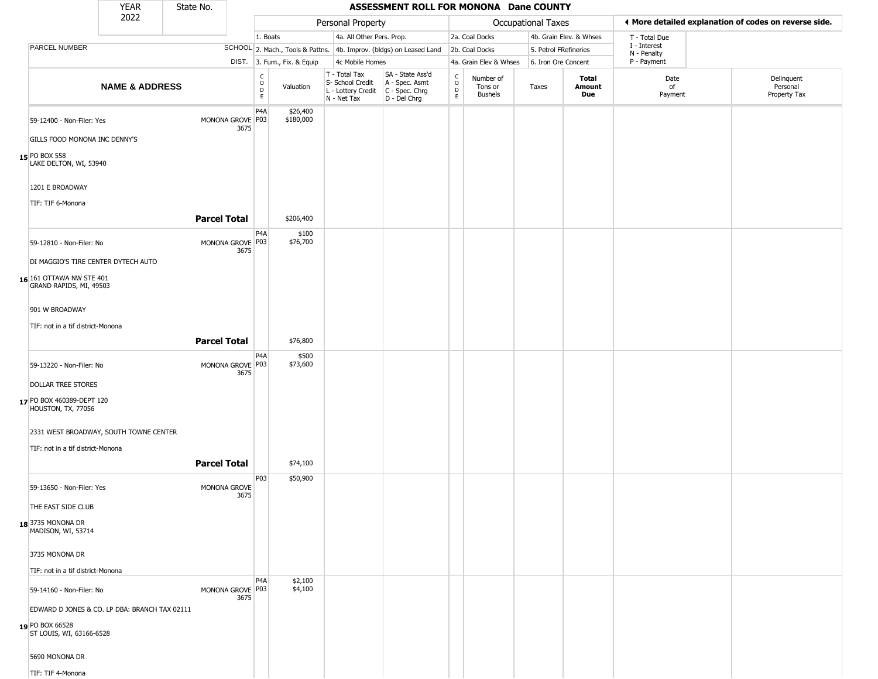# ASSESSMENT ROLL FOR MONONA Dane COUNTY

| YEAR | State No. |
|---|---|
| 2022 | |

**Personal Property**
1. Boats
2. Mach., Tools & Pattns.
3. Furn., Fix. & Equip
4a. All Other Pers. Prop.
4b. Improv. (bldgs) on Leased Land
4c Mobile Homes

**Occupational Taxes**
2a. Coal Docks
2b. Coal Docks
4a. Grain Elev & Whses
4b. Grain Elev. & Whses
5. Petrol FRefineries
6. Iron Ore Concent

◄ More detailed explanation of codes on reverse side.

T - Total Due
I - Interest
N - Penalty
P - Payment

| | PARCEL NUMBER / NAME & ADDRESS | SCHOOL DIST. | CODE | Valuation | T - Total Tax / S- School Credit / L - Lottery Credit / N - Net Tax | SA - State Ass'd / A - Spec. Asmt / C - Spec. Chrg / D - Del Chrg | CODE | Number of Tons or Bushels | Taxes | Total Amount Due | Date of Payment | Delinquent Personal Property Tax |
|---|---|---|---|---|---|---|---|---|---|---|---|---|
| 15 | 59-12400 - Non-Filer: Yes<br>GILLS FOOD MONONA INC DENNY'S<br>PO BOX 558<br>LAKE DELTON, WI, 53940<br>1201 E BROADWAY<br>TIF: TIF 6-Monona | MONONA GROVE 3675 | P4A<br>P03 | $26,400<br>$180,000 | | | | | | | | |
| | **Parcel Total** | | | $206,400 | | | | | | | | |
| 16 | 59-12810 - Non-Filer: No<br>DI MAGGIO'S TIRE CENTER DYTECH AUTO<br>161 OTTAWA NW STE 401<br>GRAND RAPIDS, MI, 49503<br>901 W BROADWAY<br>TIF: not in a tif district-Monona | MONONA GROVE 3675 | P4A<br>P03 | $100<br>$76,700 | | | | | | | | |
| | **Parcel Total** | | | $76,800 | | | | | | | | |
| 17 | 59-13220 - Non-Filer: No<br>DOLLAR TREE STORES<br>PO BOX 460389-DEPT 120<br>HOUSTON, TX, 77056<br>2331 WEST BROADWAY, SOUTH TOWNE CENTER<br>TIF: not in a tif district-Monona | MONONA GROVE 3675 | P4A<br>P03 | $500<br>$73,600 | | | | | | | | |
| | **Parcel Total** | | | $74,100 | | | | | | | | |
| 18 | 59-13650 - Non-Filer: Yes<br>THE EAST SIDE CLUB<br>3735 MONONA DR<br>MADISON, WI, 53714<br>3735 MONONA DR<br>TIF: not in a tif district-Monona | MONONA GROVE 3675 | P03 | $50,900 | | | | | | | | |
| 19 | 59-14160 - Non-Filer: No<br>EDWARD D JONES & CO. LP DBA: BRANCH TAX 02111<br>PO BOX 66528<br>ST LOUIS, WI, 63166-6528<br>5690 MONONA DR<br>TIF: TIF 4-Monona | MONONA GROVE 3675 | P4A<br>P03 | $2,100<br>$4,100 | | | | | | | | |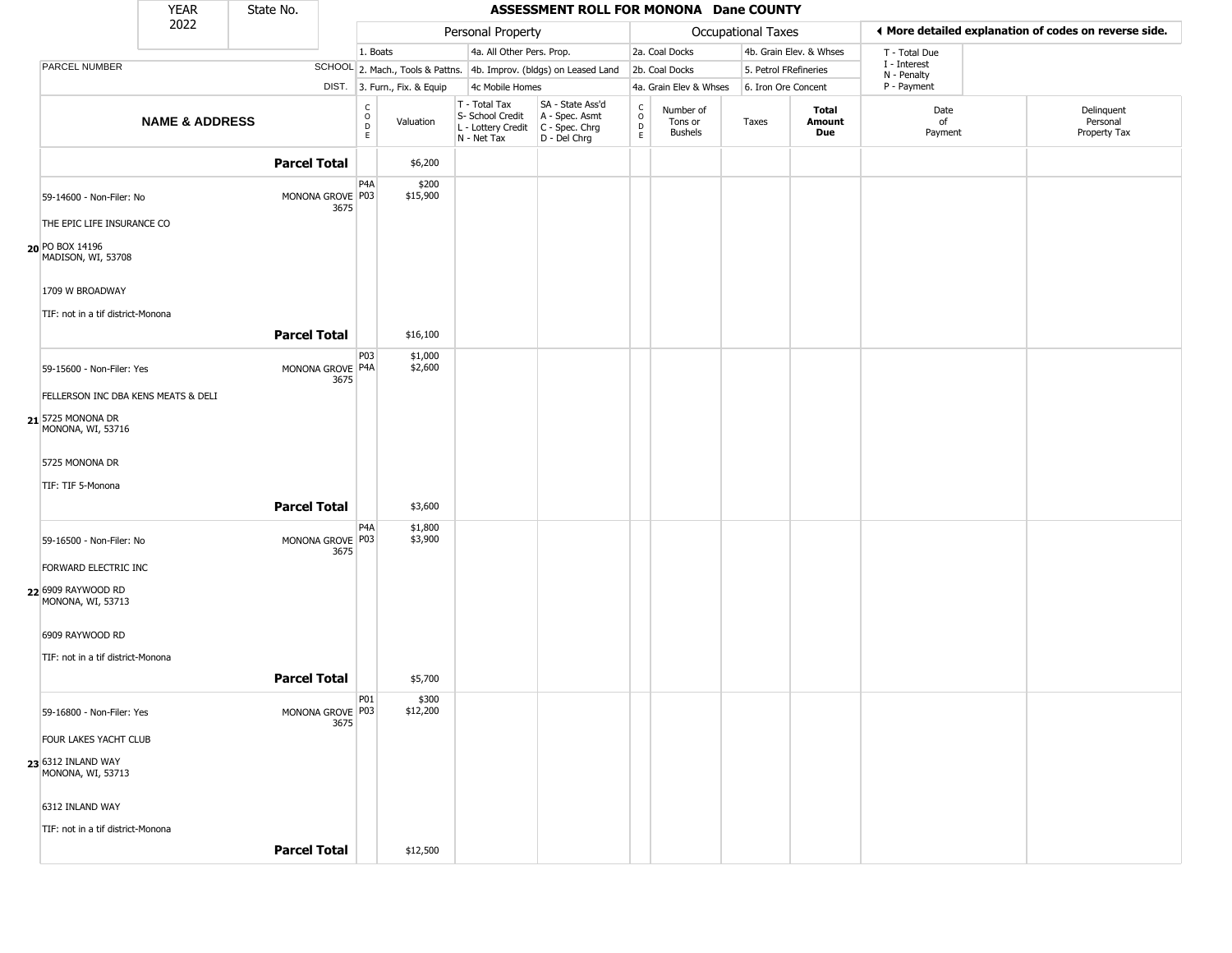YEAR 2022 | State No.

# ASSESSMENT ROLL FOR MONONA Dane COUNTY

| | | Personal Property | | | | Occupational Taxes | | | | ◀ More detailed explanation of codes on reverse side. | |
|---|---|---|---|---|---|---|---|---|---|---|---|
| | | 1. Boats | | 4a. All Other Pers. Prop. | | 2a. Coal Docks | | 4b. Grain Elev. & Whses | | T - Total Due | |
| PARCEL NUMBER | SCHOOL | 2. Mach., Tools & Pattns. | | 4b. Improv. (bldgs) on Leased Land | | 2b. Coal Docks | | 5. Petrol FRefineries | | I - Interest N - Penalty | |
| | DIST. | 3. Furn., Fix. & Equip | | 4c Mobile Homes | | 4a. Grain Elev & Whses | | 6. Iron Ore Concent | | P - Payment | |
| **NAME & ADDRESS** | | CODE | Valuation | T - Total Tax S- School Credit L - Lottery Credit N - Net Tax | SA - State Ass'd A - Spec. Asmt C - Spec. Chrg D - Del Chrg | CODE | Number of Tons or Bushels | Taxes | **Total Amount Due** | Date of Payment | Delinquent Personal Property Tax |
| **Parcel Total** | | | $6,200 | | | | | | | | |
| 59-14600 - Non-Filer: No<br>THE EPIC LIFE INSURANCE CO<br>**20** PO BOX 14196<br>MADISON, WI, 53708<br>1709 W BROADWAY<br>TIF: not in a tif district-Monona | MONONA GROVE 3675 | P4A<br>P03 | $200<br>$15,900 | | | | | | | | |
| **Parcel Total** | | | $16,100 | | | | | | | | |
| 59-15600 - Non-Filer: Yes<br>FELLERSON INC DBA KENS MEATS & DELI<br>**21** 5725 MONONA DR<br>MONONA, WI, 53716<br>5725 MONONA DR<br>TIF: TIF 5-Monona | MONONA GROVE 3675 | P03<br>P4A | $1,000<br>$2,600 | | | | | | | | |
| **Parcel Total** | | | $3,600 | | | | | | | | |
| 59-16500 - Non-Filer: No<br>FORWARD ELECTRIC INC<br>**22** 6909 RAYWOOD RD<br>MONONA, WI, 53713<br>6909 RAYWOOD RD<br>TIF: not in a tif district-Monona | MONONA GROVE 3675 | P4A<br>P03 | $1,800<br>$3,900 | | | | | | | | |
| **Parcel Total** | | | $5,700 | | | | | | | | |
| 59-16800 - Non-Filer: Yes<br>FOUR LAKES YACHT CLUB<br>**23** 6312 INLAND WAY<br>MONONA, WI, 53713<br>6312 INLAND WAY<br>TIF: not in a tif district-Monona | MONONA GROVE 3675 | P01<br>P03 | $300<br>$12,200 | | | | | | | | |
| **Parcel Total** | | | $12,500 | | | | | | | | |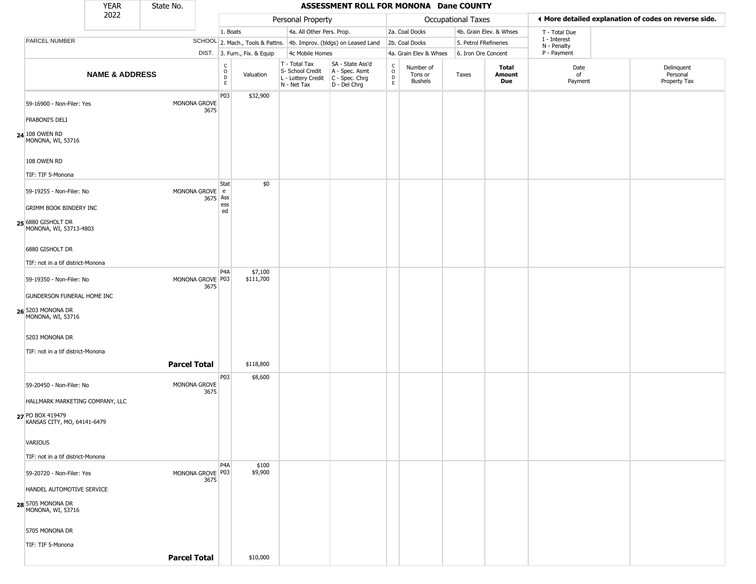# ASSESSMENT ROLL FOR MONONA Dane COUNTY

YEAR 2022 | State No.

| | | Personal Property | | | | Occupational Taxes | | | | ◄ More detailed explanation of codes on reverse side. | |
|---|---|---|---|---|---|---|---|---|---|---|---|
| | | 1. Boats | | 4a. All Other Pers. Prop. | | 2a. Coal Docks | | 4b. Grain Elev. & Whses | | T - Total Due | |
| PARCEL NUMBER | SCHOOL | 2. Mach., Tools & Pattns. | | 4b. Improv. (bldgs) on Leased Land | | 2b. Coal Docks | | 5. Petrol FRefineries | | I - Interest<br>N - Penalty | |
| | DIST. | 3. Furn., Fix. & Equip | | 4c Mobile Homes | | 4a. Grain Elev & Whses | | 6. Iron Ore Concent | | P - Payment | |
| **NAME & ADDRESS** | | CODE | Valuation | T - Total Tax<br>S- School Credit<br>L - Lottery Credit<br>N - Net Tax | SA - State Ass'd<br>A - Spec. Asmt<br>C - Spec. Chrg<br>D - Del Chrg | CODE | Number of Tons or Bushels | Taxes | **Total Amount Due** | Date of Payment | Delinquent Personal Property Tax |
| 24 59-16900 - Non-Filer: Yes<br>FRABONI'S DELI<br>108 OWEN RD<br>MONONA, WI, 53716<br>108 OWEN RD<br>TIF: TIF 5-Monona | MONONA GROVE 3675 | P03 | $32,900 | | | | | | | | |
| 25 59-19255 - Non-Filer: No<br>GRIMM BOOK BINDERY INC<br>6880 GISHOLT DR<br>MONONA, WI, 53713-4803<br>6880 GISHOLT DR<br>TIF: not in a tif district-Monona | MONONA GROVE 3675 | State Assessed | $0 | | | | | | | | |
| 26 59-19350 - Non-Filer: No<br>GUNDERSON FUNERAL HOME INC<br>5203 MONONA DR<br>MONONA, WI, 53716<br>5203 MONONA DR<br>TIF: not in a tif district-Monona | MONONA GROVE 3675 | P4A<br>P03 | $7,100<br>$111,700 | | | | | | | | |
| | **Parcel Total** | | $118,800 | | | | | | | | |
| 27 59-20450 - Non-Filer: No<br>HALLMARK MARKETING COMPANY, LLC<br>PO BOX 419479<br>KANSAS CITY, MO, 64141-6479<br>VARIOUS<br>TIF: not in a tif district-Monona | MONONA GROVE 3675 | P03 | $8,600 | | | | | | | | |
| 28 59-20720 - Non-Filer: Yes<br>HANDEL AUTOMOTIVE SERVICE<br>5705 MONONA DR<br>MONONA, WI, 53716<br>5705 MONONA DR<br>TIF: TIF 5-Monona | MONONA GROVE 3675 | P4A<br>P03 | $100<br>$9,900 | | | | | | | | |
| | **Parcel Total** | | $10,000 | | | | | | | | |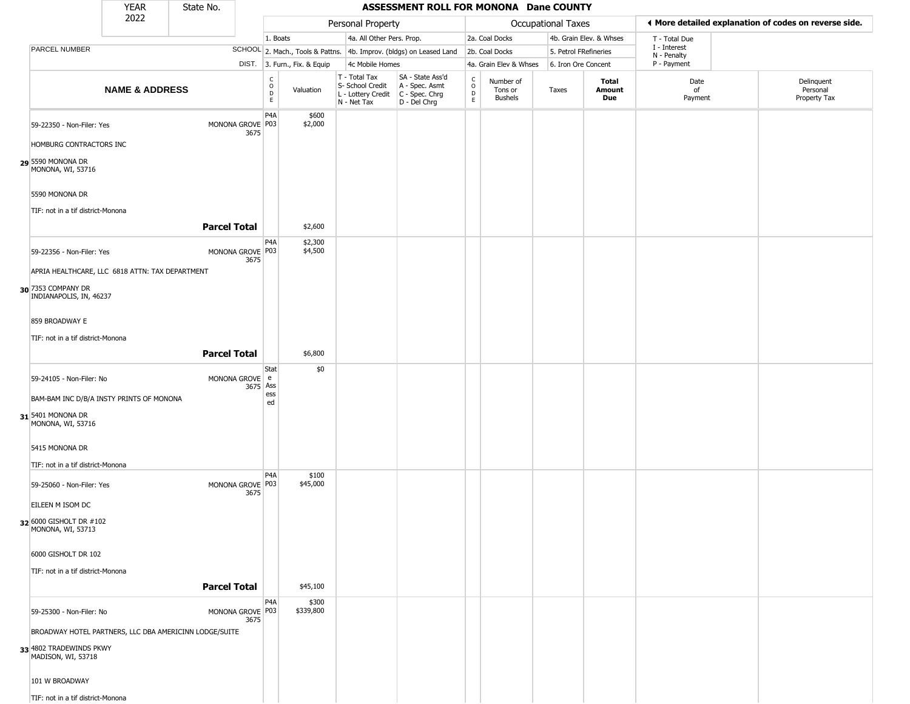# ASSESSMENT ROLL FOR MONONA Dane COUNTY

| YEAR | State No. |
|---|---|
| 2022 | |

**Personal Property:** 1. Boats; 2. Mach., Tools & Pattns.; 3. Furn., Fix. & Equip; 4a. All Other Pers. Prop.; 4b. Improv. (bldgs) on Leased Land; 4c Mobile Homes

**Occupational Taxes:** 2a. Coal Docks; 2b. Coal Docks; 4a. Grain Elev & Whses; 4b. Grain Elev. & Whses; 5. Petrol FRefineries; 6. Iron Ore Concent

◄ More detailed explanation of codes on reverse side.

T - Total Due; I - Interest; N - Penalty; P - Payment

| | NAME & ADDRESS | SCHOOL DIST. | CODE | Valuation | T - Total Tax S- School Credit L - Lottery Credit N - Net Tax | SA - State Ass'd A - Spec. Asmt C - Spec. Chrg D - Del Chrg | CODE | Number of Tons or Bushels | Taxes | Total Amount Due | Date of Payment | Delinquent Personal Property Tax |
|---|---|---|---|---|---|---|---|---|---|---|---|---|
| 29 | 59-22350 - Non-Filer: Yes<br>HOMBURG CONTRACTORS INC<br>5590 MONONA DR<br>MONONA, WI, 53716<br>5590 MONONA DR<br>TIF: not in a tif district-Monona | MONONA GROVE 3675 | P4A<br>P03 | $600<br>$2,000 | | | | | | | | |
| | **Parcel Total** | | | $2,600 | | | | | | | | |
| 30 | 59-22356 - Non-Filer: Yes<br>APRIA HEALTHCARE, LLC 6818 ATTN: TAX DEPARTMENT<br>7353 COMPANY DR<br>INDIANAPOLIS, IN, 46237<br>859 BROADWAY E<br>TIF: not in a tif district-Monona | MONONA GROVE 3675 | P4A<br>P03 | $2,300<br>$4,500 | | | | | | | | |
| | **Parcel Total** | | | $6,800 | | | | | | | | |
| 31 | 59-24105 - Non-Filer: No<br>BAM-BAM INC D/B/A INSTY PRINTS OF MONONA<br>5401 MONONA DR<br>MONONA, WI, 53716<br>5415 MONONA DR<br>TIF: not in a tif district-Monona | MONONA GROVE 3675 | State Assessed | $0 | | | | | | | | |
| 32 | 59-25060 - Non-Filer: Yes<br>EILEEN M ISOM DC<br>6000 GISHOLT DR #102<br>MONONA, WI, 53713<br>6000 GISHOLT DR 102<br>TIF: not in a tif district-Monona | MONONA GROVE 3675 | P4A<br>P03 | $100<br>$45,000 | | | | | | | | |
| | **Parcel Total** | | | $45,100 | | | | | | | | |
| 33 | 59-25300 - Non-Filer: No<br>BROADWAY HOTEL PARTNERS, LLC DBA AMERICINN LODGE/SUITE<br>4802 TRADEWINDS PKWY<br>MADISON, WI, 53718<br>101 W BROADWAY<br>TIF: not in a tif district-Monona | MONONA GROVE 3675 | P4A<br>P03 | $300<br>$339,800 | | | | | | | | |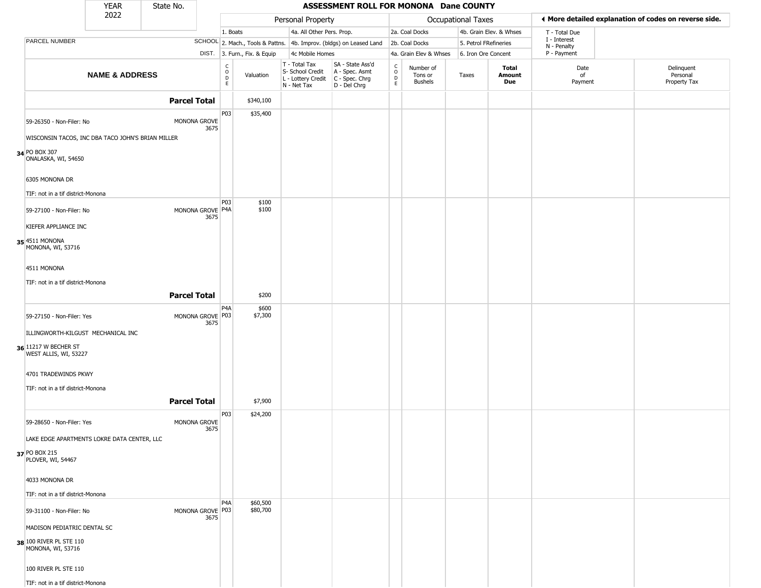# ASSESSMENT ROLL FOR MONONA Dane COUNTY

YEAR 2022 | State No.

| | | Personal Property | | | | Occupational Taxes | | | | ◄ More detailed explanation of codes on reverse side. | |
|---|---|---|---|---|---|---|---|---|---|---|---|
| PARCEL NUMBER | SCHOOL DIST. | 1. Boats<br>2. Mach., Tools & Pattns.<br>3. Furn., Fix. & Equip | | 4a. All Other Pers. Prop.<br>4b. Improv. (bldgs) on Leased Land<br>4c Mobile Homes | | 2a. Coal Docks<br>2b. Coal Docks<br>4a. Grain Elev & Whses | | 4b. Grain Elev. & Whses<br>5. Petrol FRefineries<br>6. Iron Ore Concent | | T - Total Due<br>I - Interest<br>N - Penalty<br>P - Payment | |
| **NAME & ADDRESS** | | CODE | Valuation | T - Total Tax<br>S- School Credit<br>L - Lottery Credit<br>N - Net Tax | SA - State Ass'd<br>A - Spec. Asmt<br>C - Spec. Chrg<br>D - Del Chrg | CODE | Number of Tons or Bushels | Taxes | **Total Amount Due** | Date of Payment | Delinquent Personal Property Tax |
| **Parcel Total** | | | $340,100 | | | | | | | | |
| 34 59-26350 - Non-Filer: No<br>WISCONSIN TACOS, INC DBA TACO JOHN'S BRIAN MILLER<br>PO BOX 307<br>ONALASKA, WI, 54650<br>6305 MONONA DR<br>TIF: not in a tif district-Monona | MONONA GROVE 3675 | P03 | $35,400 | | | | | | | | |
| 35 59-27100 - Non-Filer: No<br>KIEFER APPLIANCE INC<br>4511 MONONA<br>MONONA, WI, 53716<br>4511 MONONA<br>TIF: not in a tif district-Monona | MONONA GROVE 3675 | P03<br>P4A | $100<br>$100 | | | | | | | | |
| **Parcel Total** | | | $200 | | | | | | | | |
| 36 59-27150 - Non-Filer: Yes<br>ILLINGWORTH-KILGUST MECHANICAL INC<br>11217 W BECHER ST<br>WEST ALLIS, WI, 53227<br>4701 TRADEWINDS PKWY<br>TIF: not in a tif district-Monona | MONONA GROVE 3675 | P4A<br>P03 | $600<br>$7,300 | | | | | | | | |
| **Parcel Total** | | | $7,900 | | | | | | | | |
| 37 59-28650 - Non-Filer: Yes<br>LAKE EDGE APARTMENTS LOKRE DATA CENTER, LLC<br>PO BOX 215<br>PLOVER, WI, 54467<br>4033 MONONA DR<br>TIF: not in a tif district-Monona | MONONA GROVE 3675 | P03 | $24,200 | | | | | | | | |
| 38 59-31100 - Non-Filer: No<br>MADISON PEDIATRIC DENTAL SC<br>100 RIVER PL STE 110<br>MONONA, WI, 53716<br>100 RIVER PL STE 110<br>TIF: not in a tif district-Monona | MONONA GROVE 3675 | P4A<br>P03 | $60,500<br>$80,700 | | | | | | | | |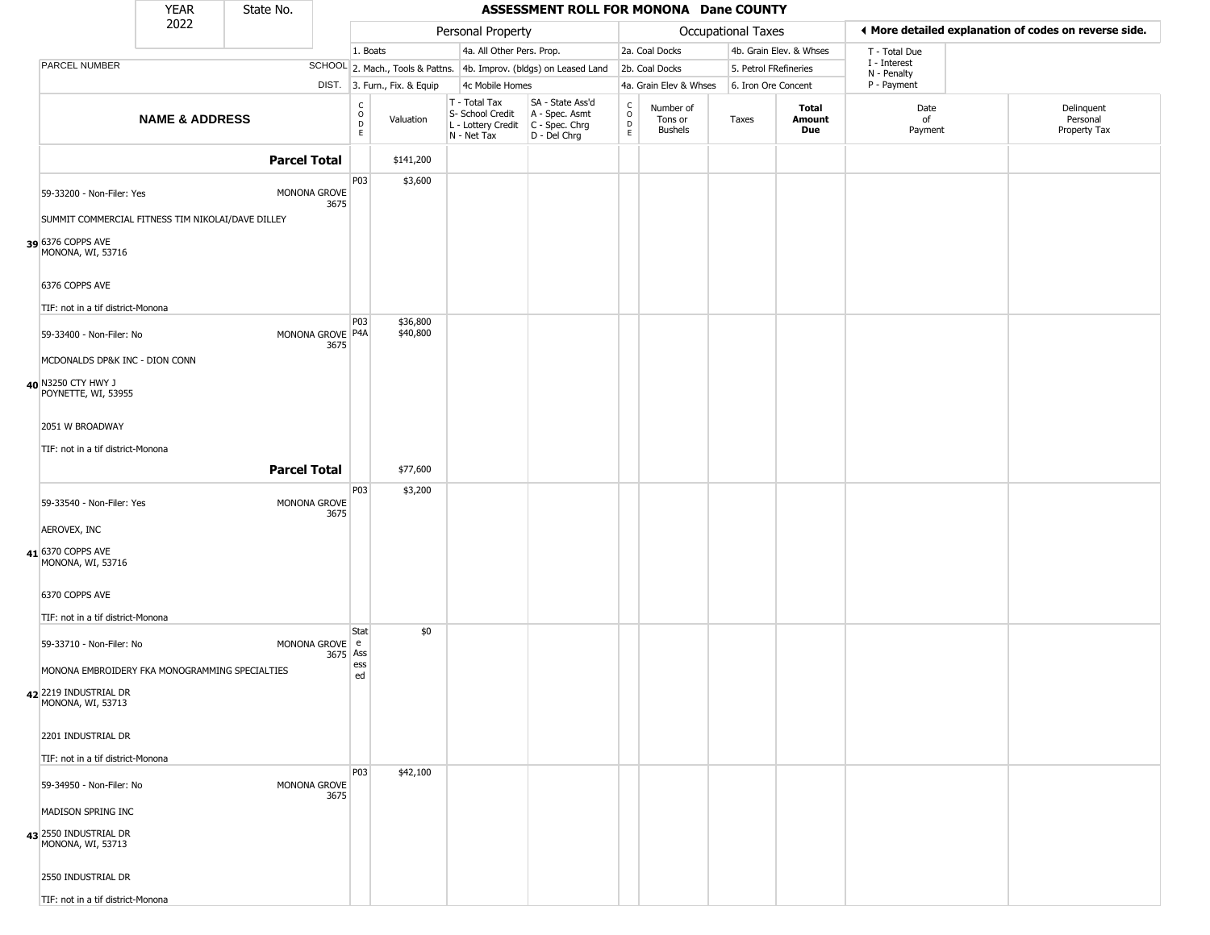# ASSESSMENT ROLL FOR MONONA Dane COUNTY

YEAR 2022 | State No.

| | | Personal Property | | | | Occupational Taxes | | | | ◄ More detailed explanation of codes on reverse side. | |
|---|---|---|---|---|---|---|---|---|---|---|---|
| | | 1. Boats | | 4a. All Other Pers. Prop. | | 2a. Coal Docks | | 4b. Grain Elev. & Whses | | T - Total Due | |
| PARCEL NUMBER | SCHOOL | 2. Mach., Tools & Pattns. | | 4b. Improv. (bldgs) on Leased Land | | 2b. Coal Docks | | 5. Petrol FRefineries | | I - Interest<br>N - Penalty | |
| | DIST. | 3. Furn., Fix. & Equip | | 4c Mobile Homes | | 4a. Grain Elev & Whses | | 6. Iron Ore Concent | | P - Payment | |
| **NAME & ADDRESS** | | CODE | Valuation | T - Total Tax<br>S- School Credit<br>L - Lottery Credit<br>N - Net Tax | SA - State Ass'd<br>A - Spec. Asmt<br>C - Spec. Chrg<br>D - Del Chrg | CODE | Number of Tons or Bushels | Taxes | **Total Amount Due** | Date of Payment | Delinquent Personal Property Tax |
| | **Parcel Total** | | $141,200 | | | | | | | | |
| 59-33200 - Non-Filer: Yes<br>SUMMIT COMMERCIAL FITNESS TIM NIKOLAI/DAVE DILLEY<br>39 6376 COPPS AVE<br>MONONA, WI, 53716<br>6376 COPPS AVE<br>TIF: not in a tif district-Monona | MONONA GROVE 3675 | P03 | $3,600 | | | | | | | | |
| 59-33400 - Non-Filer: No<br>MCDONALDS DP&K INC - DION CONN<br>40 N3250 CTY HWY J<br>POYNETTE, WI, 53955<br>2051 W BROADWAY<br>TIF: not in a tif district-Monona | MONONA GROVE 3675 | P03<br>P4A | $36,800<br>$40,800 | | | | | | | | |
| | **Parcel Total** | | $77,600 | | | | | | | | |
| 59-33540 - Non-Filer: Yes<br>AEROVEX, INC<br>41 6370 COPPS AVE<br>MONONA, WI, 53716<br>6370 COPPS AVE<br>TIF: not in a tif district-Monona | MONONA GROVE 3675 | P03 | $3,200 | | | | | | | | |
| 59-33710 - Non-Filer: No<br>MONONA EMBROIDERY FKA MONOGRAMMING SPECIALTIES<br>42 2219 INDUSTRIAL DR<br>MONONA, WI, 53713<br>2201 INDUSTRIAL DR<br>TIF: not in a tif district-Monona | MONONA GROVE 3675 | State Assessed | $0 | | | | | | | | |
| 59-34950 - Non-Filer: No<br>MADISON SPRING INC<br>43 2550 INDUSTRIAL DR<br>MONONA, WI, 53713<br>2550 INDUSTRIAL DR<br>TIF: not in a tif district-Monona | MONONA GROVE 3675 | P03 | $42,100 | | | | | | | | |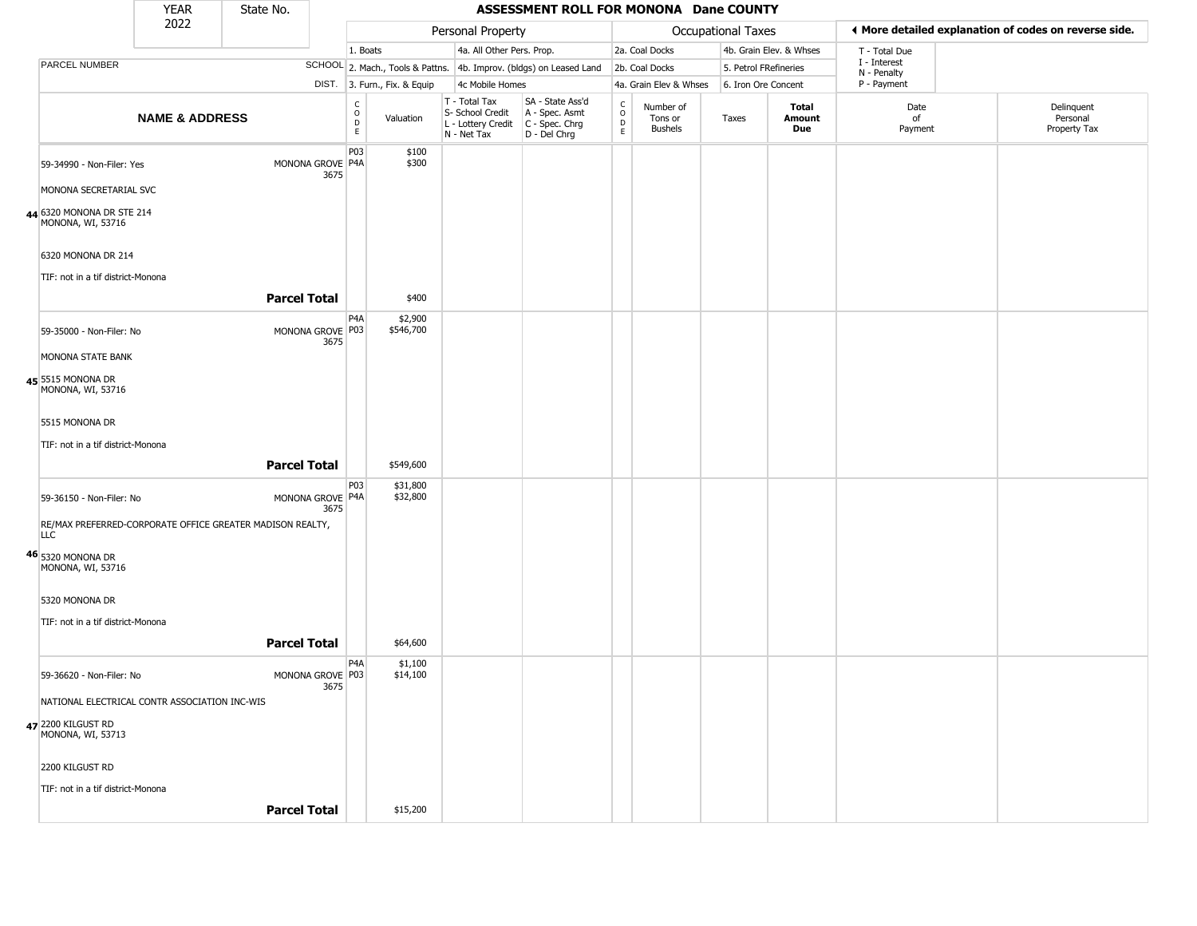| YEAR 2022 | State No. | | ASSESSMENT ROLL FOR MONONA Dane COUNTY | | | | | | | | | | |
|---|---|---|---|---|---|---|---|---|---|---|---|---|---|
| | | | Personal Property | | | | Occupational Taxes | | | | | ◄ More detailed explanation of codes on reverse side. | |
| | | | 1. Boats | | 4a. All Other Pers. Prop. | | 2a. Coal Docks | | 4b. Grain Elev. & Whses | | | T - Total Due | |
| PARCEL NUMBER | SCHOOL | | 2. Mach., Tools & Pattns. | | 4b. Improv. (bldgs) on Leased Land | | 2b. Coal Docks | | 5. Petrol FRefineries | | | I - Interest N - Penalty | |
| | DIST. | | 3. Furn., Fix. & Equip | | 4c Mobile Homes | | 4a. Grain Elev & Whses | | 6. Iron Ore Concent | | | P - Payment | |
| **NAME & ADDRESS** | | CODE | Valuation | T - Total Tax S- School Credit L - Lottery Credit N - Net Tax | SA - State Ass'd A - Spec. Asmt C - Spec. Chrg D - Del Chrg | CODE | Number of Tons or Bushels | Taxes | **Total Amount Due** | | | Date of Payment | Delinquent Personal Property Tax |
| 44 59-34990 - Non-Filer: Yes<br>MONONA SECRETARIAL SVC<br>6320 MONONA DR STE 214<br>MONONA, WI, 53716<br>6320 MONONA DR 214<br>TIF: not in a tif district-Monona | MONONA GROVE 3675 | P03<br>P4A | $100<br>$300 | | | | | | | | | | |
| **Parcel Total** | | | $400 | | | | | | | | | | |
| 45 59-35000 - Non-Filer: No<br>MONONA STATE BANK<br>5515 MONONA DR<br>MONONA, WI, 53716<br>5515 MONONA DR<br>TIF: not in a tif district-Monona | MONONA GROVE 3675 | P4A<br>P03 | $2,900<br>$546,700 | | | | | | | | | | |
| **Parcel Total** | | | $549,600 | | | | | | | | | | |
| 46 59-36150 - Non-Filer: No<br>RE/MAX PREFERRED-CORPORATE OFFICE GREATER MADISON REALTY, LLC<br>5320 MONONA DR<br>MONONA, WI, 53716<br>5320 MONONA DR<br>TIF: not in a tif district-Monona | MONONA GROVE 3675 | P03<br>P4A | $31,800<br>$32,800 | | | | | | | | | | |
| **Parcel Total** | | | $64,600 | | | | | | | | | | |
| 47 59-36620 - Non-Filer: No<br>NATIONAL ELECTRICAL CONTR ASSOCIATION INC-WIS<br>2200 KILGUST RD<br>MONONA, WI, 53713<br>2200 KILGUST RD<br>TIF: not in a tif district-Monona | MONONA GROVE 3675 | P4A<br>P03 | $1,100<br>$14,100 | | | | | | | | | | |
| **Parcel Total** | | | $15,200 | | | | | | | | | | |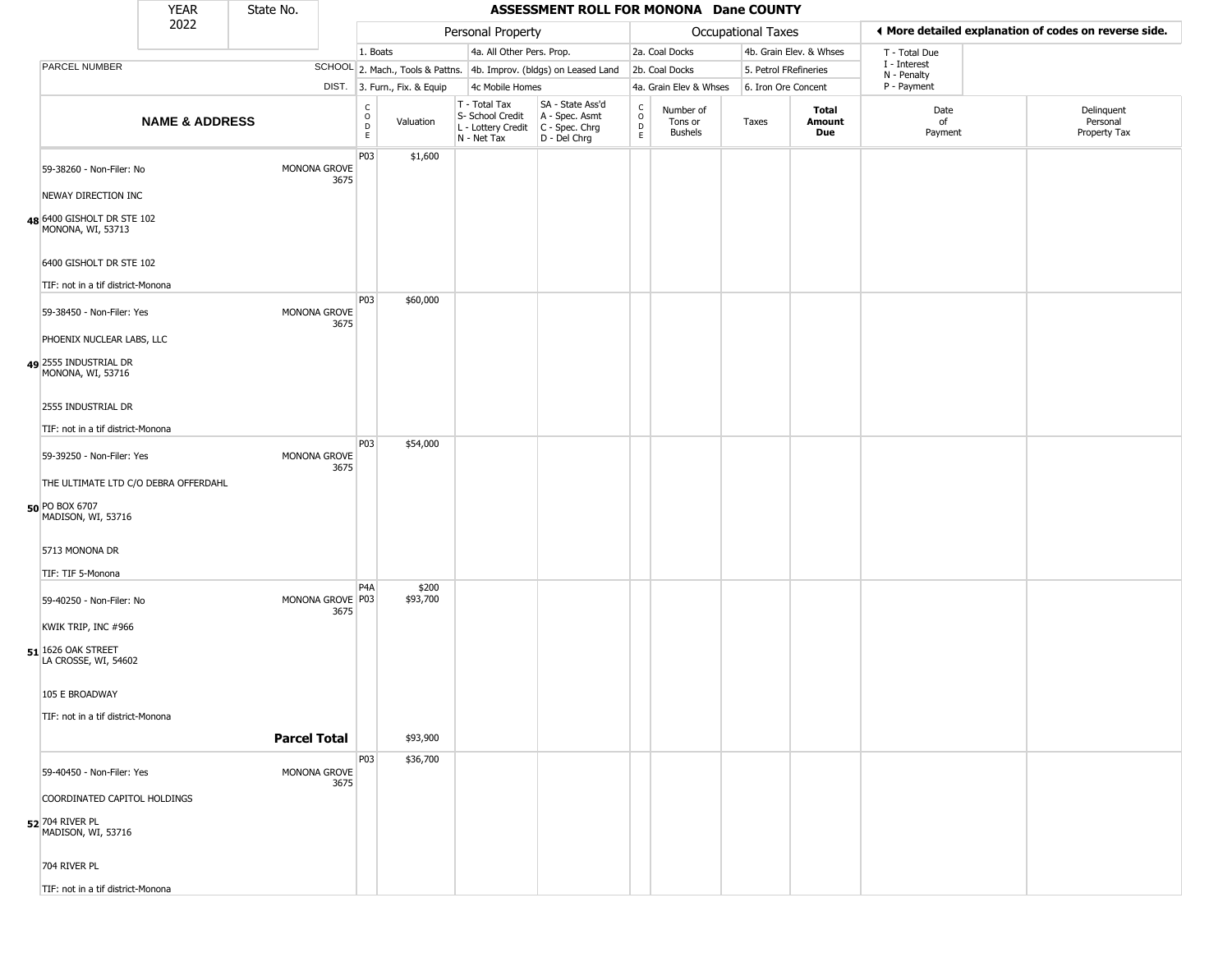# ASSESSMENT ROLL FOR MONONA Dane COUNTY

| YEAR | State No. |
|---|---|
| 2022 | |

◀ More detailed explanation of codes on reverse side.

| | | Personal Property | | | | Occupational Taxes | | | | | |
|---|---|---|---|---|---|---|---|---|---|---|---|
| | | 1. Boats | | 4a. All Other Pers. Prop. | | 2a. Coal Docks | | 4b. Grain Elev. & Whses | | T - Total Due | |
| PARCEL NUMBER | SCHOOL | 2. Mach., Tools & Pattns. | | 4b. Improv. (bldgs) on Leased Land | | 2b. Coal Docks | | 5. Petrol FRefineries | | I - Interest<br>N - Penalty | |
| | DIST. | 3. Furn., Fix. & Equip | | 4c Mobile Homes | | 4a. Grain Elev & Whses | | 6. Iron Ore Concent | | P - Payment | |
| **NAME & ADDRESS** | | CODE | Valuation | T - Total Tax<br>S- School Credit<br>L - Lottery Credit<br>N - Net Tax | SA - State Ass'd<br>A - Spec. Asmt<br>C - Spec. Chrg<br>D - Del Chrg | CODE | Number of Tons or Bushels | Taxes | **Total Amount Due** | Date of Payment | Delinquent Personal Property Tax |
| 48 59-38260 - Non-Filer: No<br>NEWAY DIRECTION INC<br>6400 GISHOLT DR STE 102<br>MONONA, WI, 53713<br>6400 GISHOLT DR STE 102<br>TIF: not in a tif district-Monona | MONONA GROVE 3675 | P03 | $1,600 | | | | | | | | |
| 49 59-38450 - Non-Filer: Yes<br>PHOENIX NUCLEAR LABS, LLC<br>2555 INDUSTRIAL DR<br>MONONA, WI, 53716<br>2555 INDUSTRIAL DR<br>TIF: not in a tif district-Monona | MONONA GROVE 3675 | P03 | $60,000 | | | | | | | | |
| 50 59-39250 - Non-Filer: Yes<br>THE ULTIMATE LTD C/O DEBRA OFFERDAHL<br>PO BOX 6707<br>MADISON, WI, 53716<br>5713 MONONA DR<br>TIF: TIF 5-Monona | MONONA GROVE 3675 | P03 | $54,000 | | | | | | | | |
| 51 59-40250 - Non-Filer: No<br>KWIK TRIP, INC #966<br>1626 OAK STREET<br>LA CROSSE, WI, 54602<br>105 E BROADWAY<br>TIF: not in a tif district-Monona | MONONA GROVE 3675 | P4A<br>P03 | $200<br>$93,700 | | | | | | | | |
| | **Parcel Total** | | $93,900 | | | | | | | | |
| 52 59-40450 - Non-Filer: Yes<br>COORDINATED CAPITOL HOLDINGS<br>704 RIVER PL<br>MADISON, WI, 53716<br>704 RIVER PL<br>TIF: not in a tif district-Monona | MONONA GROVE 3675 | P03 | $36,700 | | | | | | | | |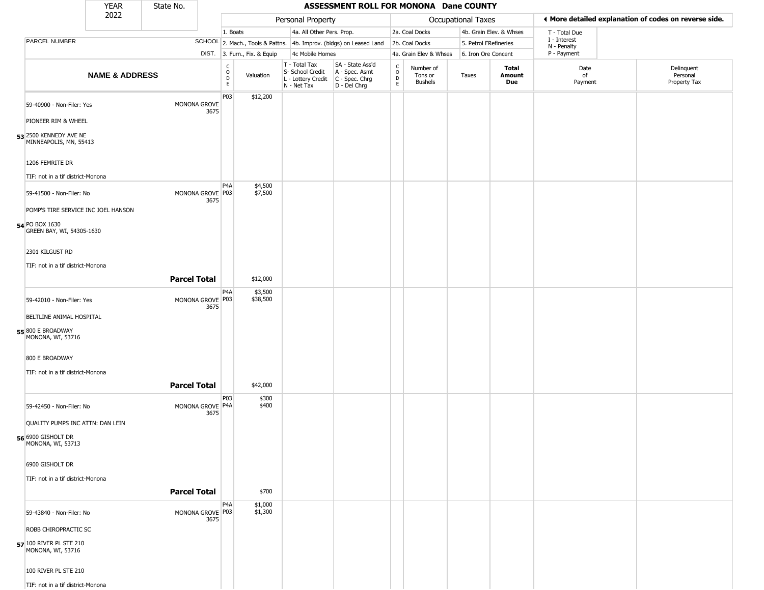| YEAR 2022 | State No. | ASSESSMENT ROLL FOR MONONA Dane COUNTY | | | | | | | | | |
|---|---|---|---|---|---|---|---|---|---|---|---|

| PARCEL NUMBER / NAME & ADDRESS | SCHOOL DIST. | CODE | Valuation | T - Total Tax / S- School Credit / L - Lottery Credit / N - Net Tax | SA - State Ass'd / A - Spec. Asmt / C - Spec. Chrg / D - Del Chrg | CODE | Number of Tons or Bushels | Taxes | Total Amount Due | Date of Payment | Delinquent Personal Property Tax |
|---|---|---|---|---|---|---|---|---|---|---|---|
| **53** 59-40900 - Non-Filer: Yes<br>PIONEER RIM & WHEEL<br>2500 KENNEDY AVE NE<br>MINNEAPOLIS, MN, 55413<br>1206 FEMRITE DR<br>TIF: not in a tif district-Monona | MONONA GROVE 3675 | P03 | $12,200 | | | | | | | | |
| **54** 59-41500 - Non-Filer: No<br>POMP'S TIRE SERVICE INC JOEL HANSON<br>PO BOX 1630<br>GREEN BAY, WI, 54305-1630<br>2301 KILGUST RD<br>TIF: not in a tif district-Monona | MONONA GROVE 3675 | P4A<br>P03 | $4,500<br>$7,500 | | | | | | | | |
| **Parcel Total** | | | $12,000 | | | | | | | | |
| **55** 59-42010 - Non-Filer: Yes<br>BELTLINE ANIMAL HOSPITAL<br>800 E BROADWAY<br>MONONA, WI, 53716<br>800 E BROADWAY<br>TIF: not in a tif district-Monona | MONONA GROVE 3675 | P4A<br>P03 | $3,500<br>$38,500 | | | | | | | | |
| **Parcel Total** | | | $42,000 | | | | | | | | |
| **56** 59-42450 - Non-Filer: No<br>QUALITY PUMPS INC ATTN: DAN LEIN<br>6900 GISHOLT DR<br>MONONA, WI, 53713<br>6900 GISHOLT DR<br>TIF: not in a tif district-Monona | MONONA GROVE 3675 | P03<br>P4A | $300<br>$400 | | | | | | | | |
| **Parcel Total** | | | $700 | | | | | | | | |
| **57** 59-43840 - Non-Filer: No<br>ROBB CHIROPRACTIC SC<br>100 RIVER PL STE 210<br>MONONA, WI, 53716<br>100 RIVER PL STE 210<br>TIF: not in a tif district-Monona | MONONA GROVE 3675 | P4A<br>P03 | $1,000<br>$1,300 | | | | | | | | |

Personal Property: 1. Boats; 2. Mach., Tools & Pattns.; 3. Furn., Fix. & Equip; 4a. All Other Pers. Prop.; 4b. Improv. (bldgs) on Leased Land; 4c Mobile Homes

Occupational Taxes: 2a. Coal Docks; 2b. Coal Docks; 4a. Grain Elev & Whses; 4b. Grain Elev. & Whses; 5. Petrol FRefineries; 6. Iron Ore Concent

◄ More detailed explanation of codes on reverse side. T - Total Due; I - Interest; N - Penalty; P - Payment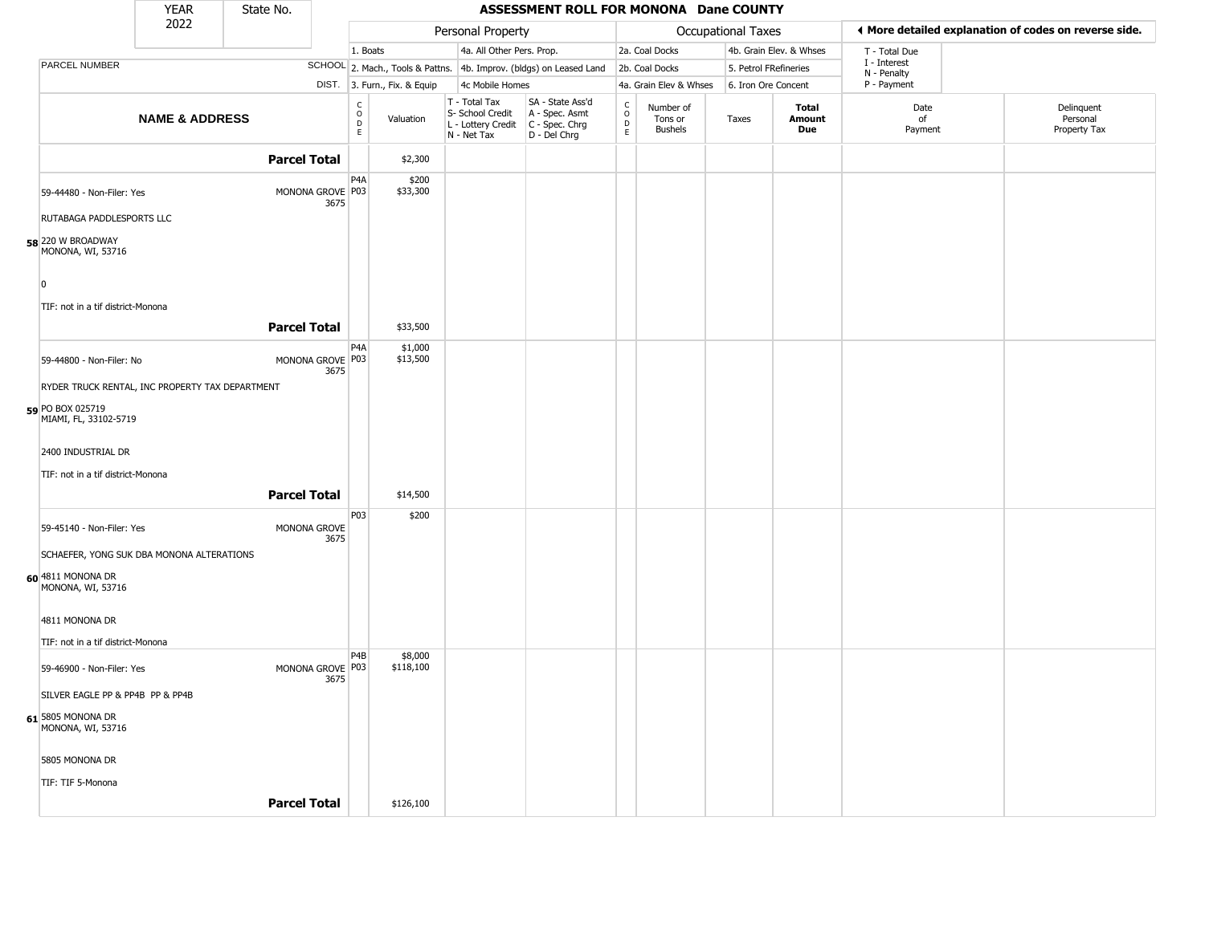YEAR 2022 | State No.

# ASSESSMENT ROLL FOR MONONA Dane COUNTY

| | | Personal Property | | | | | Occupational Taxes | | | | ◄ More detailed explanation of codes on reverse side. | |
|---|---|---|---|---|---|---|---|---|---|---|---|---|
| | | 1. Boats | | 4a. All Other Pers. Prop. | | | 2a. Coal Docks | | 4b. Grain Elev. & Whses | | T - Total Due | |
| PARCEL NUMBER | SCHOOL | 2. Mach., Tools & Pattns. | | 4b. Improv. (bldgs) on Leased Land | | | 2b. Coal Docks | | 5. Petrol FRefineries | | I - Interest<br>N - Penalty | |
| | DIST. | 3. Furn., Fix. & Equip | | 4c Mobile Homes | | | 4a. Grain Elev & Whses | | 6. Iron Ore Concent | | P - Payment | |
| **NAME & ADDRESS** | | CODE | Valuation | T - Total Tax<br>S- School Credit<br>L - Lottery Credit<br>N - Net Tax | SA - State Ass'd<br>A - Spec. Asmt<br>C - Spec. Chrg<br>D - Del Chrg | CODE | Number of Tons or Bushels | Taxes | **Total Amount Due** | Date of Payment | Delinquent Personal Property Tax |
| **Parcel Total** | | | $2,300 | | | | | | | | |
| 59-44480 - Non-Filer: Yes<br>RUTABAGA PADDLESPORTS LLC<br>**58** 220 W BROADWAY<br>MONONA, WI, 53716<br><br>0<br><br>TIF: not in a tif district-Monona | MONONA GROVE 3675 | P4A<br>P03 | $200<br>$33,300 | | | | | | | | |
| **Parcel Total** | | | $33,500 | | | | | | | | |
| 59-44800 - Non-Filer: No<br>RYDER TRUCK RENTAL, INC PROPERTY TAX DEPARTMENT<br>**59** PO BOX 025719<br>MIAMI, FL, 33102-5719<br><br>2400 INDUSTRIAL DR<br><br>TIF: not in a tif district-Monona | MONONA GROVE 3675 | P4A<br>P03 | $1,000<br>$13,500 | | | | | | | | |
| **Parcel Total** | | | $14,500 | | | | | | | | |
| 59-45140 - Non-Filer: Yes<br>SCHAEFER, YONG SUK DBA MONONA ALTERATIONS<br>**60** 4811 MONONA DR<br>MONONA, WI, 53716<br><br>4811 MONONA DR<br><br>TIF: not in a tif district-Monona | MONONA GROVE 3675 | P03 | $200 | | | | | | | | |
| 59-46900 - Non-Filer: Yes<br>SILVER EAGLE PP & PP4B PP & PP4B<br>**61** 5805 MONONA DR<br>MONONA, WI, 53716<br><br>5805 MONONA DR<br><br>TIF: TIF 5-Monona | MONONA GROVE 3675 | P4B<br>P03 | $8,000<br>$118,100 | | | | | | | | |
| **Parcel Total** | | | $126,100 | | | | | | | | |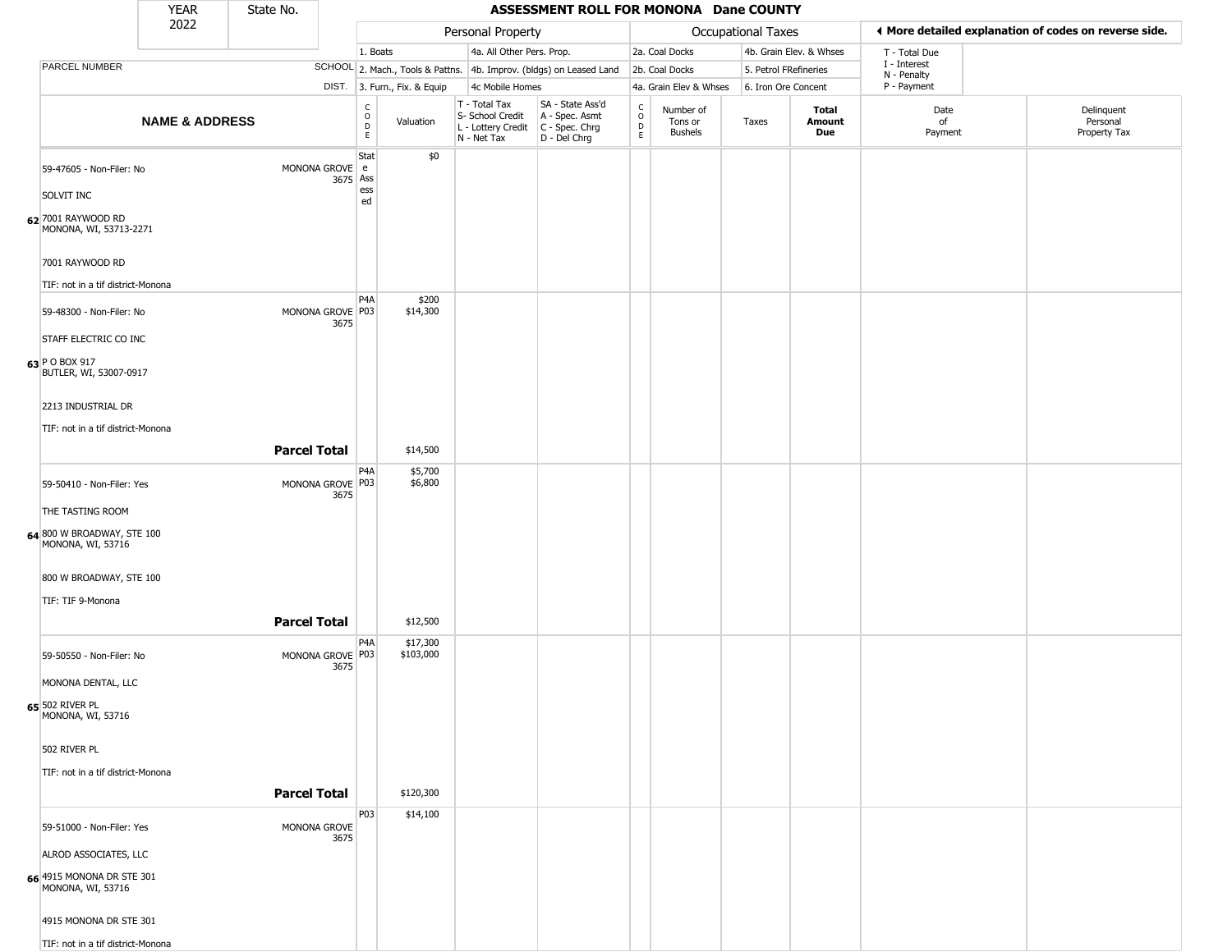| YEAR 2022 | State No. | | | | | | | | | | | |
|---|---|---|---|---|---|---|---|---|---|---|---|---|

# ASSESSMENT ROLL FOR MONONA Dane COUNTY

| PARCEL NUMBER / NAME & ADDRESS | SCHOOL DIST. | CODE | Valuation | T - Total Tax S- School Credit L - Lottery Credit N - Net Tax | SA - State Ass'd A - Spec. Asmt C - Spec. Chrg D - Del Chrg | CODE | Number of Tons or Bushels | Taxes | Total Amount Due | Date of Payment | Delinquent Personal Property Tax |
|---|---|---|---|---|---|---|---|---|---|---|---|
| **62** 59-47605 - Non-Filer: No<br>SOLVIT INC<br>7001 RAYWOOD RD<br>MONONA, WI, 53713-2271<br>7001 RAYWOOD RD<br>TIF: not in a tif district-Monona | MONONA GROVE 3675 | State Assessed | $0 | | | | | | | | |
| **63** 59-48300 - Non-Filer: No<br>STAFF ELECTRIC CO INC<br>P O BOX 917<br>BUTLER, WI, 53007-0917<br>2213 INDUSTRIAL DR<br>TIF: not in a tif district-Monona | MONONA GROVE 3675 | P4A<br>P03 | $200<br>$14,300 | | | | | | | | |
| **Parcel Total** | | | $14,500 | | | | | | | | |
| **64** 59-50410 - Non-Filer: Yes<br>THE TASTING ROOM<br>800 W BROADWAY, STE 100<br>MONONA, WI, 53716<br>800 W BROADWAY, STE 100<br>TIF: TIF 9-Monona | MONONA GROVE 3675 | P4A<br>P03 | $5,700<br>$6,800 | | | | | | | | |
| **Parcel Total** | | | $12,500 | | | | | | | | |
| **65** 59-50550 - Non-Filer: No<br>MONONA DENTAL, LLC<br>502 RIVER PL<br>MONONA, WI, 53716<br>502 RIVER PL<br>TIF: not in a tif district-Monona | MONONA GROVE 3675 | P4A<br>P03 | $17,300<br>$103,000 | | | | | | | | |
| **Parcel Total** | | | $120,300 | | | | | | | | |
| **66** 59-51000 - Non-Filer: Yes<br>ALROD ASSOCIATES, LLC<br>4915 MONONA DR STE 301<br>MONONA, WI, 53716<br>4915 MONONA DR STE 301<br>TIF: not in a tif district-Monona | MONONA GROVE 3675 | P03 | $14,100 | | | | | | | | |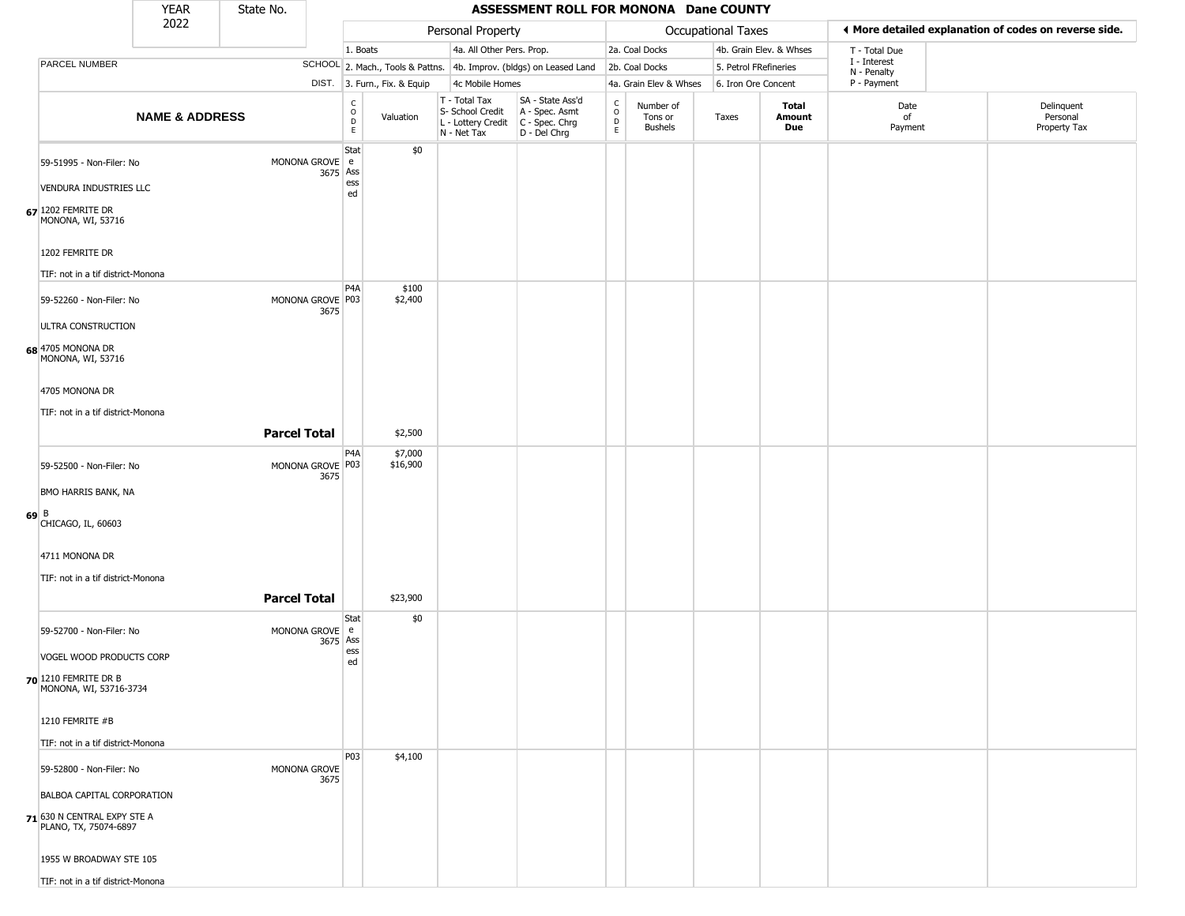| YEAR 2022 | State No. | ASSESSMENT ROLL FOR MONONA Dane COUNTY | | | | | | | | | | |
|---|---|---|---|---|---|---|---|---|---|---|---|---|

| | | Personal Property | | | | Occupational Taxes | | | | More detailed explanation of codes on reverse side. | |
|---|---|---|---|---|---|---|---|---|---|---|---|
| PARCEL NUMBER | SCHOOL DIST. | 1. Boats<br>2. Mach., Tools & Pattns.<br>3. Furn., Fix. & Equip | | 4a. All Other Pers. Prop.<br>4b. Improv. (bldgs) on Leased Land<br>4c Mobile Homes | | 2a. Coal Docks<br>2b. Coal Docks<br>4a. Grain Elev & Whses | | 4b. Grain Elev. & Whses<br>5. Petrol FRefineries<br>6. Iron Ore Concent | | T - Total Due<br>I - Interest<br>N - Penalty<br>P - Payment | |
| **NAME & ADDRESS** | | CODE | Valuation | T - Total Tax<br>S- School Credit<br>L - Lottery Credit<br>N - Net Tax | SA - State Ass'd<br>A - Spec. Asmt<br>C - Spec. Chrg<br>D - Del Chrg | CODE | Number of Tons or Bushels | Taxes | **Total Amount Due** | Date of Payment | Delinquent Personal Property Tax |
| 67 59-51995 - Non-Filer: No<br>VENDURA INDUSTRIES LLC<br>1202 FEMRITE DR<br>MONONA, WI, 53716<br>1202 FEMRITE DR<br>TIF: not in a tif district-Monona | MONONA GROVE 3675 | State Assessed | $0 | | | | | | | | |
| 68 59-52260 - Non-Filer: No<br>ULTRA CONSTRUCTION<br>4705 MONONA DR<br>MONONA, WI, 53716<br>4705 MONONA DR<br>TIF: not in a tif district-Monona | MONONA GROVE 3675 | P4A<br>P03 | $100<br>$2,400 | | | | | | | | |
| | **Parcel Total** | | $2,500 | | | | | | | | |
| 69 59-52500 - Non-Filer: No<br>BMO HARRIS BANK, NA<br>B<br>CHICAGO, IL, 60603<br>4711 MONONA DR<br>TIF: not in a tif district-Monona | MONONA GROVE 3675 | P4A<br>P03 | $7,000<br>$16,900 | | | | | | | | |
| | **Parcel Total** | | $23,900 | | | | | | | | |
| 70 59-52700 - Non-Filer: No<br>VOGEL WOOD PRODUCTS CORP<br>1210 FEMRITE DR B<br>MONONA, WI, 53716-3734<br>1210 FEMRITE #B<br>TIF: not in a tif district-Monona | MONONA GROVE 3675 | State Assessed | $0 | | | | | | | | |
| 71 59-52800 - Non-Filer: No<br>BALBOA CAPITAL CORPORATION<br>630 N CENTRAL EXPY STE A<br>PLANO, TX, 75074-6897<br>1955 W BROADWAY STE 105<br>TIF: not in a tif district-Monona | MONONA GROVE 3675 | P03 | $4,100 | | | | | | | | |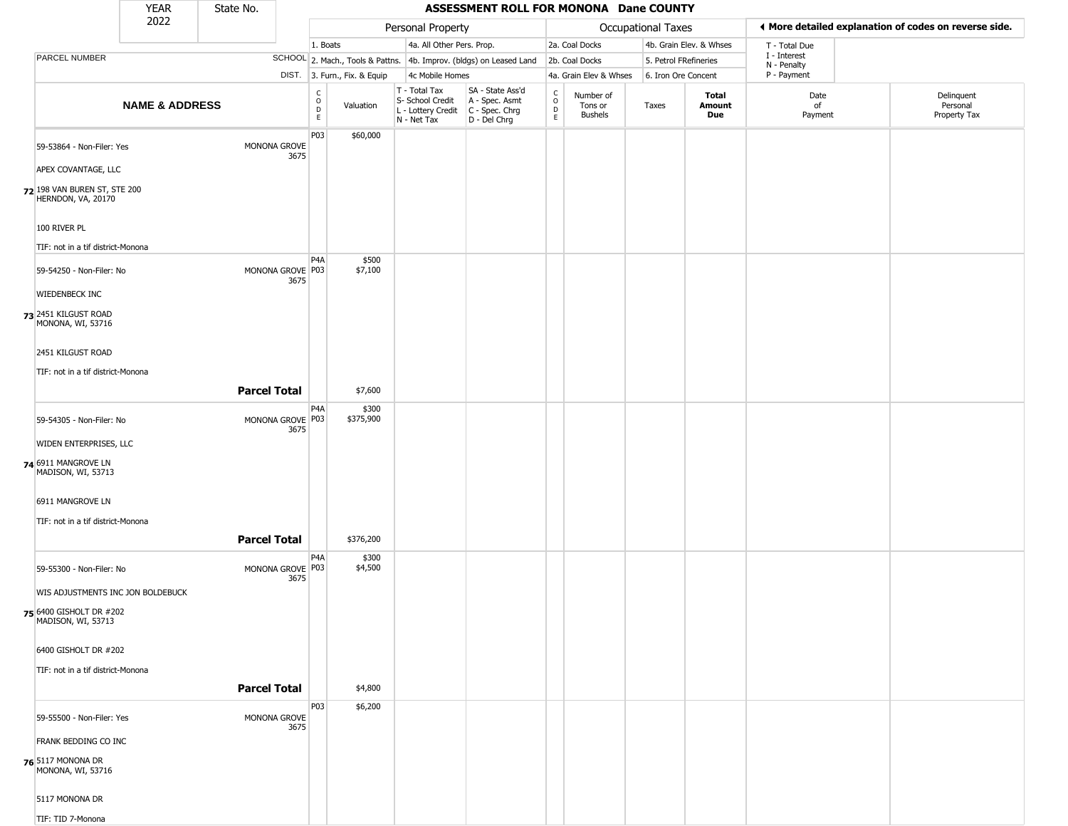| YEAR 2022 | State No. | ASSESSMENT ROLL FOR MONONA Dane COUNTY |
|---|---|---|

| | | Personal Property | | | | Occupational Taxes | | | | ◀ More detailed explanation of codes on reverse side. | |
|---|---|---|---|---|---|---|---|---|---|---|---|
| | | 1. Boats | | 4a. All Other Pers. Prop. | | 2a. Coal Docks | | 4b. Grain Elev. & Whses | | T - Total Due | |
| PARCEL NUMBER | SCHOOL | 2. Mach., Tools & Pattns. | | 4b. Improv. (bldgs) on Leased Land | | 2b. Coal Docks | | 5. Petrol FRefineries | | I - Interest N - Penalty | |
| | DIST. | 3. Furn., Fix. & Equip | | 4c Mobile Homes | | 4a. Grain Elev & Whses | | 6. Iron Ore Concent | | P - Payment | |
| **NAME & ADDRESS** | | CODE | Valuation | T - Total Tax S- School Credit L - Lottery Credit N - Net Tax | SA - State Ass'd A - Spec. Asmt C - Spec. Chrg D - Del Chrg | CODE | Number of Tons or Bushels | Taxes | **Total Amount Due** | Date of Payment | Delinquent Personal Property Tax |
| 59-53864 - Non-Filer: Yes<br>APEX COVANTAGE, LLC<br>**72** 198 VAN BUREN ST, STE 200<br>HERNDON, VA, 20170<br>100 RIVER PL<br>TIF: not in a tif district-Monona | MONONA GROVE 3675 | P03 | $60,000 | | | | | | | | |
| 59-54250 - Non-Filer: No<br>WIEDENBECK INC<br>**73** 2451 KILGUST ROAD<br>MONONA, WI, 53716<br>2451 KILGUST ROAD<br>TIF: not in a tif district-Monona | MONONA GROVE 3675 | P4A<br>P03 | $500<br>$7,100 | | | | | | | | |
| | **Parcel Total** | | $7,600 | | | | | | | | |
| 59-54305 - Non-Filer: No<br>WIDEN ENTERPRISES, LLC<br>**74** 6911 MANGROVE LN<br>MADISON, WI, 53713<br>6911 MANGROVE LN<br>TIF: not in a tif district-Monona | MONONA GROVE 3675 | P4A<br>P03 | $300<br>$375,900 | | | | | | | | |
| | **Parcel Total** | | $376,200 | | | | | | | | |
| 59-55300 - Non-Filer: No<br>WIS ADJUSTMENTS INC JON BOLDEBUCK<br>**75** 6400 GISHOLT DR #202<br>MADISON, WI, 53713<br>6400 GISHOLT DR #202<br>TIF: not in a tif district-Monona | MONONA GROVE 3675 | P4A<br>P03 | $300<br>$4,500 | | | | | | | | |
| | **Parcel Total** | | $4,800 | | | | | | | | |
| 59-55500 - Non-Filer: Yes<br>FRANK BEDDING CO INC<br>**76** 5117 MONONA DR<br>MONONA, WI, 53716<br>5117 MONONA DR<br>TIF: TID 7-Monona | MONONA GROVE 3675 | P03 | $6,200 | | | | | | | | |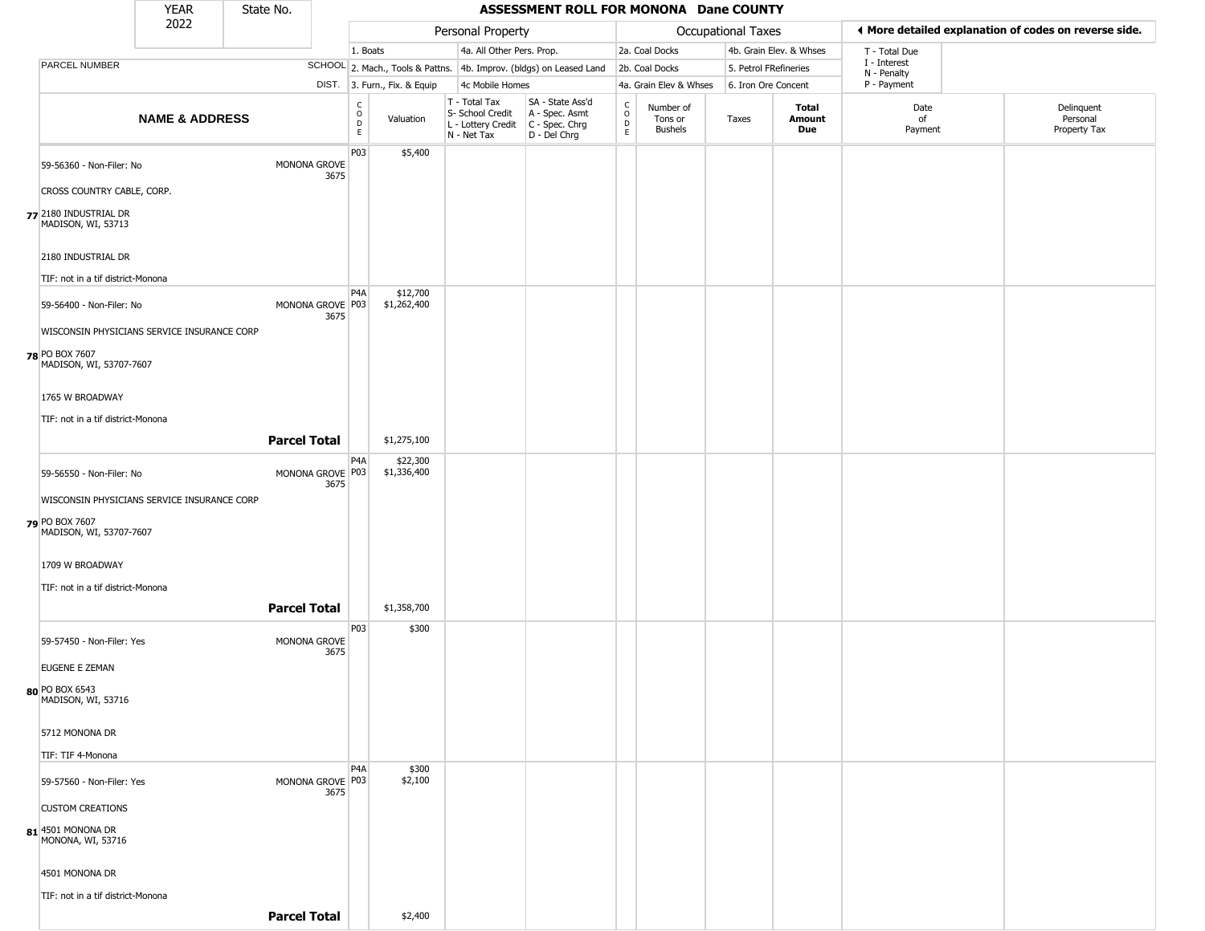| YEAR 2022 | State No. | | **ASSESSMENT ROLL FOR MONONA Dane COUNTY** | | | | | | | | | | |
|---|---|---|---|---|---|---|---|---|---|---|---|---|---|

| | | Personal Property | | | | Occupational Taxes | | | | | ◀ More detailed explanation of codes on reverse side. | |
|---|---|---|---|---|---|---|---|---|---|---|---|---|
| | | 1. Boats | | 4a. All Other Pers. Prop. | | 2a. Coal Docks | | 4b. Grain Elev. & Whses | | | T - Total Due<br>I - Interest<br>N - Penalty<br>P - Payment | |
| PARCEL NUMBER | SCHOOL | 2. Mach., Tools & Pattns. | | 4b. Improv. (bldgs) on Leased Land | | 2b. Coal Docks | | 5. Petrol FRefineries | | | | |
| | DIST. | 3. Furn., Fix. & Equip | | 4c Mobile Homes | | 4a. Grain Elev & Whses | | 6. Iron Ore Concent | | | | |
| **NAME & ADDRESS** | | CODE | Valuation | T - Total Tax<br>S- School Credit<br>L - Lottery Credit<br>N - Net Tax | SA - State Ass'd<br>A - Spec. Asmt<br>C - Spec. Chrg<br>D - Del Chrg | CODE | Number of Tons or Bushels | Taxes | **Total Amount Due** | Date of Payment | Delinquent Personal Property Tax | |
| 59-56360 - Non-Filer: No<br>CROSS COUNTRY CABLE, CORP.<br>**77** 2180 INDUSTRIAL DR<br>MADISON, WI, 53713<br>2180 INDUSTRIAL DR<br>TIF: not in a tif district-Monona | MONONA GROVE 3675 | P03 | $5,400 | | | | | | | | | |
| 59-56400 - Non-Filer: No<br>WISCONSIN PHYSICIANS SERVICE INSURANCE CORP<br>**78** PO BOX 7607<br>MADISON, WI, 53707-7607<br>1765 W BROADWAY<br>TIF: not in a tif district-Monona | MONONA GROVE 3675 | P4A<br>P03 | $12,700<br>$1,262,400 | | | | | | | | | |
| | **Parcel Total** | | $1,275,100 | | | | | | | | | |
| 59-56550 - Non-Filer: No<br>WISCONSIN PHYSICIANS SERVICE INSURANCE CORP<br>**79** PO BOX 7607<br>MADISON, WI, 53707-7607<br>1709 W BROADWAY<br>TIF: not in a tif district-Monona | MONONA GROVE 3675 | P4A<br>P03 | $22,300<br>$1,336,400 | | | | | | | | | |
| | **Parcel Total** | | $1,358,700 | | | | | | | | | |
| 59-57450 - Non-Filer: Yes<br>EUGENE E ZEMAN<br>**80** PO BOX 6543<br>MADISON, WI, 53716<br>5712 MONONA DR<br>TIF: TIF 4-Monona | MONONA GROVE 3675 | P03 | $300 | | | | | | | | | |
| 59-57560 - Non-Filer: Yes<br>CUSTOM CREATIONS<br>**81** 4501 MONONA DR<br>MONONA, WI, 53716<br>4501 MONONA DR<br>TIF: not in a tif district-Monona | MONONA GROVE 3675 | P4A<br>P03 | $300<br>$2,100 | | | | | | | | | |
| | **Parcel Total** | | $2,400 | | | | | | | | | |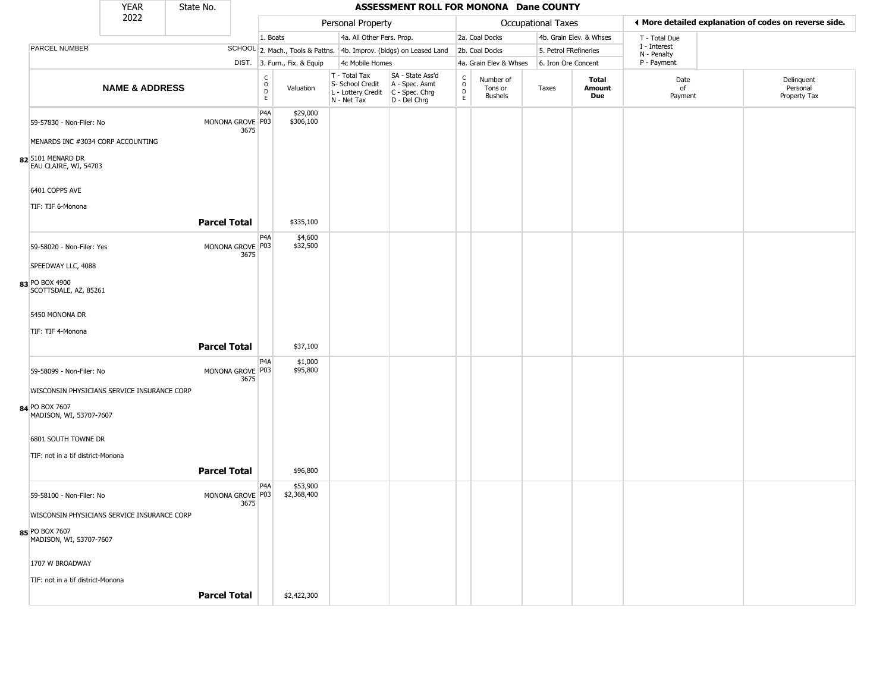| YEAR 2022 | State No. |
|---|---|

## ASSESSMENT ROLL FOR MONONA Dane COUNTY

| | | Personal Property | | | | Occupational Taxes | | | | ◄ More detailed explanation of codes on reverse side. | |
|---|---|---|---|---|---|---|---|---|---|---|---|
| PARCEL NUMBER | SCHOOL DIST. | 1. Boats<br>2. Mach., Tools & Pattns.<br>3. Furn., Fix. & Equip | | 4a. All Other Pers. Prop.<br>4b. Improv. (bldgs) on Leased Land<br>4c Mobile Homes | | 2a. Coal Docks<br>2b. Coal Docks<br>4a. Grain Elev & Whses | | 4b. Grain Elev. & Whses<br>5. Petrol FRefineries<br>6. Iron Ore Concent | | T - Total Due<br>I - Interest<br>N - Penalty<br>P - Payment | |
| **NAME & ADDRESS** | | CODE | Valuation | T - Total Tax<br>S- School Credit<br>L - Lottery Credit<br>N - Net Tax | SA - State Ass'd<br>A - Spec. Asmt<br>C - Spec. Chrg<br>D - Del Chrg | CODE | Number of Tons or Bushels | Taxes | **Total Amount Due** | Date of Payment | Delinquent Personal Property Tax |
| 82 59-57830 - Non-Filer: No<br>MENARDS INC #3034 CORP ACCOUNTING<br>5101 MENARD DR<br>EAU CLAIRE, WI, 54703<br>6401 COPPS AVE<br>TIF: TIF 6-Monona | MONONA GROVE 3675 | P4A<br>P03 | $29,000<br>$306,100 | | | | | | | | |
| | **Parcel Total** | | $335,100 | | | | | | | | |
| 83 59-58020 - Non-Filer: Yes<br>SPEEDWAY LLC, 4088<br>PO BOX 4900<br>SCOTTSDALE, AZ, 85261<br>5450 MONONA DR<br>TIF: TIF 4-Monona | MONONA GROVE 3675 | P4A<br>P03 | $4,600<br>$32,500 | | | | | | | | |
| | **Parcel Total** | | $37,100 | | | | | | | | |
| 84 59-58099 - Non-Filer: No<br>WISCONSIN PHYSICIANS SERVICE INSURANCE CORP<br>PO BOX 7607<br>MADISON, WI, 53707-7607<br>6801 SOUTH TOWNE DR<br>TIF: not in a tif district-Monona | MONONA GROVE 3675 | P4A<br>P03 | $1,000<br>$95,800 | | | | | | | | |
| | **Parcel Total** | | $96,800 | | | | | | | | |
| 85 59-58100 - Non-Filer: No<br>WISCONSIN PHYSICIANS SERVICE INSURANCE CORP<br>PO BOX 7607<br>MADISON, WI, 53707-7607<br>1707 W BROADWAY<br>TIF: not in a tif district-Monona | MONONA GROVE 3675 | P4A<br>P03 | $53,900<br>$2,368,400 | | | | | | | | |
| | **Parcel Total** | | $2,422,300 | | | | | | | | |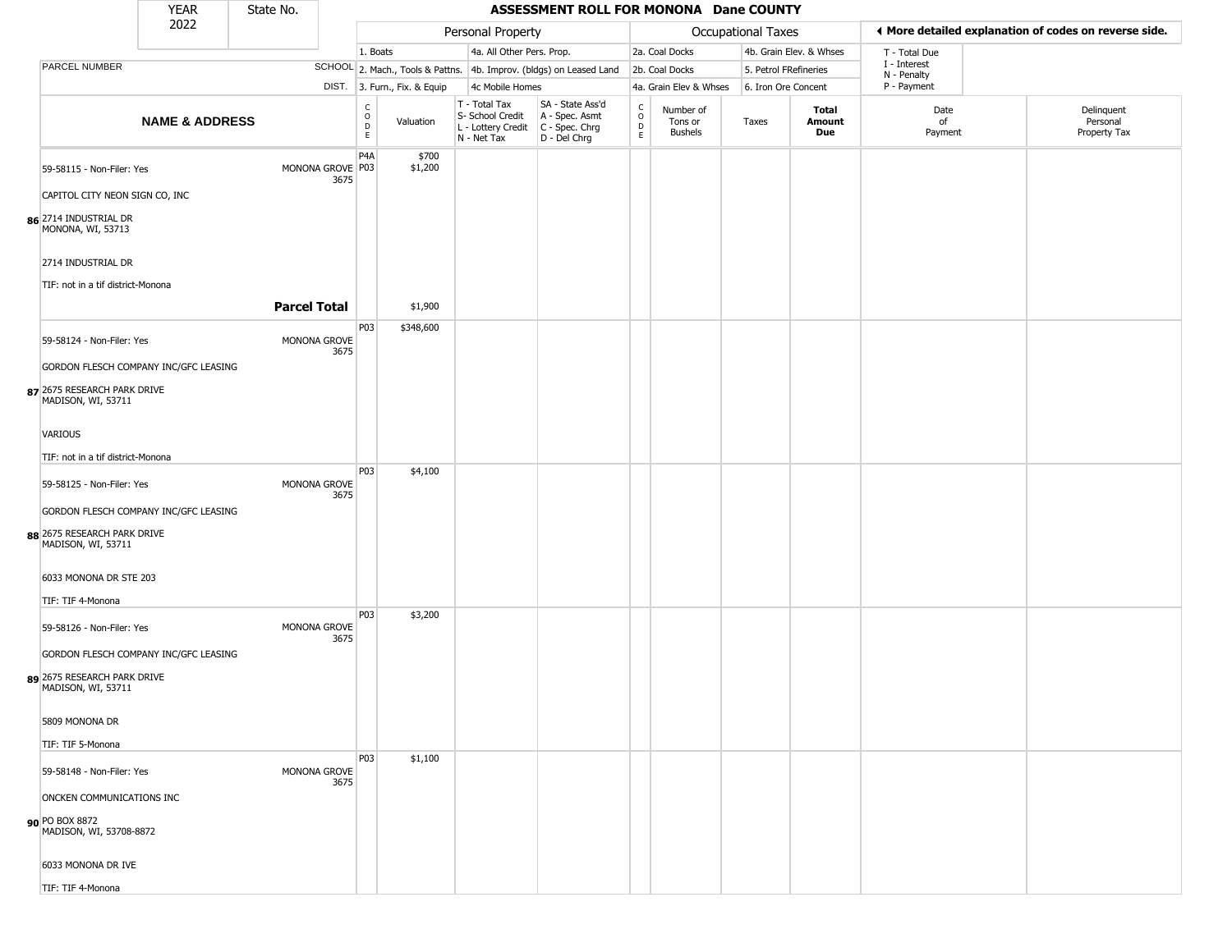| YEAR 2022 | State No. | ASSESSMENT ROLL FOR MONONA Dane COUNTY | | | | | | | | | | |
|---|---|---|---|---|---|---|---|---|---|---|---|---|

| PARCEL NUMBER | SCHOOL DIST. | Personal Property: 1. Boats; 2. Mach., Tools & Pattns.; 3. Furn., Fix. & Equip; 4a. All Other Pers. Prop.; 4b. Improv. (bldgs) on Leased Land; 4c Mobile Homes | | | | Occupational Taxes: 2a. Coal Docks; 2b. Coal Docks; 4a. Grain Elev & Whses; 4b. Grain Elev. & Whses; 5. Petrol FRefineries; 6. Iron Ore Concent | | | | T - Total Due; I - Interest; N - Penalty; P - Payment | More detailed explanation of codes on reverse side. |
|---|---|---|---|---|---|---|---|---|---|---|---|
| **NAME & ADDRESS** | | CODE | Valuation | T - Total Tax; S- School Credit; L - Lottery Credit; N - Net Tax | SA - State Ass'd; A - Spec. Asmt; C - Spec. Chrg; D - Del Chrg | CODE | Number of Tons or Bushels | Taxes | **Total Amount Due** | Date of Payment | Delinquent Personal Property Tax |
| 59-58115 - Non-Filer: Yes<br>CAPITOL CITY NEON SIGN CO, INC<br>**86** 2714 INDUSTRIAL DR<br>MONONA, WI, 53713<br>2714 INDUSTRIAL DR<br>TIF: not in a tif district-Monona | MONONA GROVE 3675 | P4A<br>P03 | $700<br>$1,200 | | | | | | | | |
| | **Parcel Total** | | $1,900 | | | | | | | | |
| 59-58124 - Non-Filer: Yes<br>GORDON FLESCH COMPANY INC/GFC LEASING<br>**87** 2675 RESEARCH PARK DRIVE<br>MADISON, WI, 53711<br>VARIOUS<br>TIF: not in a tif district-Monona | MONONA GROVE 3675 | P03 | $348,600 | | | | | | | | |
| 59-58125 - Non-Filer: Yes<br>GORDON FLESCH COMPANY INC/GFC LEASING<br>**88** 2675 RESEARCH PARK DRIVE<br>MADISON, WI, 53711<br>6033 MONONA DR STE 203<br>TIF: TIF 4-Monona | MONONA GROVE 3675 | P03 | $4,100 | | | | | | | | |
| 59-58126 - Non-Filer: Yes<br>GORDON FLESCH COMPANY INC/GFC LEASING<br>**89** 2675 RESEARCH PARK DRIVE<br>MADISON, WI, 53711<br>5809 MONONA DR<br>TIF: TIF 5-Monona | MONONA GROVE 3675 | P03 | $3,200 | | | | | | | | |
| 59-58148 - Non-Filer: Yes<br>ONCKEN COMMUNICATIONS INC<br>**90** PO BOX 8872<br>MADISON, WI, 53708-8872<br>6033 MONONA DR IVE<br>TIF: TIF 4-Monona | MONONA GROVE 3675 | P03 | $1,100 | | | | | | | | |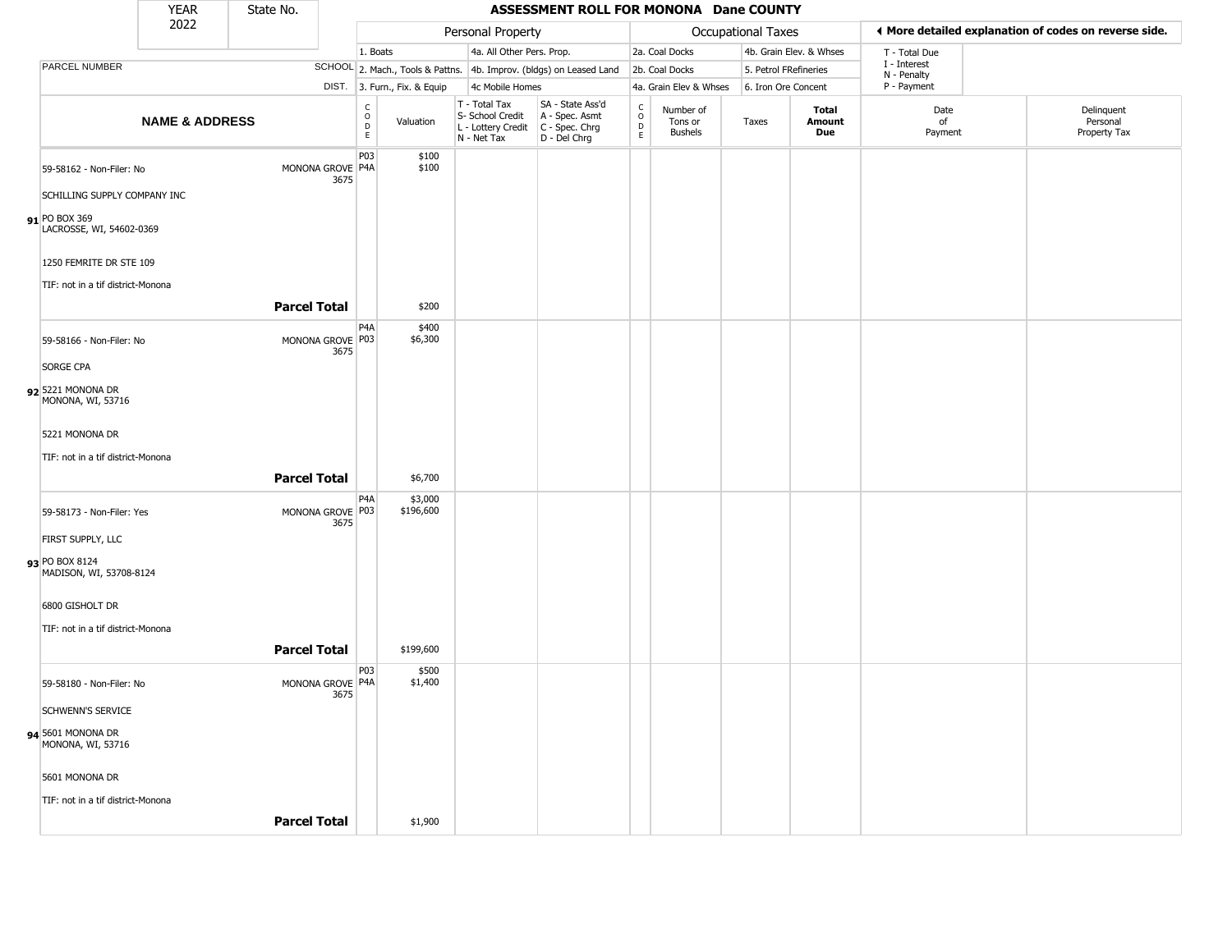| YEAR 2022 | State No. | ASSESSMENT ROLL FOR MONONA Dane COUNTY |
|---|---|---|

| | | Personal Property | | | | Occupational Taxes | | | | ◀ More detailed explanation of codes on reverse side. |
|---|---|---|---|---|---|---|---|---|---|---|
| | | 1. Boats | | 4a. All Other Pers. Prop. | | 2a. Coal Docks | | 4b. Grain Elev. & Whses | | T - Total Due |
| PARCEL NUMBER | SCHOOL | 2. Mach., Tools & Pattns. | | 4b. Improv. (bldgs) on Leased Land | | 2b. Coal Docks | | 5. Petrol FRefineries | | I - Interest, N - Penalty |
| | DIST. | 3. Furn., Fix. & Equip | | 4c Mobile Homes | | 4a. Grain Elev & Whses | | 6. Iron Ore Concent | | P - Payment |

| NAME & ADDRESS | | CODE | Valuation | T - Total Tax S- School Credit L - Lottery Credit N - Net Tax | SA - State Ass'd A - Spec. Asmt C - Spec. Chrg D - Del Chrg | CODE | Number of Tons or Bushels | Taxes | Total Amount Due | Date of Payment | Delinquent Personal Property Tax |
|---|---|---|---|---|---|---|---|---|---|---|---|
| 59-58162 - Non-Filer: No | MONONA GROVE 3675 | P03 | $100 | | | | | | | | |
| SCHILLING SUPPLY COMPANY INC | | P4A | $100 | | | | | | | | |
| **91** PO BOX 369 LACROSSE, WI, 54602-0369 | | | | | | | | | | | |
| 1250 FEMRITE DR STE 109 | | | | | | | | | | | |
| TIF: not in a tif district-Monona | | | | | | | | | | | |
| | **Parcel Total** | | $200 | | | | | | | | |
| 59-58166 - Non-Filer: No | MONONA GROVE 3675 | P4A | $400 | | | | | | | | |
| SORGE CPA | | P03 | $6,300 | | | | | | | | |
| **92** 5221 MONONA DR MONONA, WI, 53716 | | | | | | | | | | | |
| 5221 MONONA DR | | | | | | | | | | | |
| TIF: not in a tif district-Monona | | | | | | | | | | | |
| | **Parcel Total** | | $6,700 | | | | | | | | |
| 59-58173 - Non-Filer: Yes | MONONA GROVE 3675 | P4A | $3,000 | | | | | | | | |
| FIRST SUPPLY, LLC | | P03 | $196,600 | | | | | | | | |
| **93** PO BOX 8124 MADISON, WI, 53708-8124 | | | | | | | | | | | |
| 6800 GISHOLT DR | | | | | | | | | | | |
| TIF: not in a tif district-Monona | | | | | | | | | | | |
| | **Parcel Total** | | $199,600 | | | | | | | | |
| 59-58180 - Non-Filer: No | MONONA GROVE 3675 | P03 | $500 | | | | | | | | |
| SCHWENN'S SERVICE | | P4A | $1,400 | | | | | | | | |
| **94** 5601 MONONA DR MONONA, WI, 53716 | | | | | | | | | | | |
| 5601 MONONA DR | | | | | | | | | | | |
| TIF: not in a tif district-Monona | | | | | | | | | | | |
| | **Parcel Total** | | $1,900 | | | | | | | | |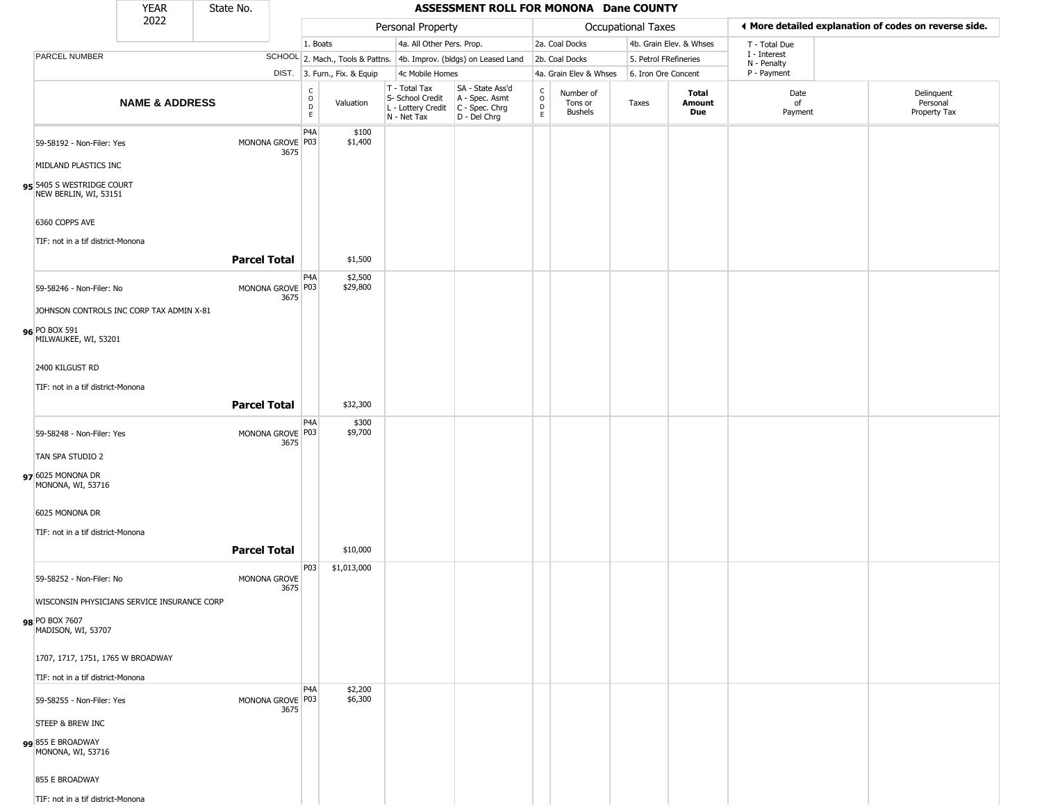| YEAR 2022 | State No. | ASSESSMENT ROLL FOR MONONA Dane COUNTY |
|---|---|---|

| | | Personal Property | | | | Occupational Taxes | | | | ◂ More detailed explanation of codes on reverse side. |
|---|---|---|---|---|---|---|---|---|---|---|
| PARCEL NUMBER | SCHOOL DIST. | 1. Boats<br>2. Mach., Tools & Pattns.<br>3. Furn., Fix. & Equip | | 4a. All Other Pers. Prop.<br>4b. Improv. (bldgs) on Leased Land<br>4c Mobile Homes | | 2a. Coal Docks<br>2b. Coal Docks<br>4a. Grain Elev & Whses | | 4b. Grain Elev. & Whses<br>5. Petrol FRefineries<br>6. Iron Ore Concent | | T - Total Due<br>I - Interest<br>N - Penalty<br>P - Payment |

| | NAME & ADDRESS | | CODE | Valuation | T - Total Tax<br>S- School Credit<br>L - Lottery Credit<br>N - Net Tax | SA - State Ass'd<br>A - Spec. Asmt<br>C - Spec. Chrg<br>D - Del Chrg | CODE | Number of Tons or Bushels | Taxes | Total Amount Due | Date of Payment | Delinquent Personal Property Tax |
|---|---|---|---|---|---|---|---|---|---|---|---|---|
| 95 | 59-58192 - Non-Filer: Yes<br>MIDLAND PLASTICS INC<br>5405 S WESTRIDGE COURT<br>NEW BERLIN, WI, 53151<br>6360 COPPS AVE<br>TIF: not in a tif district-Monona | MONONA GROVE 3675 | P4A<br>P03 | $100<br>$1,400 | | | | | | | | |
| | | **Parcel Total** | | $1,500 | | | | | | | | |
| 96 | 59-58246 - Non-Filer: No<br>JOHNSON CONTROLS INC CORP TAX ADMIN X-81<br>PO BOX 591<br>MILWAUKEE, WI, 53201<br>2400 KILGUST RD<br>TIF: not in a tif district-Monona | MONONA GROVE 3675 | P4A<br>P03 | $2,500<br>$29,800 | | | | | | | | |
| | | **Parcel Total** | | $32,300 | | | | | | | | |
| 97 | 59-58248 - Non-Filer: Yes<br>TAN SPA STUDIO 2<br>6025 MONONA DR<br>MONONA, WI, 53716<br>6025 MONONA DR<br>TIF: not in a tif district-Monona | MONONA GROVE 3675 | P4A<br>P03 | $300<br>$9,700 | | | | | | | | |
| | | **Parcel Total** | | $10,000 | | | | | | | | |
| 98 | 59-58252 - Non-Filer: No<br>WISCONSIN PHYSICIANS SERVICE INSURANCE CORP<br>PO BOX 7607<br>MADISON, WI, 53707<br>1707, 1717, 1751, 1765 W BROADWAY<br>TIF: not in a tif district-Monona | MONONA GROVE 3675 | P03 | $1,013,000 | | | | | | | | |
| 99 | 59-58255 - Non-Filer: Yes<br>STEEP & BREW INC<br>855 E BROADWAY<br>MONONA, WI, 53716<br>855 E BROADWAY<br>TIF: not in a tif district-Monona | MONONA GROVE 3675 | P4A<br>P03 | $2,200<br>$6,300 | | | | | | | | |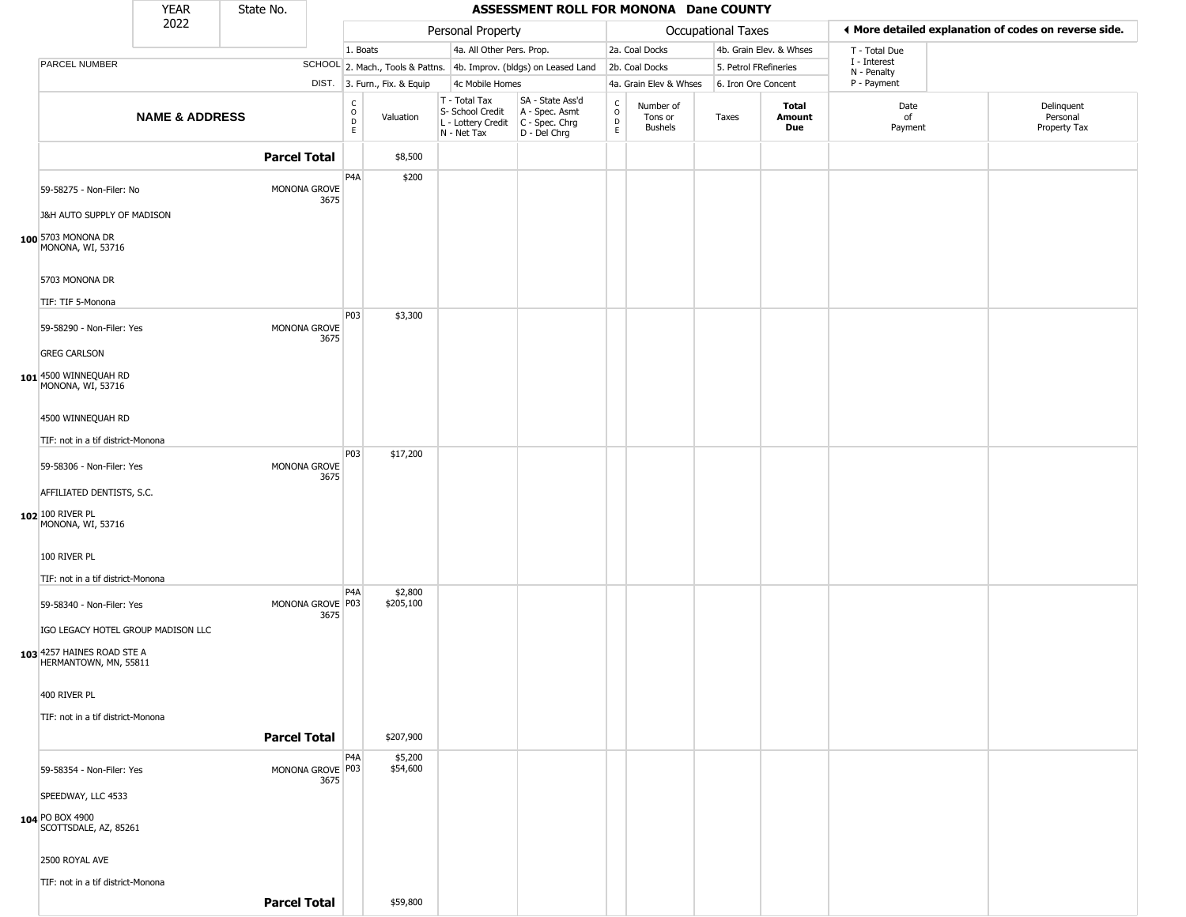# ASSESSMENT ROLL FOR MONONA Dane COUNTY

| YEAR | State No. |
|---|---|
| 2022 | |

| | | Personal Property | | | | Occupational Taxes | | | | ◄ More detailed explanation of codes on reverse side. | |
|---|---|---|---|---|---|---|---|---|---|---|---|
| | | 1. Boats | | 4a. All Other Pers. Prop. | | 2a. Coal Docks | | 4b. Grain Elev. & Whses | | T - Total Due<br>I - Interest<br>N - Penalty<br>P - Payment | |
| PARCEL NUMBER | SCHOOL | 2. Mach., Tools & Pattns. | | 4b. Improv. (bldgs) on Leased Land | | 2b. Coal Docks | | 5. Petrol FRefineries | | | |
| | DIST. | 3. Furn., Fix. & Equip | | 4c Mobile Homes | | 4a. Grain Elev & Whses | | 6. Iron Ore Concent | | | |
| **NAME & ADDRESS** | | CODE | Valuation | T - Total Tax<br>S- School Credit<br>L - Lottery Credit<br>N - Net Tax | SA - State Ass'd<br>A - Spec. Asmt<br>C - Spec. Chrg<br>D - Del Chrg | CODE | Number of Tons or Bushels | Taxes | **Total Amount Due** | Date of Payment | Delinquent Personal Property Tax |
| | **Parcel Total** | | $8,500 | | | | | | | | |
| 100 59-58275 - Non-Filer: No<br>J&H AUTO SUPPLY OF MADISON<br>5703 MONONA DR<br>MONONA, WI, 53716<br>5703 MONONA DR<br>TIF: TIF 5-Monona | MONONA GROVE 3675 | P4A | $200 | | | | | | | | |
| 101 59-58290 - Non-Filer: Yes<br>GREG CARLSON<br>4500 WINNEQUAH RD<br>MONONA, WI, 53716<br>4500 WINNEQUAH RD<br>TIF: not in a tif district-Monona | MONONA GROVE 3675 | P03 | $3,300 | | | | | | | | |
| 102 59-58306 - Non-Filer: Yes<br>AFFILIATED DENTISTS, S.C.<br>100 RIVER PL<br>MONONA, WI, 53716<br>100 RIVER PL<br>TIF: not in a tif district-Monona | MONONA GROVE 3675 | P03 | $17,200 | | | | | | | | |
| 103 59-58340 - Non-Filer: Yes<br>IGO LEGACY HOTEL GROUP MADISON LLC<br>4257 HAINES ROAD STE A<br>HERMANTOWN, MN, 55811<br>400 RIVER PL<br>TIF: not in a tif district-Monona | MONONA GROVE 3675 | P4A<br>P03 | $2,800<br>$205,100 | | | | | | | | |
| | **Parcel Total** | | $207,900 | | | | | | | | |
| 104 59-58354 - Non-Filer: Yes<br>SPEEDWAY, LLC 4533<br>PO BOX 4900<br>SCOTTSDALE, AZ, 85261<br>2500 ROYAL AVE<br>TIF: not in a tif district-Monona | MONONA GROVE 3675 | P4A<br>P03 | $5,200<br>$54,600 | | | | | | | | |
| | **Parcel Total** | | $59,800 | | | | | | | | |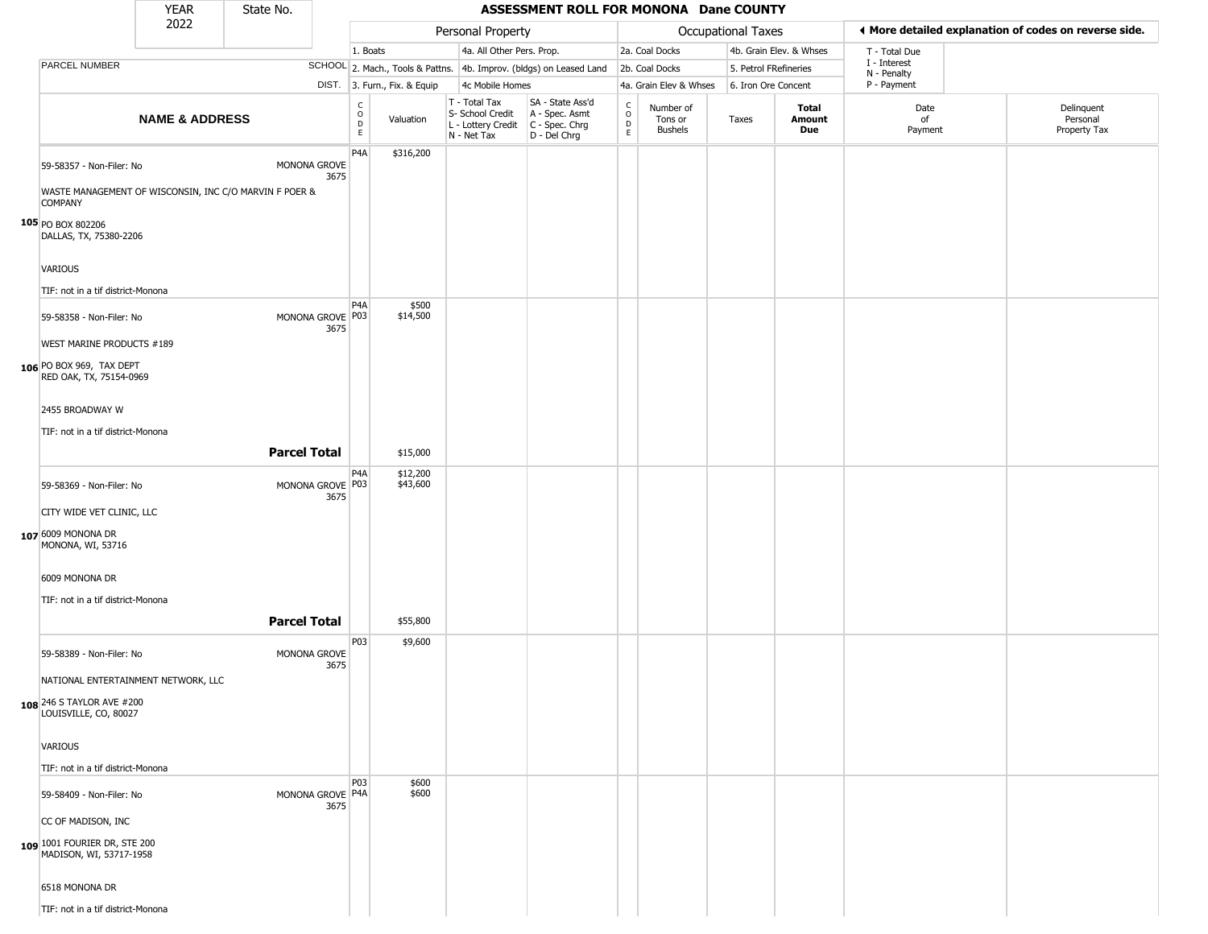# ASSESSMENT ROLL FOR MONONA Dane COUNTY

| YEAR | State No. |
|---|---|
| 2022 | |

| | Personal Property | | | Occupational Taxes | | | |
|---|---|---|---|---|---|---|---|
| | 1. Boats | 4a. All Other Pers. Prop. | | 2a. Coal Docks | 4b. Grain Elev. & Whses | | T - Total Due |
| PARCEL NUMBER SCHOOL | 2. Mach., Tools & Pattns. | 4b. Improv. (bldgs) on Leased Land | | 2b. Coal Docks | 5. Petrol FRefineries | | I - Interest, N - Penalty |
| DIST. | 3. Furn., Fix. & Equip | 4c Mobile Homes | | 4a. Grain Elev & Whses | 6. Iron Ore Concent | | P - Payment |

◄ More detailed explanation of codes on reverse side.

| | NAME & ADDRESS | | CODE | Valuation | T - Total Tax, S- School Credit, L - Lottery Credit, N - Net Tax | SA - State Ass'd, A - Spec. Asmt, C - Spec. Chrg, D - Del Chrg | CODE | Number of Tons or Bushels | Taxes | Total Amount Due | Date of Payment | Delinquent Personal Property Tax |
|---|---|---|---|---|---|---|---|---|---|---|---|---|
| 105 | 59-58357 - Non-Filer: No<br>WASTE MANAGEMENT OF WISCONSIN, INC C/O MARVIN F POER & COMPANY<br>PO BOX 802206<br>DALLAS, TX, 75380-2206<br>VARIOUS<br>TIF: not in a tif district-Monona | MONONA GROVE 3675 | P4A | $316,200 | | | | | | | | |
| 106 | 59-58358 - Non-Filer: No<br>WEST MARINE PRODUCTS #189<br>PO BOX 969, TAX DEPT<br>RED OAK, TX, 75154-0969<br>2455 BROADWAY W<br>TIF: not in a tif district-Monona | MONONA GROVE 3675 | P4A<br>P03 | $500<br>$14,500 | | | | | | | | |
| | **Parcel Total** | | | $15,000 | | | | | | | | |
| 107 | 59-58369 - Non-Filer: No<br>CITY WIDE VET CLINIC, LLC<br>6009 MONONA DR<br>MONONA, WI, 53716<br>6009 MONONA DR<br>TIF: not in a tif district-Monona | MONONA GROVE 3675 | P4A<br>P03 | $12,200<br>$43,600 | | | | | | | | |
| | **Parcel Total** | | | $55,800 | | | | | | | | |
| 108 | 59-58389 - Non-Filer: No<br>NATIONAL ENTERTAINMENT NETWORK, LLC<br>246 S TAYLOR AVE #200<br>LOUISVILLE, CO, 80027<br>VARIOUS<br>TIF: not in a tif district-Monona | MONONA GROVE 3675 | P03 | $9,600 | | | | | | | | |
| 109 | 59-58409 - Non-Filer: No<br>CC OF MADISON, INC<br>1001 FOURIER DR, STE 200<br>MADISON, WI, 53717-1958<br>6518 MONONA DR<br>TIF: not in a tif district-Monona | MONONA GROVE 3675 | P03<br>P4A | $600<br>$600 | | | | | | | | |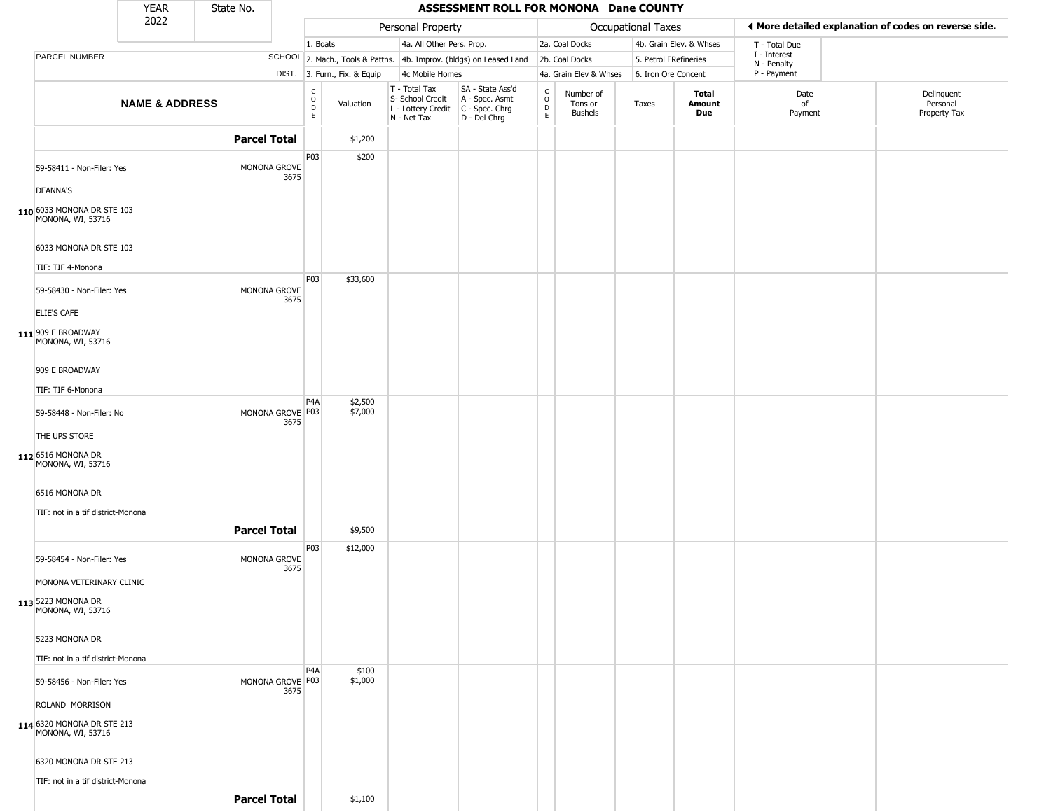# ASSESSMENT ROLL FOR MONONA Dane COUNTY

| YEAR | State No. |
|---|---|
| 2022 | |

| NAME & ADDRESS | SCHOOL DIST. | CODE | Valuation | T - Total Tax / S- School Credit / L - Lottery Credit / N - Net Tax | SA - State Ass'd / A - Spec. Asmt / C - Spec. Chrg / D - Del Chrg | CODE | Number of Tons or Bushels | Taxes | Total Amount Due | Date of Payment | Delinquent Personal Property Tax |
|---|---|---|---|---|---|---|---|---|---|---|---|
| **Parcel Total** | | | $1,200 | | | | | | | | |
| **110** 59-58411 - Non-Filer: Yes<br>DEANNA'S<br>6033 MONONA DR STE 103<br>MONONA, WI, 53716<br>6033 MONONA DR STE 103<br>TIF: TIF 4-Monona | MONONA GROVE 3675 | P03 | $200 | | | | | | | | |
| **111** 59-58430 - Non-Filer: Yes<br>ELIE'S CAFE<br>909 E BROADWAY<br>MONONA, WI, 53716<br>909 E BROADWAY<br>TIF: TIF 6-Monona | MONONA GROVE 3675 | P03 | $33,600 | | | | | | | | |
| **112** 59-58448 - Non-Filer: No<br>THE UPS STORE<br>6516 MONONA DR<br>MONONA, WI, 53716<br>6516 MONONA DR<br>TIF: not in a tif district-Monona | MONONA GROVE 3675 | P4A<br>P03 | $2,500<br>$7,000 | | | | | | | | |
| **Parcel Total** | | | $9,500 | | | | | | | | |
| **113** 59-58454 - Non-Filer: Yes<br>MONONA VETERINARY CLINIC<br>5223 MONONA DR<br>MONONA, WI, 53716<br>5223 MONONA DR<br>TIF: not in a tif district-Monona | MONONA GROVE 3675 | P03 | $12,000 | | | | | | | | |
| **114** 59-58456 - Non-Filer: Yes<br>ROLAND MORRISON<br>6320 MONONA DR STE 213<br>MONONA, WI, 53716<br>6320 MONONA DR STE 213<br>TIF: not in a tif district-Monona | MONONA GROVE 3675 | P4A<br>P03 | $100<br>$1,000 | | | | | | | | |
| **Parcel Total** | | | $1,100 | | | | | | | | |

Personal Property: 1. Boats; 2. Mach., Tools & Pattns.; 3. Furn., Fix. & Equip; 4a. All Other Pers. Prop.; 4b. Improv. (bldgs) on Leased Land; 4c Mobile Homes

Occupational Taxes: 2a. Coal Docks; 2b. Coal Docks; 4a. Grain Elev & Whses; 4b. Grain Elev. & Whses; 5. Petrol FRefineries; 6. Iron Ore Concent

◄ More detailed explanation of codes on reverse side.

T - Total Due
I - Interest
N - Penalty
P - Payment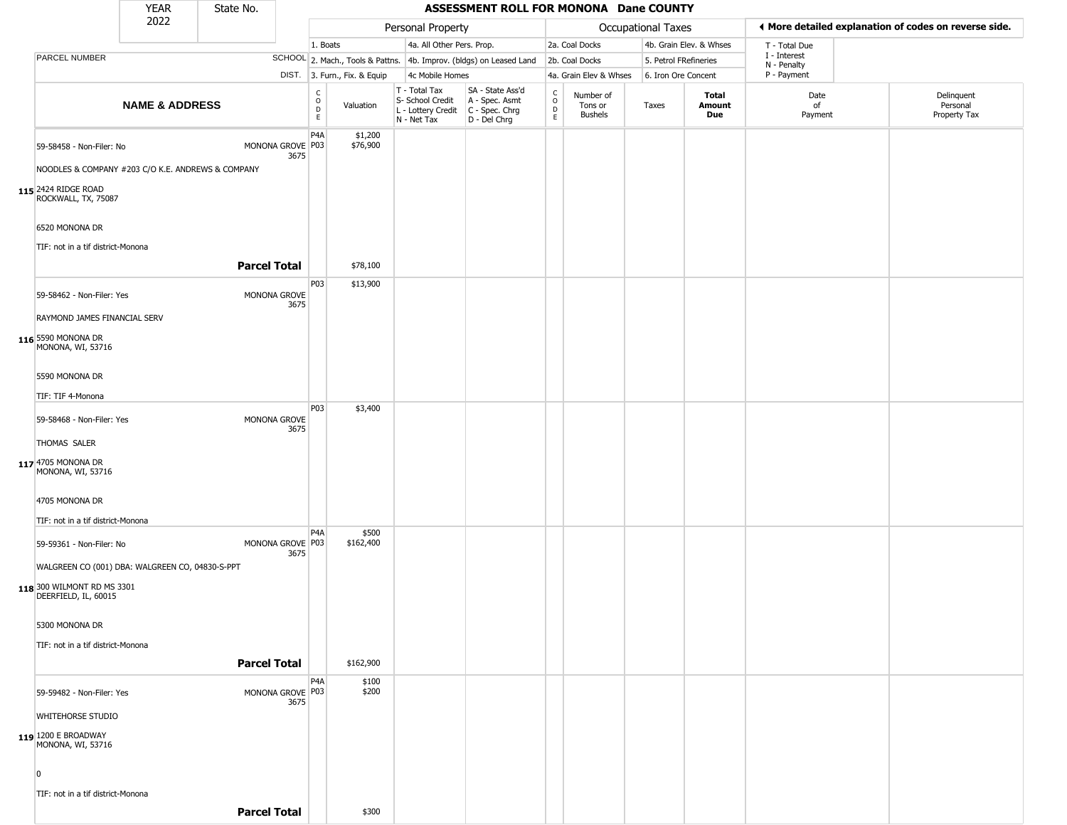| YEAR 2022 | State No. | ASSESSMENT ROLL FOR MONONA Dane COUNTY |
|---|---|---|

| | | Personal Property | | | | Occupational Taxes | | | | ◄ More detailed explanation of codes on reverse side. | |
|---|---|---|---|---|---|---|---|---|---|---|---|
| PARCEL NUMBER | SCHOOL DIST. | 1. Boats | | 4a. All Other Pers. Prop. | | 2a. Coal Docks | | 4b. Grain Elev. & Whses | | T - Total Due, I - Interest, N - Penalty, P - Payment | |
| | | 2. Mach., Tools & Pattns. | | 4b. Improv. (bldgs) on Leased Land | | 2b. Coal Docks | | 5. Petrol FRefineries | | | |
| | | 3. Furn., Fix. & Equip | | 4c Mobile Homes | | 4a. Grain Elev & Whses | | 6. Iron Ore Concent | | | |
| NAME & ADDRESS | | CODE | Valuation | T - Total Tax, S- School Credit, L - Lottery Credit, N - Net Tax | SA - State Ass'd, A - Spec. Asmt, C - Spec. Chrg, D - Del Chrg | CODE | Number of Tons or Bushels | Taxes | Total Amount Due | Date of Payment | Delinquent Personal Property Tax |
| **115** 59-58458 - Non-Filer: No<br>NOODLES & COMPANY #203 C/O K.E. ANDREWS & COMPANY<br>2424 RIDGE ROAD<br>ROCKWALL, TX, 75087<br><br>6520 MONONA DR<br>TIF: not in a tif district-Monona | MONONA GROVE 3675 | P4A<br>P03 | $1,200<br>$76,900 | | | | | | | | |
| | **Parcel Total** | | $78,100 | | | | | | | | |
| **116** 59-58462 - Non-Filer: Yes<br>RAYMOND JAMES FINANCIAL SERV<br>5590 MONONA DR<br>MONONA, WI, 53716<br><br>5590 MONONA DR<br>TIF: TIF 4-Monona | MONONA GROVE 3675 | P03 | $13,900 | | | | | | | | |
| **117** 59-58468 - Non-Filer: Yes<br>THOMAS SALER<br>4705 MONONA DR<br>MONONA, WI, 53716<br><br>4705 MONONA DR<br>TIF: not in a tif district-Monona | MONONA GROVE 3675 | P03 | $3,400 | | | | | | | | |
| **118** 59-59361 - Non-Filer: No<br>WALGREEN CO (001) DBA: WALGREEN CO, 04830-S-PPT<br>300 WILMONT RD MS 3301<br>DEERFIELD, IL, 60015<br><br>5300 MONONA DR<br>TIF: not in a tif district-Monona | MONONA GROVE 3675 | P4A<br>P03 | $500<br>$162,400 | | | | | | | | |
| | **Parcel Total** | | $162,900 | | | | | | | | |
| **119** 59-59482 - Non-Filer: Yes<br>WHITEHORSE STUDIO<br>1200 E BROADWAY<br>MONONA, WI, 53716<br><br>0<br>TIF: not in a tif district-Monona | MONONA GROVE 3675 | P4A<br>P03 | $100<br>$200 | | | | | | | | |
| | **Parcel Total** | | $300 | | | | | | | | |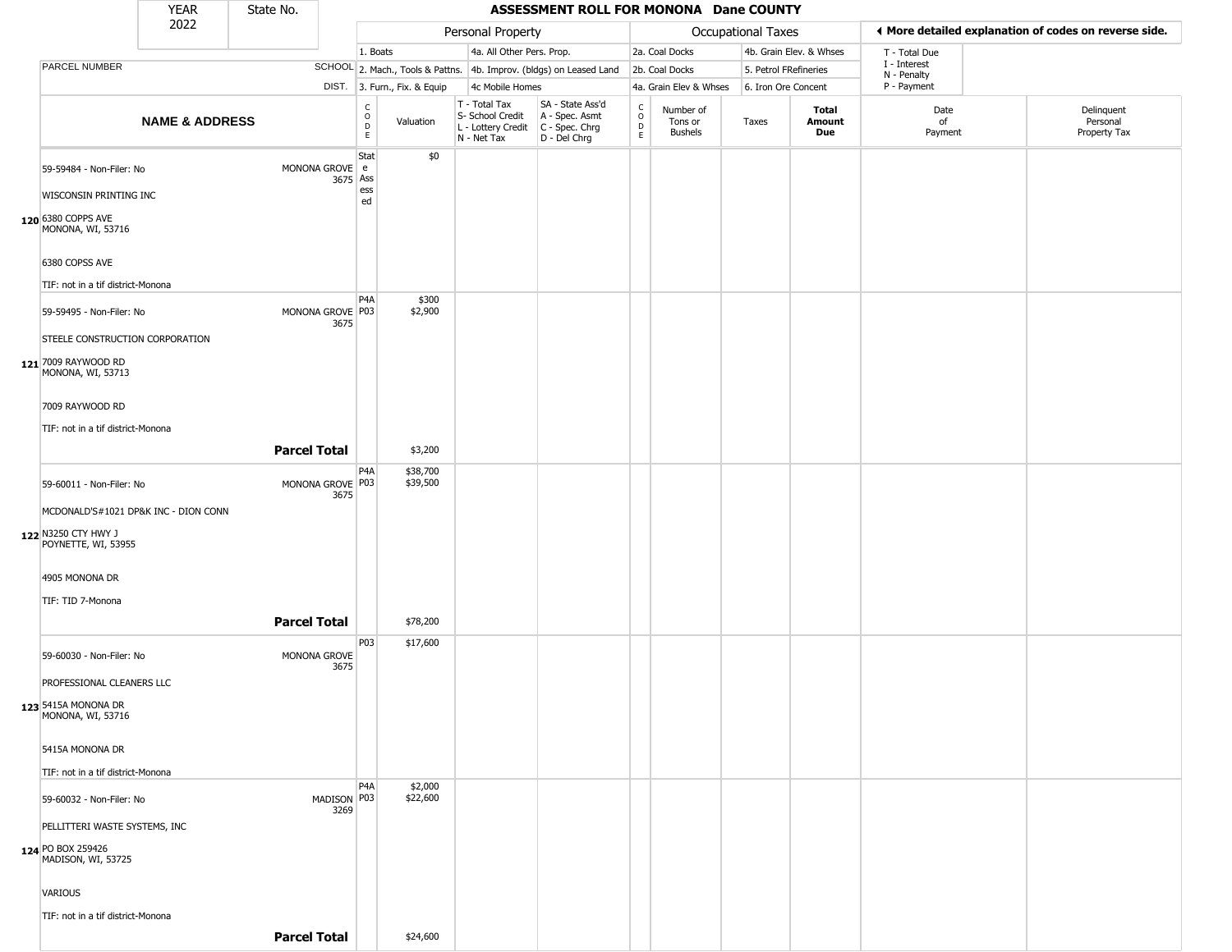# ASSESSMENT ROLL FOR MONONA Dane COUNTY

YEAR 2022 | State No.

| | | Personal Property | | | | Occupational Taxes | | | | ◀ More detailed explanation of codes on reverse side. | |
|---|---|---|---|---|---|---|---|---|---|---|---|
| PARCEL NUMBER | SCHOOL DIST. | 1. Boats<br>2. Mach., Tools & Pattns.<br>3. Furn., Fix. & Equip | | 4a. All Other Pers. Prop.<br>4b. Improv. (bldgs) on Leased Land<br>4c Mobile Homes | | 2a. Coal Docks<br>2b. Coal Docks<br>4a. Grain Elev & Whses | | 4b. Grain Elev. & Whses<br>5. Petrol FRefineries<br>6. Iron Ore Concent | | T - Total Due<br>I - Interest<br>N - Penalty<br>P - Payment | |
| **NAME & ADDRESS** | | CODE | Valuation | T - Total Tax<br>S- School Credit<br>L - Lottery Credit<br>N - Net Tax | SA - State Ass'd<br>A - Spec. Asmt<br>C - Spec. Chrg<br>D - Del Chrg | CODE | Number of Tons or Bushels | Taxes | **Total Amount Due** | Date of Payment | Delinquent Personal Property Tax |
| **120** 59-59484 - Non-Filer: No<br>WISCONSIN PRINTING INC<br>6380 COPPS AVE<br>MONONA, WI, 53716<br>6380 COPSS AVE<br>TIF: not in a tif district-Monona | MONONA GROVE 3675 | State Assessed | $0 | | | | | | | | |
| **121** 59-59495 - Non-Filer: No<br>STEELE CONSTRUCTION CORPORATION<br>7009 RAYWOOD RD<br>MONONA, WI, 53713<br>7009 RAYWOOD RD<br>TIF: not in a tif district-Monona | MONONA GROVE 3675 | P4A<br>P03 | $300<br>$2,900 | | | | | | | | |
| | **Parcel Total** | | $3,200 | | | | | | | | |
| **122** 59-60011 - Non-Filer: No<br>MCDONALD'S#1021 DP&K INC - DION CONN<br>N3250 CTY HWY J<br>POYNETTE, WI, 53955<br>4905 MONONA DR<br>TIF: TID 7-Monona | MONONA GROVE 3675 | P4A<br>P03 | $38,700<br>$39,500 | | | | | | | | |
| | **Parcel Total** | | $78,200 | | | | | | | | |
| **123** 59-60030 - Non-Filer: No<br>PROFESSIONAL CLEANERS LLC<br>5415A MONONA DR<br>MONONA, WI, 53716<br>5415A MONONA DR<br>TIF: not in a tif district-Monona | MONONA GROVE 3675 | P03 | $17,600 | | | | | | | | |
| **124** 59-60032 - Non-Filer: No<br>PELLITTERI WASTE SYSTEMS, INC<br>PO BOX 259426<br>MADISON, WI, 53725<br>VARIOUS<br>TIF: not in a tif district-Monona | MADISON 3269 | P4A<br>P03 | $2,000<br>$22,600 | | | | | | | | |
| | **Parcel Total** | | $24,600 | | | | | | | | |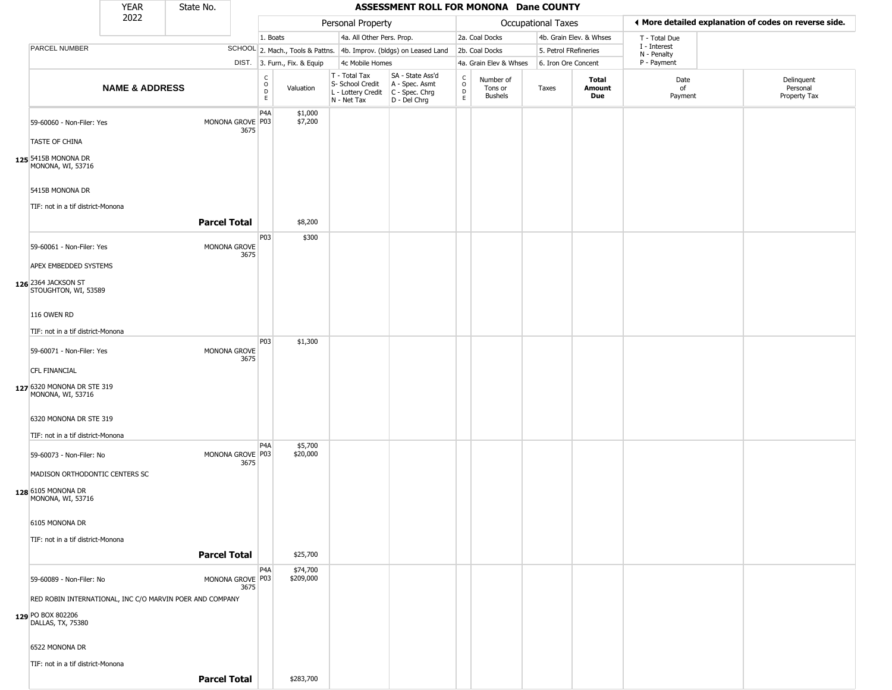| YEAR 2022 | State No. | ASSESSMENT ROLL FOR MONONA Dane COUNTY | | | | | | | | | |
|---|---|---|---|---|---|---|---|---|---|---|---|

| PARCEL NUMBER / NAME & ADDRESS | SCHOOL DIST. | CODE | Valuation | T - Total Tax / S- School Credit / L - Lottery Credit / N - Net Tax | SA - State Ass'd / A - Spec. Asmt / C - Spec. Chrg / D - Del Chrg | CODE | Number of Tons or Bushels | Taxes | Total Amount Due | Date of Payment | Delinquent Personal Property Tax |
|---|---|---|---|---|---|---|---|---|---|---|---|
| 59-60060 - Non-Filer: Yes<br>TASTE OF CHINA<br>125 5415B MONONA DR<br>MONONA, WI, 53716<br>5415B MONONA DR<br>TIF: not in a tif district-Monona | MONONA GROVE 3675 | P4A<br>P03 | $1,000<br>$7,200 | | | | | | | | |
| **Parcel Total** | | | $8,200 | | | | | | | | |
| 59-60061 - Non-Filer: Yes<br>APEX EMBEDDED SYSTEMS<br>126 2364 JACKSON ST<br>STOUGHTON, WI, 53589<br>116 OWEN RD<br>TIF: not in a tif district-Monona | MONONA GROVE 3675 | P03 | $300 | | | | | | | | |
| 59-60071 - Non-Filer: Yes<br>CFL FINANCIAL<br>127 6320 MONONA DR STE 319<br>MONONA, WI, 53716<br>6320 MONONA DR STE 319<br>TIF: not in a tif district-Monona | MONONA GROVE 3675 | P03 | $1,300 | | | | | | | | |
| 59-60073 - Non-Filer: No<br>MADISON ORTHODONTIC CENTERS SC<br>128 6105 MONONA DR<br>MONONA, WI, 53716<br>6105 MONONA DR<br>TIF: not in a tif district-Monona | MONONA GROVE 3675 | P4A<br>P03 | $5,700<br>$20,000 | | | | | | | | |
| **Parcel Total** | | | $25,700 | | | | | | | | |
| 59-60089 - Non-Filer: No<br>RED ROBIN INTERNATIONAL, INC C/O MARVIN POER AND COMPANY<br>129 PO BOX 802206<br>DALLAS, TX, 75380<br>6522 MONONA DR<br>TIF: not in a tif district-Monona | MONONA GROVE 3675 | P4A<br>P03 | $74,700<br>$209,000 | | | | | | | | |
| **Parcel Total** | | | $283,700 | | | | | | | | |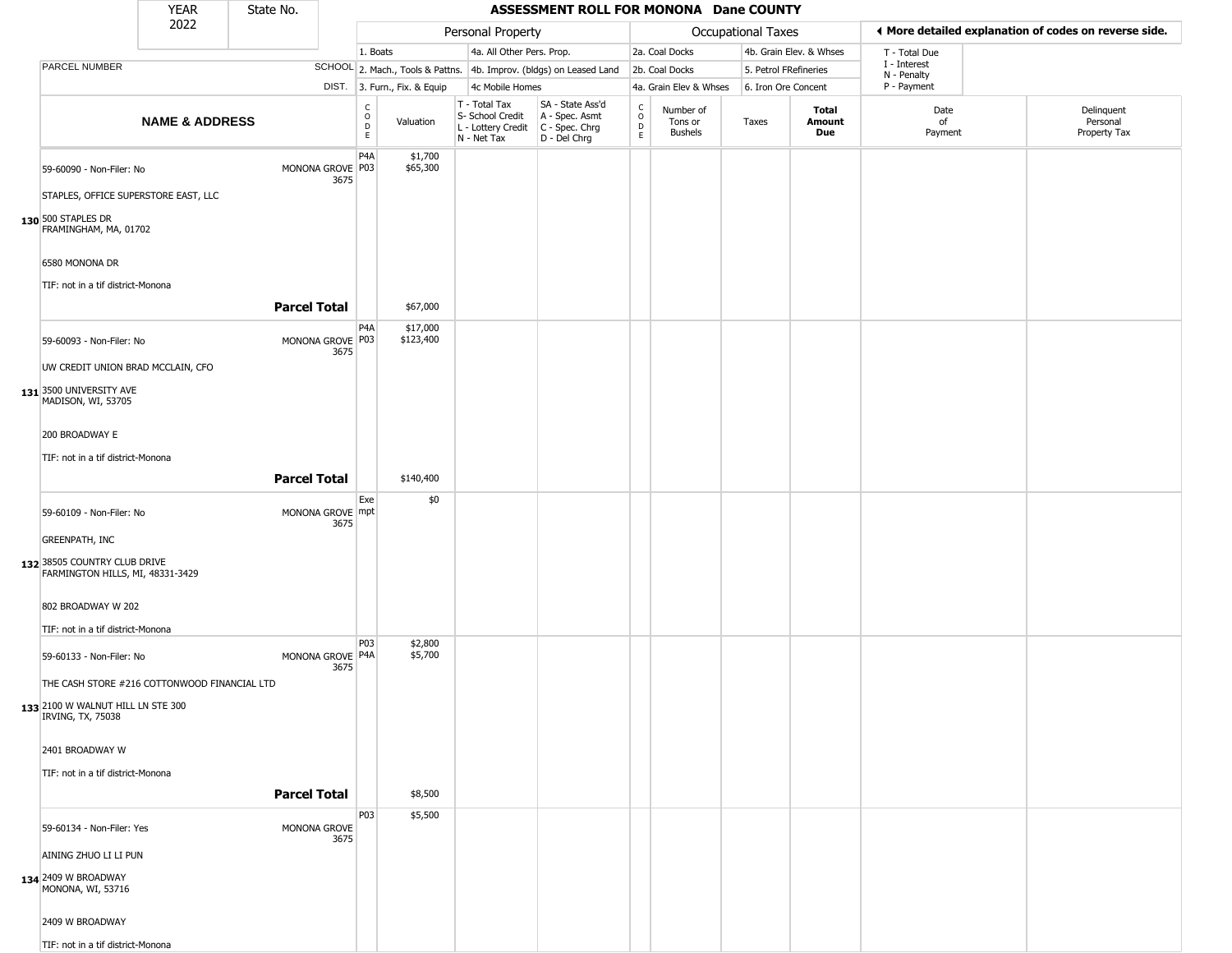| YEAR 2022 | State No. | | | | | | | | | | | |
|---|---|---|---|---|---|---|---|---|---|---|---|---|

# ASSESSMENT ROLL FOR MONONA Dane COUNTY

| | | Personal Property | | | | Occupational Taxes | | | | ◀ More detailed explanation of codes on reverse side. | |
|---|---|---|---|---|---|---|---|---|---|---|---|
| PARCEL NUMBER | SCHOOL DIST. | 1. Boats<br>2. Mach., Tools & Pattns.<br>3. Furn., Fix. & Equip | | 4a. All Other Pers. Prop.<br>4b. Improv. (bldgs) on Leased Land<br>4c Mobile Homes | | 2a. Coal Docks<br>2b. Coal Docks<br>4a. Grain Elev & Whses | | 4b. Grain Elev. & Whses<br>5. Petrol FRefineries<br>6. Iron Ore Concent | | T - Total Due<br>I - Interest<br>N - Penalty<br>P - Payment | |
| **NAME & ADDRESS** | | CODE | Valuation | T - Total Tax<br>S- School Credit<br>L - Lottery Credit<br>N - Net Tax | SA - State Ass'd<br>A - Spec. Asmt<br>C - Spec. Chrg<br>D - Del Chrg | CODE | Number of Tons or Bushels | Taxes | **Total Amount Due** | Date of Payment | Delinquent Personal Property Tax |
| **130** 59-60090 - Non-Filer: No<br>STAPLES, OFFICE SUPERSTORE EAST, LLC<br>500 STAPLES DR<br>FRAMINGHAM, MA, 01702<br>6580 MONONA DR<br>TIF: not in a tif district-Monona | MONONA GROVE 3675 | P4A<br>P03 | $1,700<br>$65,300 | | | | | | | | |
| | **Parcel Total** | | $67,000 | | | | | | | | |
| **131** 59-60093 - Non-Filer: No<br>UW CREDIT UNION BRAD MCCLAIN, CFO<br>3500 UNIVERSITY AVE<br>MADISON, WI, 53705<br>200 BROADWAY E<br>TIF: not in a tif district-Monona | MONONA GROVE 3675 | P4A<br>P03 | $17,000<br>$123,400 | | | | | | | | |
| | **Parcel Total** | | $140,400 | | | | | | | | |
| **132** 59-60109 - Non-Filer: No<br>GREENPATH, INC<br>38505 COUNTRY CLUB DRIVE<br>FARMINGTON HILLS, MI, 48331-3429<br>802 BROADWAY W 202<br>TIF: not in a tif district-Monona | MONONA GROVE 3675 | Exempt | $0 | | | | | | | | |
| **133** 59-60133 - Non-Filer: No<br>THE CASH STORE #216 COTTONWOOD FINANCIAL LTD<br>2100 W WALNUT HILL LN STE 300<br>IRVING, TX, 75038<br>2401 BROADWAY W<br>TIF: not in a tif district-Monona | MONONA GROVE 3675 | P03<br>P4A | $2,800<br>$5,700 | | | | | | | | |
| | **Parcel Total** | | $8,500 | | | | | | | | |
| **134** 59-60134 - Non-Filer: Yes<br>AINING ZHUO LI LI PUN<br>2409 W BROADWAY<br>MONONA, WI, 53716<br>2409 W BROADWAY<br>TIF: not in a tif district-Monona | MONONA GROVE 3675 | P03 | $5,500 | | | | | | | | |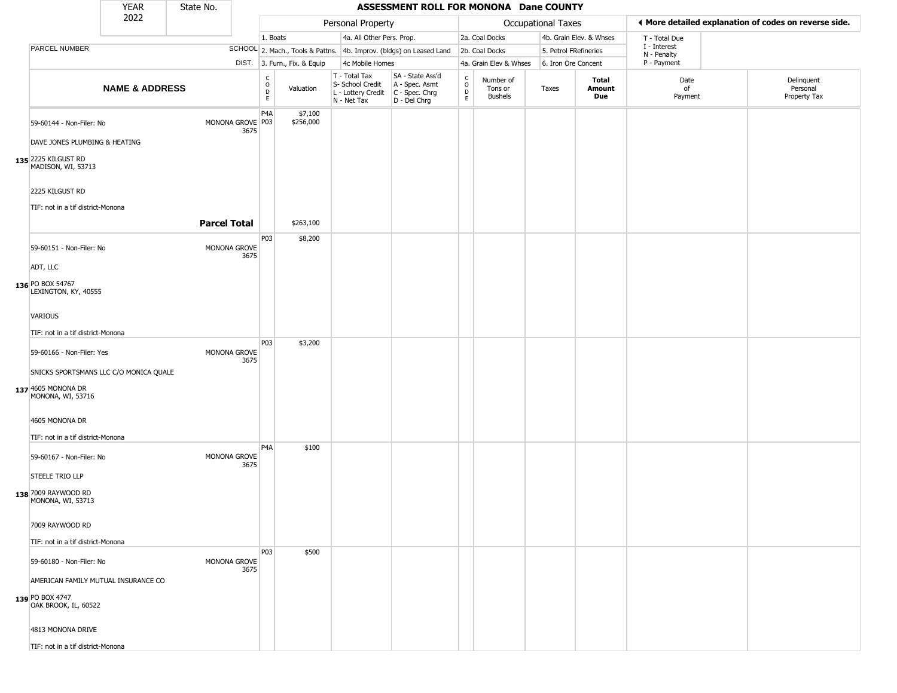# ASSESSMENT ROLL FOR MONONA Dane COUNTY

| YEAR | State No. |
|---|---|
| 2022 | |

**Personal Property:** 1. Boats; 2. Mach., Tools & Pattns.; 3. Furn., Fix. & Equip; 4a. All Other Pers. Prop.; 4b. Improv. (bldgs) on Leased Land; 4c Mobile Homes

**Occupational Taxes:** 2a. Coal Docks; 2b. Coal Docks; 4a. Grain Elev & Whses; 4b. Grain Elev. & Whses; 5. Petrol FRefineries; 6. Iron Ore Concent

◄ More detailed explanation of codes on reverse side.

T - Total Due; I - Interest; N - Penalty; P - Payment

| | PARCEL NUMBER / NAME & ADDRESS | SCHOOL DIST. | CODE | Valuation | T - Total Tax / S- School Credit / L - Lottery Credit / N - Net Tax | SA - State Ass'd / A - Spec. Asmt / C - Spec. Chrg / D - Del Chrg | CODE | Number of Tons or Bushels | Taxes | Total Amount Due | Date of Payment | Delinquent Personal Property Tax |
|---|---|---|---|---|---|---|---|---|---|---|---|---|
| 135 | 59-60144 - Non-Filer: No<br>DAVE JONES PLUMBING & HEATING<br>2225 KILGUST RD<br>MADISON, WI, 53713<br><br>2225 KILGUST RD<br>TIF: not in a tif district-Monona | MONONA GROVE 3675 | P4A<br>P03 | $7,100<br>$256,000 | | | | | | | | |
| | **Parcel Total** | | | $263,100 | | | | | | | | |
| 136 | 59-60151 - Non-Filer: No<br>ADT, LLC<br>PO BOX 54767<br>LEXINGTON, KY, 40555<br><br>VARIOUS<br>TIF: not in a tif district-Monona | MONONA GROVE 3675 | P03 | $8,200 | | | | | | | | |
| 137 | 59-60166 - Non-Filer: Yes<br>SNICKS SPORTSMANS LLC C/O MONICA QUALE<br>4605 MONONA DR<br>MONONA, WI, 53716<br><br>4605 MONONA DR<br>TIF: not in a tif district-Monona | MONONA GROVE 3675 | P03 | $3,200 | | | | | | | | |
| 138 | 59-60167 - Non-Filer: No<br>STEELE TRIO LLP<br>7009 RAYWOOD RD<br>MONONA, WI, 53713<br><br>7009 RAYWOOD RD<br>TIF: not in a tif district-Monona | MONONA GROVE 3675 | P4A | $100 | | | | | | | | |
| 139 | 59-60180 - Non-Filer: No<br>AMERICAN FAMILY MUTUAL INSURANCE CO<br>PO BOX 4747<br>OAK BROOK, IL, 60522<br><br>4813 MONONA DRIVE<br>TIF: not in a tif district-Monona | MONONA GROVE 3675 | P03 | $500 | | | | | | | | |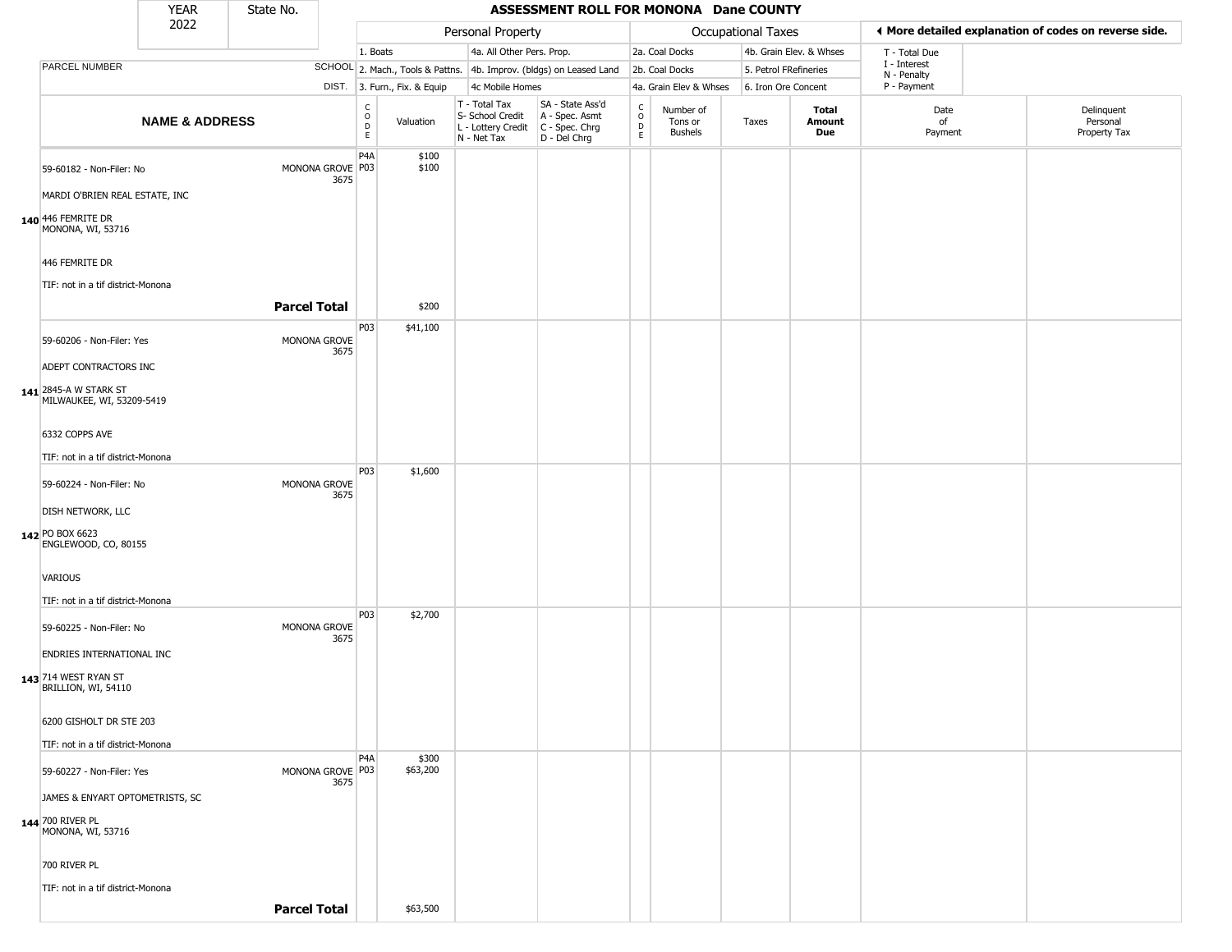# ASSESSMENT ROLL FOR MONONA Dane COUNTY

YEAR 2022 | State No.

| | | Personal Property | | | | Occupational Taxes | | | | ◄ More detailed explanation of codes on reverse side. | |
|---|---|---|---|---|---|---|---|---|---|---|---|
| | | 1. Boats | | 4a. All Other Pers. Prop. | | 2a. Coal Docks | | 4b. Grain Elev. & Whses | | T - Total Due | |
| PARCEL NUMBER | SCHOOL | 2. Mach., Tools & Pattns. | | 4b. Improv. (bldgs) on Leased Land | | 2b. Coal Docks | | 5. Petrol FRefineries | | I - Interest, N - Penalty | |
| | DIST. | 3. Furn., Fix. & Equip | | 4c Mobile Homes | | 4a. Grain Elev & Whses | | 6. Iron Ore Concent | | P - Payment | |

| | NAME & ADDRESS | | CODE | Valuation | T - Total Tax, S- School Credit, L - Lottery Credit, N - Net Tax | SA - State Ass'd, A - Spec. Asmt, C - Spec. Chrg, D - Del Chrg | CODE | Number of Tons or Bushels | Taxes | Total Amount Due | Date of Payment | Delinquent Personal Property Tax |
|---|---|---|---|---|---|---|---|---|---|---|---|---|
| 140 | 59-60182 - Non-Filer: No<br>MARDI O'BRIEN REAL ESTATE, INC<br>446 FEMRITE DR<br>MONONA, WI, 53716<br>446 FEMRITE DR<br>TIF: not in a tif district-Monona | MONONA GROVE 3675 | P4A<br>P03 | $100<br>$100 | | | | | | | | |
| | | **Parcel Total** | | $200 | | | | | | | | |
| 141 | 59-60206 - Non-Filer: Yes<br>ADEPT CONTRACTORS INC<br>2845-A W STARK ST<br>MILWAUKEE, WI, 53209-5419<br>6332 COPPS AVE<br>TIF: not in a tif district-Monona | MONONA GROVE 3675 | P03 | $41,100 | | | | | | | | |
| 142 | 59-60224 - Non-Filer: No<br>DISH NETWORK, LLC<br>PO BOX 6623<br>ENGLEWOOD, CO, 80155<br>VARIOUS<br>TIF: not in a tif district-Monona | MONONA GROVE 3675 | P03 | $1,600 | | | | | | | | |
| 143 | 59-60225 - Non-Filer: No<br>ENDRIES INTERNATIONAL INC<br>714 WEST RYAN ST<br>BRILLION, WI, 54110<br>6200 GISHOLT DR STE 203<br>TIF: not in a tif district-Monona | MONONA GROVE 3675 | P03 | $2,700 | | | | | | | | |
| 144 | 59-60227 - Non-Filer: Yes<br>JAMES & ENYART OPTOMETRISTS, SC<br>700 RIVER PL<br>MONONA, WI, 53716<br>700 RIVER PL<br>TIF: not in a tif district-Monona | MONONA GROVE 3675 | P4A<br>P03 | $300<br>$63,200 | | | | | | | | |
| | | **Parcel Total** | | $63,500 | | | | | | | | |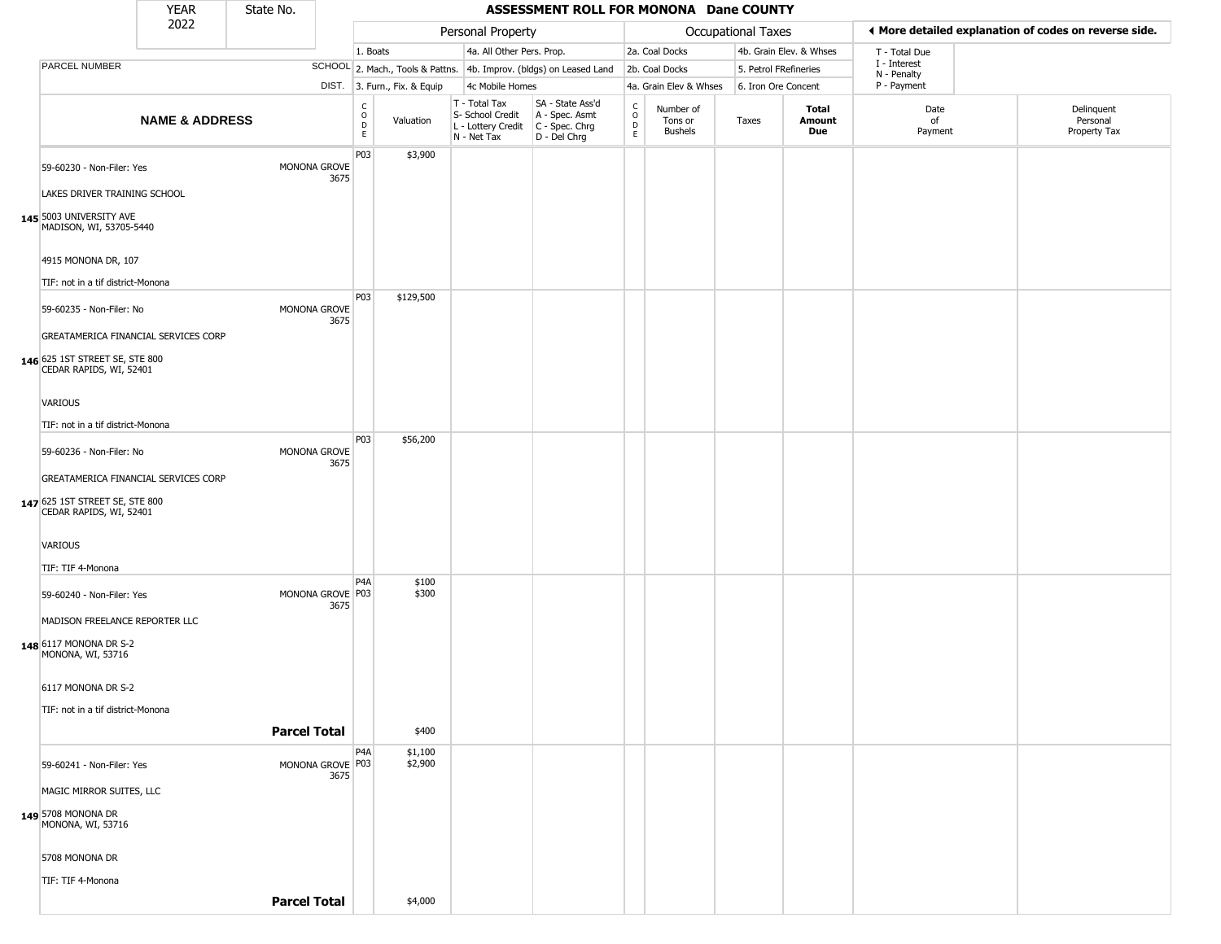| YEAR 2022 | State No. | ASSESSMENT ROLL FOR MONONA Dane COUNTY |
|---|---|---|

| | | Personal Property | | | | Occupational Taxes | | | | ◀ More detailed explanation of codes on reverse side. | |
|---|---|---|---|---|---|---|---|---|---|---|---|
| | | 1. Boats | | 4a. All Other Pers. Prop. | | 2a. Coal Docks | | 4b. Grain Elev. & Whses | | T - Total Due | |
| PARCEL NUMBER | SCHOOL | 2. Mach., Tools & Pattns. | | 4b. Improv. (bldgs) on Leased Land | | 2b. Coal Docks | | 5. Petrol FRefineries | | I - Interest, N - Penalty | |
| | DIST. | 3. Furn., Fix. & Equip | | 4c Mobile Homes | | 4a. Grain Elev & Whses | | 6. Iron Ore Concent | | P - Payment | |
| NAME & ADDRESS | | CODE | Valuation | T - Total Tax, S- School Credit, L - Lottery Credit, N - Net Tax | SA - State Ass'd, A - Spec. Asmt, C - Spec. Chrg, D - Del Chrg | CODE | Number of Tons or Bushels | Taxes | Total Amount Due | Date of Payment | Delinquent Personal Property Tax |
| 145 59-60230 - Non-Filer: Yes<br>LAKES DRIVER TRAINING SCHOOL<br>5003 UNIVERSITY AVE<br>MADISON, WI, 53705-5440<br>4915 MONONA DR, 107<br>TIF: not in a tif district-Monona | MONONA GROVE 3675 | P03 | $3,900 | | | | | | | | |
| 146 59-60235 - Non-Filer: No<br>GREATAMERICA FINANCIAL SERVICES CORP<br>625 1ST STREET SE, STE 800<br>CEDAR RAPIDS, WI, 52401<br>VARIOUS<br>TIF: not in a tif district-Monona | MONONA GROVE 3675 | P03 | $129,500 | | | | | | | | |
| 147 59-60236 - Non-Filer: No<br>GREATAMERICA FINANCIAL SERVICES CORP<br>625 1ST STREET SE, STE 800<br>CEDAR RAPIDS, WI, 52401<br>VARIOUS<br>TIF: TIF 4-Monona | MONONA GROVE 3675 | P03 | $56,200 | | | | | | | | |
| 148 59-60240 - Non-Filer: Yes<br>MADISON FREELANCE REPORTER LLC<br>6117 MONONA DR S-2<br>MONONA, WI, 53716<br>6117 MONONA DR S-2<br>TIF: not in a tif district-Monona | MONONA GROVE 3675 | P4A<br>P03 | $100<br>$300 | | | | | | | | |
| | **Parcel Total** | | $400 | | | | | | | | |
| 149 59-60241 - Non-Filer: Yes<br>MAGIC MIRROR SUITES, LLC<br>5708 MONONA DR<br>MONONA, WI, 53716<br>5708 MONONA DR<br>TIF: TIF 4-Monona | MONONA GROVE 3675 | P4A<br>P03 | $1,100<br>$2,900 | | | | | | | | |
| | **Parcel Total** | | $4,000 | | | | | | | | |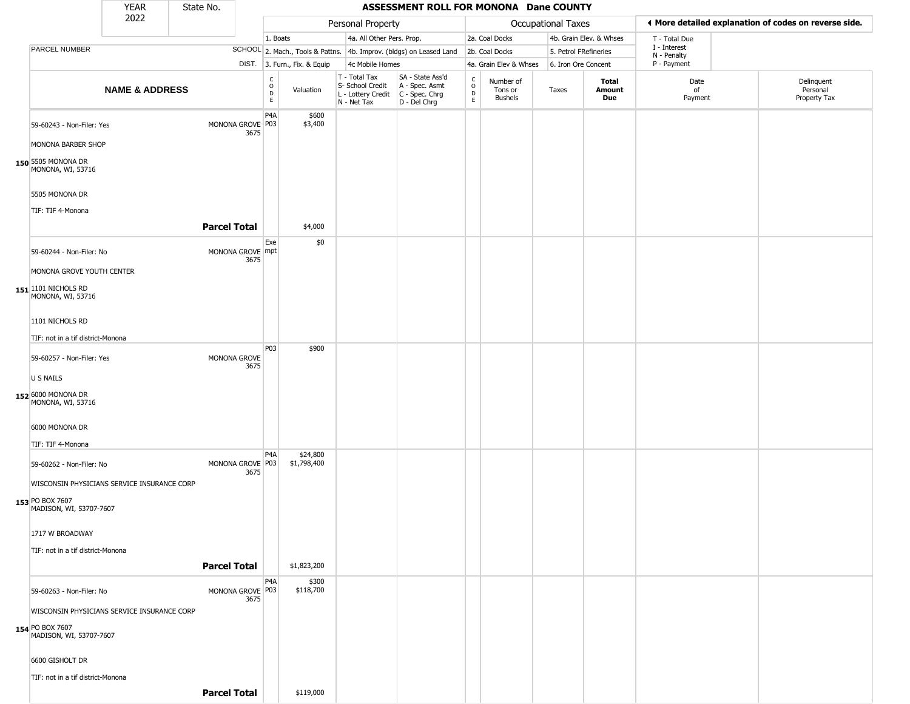| YEAR 2022 | State No. | ASSESSMENT ROLL FOR MONONA Dane COUNTY | | | | | | | | | | |
|---|---|---|---|---|---|---|---|---|---|---|---|---|

| PARCEL NUMBER | SCHOOL DIST. | Personal Property: 1. Boats; 2. Mach., Tools & Pattns.; 3. Furn., Fix. & Equip; 4a. All Other Pers. Prop.; 4b. Improv. (bldgs) on Leased Land; 4c Mobile Homes | | | | Occupational Taxes: 2a. Coal Docks; 2b. Coal Docks; 4a. Grain Elev & Whses; 4b. Grain Elev. & Whses; 5. Petrol FRefineries; 6. Iron Ore Concent | | | | ◀ More detailed explanation of codes on reverse side. T - Total Due; I - Interest; N - Penalty; P - Payment | |
|---|---|---|---|---|---|---|---|---|---|---|---|
| **NAME & ADDRESS** | | CODE | Valuation | T - Total Tax; S- School Credit; L - Lottery Credit; N - Net Tax | SA - State Ass'd; A - Spec. Asmt; C - Spec. Chrg; D - Del Chrg | CODE | Number of Tons or Bushels | Taxes | **Total Amount Due** | Date of Payment | Delinquent Personal Property Tax |
| **150** 59-60243 - Non-Filer: Yes<br>MONONA BARBER SHOP<br>5505 MONONA DR<br>MONONA, WI, 53716<br>5505 MONONA DR<br>TIF: TIF 4-Monona | MONONA GROVE 3675 | P4A<br>P03 | $600<br>$3,400 | | | | | | | | |
| | **Parcel Total** | | $4,000 | | | | | | | | |
| **151** 59-60244 - Non-Filer: No<br>MONONA GROVE YOUTH CENTER<br>1101 NICHOLS RD<br>MONONA, WI, 53716<br>1101 NICHOLS RD<br>TIF: not in a tif district-Monona | MONONA GROVE 3675 | Exempt | $0 | | | | | | | | |
| **152** 59-60257 - Non-Filer: Yes<br>U S NAILS<br>6000 MONONA DR<br>MONONA, WI, 53716<br>6000 MONONA DR<br>TIF: TIF 4-Monona | MONONA GROVE 3675 | P03 | $900 | | | | | | | | |
| **153** 59-60262 - Non-Filer: No<br>WISCONSIN PHYSICIANS SERVICE INSURANCE CORP<br>PO BOX 7607<br>MADISON, WI, 53707-7607<br>1717 W BROADWAY<br>TIF: not in a tif district-Monona | MONONA GROVE 3675 | P4A<br>P03 | $24,800<br>$1,798,400 | | | | | | | | |
| | **Parcel Total** | | $1,823,200 | | | | | | | | |
| **154** 59-60263 - Non-Filer: No<br>WISCONSIN PHYSICIANS SERVICE INSURANCE CORP<br>PO BOX 7607<br>MADISON, WI, 53707-7607<br>6600 GISHOLT DR<br>TIF: not in a tif district-Monona | MONONA GROVE 3675 | P4A<br>P03 | $300<br>$118,700 | | | | | | | | |
| | **Parcel Total** | | $119,000 | | | | | | | | |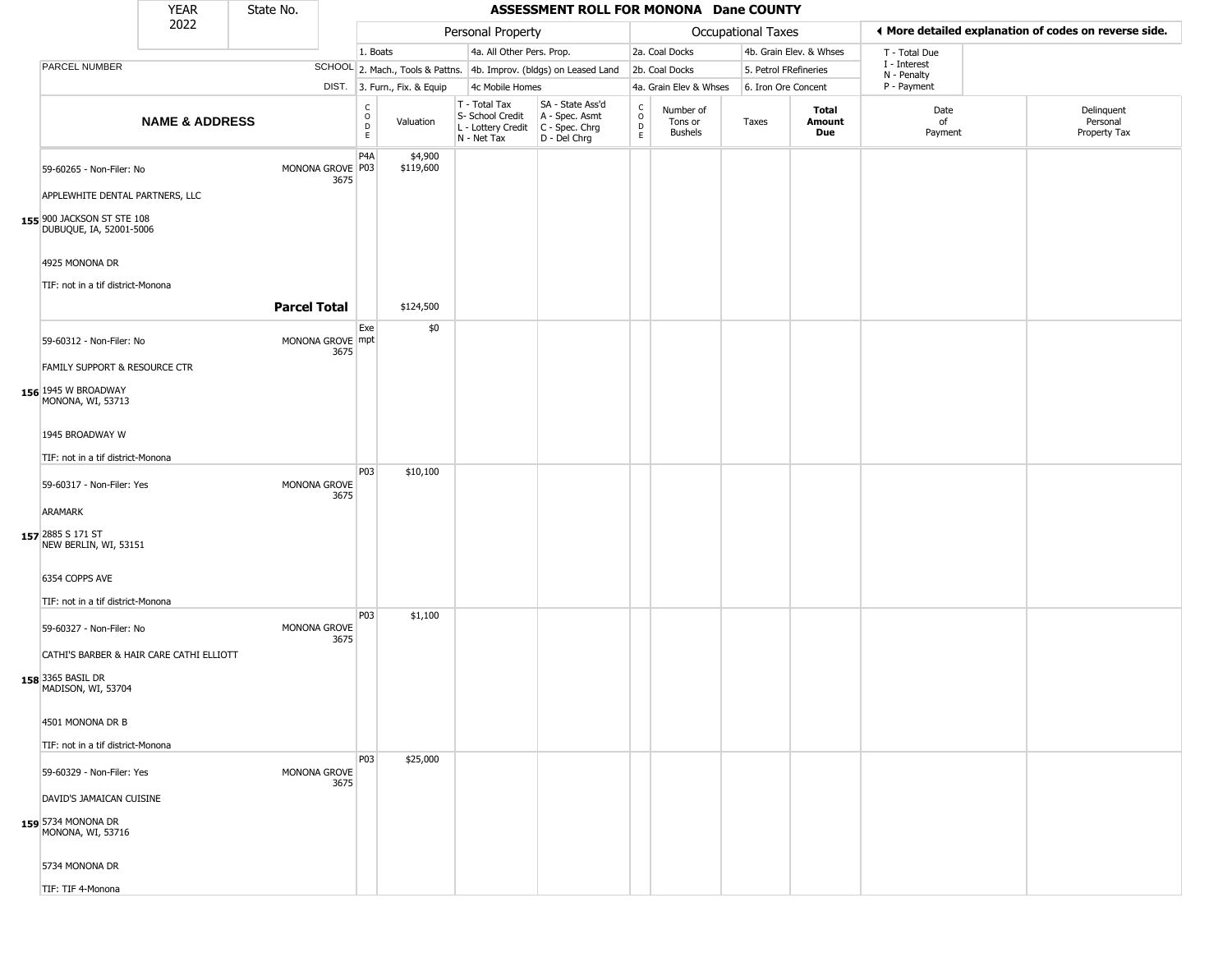# ASSESSMENT ROLL FOR MONONA Dane COUNTY

| YEAR | State No. |
|---|---|
| 2022 | |

| | | Personal Property | | | | Occupational Taxes | | | | ◀ More detailed explanation of codes on reverse side. | |
|---|---|---|---|---|---|---|---|---|---|---|---|
| | | 1. Boats | | 4a. All Other Pers. Prop. | | 2a. Coal Docks | | 4b. Grain Elev. & Whses | | T - Total Due | |
| PARCEL NUMBER | SCHOOL | 2. Mach., Tools & Pattns. | | 4b. Improv. (bldgs) on Leased Land | | 2b. Coal Docks | | 5. Petrol FRefineries | | I - Interest N - Penalty | |
| | DIST. | 3. Furn., Fix. & Equip | | 4c Mobile Homes | | 4a. Grain Elev & Whses | | 6. Iron Ore Concent | | P - Payment | |
| **NAME & ADDRESS** | | CODE | Valuation | T - Total Tax S- School Credit L - Lottery Credit N - Net Tax | SA - State Ass'd A - Spec. Asmt C - Spec. Chrg D - Del Chrg | CODE | Number of Tons or Bushels | Taxes | **Total Amount Due** | Date of Payment | Delinquent Personal Property Tax |
| **155** 59-60265 - Non-Filer: No<br>APPLEWHITE DENTAL PARTNERS, LLC<br>900 JACKSON ST STE 108<br>DUBUQUE, IA, 52001-5006<br>4925 MONONA DR<br>TIF: not in a tif district-Monona | MONONA GROVE 3675 | P4A<br>P03 | $4,900<br>$119,600 | | | | | | | | |
| **Parcel Total** | | | $124,500 | | | | | | | | |
| **156** 59-60312 - Non-Filer: No<br>FAMILY SUPPORT & RESOURCE CTR<br>1945 W BROADWAY<br>MONONA, WI, 53713<br>1945 BROADWAY W<br>TIF: not in a tif district-Monona | MONONA GROVE 3675 | Exempt | $0 | | | | | | | | |
| **157** 59-60317 - Non-Filer: Yes<br>ARAMARK<br>2885 S 171 ST<br>NEW BERLIN, WI, 53151<br>6354 COPPS AVE<br>TIF: not in a tif district-Monona | MONONA GROVE 3675 | P03 | $10,100 | | | | | | | | |
| **158** 59-60327 - Non-Filer: No<br>CATHI'S BARBER & HAIR CARE CATHI ELLIOTT<br>3365 BASIL DR<br>MADISON, WI, 53704<br>4501 MONONA DR B<br>TIF: not in a tif district-Monona | MONONA GROVE 3675 | P03 | $1,100 | | | | | | | | |
| **159** 59-60329 - Non-Filer: Yes<br>DAVID'S JAMAICAN CUISINE<br>5734 MONONA DR<br>MONONA, WI, 53716<br>5734 MONONA DR<br>TIF: TIF 4-Monona | MONONA GROVE 3675 | P03 | $25,000 | | | | | | | | |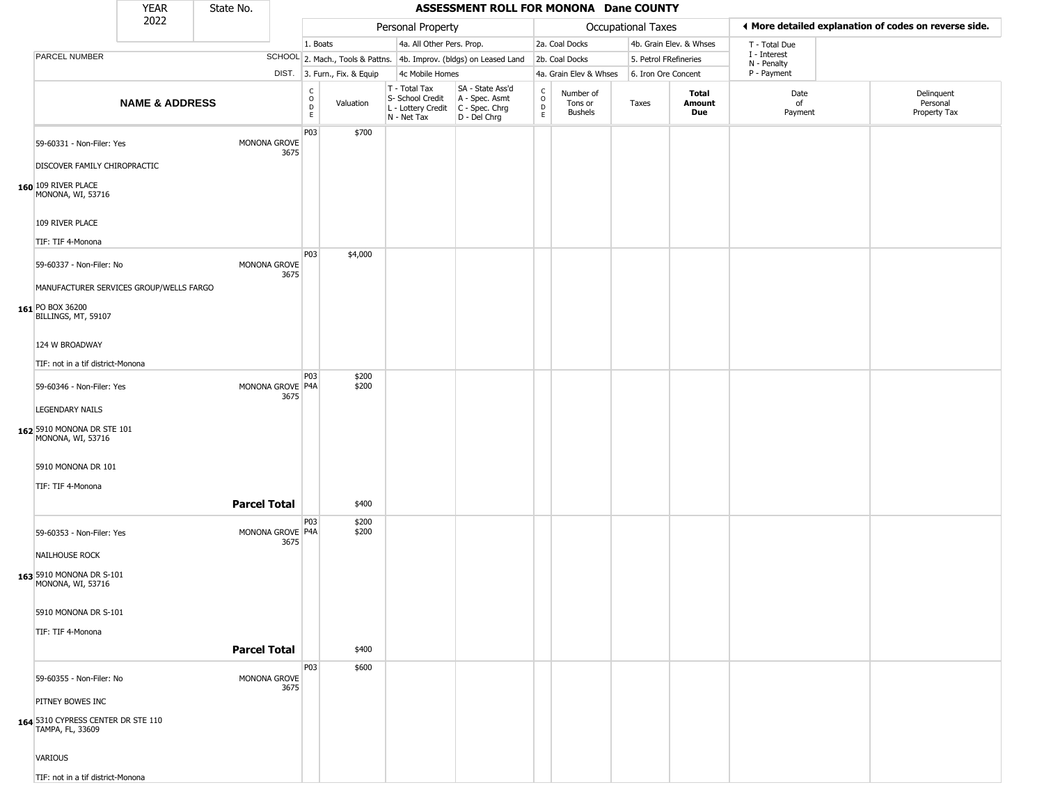| YEAR 2022 | State No. | | ASSESSMENT ROLL FOR MONONA Dane COUNTY | | | | | | | | | |
|---|---|---|---|---|---|---|---|---|---|---|---|---|

| | | Personal Property | | | | Occupational Taxes | | | | ◀ More detailed explanation of codes on reverse side. | |
|---|---|---|---|---|---|---|---|---|---|---|---|
| PARCEL NUMBER | SCHOOL DIST. | 1. Boats<br>2. Mach., Tools & Pattns.<br>3. Furn., Fix. & Equip | | 4a. All Other Pers. Prop.<br>4b. Improv. (bldgs) on Leased Land<br>4c Mobile Homes | | 2a. Coal Docks<br>2b. Coal Docks<br>4a. Grain Elev & Whses | | 4b. Grain Elev. & Whses<br>5. Petrol FRefineries<br>6. Iron Ore Concent | | T - Total Due<br>I - Interest<br>N - Penalty<br>P - Payment | |

| | NAME & ADDRESS | | CODE | Valuation | T - Total Tax<br>S- School Credit<br>L - Lottery Credit<br>N - Net Tax | SA - State Ass'd<br>A - Spec. Asmt<br>C - Spec. Chrg<br>D - Del Chrg | CODE | Number of Tons or Bushels | Taxes | Total Amount Due | Date of Payment | Delinquent Personal Property Tax |
|---|---|---|---|---|---|---|---|---|---|---|---|---|
| 160 | 59-60331 - Non-Filer: Yes<br>DISCOVER FAMILY CHIROPRACTIC<br>109 RIVER PLACE<br>MONONA, WI, 53716<br>109 RIVER PLACE<br>TIF: TIF 4-Monona | MONONA GROVE 3675 | P03 | $700 | | | | | | | | |
| 161 | 59-60337 - Non-Filer: No<br>MANUFACTURER SERVICES GROUP/WELLS FARGO<br>PO BOX 36200<br>BILLINGS, MT, 59107<br>124 W BROADWAY<br>TIF: not in a tif district-Monona | MONONA GROVE 3675 | P03 | $4,000 | | | | | | | | |
| 162 | 59-60346 - Non-Filer: Yes<br>LEGENDARY NAILS<br>5910 MONONA DR STE 101<br>MONONA, WI, 53716<br>5910 MONONA DR 101<br>TIF: TIF 4-Monona | MONONA GROVE 3675 | P03<br>P4A | $200<br>$200 | | | | | | | | |
| | | **Parcel Total** | | $400 | | | | | | | | |
| 163 | 59-60353 - Non-Filer: Yes<br>NAILHOUSE ROCK<br>5910 MONONA DR S-101<br>MONONA, WI, 53716<br>5910 MONONA DR S-101<br>TIF: TIF 4-Monona | MONONA GROVE 3675 | P03<br>P4A | $200<br>$200 | | | | | | | | |
| | | **Parcel Total** | | $400 | | | | | | | | |
| 164 | 59-60355 - Non-Filer: No<br>PITNEY BOWES INC<br>5310 CYPRESS CENTER DR STE 110<br>TAMPA, FL, 33609<br>VARIOUS<br>TIF: not in a tif district-Monona | MONONA GROVE 3675 | P03 | $600 | | | | | | | | |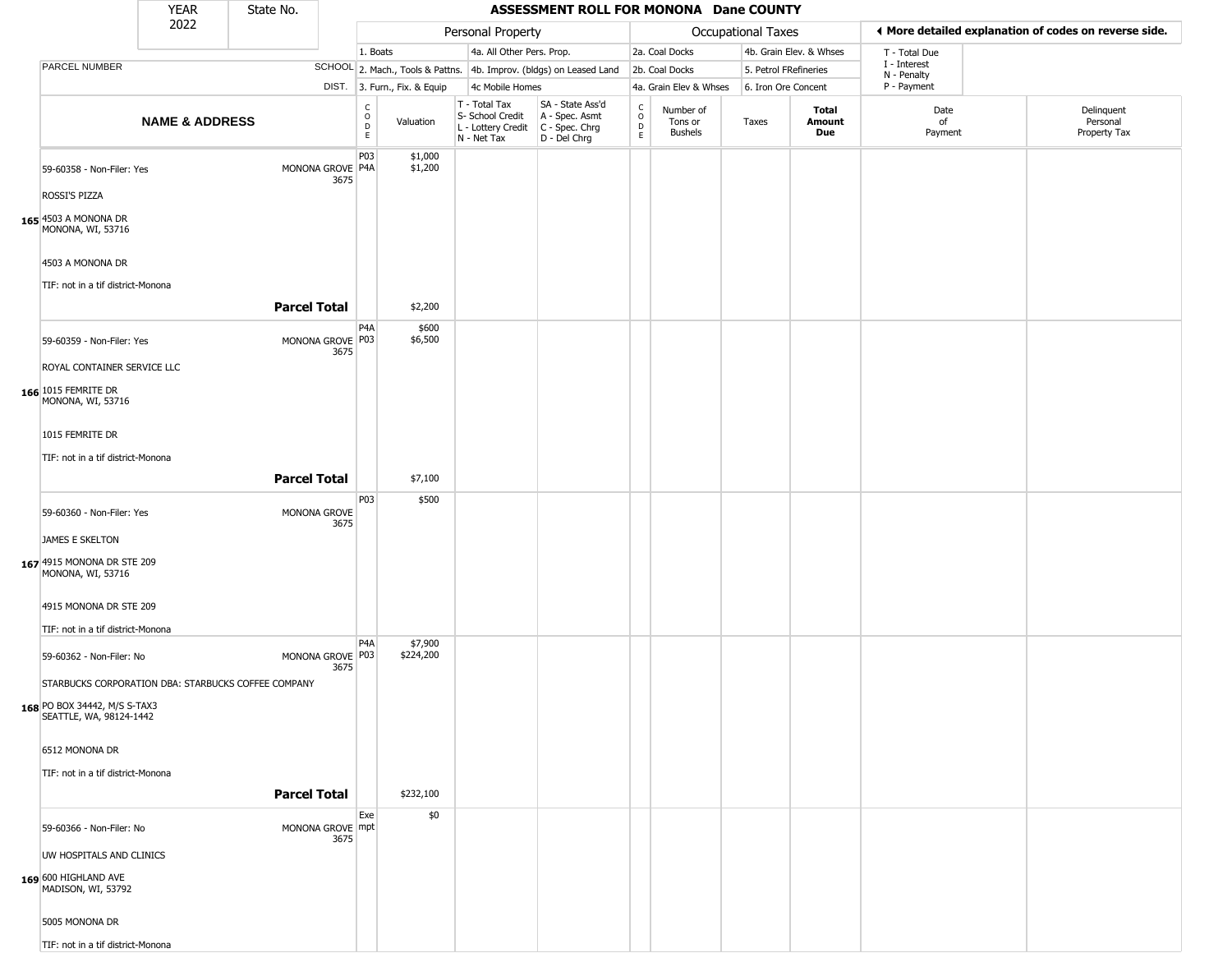| YEAR 2022 | State No. | ASSESSMENT ROLL FOR MONONA Dane COUNTY | | | | | | | | | |
|---|---|---|---|---|---|---|---|---|---|---|---|

| | | Personal Property | | | | Occupational Taxes | | | | ◀ More detailed explanation of codes on reverse side. | |
|---|---|---|---|---|---|---|---|---|---|---|---|
| PARCEL NUMBER | SCHOOL DIST. | 1. Boats<br>2. Mach., Tools & Pattns.<br>3. Furn., Fix. & Equip | | 4a. All Other Pers. Prop.<br>4b. Improv. (bldgs) on Leased Land<br>4c Mobile Homes | | 2a. Coal Docks<br>2b. Coal Docks<br>4a. Grain Elev & Whses | | 4b. Grain Elev. & Whses<br>5. Petrol FRefineries<br>6. Iron Ore Concent | | T - Total Due<br>I - Interest<br>N - Penalty<br>P - Payment | |
| **NAME & ADDRESS** | | CODE | Valuation | T - Total Tax<br>S- School Credit<br>L - Lottery Credit<br>N - Net Tax | SA - State Ass'd<br>A - Spec. Asmt<br>C - Spec. Chrg<br>D - Del Chrg | CODE | Number of Tons or Bushels | Taxes | **Total Amount Due** | Date of Payment | Delinquent Personal Property Tax |
| 165 59-60358 - Non-Filer: Yes<br>ROSSI'S PIZZA<br>4503 A MONONA DR<br>MONONA, WI, 53716<br><br>4503 A MONONA DR<br><br>TIF: not in a tif district-Monona | MONONA GROVE 3675 | P03<br>P4A | $1,000<br>$1,200 | | | | | | | | |
| **Parcel Total** | | | $2,200 | | | | | | | | |
| 166 59-60359 - Non-Filer: Yes<br>ROYAL CONTAINER SERVICE LLC<br>1015 FEMRITE DR<br>MONONA, WI, 53716<br><br>1015 FEMRITE DR<br><br>TIF: not in a tif district-Monona | MONONA GROVE 3675 | P4A<br>P03 | $600<br>$6,500 | | | | | | | | |
| **Parcel Total** | | | $7,100 | | | | | | | | |
| 167 59-60360 - Non-Filer: Yes<br>JAMES E SKELTON<br>4915 MONONA DR STE 209<br>MONONA, WI, 53716<br><br>4915 MONONA DR STE 209<br><br>TIF: not in a tif district-Monona | MONONA GROVE 3675 | P03 | $500 | | | | | | | | |
| 168 59-60362 - Non-Filer: No<br>STARBUCKS CORPORATION DBA: STARBUCKS COFFEE COMPANY<br>PO BOX 34442, M/S S-TAX3<br>SEATTLE, WA, 98124-1442<br><br>6512 MONONA DR<br><br>TIF: not in a tif district-Monona | MONONA GROVE 3675 | P4A<br>P03 | $7,900<br>$224,200 | | | | | | | | |
| **Parcel Total** | | | $232,100 | | | | | | | | |
| 169 59-60366 - Non-Filer: No<br>UW HOSPITALS AND CLINICS<br>600 HIGHLAND AVE<br>MADISON, WI, 53792<br><br>5005 MONONA DR<br><br>TIF: not in a tif district-Monona | MONONA GROVE 3675 | Exempt | $0 | | | | | | | | |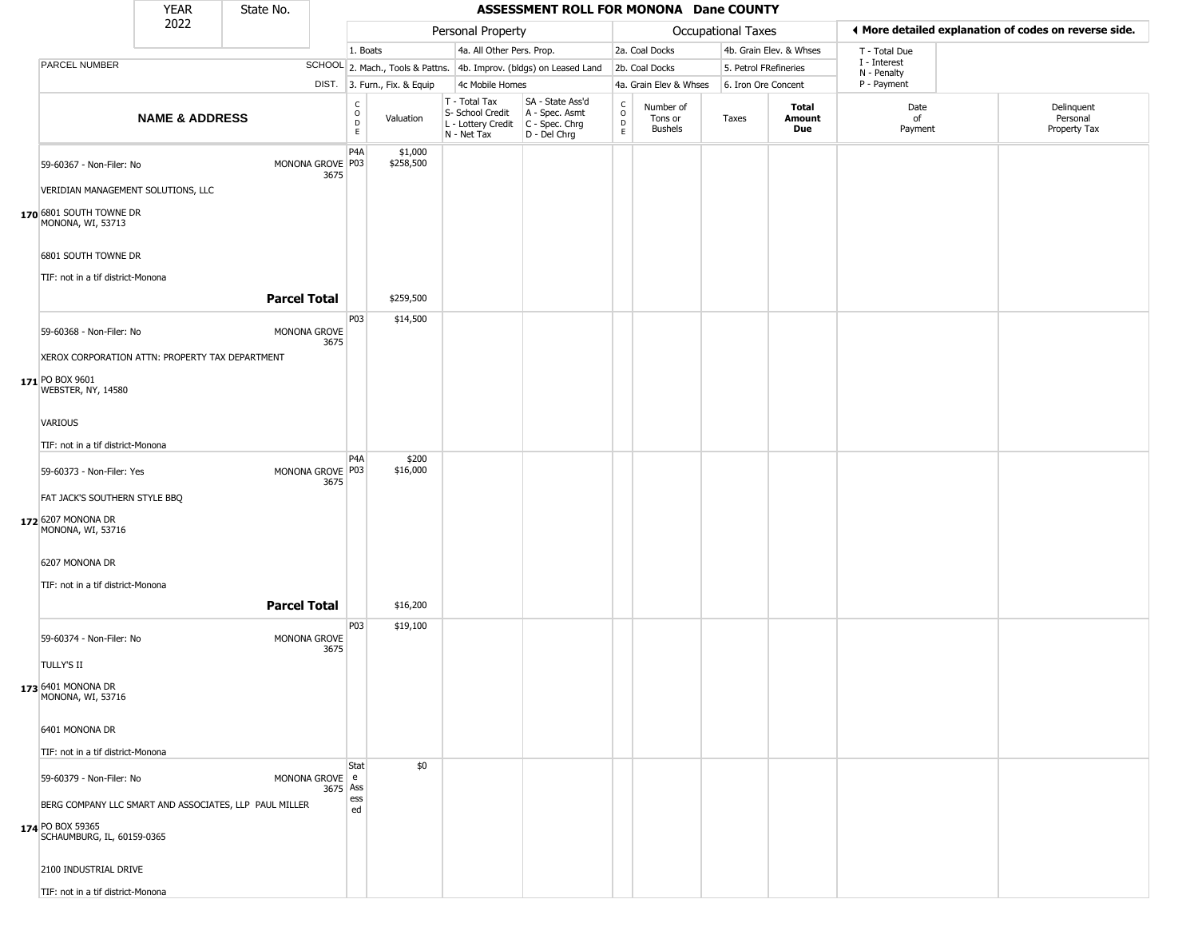| YEAR 2022 | State No. | ASSESSMENT ROLL FOR MONONA Dane COUNTY | | | | | | | | | |
|---|---|---|---|---|---|---|---|---|---|---|---|

| | | | Personal Property | | | | Occupational Taxes | | | | ◄ More detailed explanation of codes on reverse side. | |
|---|---|---|---|---|---|---|---|---|---|---|---|---|
| | | | 1. Boats | | 4a. All Other Pers. Prop. | | 2a. Coal Docks | | 4b. Grain Elev. & Whses | | T - Total Due | |
| PARCEL NUMBER | SCHOOL | | 2. Mach., Tools & Pattns. | | 4b. Improv. (bldgs) on Leased Land | | 2b. Coal Docks | | 5. Petrol FRefineries | | I - Interest N - Penalty | |
| | DIST. | | 3. Furn., Fix. & Equip | | 4c Mobile Homes | | 4a. Grain Elev & Whses | | 6. Iron Ore Concent | | P - Payment | |
| **NAME & ADDRESS** | | CODE | Valuation | T - Total Tax S- School Credit L - Lottery Credit N - Net Tax | SA - State Ass'd A - Spec. Asmt C - Spec. Chrg D - Del Chrg | CODE | Number of Tons or Bushels | Taxes | **Total Amount Due** | | Date of Payment | Delinquent Personal Property Tax |
| **170** 59-60367 - Non-Filer: No<br>VERIDIAN MANAGEMENT SOLUTIONS, LLC<br>6801 SOUTH TOWNE DR<br>MONONA, WI, 53713<br><br>6801 SOUTH TOWNE DR<br>TIF: not in a tif district-Monona | MONONA GROVE 3675 | P4A<br>P03 | $1,000<br>$258,500 | | | | | | | | | |
| **Parcel Total** | | | $259,500 | | | | | | | | | |
| **171** 59-60368 - Non-Filer: No<br>XEROX CORPORATION ATTN: PROPERTY TAX DEPARTMENT<br>PO BOX 9601<br>WEBSTER, NY, 14580<br><br>VARIOUS<br>TIF: not in a tif district-Monona | MONONA GROVE 3675 | P03 | $14,500 | | | | | | | | | |
| **172** 59-60373 - Non-Filer: Yes<br>FAT JACK'S SOUTHERN STYLE BBQ<br>6207 MONONA DR<br>MONONA, WI, 53716<br><br>6207 MONONA DR<br>TIF: not in a tif district-Monona | MONONA GROVE 3675 | P4A<br>P03 | $200<br>$16,000 | | | | | | | | | |
| **Parcel Total** | | | $16,200 | | | | | | | | | |
| **173** 59-60374 - Non-Filer: No<br>TULLY'S II<br>6401 MONONA DR<br>MONONA, WI, 53716<br><br>6401 MONONA DR<br>TIF: not in a tif district-Monona | MONONA GROVE 3675 | P03 | $19,100 | | | | | | | | | |
| **174** 59-60379 - Non-Filer: No<br>BERG COMPANY LLC SMART AND ASSOCIATES, LLP PAUL MILLER<br>PO BOX 59365<br>SCHAUMBURG, IL, 60159-0365<br><br>2100 INDUSTRIAL DRIVE<br>TIF: not in a tif district-Monona | MONONA GROVE 3675 | State Assessed | $0 | | | | | | | | | |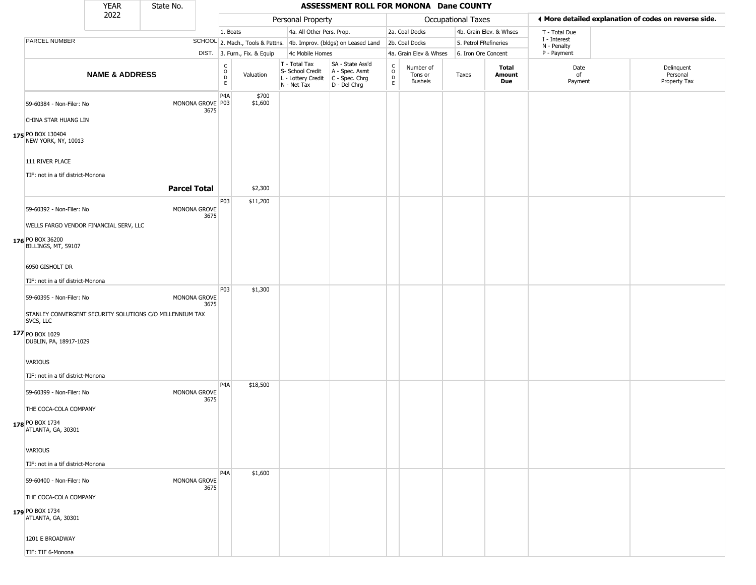| YEAR 2022 | State No. |
|---|---|

# ASSESSMENT ROLL FOR MONONA Dane COUNTY

| | | Personal Property | | | | Occupational Taxes | | | | ◄ More detailed explanation of codes on reverse side. | |
|---|---|---|---|---|---|---|---|---|---|---|---|
| PARCEL NUMBER | SCHOOL DIST. | 1. Boats<br>2. Mach., Tools & Pattns.<br>3. Furn., Fix. & Equip | | 4a. All Other Pers. Prop.<br>4b. Improv. (bldgs) on Leased Land<br>4c Mobile Homes | | 2a. Coal Docks<br>2b. Coal Docks<br>4a. Grain Elev & Whses | | 4b. Grain Elev. & Whses<br>5. Petrol FRefineries<br>6. Iron Ore Concent | | T - Total Due<br>I - Interest<br>N - Penalty<br>P - Payment | |
| **NAME & ADDRESS** | | CODE | Valuation | T - Total Tax<br>S- School Credit<br>L - Lottery Credit<br>N - Net Tax | SA - State Ass'd<br>A - Spec. Asmt<br>C - Spec. Chrg<br>D - Del Chrg | CODE | Number of Tons or Bushels | Taxes | **Total Amount Due** | Date of Payment | Delinquent Personal Property Tax |
| 175 59-60384 - Non-Filer: No<br>CHINA STAR HUANG LIN<br>PO BOX 130404<br>NEW YORK, NY, 10013<br>111 RIVER PLACE<br>TIF: not in a tif district-Monona | MONONA GROVE 3675 | P4A<br>P03 | $700<br>$1,600 | | | | | | | | |
| | **Parcel Total** | | $2,300 | | | | | | | | |
| 176 59-60392 - Non-Filer: No<br>WELLS FARGO VENDOR FINANCIAL SERV, LLC<br>PO BOX 36200<br>BILLINGS, MT, 59107<br>6950 GISHOLT DR<br>TIF: not in a tif district-Monona | MONONA GROVE 3675 | P03 | $11,200 | | | | | | | | |
| 177 59-60395 - Non-Filer: No<br>STANLEY CONVERGENT SECURITY SOLUTIONS C/O MILLENNIUM TAX SVCS, LLC<br>PO BOX 1029<br>DUBLIN, PA, 18917-1029<br>VARIOUS<br>TIF: not in a tif district-Monona | MONONA GROVE 3675 | P03 | $1,300 | | | | | | | | |
| 178 59-60399 - Non-Filer: No<br>THE COCA-COLA COMPANY<br>PO BOX 1734<br>ATLANTA, GA, 30301<br>VARIOUS<br>TIF: not in a tif district-Monona | MONONA GROVE 3675 | P4A | $18,500 | | | | | | | | |
| 179 59-60400 - Non-Filer: No<br>THE COCA-COLA COMPANY<br>PO BOX 1734<br>ATLANTA, GA, 30301<br>1201 E BROADWAY<br>TIF: TIF 6-Monona | MONONA GROVE 3675 | P4A | $1,600 | | | | | | | | |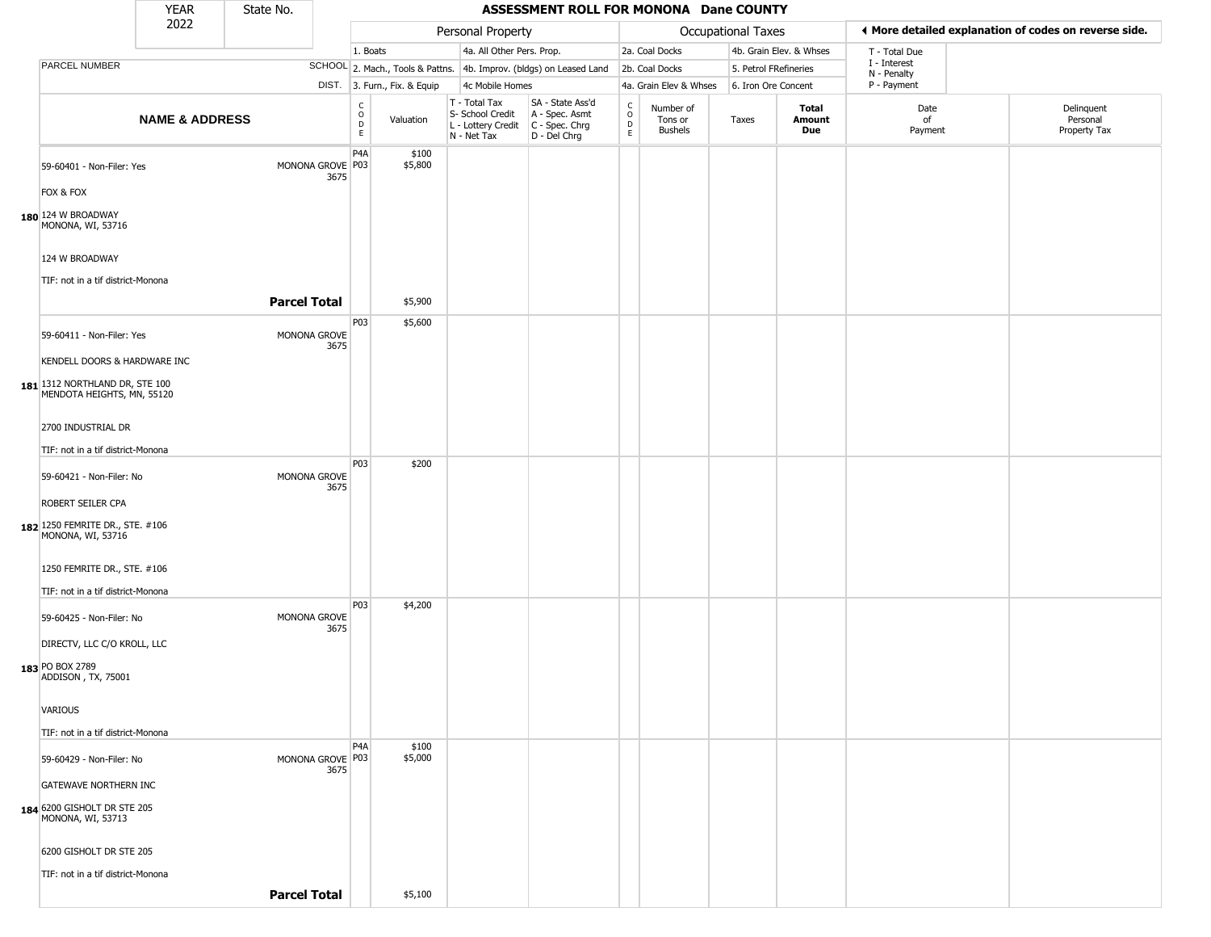| YEAR 2022 | State No. | ASSESSMENT ROLL FOR MONONA Dane COUNTY | | | | | | | | | | | |
|---|---|---|---|---|---|---|---|---|---|---|---|---|---|

| | | Personal Property | | | | Occupational Taxes | | | | ◀ More detailed explanation of codes on reverse side. | |
|---|---|---|---|---|---|---|---|---|---|---|---|
| | | 1. Boats | | 4a. All Other Pers. Prop. | | 2a. Coal Docks | | 4b. Grain Elev. & Whses | | T - Total Due | |
| PARCEL NUMBER | SCHOOL | 2. Mach., Tools & Pattns. | | 4b. Improv. (bldgs) on Leased Land | | 2b. Coal Docks | | 5. Petrol FRefineries | | I - Interest N - Penalty | |
| | DIST. | 3. Furn., Fix. & Equip | | 4c Mobile Homes | | 4a. Grain Elev & Whses | | 6. Iron Ore Concent | | P - Payment | |

| | NAME & ADDRESS | | CODE | Valuation | T - Total Tax S- School Credit L - Lottery Credit N - Net Tax | SA - State Ass'd A - Spec. Asmt C - Spec. Chrg D - Del Chrg | CODE | Number of Tons or Bushels | Taxes | Total Amount Due | Date of Payment | Delinquent Personal Property Tax |
|---|---|---|---|---|---|---|---|---|---|---|---|---|
| 180 | 59-60401 - Non-Filer: Yes<br>FOX & FOX<br>124 W BROADWAY<br>MONONA, WI, 53716<br><br>124 W BROADWAY<br>TIF: not in a tif district-Monona | MONONA GROVE 3675 | P4A<br>P03 | $100<br>$5,800 | | | | | | | | |
| | | **Parcel Total** | | $5,900 | | | | | | | | |
| 181 | 59-60411 - Non-Filer: Yes<br>KENDELL DOORS & HARDWARE INC<br>1312 NORTHLAND DR, STE 100<br>MENDOTA HEIGHTS, MN, 55120<br><br>2700 INDUSTRIAL DR<br>TIF: not in a tif district-Monona | MONONA GROVE 3675 | P03 | $5,600 | | | | | | | | |
| 182 | 59-60421 - Non-Filer: No<br>ROBERT SEILER CPA<br>1250 FEMRITE DR., STE. #106<br>MONONA, WI, 53716<br><br>1250 FEMRITE DR., STE. #106<br>TIF: not in a tif district-Monona | MONONA GROVE 3675 | P03 | $200 | | | | | | | | |
| 183 | 59-60425 - Non-Filer: No<br>DIRECTV, LLC C/O KROLL, LLC<br>PO BOX 2789<br>ADDISON , TX, 75001<br><br>VARIOUS<br>TIF: not in a tif district-Monona | MONONA GROVE 3675 | P03 | $4,200 | | | | | | | | |
| 184 | 59-60429 - Non-Filer: No<br>GATEWAVE NORTHERN INC<br>6200 GISHOLT DR STE 205<br>MONONA, WI, 53713<br><br>6200 GISHOLT DR STE 205<br>TIF: not in a tif district-Monona | MONONA GROVE 3675 | P4A<br>P03 | $100<br>$5,000 | | | | | | | | |
| | | **Parcel Total** | | $5,100 | | | | | | | | |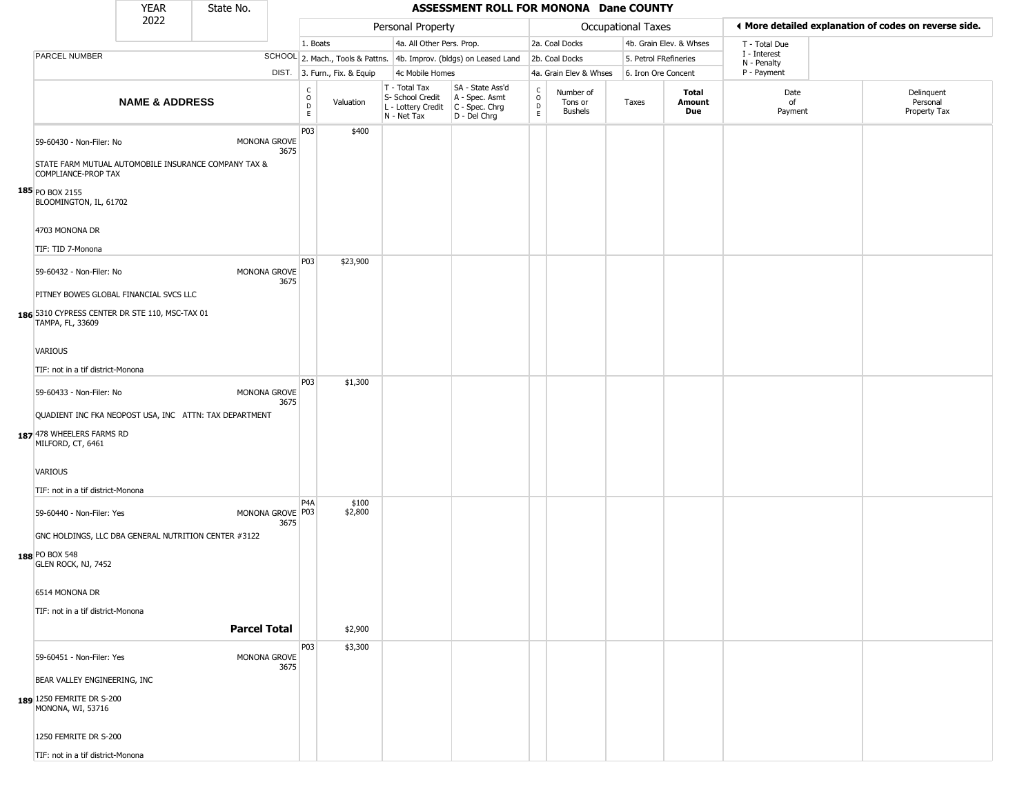| YEAR 2022 | State No. | | | | | | | | | | | |
|---|---|---|---|---|---|---|---|---|---|---|---|---|

# ASSESSMENT ROLL FOR MONONA Dane COUNTY

| | | Personal Property | | | | Occupational Taxes | | | | ◀ More detailed explanation of codes on reverse side. | | |
|---|---|---|---|---|---|---|---|---|---|---|---|---|
| | | 1. Boats | | 4a. All Other Pers. Prop. | | 2a. Coal Docks | | 4b. Grain Elev. & Whses | | T - Total Due | | |
| PARCEL NUMBER | SCHOOL | 2. Mach., Tools & Pattns. | | 4b. Improv. (bldgs) on Leased Land | | 2b. Coal Docks | | 5. Petrol FRefineries | | I - Interest N - Penalty | | |
| | DIST. | 3. Furn., Fix. & Equip | | 4c Mobile Homes | | 4a. Grain Elev & Whses | | 6. Iron Ore Concent | | P - Payment | | |
| **NAME & ADDRESS** | | CODE | Valuation | T - Total Tax S- School Credit L - Lottery Credit N - Net Tax | SA - State Ass'd A - Spec. Asmt C - Spec. Chrg D - Del Chrg | CODE | Number of Tons or Bushels | Taxes | **Total Amount Due** | Date of Payment | Delinquent Personal Property Tax | |
| **185** 59-60430 - Non-Filer: No<br>STATE FARM MUTUAL AUTOMOBILE INSURANCE COMPANY TAX & COMPLIANCE-PROP TAX<br>PO BOX 2155<br>BLOOMINGTON, IL, 61702<br><br>4703 MONONA DR<br><br>TIF: TID 7-Monona | MONONA GROVE 3675 | P03 | $400 | | | | | | | | | |
| **186** 59-60432 - Non-Filer: No<br>PITNEY BOWES GLOBAL FINANCIAL SVCS LLC<br>5310 CYPRESS CENTER DR STE 110, MSC-TAX 01<br>TAMPA, FL, 33609<br><br>VARIOUS<br><br>TIF: not in a tif district-Monona | MONONA GROVE 3675 | P03 | $23,900 | | | | | | | | | |
| **187** 59-60433 - Non-Filer: No<br>QUADIENT INC FKA NEOPOST USA, INC ATTN: TAX DEPARTMENT<br>478 WHEELERS FARMS RD<br>MILFORD, CT, 6461<br><br>VARIOUS<br><br>TIF: not in a tif district-Monona | MONONA GROVE 3675 | P03 | $1,300 | | | | | | | | | |
| **188** 59-60440 - Non-Filer: Yes<br>GNC HOLDINGS, LLC DBA GENERAL NUTRITION CENTER #3122<br>PO BOX 548<br>GLEN ROCK, NJ, 7452<br><br>6514 MONONA DR<br><br>TIF: not in a tif district-Monona | MONONA GROVE 3675 | P4A<br>P03 | $100<br>$2,800 | | | | | | | | | |
| **Parcel Total** | | | $2,900 | | | | | | | | | |
| **189** 59-60451 - Non-Filer: Yes<br>BEAR VALLEY ENGINEERING, INC<br>1250 FEMRITE DR S-200<br>MONONA, WI, 53716<br><br>1250 FEMRITE DR S-200<br><br>TIF: not in a tif district-Monona | MONONA GROVE 3675 | P03 | $3,300 | | | | | | | | | |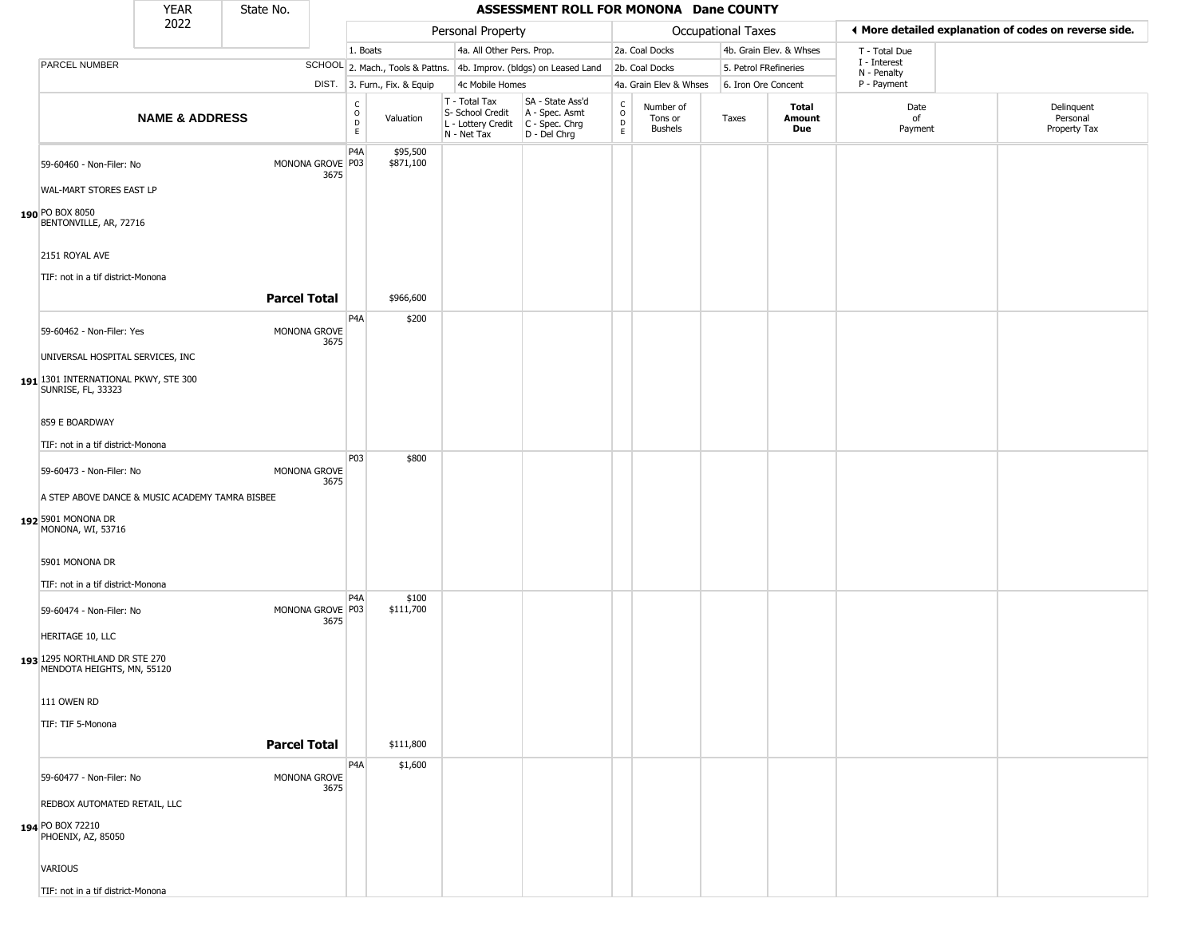# ASSESSMENT ROLL FOR MONONA Dane COUNTY

| YEAR | State No. |
|---|---|
| 2022 | |

| | | Personal Property | | | | Occupational Taxes | | | | ◀ More detailed explanation of codes on reverse side. | |
|---|---|---|---|---|---|---|---|---|---|---|---|
| | | 1. Boats | | 4a. All Other Pers. Prop. | | 2a. Coal Docks | | 4b. Grain Elev. & Whses | | T - Total Due<br>I - Interest<br>N - Penalty<br>P - Payment | |
| PARCEL NUMBER | SCHOOL | 2. Mach., Tools & Pattns. | | 4b. Improv. (bldgs) on Leased Land | | 2b. Coal Docks | | 5. Petrol FRefineries | | | |
| | DIST. | 3. Furn., Fix. & Equip | | 4c Mobile Homes | | 4a. Grain Elev & Whses | | 6. Iron Ore Concent | | | |

| | NAME & ADDRESS | SCHOOL DIST. | CODE | Valuation | T - Total Tax<br>S- School Credit<br>L - Lottery Credit<br>N - Net Tax | SA - State Ass'd<br>A - Spec. Asmt<br>C - Spec. Chrg<br>D - Del Chrg | CODE | Number of Tons or Bushels | Taxes | Total Amount Due | Date of Payment | Delinquent Personal Property Tax |
|---|---|---|---|---|---|---|---|---|---|---|---|---|
| 190 | 59-60460 - Non-Filer: No<br>WAL-MART STORES EAST LP<br>PO BOX 8050<br>BENTONVILLE, AR, 72716<br>2151 ROYAL AVE<br>TIF: not in a tif district-Monona | MONONA GROVE 3675 | P4A<br>P03 | \$95,500<br>\$871,100 | | | | | | | | |
| | **Parcel Total** | | | \$966,600 | | | | | | | | |
| 191 | 59-60462 - Non-Filer: Yes<br>UNIVERSAL HOSPITAL SERVICES, INC<br>1301 INTERNATIONAL PKWY, STE 300<br>SUNRISE, FL, 33323<br>859 E BOARDWAY<br>TIF: not in a tif district-Monona | MONONA GROVE 3675 | P4A | \$200 | | | | | | | | |
| 192 | 59-60473 - Non-Filer: No<br>A STEP ABOVE DANCE & MUSIC ACADEMY TAMRA BISBEE<br>5901 MONONA DR<br>MONONA, WI, 53716<br>5901 MONONA DR<br>TIF: not in a tif district-Monona | MONONA GROVE 3675 | P03 | \$800 | | | | | | | | |
| 193 | 59-60474 - Non-Filer: No<br>HERITAGE 10, LLC<br>1295 NORTHLAND DR STE 270<br>MENDOTA HEIGHTS, MN, 55120<br>111 OWEN RD<br>TIF: TIF 5-Monona | MONONA GROVE 3675 | P4A<br>P03 | \$100<br>\$111,700 | | | | | | | | |
| | **Parcel Total** | | | \$111,800 | | | | | | | | |
| 194 | 59-60477 - Non-Filer: No<br>REDBOX AUTOMATED RETAIL, LLC<br>PO BOX 72210<br>PHOENIX, AZ, 85050<br>VARIOUS<br>TIF: not in a tif district-Monona | MONONA GROVE 3675 | P4A | \$1,600 | | | | | | | | |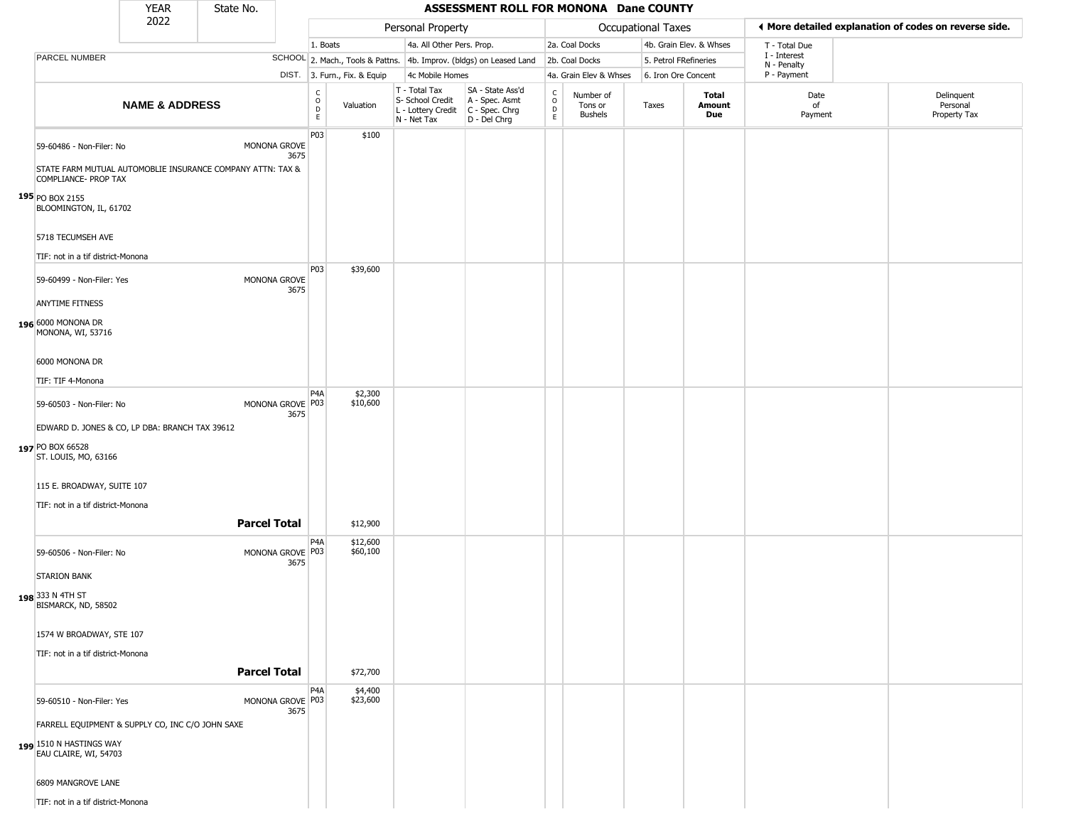# ASSESSMENT ROLL FOR MONONA Dane COUNTY

YEAR 2022 | State No.

| | | Personal Property | | | | Occupational Taxes | | | | ◄ More detailed explanation of codes on reverse side. | |
|---|---|---|---|---|---|---|---|---|---|---|---|
| PARCEL NUMBER | SCHOOL DIST. | 1. Boats<br>2. Mach., Tools & Pattns.<br>3. Furn., Fix. & Equip | | 4a. All Other Pers. Prop.<br>4b. Improv. (bldgs) on Leased Land<br>4c Mobile Homes | | 2a. Coal Docks<br>2b. Coal Docks<br>4a. Grain Elev & Whses | | 4b. Grain Elev. & Whses<br>5. Petrol FRefineries<br>6. Iron Ore Concent | | T - Total Due<br>I - Interest<br>N - Penalty<br>P - Payment | |
| **NAME & ADDRESS** | | CODE | Valuation | T - Total Tax<br>S- School Credit<br>L - Lottery Credit<br>N - Net Tax | SA - State Ass'd<br>A - Spec. Asmt<br>C - Spec. Chrg<br>D - Del Chrg | CODE | Number of Tons or Bushels | Taxes | **Total Amount Due** | Date of Payment | Delinquent Personal Property Tax |
| **195** 59-60486 - Non-Filer: No<br>STATE FARM MUTUAL AUTOMOBLIE INSURANCE COMPANY ATTN: TAX & COMPLIANCE- PROP TAX<br>PO BOX 2155<br>BLOOMINGTON, IL, 61702<br>5718 TECUMSEH AVE<br>TIF: not in a tif district-Monona | MONONA GROVE 3675 | P03 | $100 | | | | | | | | |
| **196** 59-60499 - Non-Filer: Yes<br>ANYTIME FITNESS<br>6000 MONONA DR<br>MONONA, WI, 53716<br>6000 MONONA DR<br>TIF: TIF 4-Monona | MONONA GROVE 3675 | P03 | $39,600 | | | | | | | | |
| **197** 59-60503 - Non-Filer: No<br>EDWARD D. JONES & CO, LP DBA: BRANCH TAX 39612<br>PO BOX 66528<br>ST. LOUIS, MO, 63166<br>115 E. BROADWAY, SUITE 107<br>TIF: not in a tif district-Monona | MONONA GROVE 3675 | P4A<br>P03 | $2,300<br>$10,600 | | | | | | | | |
| | **Parcel Total** | | $12,900 | | | | | | | | |
| **198** 59-60506 - Non-Filer: No<br>STARION BANK<br>333 N 4TH ST<br>BISMARCK, ND, 58502<br>1574 W BROADWAY, STE 107<br>TIF: not in a tif district-Monona | MONONA GROVE 3675 | P4A<br>P03 | $12,600<br>$60,100 | | | | | | | | |
| | **Parcel Total** | | $72,700 | | | | | | | | |
| **199** 59-60510 - Non-Filer: Yes<br>FARRELL EQUIPMENT & SUPPLY CO, INC C/O JOHN SAXE<br>1510 N HASTINGS WAY<br>EAU CLAIRE, WI, 54703<br>6809 MANGROVE LANE<br>TIF: not in a tif district-Monona | MONONA GROVE 3675 | P4A<br>P03 | $4,400<br>$23,600 | | | | | | | | |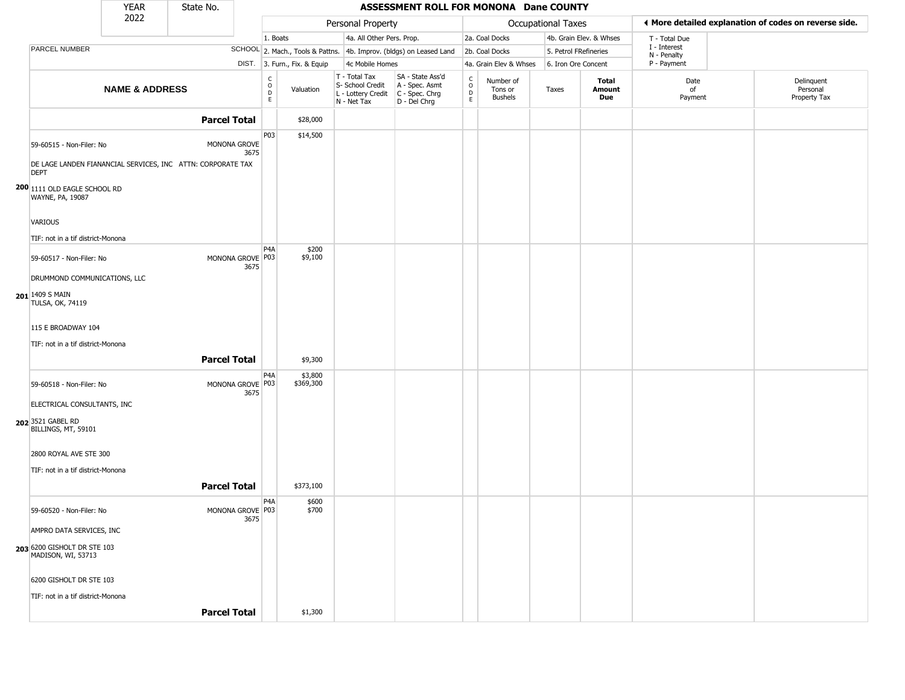| YEAR 2022 | State No. | | ASSESSMENT ROLL FOR MONONA Dane COUNTY | | | | | | | | | |
|---|---|---|---|---|---|---|---|---|---|---|---|---|

| | | Personal Property | | | | Occupational Taxes | | | | | ◄ More detailed explanation of codes on reverse side. | |
|---|---|---|---|---|---|---|---|---|---|---|---|---|
| | | 1. Boats | | 4a. All Other Pers. Prop. | | 2a. Coal Docks | | 4b. Grain Elev. & Whses | | | T - Total Due | |
| PARCEL NUMBER | SCHOOL | 2. Mach., Tools & Pattns. | | 4b. Improv. (bldgs) on Leased Land | | 2b. Coal Docks | | 5. Petrol FRefineries | | | I - Interest N - Penalty | |
| | DIST. | 3. Furn., Fix. & Equip | | 4c Mobile Homes | | 4a. Grain Elev & Whses | | 6. Iron Ore Concent | | | P - Payment | |
| NAME & ADDRESS | | CODE | Valuation | T - Total Tax S- School Credit L - Lottery Credit N - Net Tax | SA - State Ass'd A - Spec. Asmt C - Spec. Chrg D - Del Chrg | CODE | Number of Tons or Bushels | Taxes | Total Amount Due | Date of Payment | | Delinquent Personal Property Tax |
| **Parcel Total** | | | $28,000 | | | | | | | | | |
| 59-60515 - Non-Filer: No<br><br>DE LAGE LANDEN FIANANCIAL SERVICES, INC ATTN: CORPORATE TAX DEPT<br><br>200 1111 OLD EAGLE SCHOOL RD<br>WAYNE, PA, 19087<br><br>VARIOUS<br><br>TIF: not in a tif district-Monona | MONONA GROVE 3675 | P03 | $14,500 | | | | | | | | | |
| 59-60517 - Non-Filer: No<br><br>DRUMMOND COMMUNICATIONS, LLC<br><br>201 1409 S MAIN<br>TULSA, OK, 74119<br><br>115 E BROADWAY 104<br><br>TIF: not in a tif district-Monona | MONONA GROVE 3675 | P4A<br>P03 | $200<br>$9,100 | | | | | | | | | |
| **Parcel Total** | | | $9,300 | | | | | | | | | |
| 59-60518 - Non-Filer: No<br><br>ELECTRICAL CONSULTANTS, INC<br><br>202 3521 GABEL RD<br>BILLINGS, MT, 59101<br><br>2800 ROYAL AVE STE 300<br><br>TIF: not in a tif district-Monona | MONONA GROVE 3675 | P4A<br>P03 | $3,800<br>$369,300 | | | | | | | | | |
| **Parcel Total** | | | $373,100 | | | | | | | | | |
| 59-60520 - Non-Filer: No<br><br>AMPRO DATA SERVICES, INC<br><br>203 6200 GISHOLT DR STE 103<br>MADISON, WI, 53713<br><br>6200 GISHOLT DR STE 103<br><br>TIF: not in a tif district-Monona | MONONA GROVE 3675 | P4A<br>P03 | $600<br>$700 | | | | | | | | | |
| **Parcel Total** | | | $1,300 | | | | | | | | | |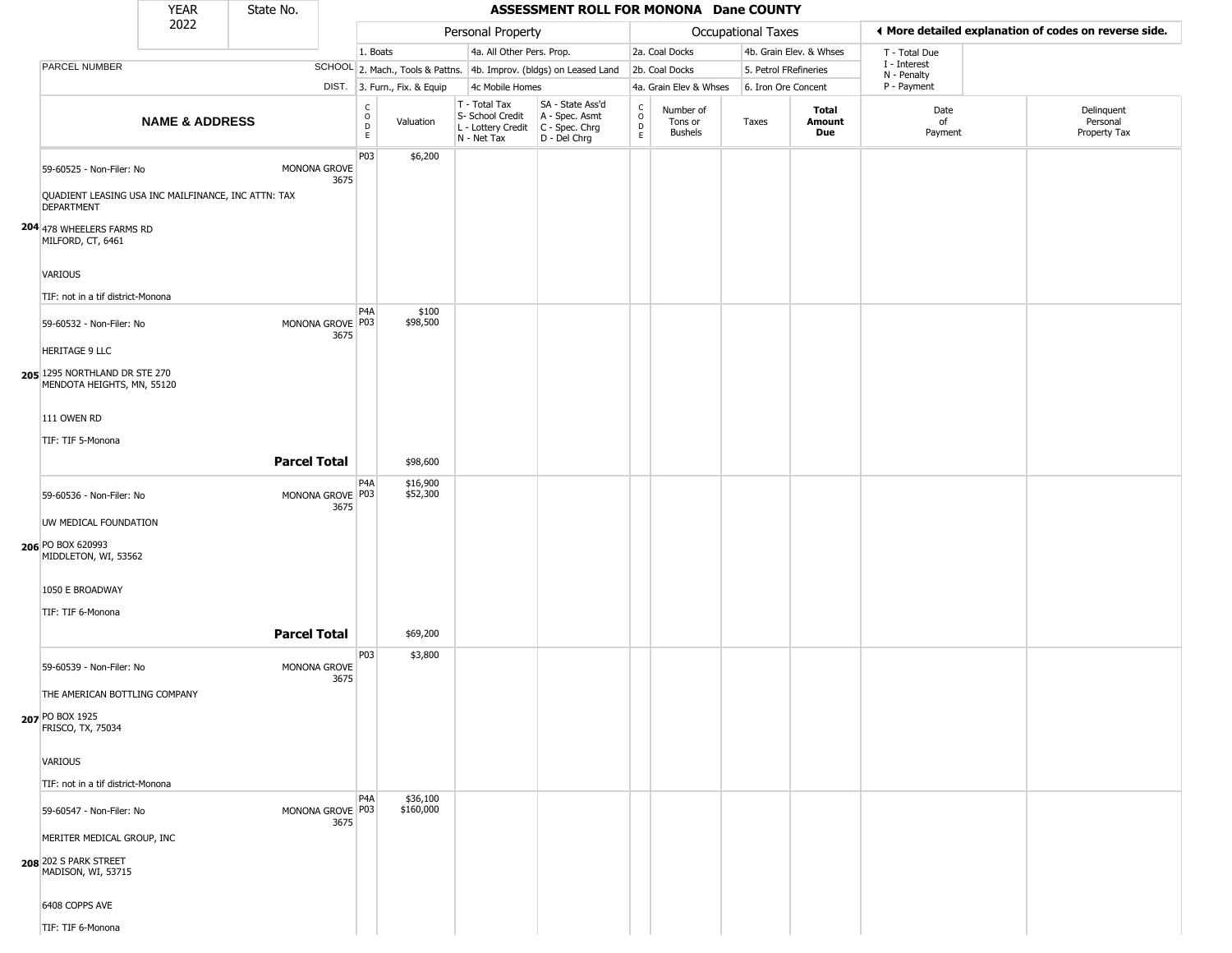| YEAR 2022 | State No. | ASSESSMENT ROLL FOR MONONA Dane COUNTY | | | | | | | | | | |
|---|---|---|---|---|---|---|---|---|---|---|---|---|

**Personal Property:** 1. Boats; 2. Mach., Tools & Pattns.; 3. Furn., Fix. & Equip; 4a. All Other Pers. Prop.; 4b. Improv. (bldgs) on Leased Land; 4c Mobile Homes

**Occupational Taxes:** 2a. Coal Docks; 2b. Coal Docks; 4a. Grain Elev & Whses; 4b. Grain Elev. & Whses; 5. Petrol FRefineries; 6. Iron Ore Concent

◄ More detailed explanation of codes on reverse side.

T - Total Due; I - Interest; N - Penalty; P - Payment

| | PARCEL NUMBER / NAME & ADDRESS | SCHOOL DIST. | CODE | Valuation | T - Total Tax / S- School Credit / L - Lottery Credit / N - Net Tax | SA - State Ass'd / A - Spec. Asmt / C - Spec. Chrg / D - Del Chrg | CODE | Number of Tons or Bushels | Taxes | Total Amount Due | Date of Payment | Delinquent Personal Property Tax |
|---|---|---|---|---|---|---|---|---|---|---|---|---|
| 204 | 59-60525 - Non-Filer: No<br>QUADIENT LEASING USA INC MAILFINANCE, INC ATTN: TAX DEPARTMENT<br>478 WHEELERS FARMS RD<br>MILFORD, CT, 6461<br>VARIOUS<br>TIF: not in a tif district-Monona | MONONA GROVE 3675 | P03 | $6,200 | | | | | | | | |
| 205 | 59-60532 - Non-Filer: No<br>HERITAGE 9 LLC<br>1295 NORTHLAND DR STE 270<br>MENDOTA HEIGHTS, MN, 55120<br>111 OWEN RD<br>TIF: TIF 5-Monona | MONONA GROVE 3675 | P4A<br>P03 | $100<br>$98,500 | | | | | | | | |
| | **Parcel Total** | | | $98,600 | | | | | | | | |
| 206 | 59-60536 - Non-Filer: No<br>UW MEDICAL FOUNDATION<br>PO BOX 620993<br>MIDDLETON, WI, 53562<br>1050 E BROADWAY<br>TIF: TIF 6-Monona | MONONA GROVE 3675 | P4A<br>P03 | $16,900<br>$52,300 | | | | | | | | |
| | **Parcel Total** | | | $69,200 | | | | | | | | |
| 207 | 59-60539 - Non-Filer: No<br>THE AMERICAN BOTTLING COMPANY<br>PO BOX 1925<br>FRISCO, TX, 75034<br>VARIOUS<br>TIF: not in a tif district-Monona | MONONA GROVE 3675 | P03 | $3,800 | | | | | | | | |
| 208 | 59-60547 - Non-Filer: No<br>MERITER MEDICAL GROUP, INC<br>202 S PARK STREET<br>MADISON, WI, 53715<br>6408 COPPS AVE<br>TIF: TIF 6-Monona | MONONA GROVE 3675 | P4A<br>P03 | $36,100<br>$160,000 | | | | | | | | |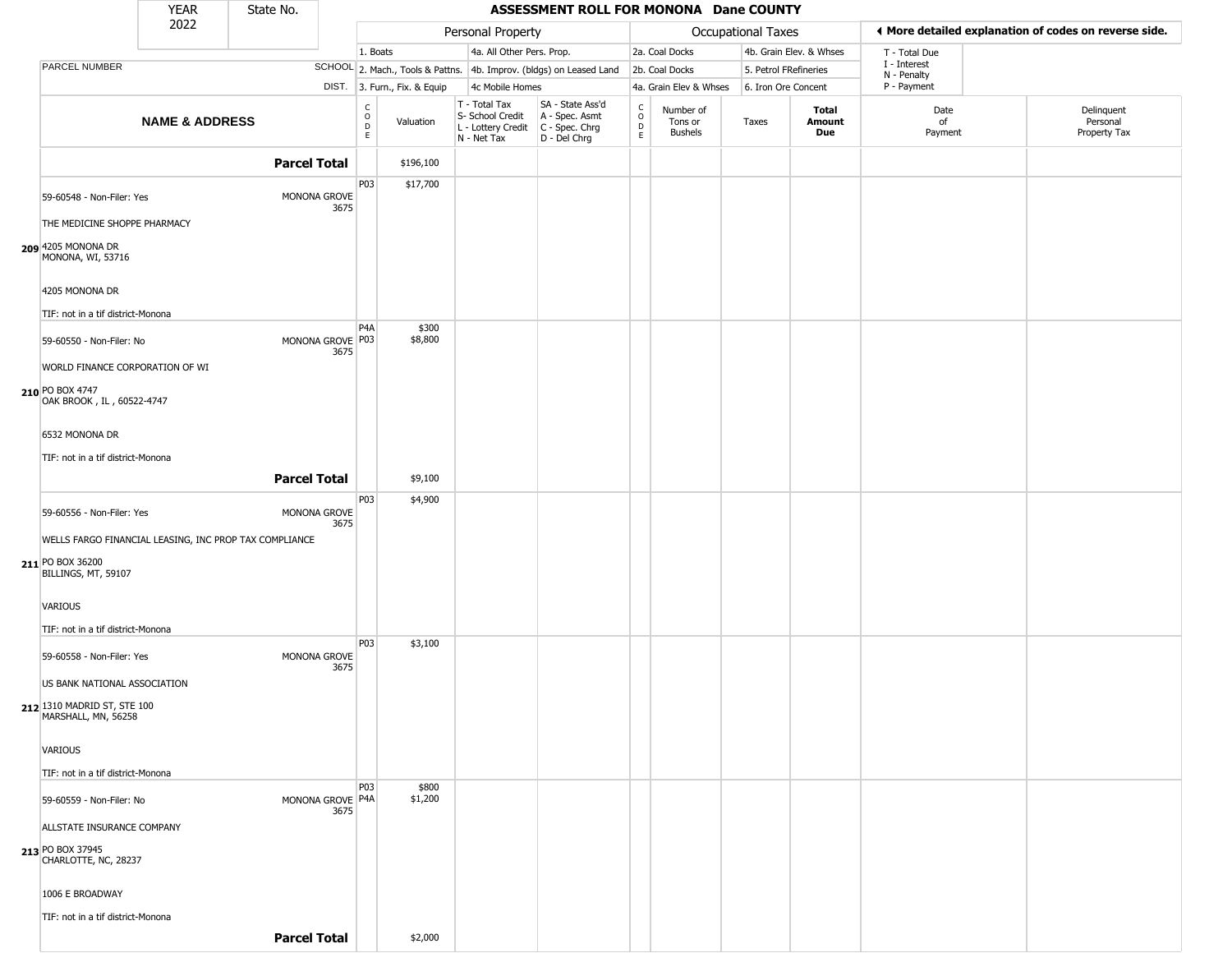**ASSESSMENT ROLL FOR MONONA Dane COUNTY**

YEAR 2022 | State No.

| NAME & ADDRESS | SCHOOL DIST. | CODE | Valuation | T - Total Tax / S- School Credit / L - Lottery Credit / N - Net Tax | SA - State Ass'd / A - Spec. Asmt / C - Spec. Chrg / D - Del Chrg | CODE | Number of Tons or Bushels | Taxes | Total Amount Due | Date of Payment | Delinquent Personal Property Tax |
|---|---|---|---|---|---|---|---|---|---|---|---|
| **Parcel Total** | | | $196,100 | | | | | | | | |
| 209 59-60548 - Non-Filer: Yes<br>THE MEDICINE SHOPPE PHARMACY<br>4205 MONONA DR<br>MONONA, WI, 53716<br>4205 MONONA DR<br>TIF: not in a tif district-Monona | MONONA GROVE 3675 | P03 | $17,700 | | | | | | | | |
| 210 59-60550 - Non-Filer: No<br>WORLD FINANCE CORPORATION OF WI<br>PO BOX 4747<br>OAK BROOK , IL , 60522-4747<br>6532 MONONA DR<br>TIF: not in a tif district-Monona | MONONA GROVE 3675 | P4A<br>P03 | $300<br>$8,800 | | | | | | | | |
| **Parcel Total** | | | $9,100 | | | | | | | | |
| 211 59-60556 - Non-Filer: Yes<br>WELLS FARGO FINANCIAL LEASING, INC PROP TAX COMPLIANCE<br>PO BOX 36200<br>BILLINGS, MT, 59107<br>VARIOUS<br>TIF: not in a tif district-Monona | MONONA GROVE 3675 | P03 | $4,900 | | | | | | | | |
| 212 59-60558 - Non-Filer: Yes<br>US BANK NATIONAL ASSOCIATION<br>1310 MADRID ST, STE 100<br>MARSHALL, MN, 56258<br>VARIOUS<br>TIF: not in a tif district-Monona | MONONA GROVE 3675 | P03 | $3,100 | | | | | | | | |
| 213 59-60559 - Non-Filer: No<br>ALLSTATE INSURANCE COMPANY<br>PO BOX 37945<br>CHARLOTTE, NC, 28237<br>1006 E BROADWAY<br>TIF: not in a tif district-Monona | MONONA GROVE 3675 | P03<br>P4A | $800<br>$1,200 | | | | | | | | |
| **Parcel Total** | | | $2,000 | | | | | | | | |

Personal Property: 1. Boats; 2. Mach., Tools & Pattns.; 3. Furn., Fix. & Equip; 4a. All Other Pers. Prop.; 4b. Improv. (bldgs) on Leased Land; 4c Mobile Homes

Occupational Taxes: 2a. Coal Docks; 2b. Coal Docks; 4a. Grain Elev & Whses; 4b. Grain Elev. & Whses; 5. Petrol FRefineries; 6. Iron Ore Concent

◄ More detailed explanation of codes on reverse side.

T - Total Due; I - Interest; N - Penalty; P - Payment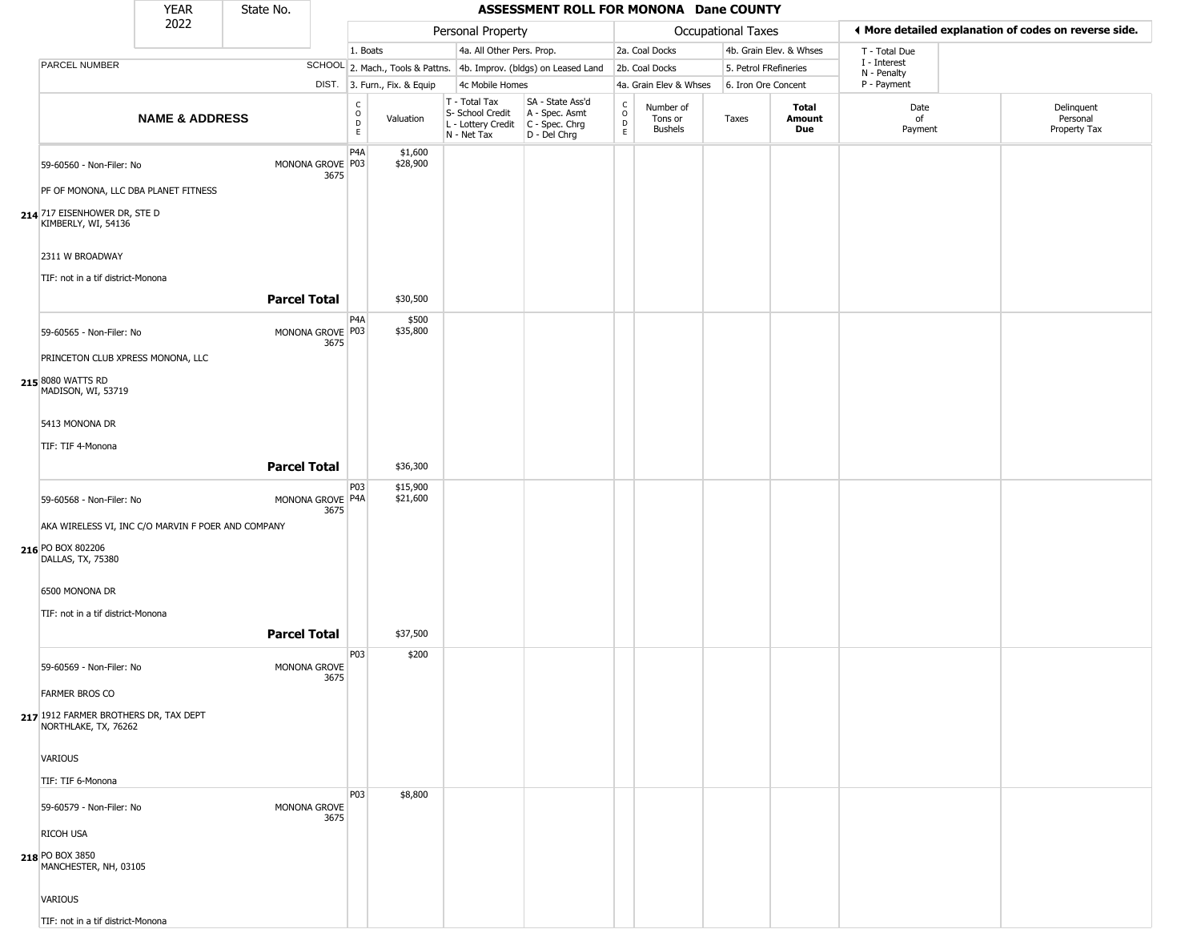| YEAR 2022 | State No. | ASSESSMENT ROLL FOR MONONA Dane COUNTY |
|---|---|---|

| PARCEL NUMBER / NAME & ADDRESS | SCHOOL DIST. | CODE | Valuation | T - Total Tax / S- School Credit / L - Lottery Credit / N - Net Tax | SA - State Ass'd / A - Spec. Asmt / C - Spec. Chrg / D - Del Chrg | CODE | Number of Tons or Bushels | Taxes | Total Amount Due | Date of Payment | Delinquent Personal Property Tax |
|---|---|---|---|---|---|---|---|---|---|---|---|
| | | | Personal Property: 1. Boats; 2. Mach., Tools & Pattns.; 3. Furn., Fix. & Equip; 4a. All Other Pers. Prop.; 4b. Improv. (bldgs) on Leased Land; 4c Mobile Homes | | | | Occupational Taxes: 2a. Coal Docks; 2b. Coal Docks; 4a. Grain Elev & Whses; 4b. Grain Elev. & Whses; 5. Petrol FRefineries; 6. Iron Ore Concent | | | ◀ More detailed explanation of codes on reverse side. T - Total Due; I - Interest; N - Penalty; P - Payment | |
| 214 59-60560 - Non-Filer: No<br>PF OF MONONA, LLC DBA PLANET FITNESS<br>717 EISENHOWER DR, STE D<br>KIMBERLY, WI, 54136<br>2311 W BROADWAY<br>TIF: not in a tif district-Monona | MONONA GROVE 3675 | P4A<br>P03 | $1,600<br>$28,900 | | | | | | | | |
| **Parcel Total** | | | $30,500 | | | | | | | | |
| 215 59-60565 - Non-Filer: No<br>PRINCETON CLUB XPRESS MONONA, LLC<br>8080 WATTS RD<br>MADISON, WI, 53719<br>5413 MONONA DR<br>TIF: TIF 4-Monona | MONONA GROVE 3675 | P4A<br>P03 | $500<br>$35,800 | | | | | | | | |
| **Parcel Total** | | | $36,300 | | | | | | | | |
| 216 59-60568 - Non-Filer: No<br>AKA WIRELESS VI, INC C/O MARVIN F POER AND COMPANY<br>PO BOX 802206<br>DALLAS, TX, 75380<br>6500 MONONA DR<br>TIF: not in a tif district-Monona | MONONA GROVE 3675 | P03<br>P4A | $15,900<br>$21,600 | | | | | | | | |
| **Parcel Total** | | | $37,500 | | | | | | | | |
| 217 59-60569 - Non-Filer: No<br>FARMER BROS CO<br>1912 FARMER BROTHERS DR, TAX DEPT<br>NORTHLAKE, TX, 76262<br>VARIOUS<br>TIF: TIF 6-Monona | MONONA GROVE 3675 | P03 | $200 | | | | | | | | |
| 218 59-60579 - Non-Filer: No<br>RICOH USA<br>PO BOX 3850<br>MANCHESTER, NH, 03105<br>VARIOUS<br>TIF: not in a tif district-Monona | MONONA GROVE 3675 | P03 | $8,800 | | | | | | | | |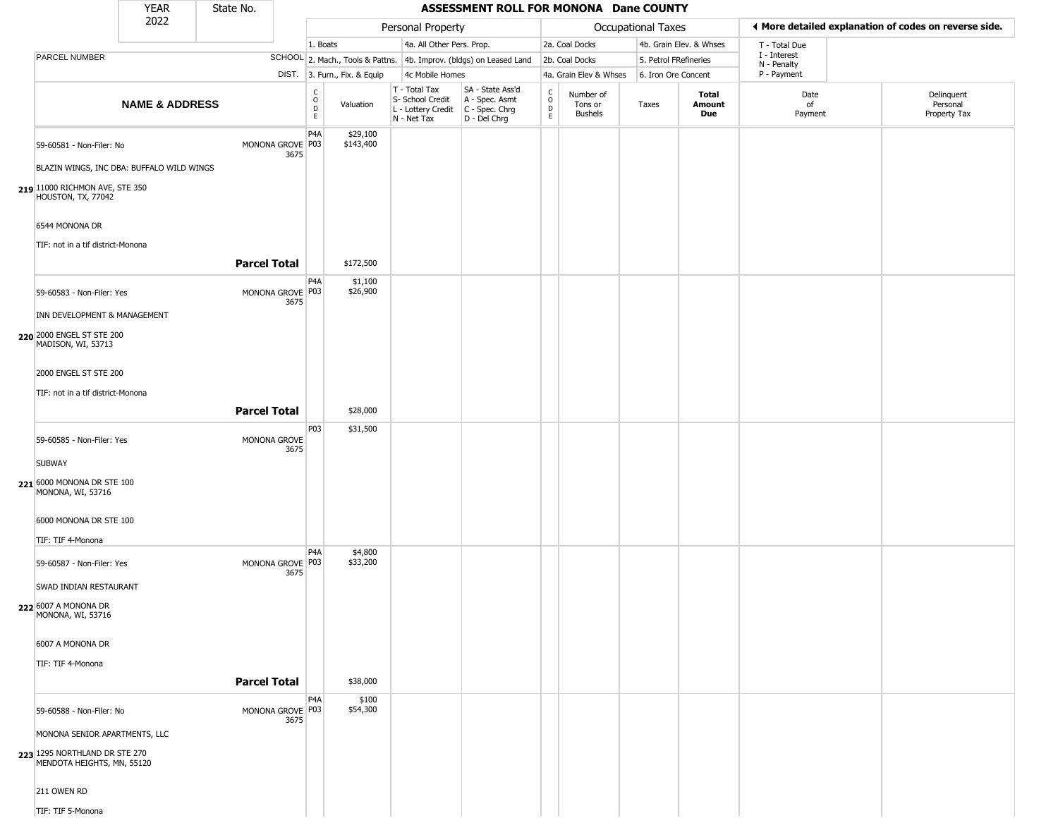| YEAR 2022 | State No. | **ASSESSMENT ROLL FOR MONONA Dane COUNTY** | | | | | | | | | | |
|---|---|---|---|---|---|---|---|---|---|---|---|---|

| PARCEL NUMBER | SCHOOL DIST. | Personal Property: 1. Boats; 2. Mach., Tools & Pattns.; 3. Furn., Fix. & Equip; 4a. All Other Pers. Prop.; 4b. Improv. (bldgs) on Leased Land; 4c Mobile Homes | | | | Occupational Taxes: 2a. Coal Docks; 2b. Coal Docks; 4a. Grain Elev & Whses; 4b. Grain Elev. & Whses; 5. Petrol FRefineries; 6. Iron Ore Concent | | | | ◄ More detailed explanation of codes on reverse side. T - Total Due; I - Interest; N - Penalty; P - Payment | |
|---|---|---|---|---|---|---|---|---|---|---|---|
| **NAME & ADDRESS** | | CODE | Valuation | T - Total Tax; S- School Credit; L - Lottery Credit; N - Net Tax | SA - State Ass'd; A - Spec. Asmt; C - Spec. Chrg; D - Del Chrg | CODE | Number of Tons or Bushels | Taxes | **Total Amount Due** | Date of Payment | Delinquent Personal Property Tax |
| **219** 59-60581 - Non-Filer: No<br>BLAZIN WINGS, INC DBA: BUFFALO WILD WINGS<br>11000 RICHMON AVE, STE 350<br>HOUSTON, TX, 77042<br>6544 MONONA DR<br>TIF: not in a tif district-Monona | MONONA GROVE 3675 | P4A<br>P03 | $29,100<br>$143,400 | | | | | | | | |
| | **Parcel Total** | | $172,500 | | | | | | | | |
| **220** 59-60583 - Non-Filer: Yes<br>INN DEVELOPMENT & MANAGEMENT<br>2000 ENGEL ST STE 200<br>MADISON, WI, 53713<br>2000 ENGEL ST STE 200<br>TIF: not in a tif district-Monona | MONONA GROVE 3675 | P4A<br>P03 | $1,100<br>$26,900 | | | | | | | | |
| | **Parcel Total** | | $28,000 | | | | | | | | |
| **221** 59-60585 - Non-Filer: Yes<br>SUBWAY<br>6000 MONONA DR STE 100<br>MONONA, WI, 53716<br>6000 MONONA DR STE 100<br>TIF: TIF 4-Monona | MONONA GROVE 3675 | P03 | $31,500 | | | | | | | | |
| **222** 59-60587 - Non-Filer: Yes<br>SWAD INDIAN RESTAURANT<br>6007 A MONONA DR<br>MONONA, WI, 53716<br>6007 A MONONA DR<br>TIF: TIF 4-Monona | MONONA GROVE 3675 | P4A<br>P03 | $4,800<br>$33,200 | | | | | | | | |
| | **Parcel Total** | | $38,000 | | | | | | | | |
| **223** 59-60588 - Non-Filer: No<br>MONONA SENIOR APARTMENTS, LLC<br>1295 NORTHLAND DR STE 270<br>MENDOTA HEIGHTS, MN, 55120<br>211 OWEN RD<br>TIF: TIF 5-Monona | MONONA GROVE 3675 | P4A<br>P03 | $100<br>$54,300 | | | | | | | | |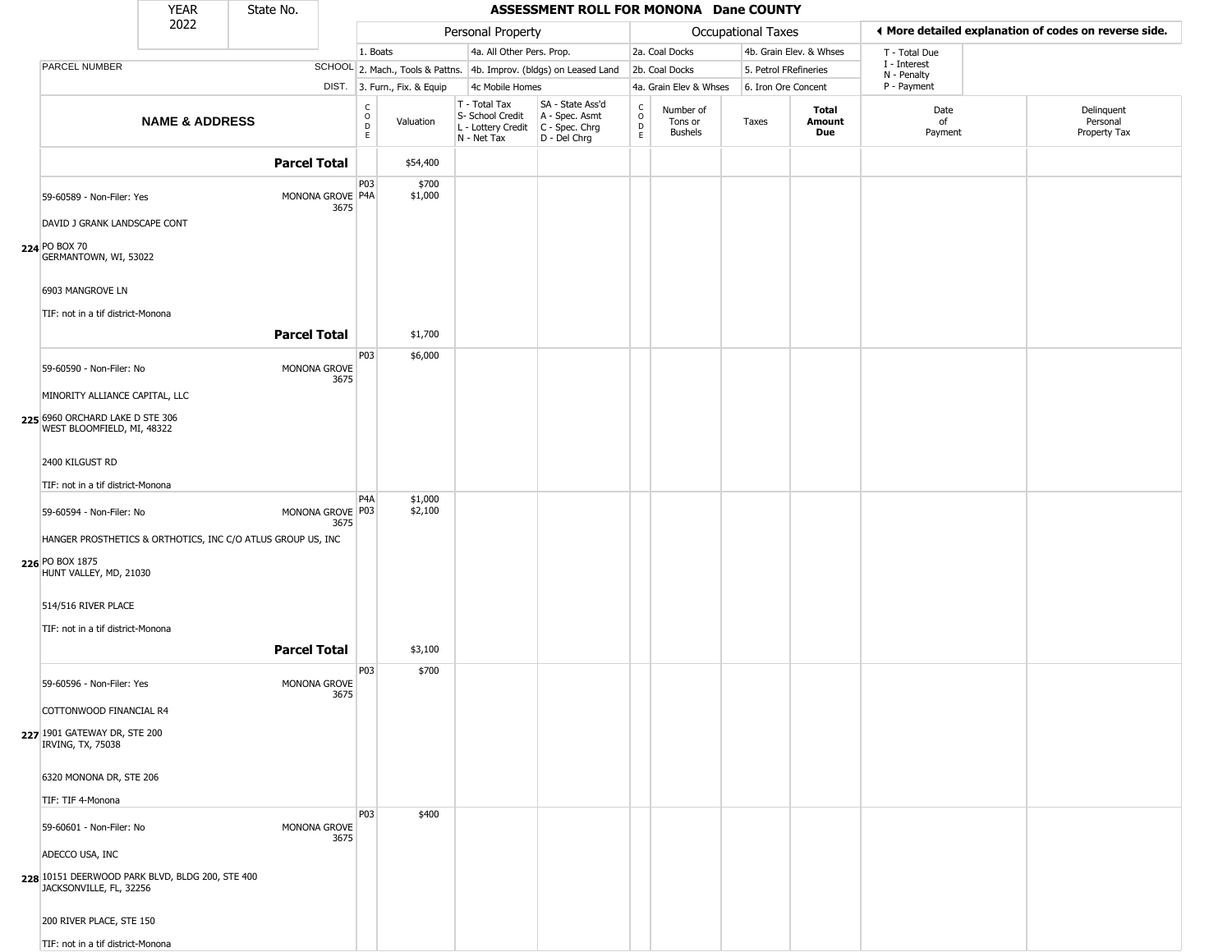| YEAR 2022 | State No. | ASSESSMENT ROLL FOR MONONA Dane COUNTY | | | | | | | | | |
|---|---|---|---|---|---|---|---|---|---|---|---|

| | | Personal Property | | | | Occupational Taxes | | | | ◄ More detailed explanation of codes on reverse side. | |
|---|---|---|---|---|---|---|---|---|---|---|---|
| | | 1. Boats | | 4a. All Other Pers. Prop. | | 2a. Coal Docks | | 4b. Grain Elev. & Whses | | T - Total Due<br>I - Interest<br>N - Penalty<br>P - Payment | |
| PARCEL NUMBER | SCHOOL | 2. Mach., Tools & Pattns. | | 4b. Improv. (bldgs) on Leased Land | | 2b. Coal Docks | | 5. Petrol FRefineries | | | |
| | DIST. | 3. Furn., Fix. & Equip | | 4c Mobile Homes | | 4a. Grain Elev & Whses | | 6. Iron Ore Concent | | | |
| **NAME & ADDRESS** | | CODE | Valuation | T - Total Tax<br>S- School Credit<br>L - Lottery Credit<br>N - Net Tax | SA - State Ass'd<br>A - Spec. Asmt<br>C - Spec. Chrg<br>D - Del Chrg | CODE | Number of Tons or Bushels | Taxes | **Total Amount Due** | Date of Payment | Delinquent Personal Property Tax |
| | **Parcel Total** | | $54,400 | | | | | | | | |
| 59-60589 - Non-Filer: Yes<br>DAVID J GRANK LANDSCAPE CONT<br>224 PO BOX 70<br>GERMANTOWN, WI, 53022<br>6903 MANGROVE LN<br>TIF: not in a tif district-Monona | MONONA GROVE 3675 | P03<br>P4A | $700<br>$1,000 | | | | | | | | |
| | **Parcel Total** | | $1,700 | | | | | | | | |
| 59-60590 - Non-Filer: No<br>MINORITY ALLIANCE CAPITAL, LLC<br>225 6960 ORCHARD LAKE D STE 306<br>WEST BLOOMFIELD, MI, 48322<br>2400 KILGUST RD<br>TIF: not in a tif district-Monona | MONONA GROVE 3675 | P03 | $6,000 | | | | | | | | |
| 59-60594 - Non-Filer: No<br>HANGER PROSTHETICS & ORTHOTICS, INC C/O ATLUS GROUP US, INC<br>226 PO BOX 1875<br>HUNT VALLEY, MD, 21030<br>514/516 RIVER PLACE<br>TIF: not in a tif district-Monona | MONONA GROVE 3675 | P4A<br>P03 | $1,000<br>$2,100 | | | | | | | | |
| | **Parcel Total** | | $3,100 | | | | | | | | |
| 59-60596 - Non-Filer: Yes<br>COTTONWOOD FINANCIAL R4<br>227 1901 GATEWAY DR, STE 200<br>IRVING, TX, 75038<br>6320 MONONA DR, STE 206<br>TIF: TIF 4-Monona | MONONA GROVE 3675 | P03 | $700 | | | | | | | | |
| 59-60601 - Non-Filer: No<br>ADECCO USA, INC<br>228 10151 DEERWOOD PARK BLVD, BLDG 200, STE 400<br>JACKSONVILLE, FL, 32256<br>200 RIVER PLACE, STE 150<br>TIF: not in a tif district-Monona | MONONA GROVE 3675 | P03 | $400 | | | | | | | | |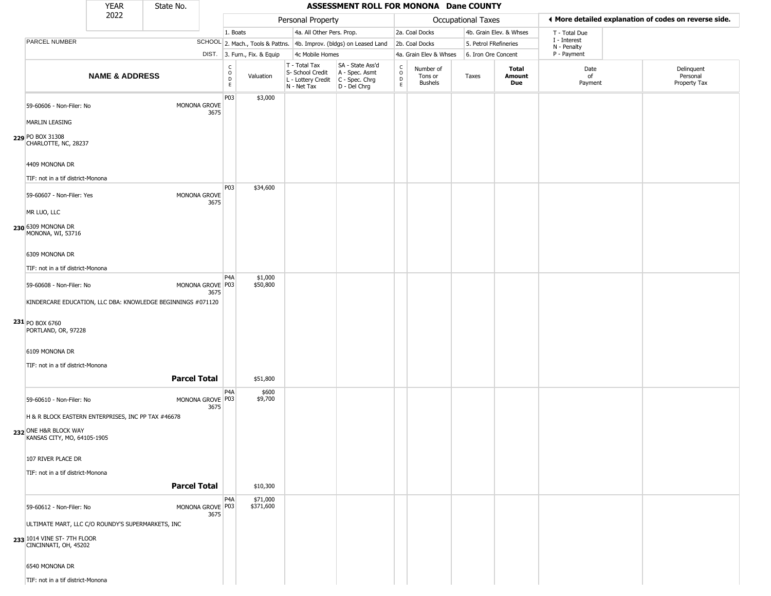| YEAR 2022 | State No. | ASSESSMENT ROLL FOR MONONA Dane COUNTY | | | | | | | | | |
|---|---|---|---|---|---|---|---|---|---|---|---|

| | | Personal Property | | | | Occupational Taxes | | | | ◀ More detailed explanation of codes on reverse side. | |
|---|---|---|---|---|---|---|---|---|---|---|---|
| | | 1. Boats | | 4a. All Other Pers. Prop. | | 2a. Coal Docks | | 4b. Grain Elev. & Whses | | T - Total Due | |
| PARCEL NUMBER | SCHOOL | 2. Mach., Tools & Pattns. | | 4b. Improv. (bldgs) on Leased Land | | 2b. Coal Docks | | 5. Petrol FRefineries | | I - Interest N - Penalty | |
| | DIST. | 3. Furn., Fix. & Equip | | 4c Mobile Homes | | 4a. Grain Elev & Whses | | 6. Iron Ore Concent | | P - Payment | |
| **NAME & ADDRESS** | | CODE | Valuation | T - Total Tax S- School Credit L - Lottery Credit N - Net Tax | SA - State Ass'd A - Spec. Asmt C - Spec. Chrg D - Del Chrg | CODE | Number of Tons or Bushels | Taxes | **Total Amount Due** | Date of Payment | Delinquent Personal Property Tax |
| 229 59-60606 - Non-Filer: No<br>MARLIN LEASING<br>PO BOX 31308<br>CHARLOTTE, NC, 28237<br>4409 MONONA DR<br>TIF: not in a tif district-Monona | MONONA GROVE 3675 | P03 | $3,000 | | | | | | | | |
| 230 59-60607 - Non-Filer: Yes<br>MR LUO, LLC<br>6309 MONONA DR<br>MONONA, WI, 53716<br>6309 MONONA DR<br>TIF: not in a tif district-Monona | MONONA GROVE 3675 | P03 | $34,600 | | | | | | | | |
| 231 59-60608 - Non-Filer: No<br>KINDERCARE EDUCATION, LLC DBA: KNOWLEDGE BEGINNINGS #071120<br>PO BOX 6760<br>PORTLAND, OR, 97228<br>6109 MONONA DR<br>TIF: not in a tif district-Monona | MONONA GROVE 3675 | P4A<br>P03 | $1,000<br>$50,800 | | | | | | | | |
| | **Parcel Total** | | $51,800 | | | | | | | | |
| 232 59-60610 - Non-Filer: No<br>H & R BLOCK EASTERN ENTERPRISES, INC PP TAX #46678<br>ONE H&R BLOCK WAY<br>KANSAS CITY, MO, 64105-1905<br>107 RIVER PLACE DR<br>TIF: not in a tif district-Monona | MONONA GROVE 3675 | P4A<br>P03 | $600<br>$9,700 | | | | | | | | |
| | **Parcel Total** | | $10,300 | | | | | | | | |
| 233 59-60612 - Non-Filer: No<br>ULTIMATE MART, LLC C/O ROUNDY'S SUPERMARKETS, INC<br>1014 VINE ST- 7TH FLOOR<br>CINCINNATI, OH, 45202<br>6540 MONONA DR<br>TIF: not in a tif district-Monona | MONONA GROVE 3675 | P4A<br>P03 | $71,000<br>$371,600 | | | | | | | | |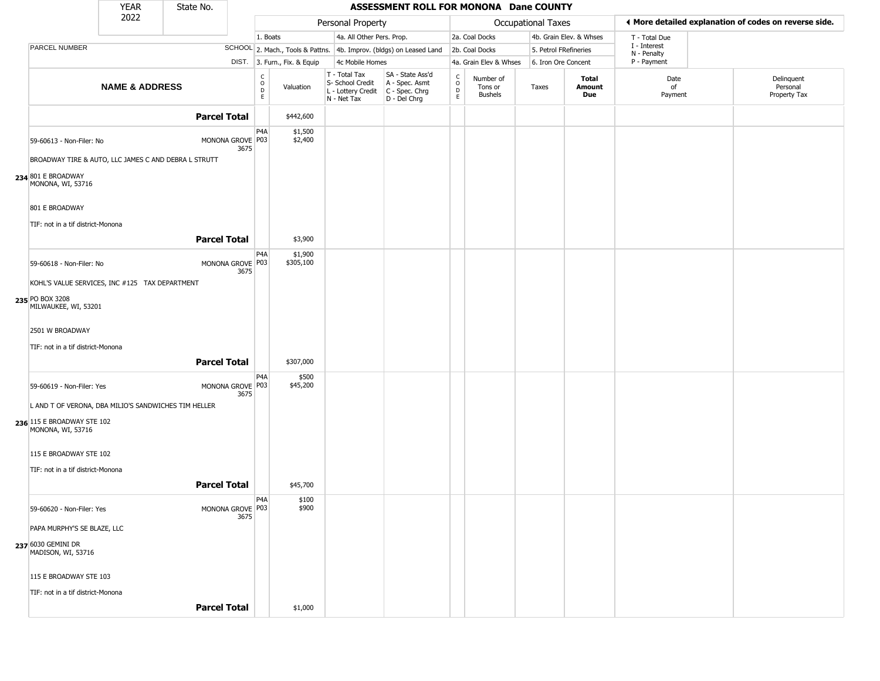| YEAR 2022 | State No. | | ASSESSMENT ROLL FOR MONONA Dane COUNTY | | | | | | | | | |
|---|---|---|---|---|---|---|---|---|---|---|---|---|

| | | Personal Property | | | | | Occupational Taxes | | | | ◂ More detailed explanation of codes on reverse side. | |
|---|---|---|---|---|---|---|---|---|---|---|---|---|
| | | 1. Boats | | 4a. All Other Pers. Prop. | | | 2a. Coal Docks | | 4b. Grain Elev. & Whses | | T - Total Due | |
| PARCEL NUMBER | SCHOOL | 2. Mach., Tools & Pattns. | | 4b. Improv. (bldgs) on Leased Land | | | 2b. Coal Docks | | 5. Petrol FRefineries | | I - Interest N - Penalty | |
| | DIST. | 3. Furn., Fix. & Equip | | 4c Mobile Homes | | | 4a. Grain Elev & Whses | | 6. Iron Ore Concent | | P - Payment | |
| **NAME & ADDRESS** | | CODE | Valuation | T - Total Tax S- School Credit L - Lottery Credit N - Net Tax | SA - State Ass'd A - Spec. Asmt C - Spec. Chrg D - Del Chrg | CODE | Number of Tons or Bushels | Taxes | **Total Amount Due** | Date of Payment | Delinquent Personal Property Tax |
| **Parcel Total** | | | $442,600 | | | | | | | | |
| 59-60613 - Non-Filer: No | MONONA GROVE 3675 | P4A<br>P03 | $1,500<br>$2,400 | | | | | | | | |
| BROADWAY TIRE & AUTO, LLC JAMES C AND DEBRA L STRUTT | | | | | | | | | | | |
| 234 801 E BROADWAY<br>MONONA, WI, 53716 | | | | | | | | | | | |
| 801 E BROADWAY | | | | | | | | | | | |
| TIF: not in a tif district-Monona | | | | | | | | | | | |
| **Parcel Total** | | | $3,900 | | | | | | | | |
| 59-60618 - Non-Filer: No | MONONA GROVE 3675 | P4A<br>P03 | $1,900<br>$305,100 | | | | | | | | |
| KOHL'S VALUE SERVICES, INC #125 TAX DEPARTMENT | | | | | | | | | | | |
| 235 PO BOX 3208<br>MILWAUKEE, WI, 53201 | | | | | | | | | | | |
| 2501 W BROADWAY | | | | | | | | | | | |
| TIF: not in a tif district-Monona | | | | | | | | | | | |
| **Parcel Total** | | | $307,000 | | | | | | | | |
| 59-60619 - Non-Filer: Yes | MONONA GROVE 3675 | P4A<br>P03 | $500<br>$45,200 | | | | | | | | |
| L AND T OF VERONA, DBA MILIO'S SANDWICHES TIM HELLER | | | | | | | | | | | |
| 236 115 E BROADWAY STE 102<br>MONONA, WI, 53716 | | | | | | | | | | | |
| 115 E BROADWAY STE 102 | | | | | | | | | | | |
| TIF: not in a tif district-Monona | | | | | | | | | | | |
| **Parcel Total** | | | $45,700 | | | | | | | | |
| 59-60620 - Non-Filer: Yes | MONONA GROVE 3675 | P4A<br>P03 | $100<br>$900 | | | | | | | | |
| PAPA MURPHY'S SE BLAZE, LLC | | | | | | | | | | | |
| 237 6030 GEMINI DR<br>MADISON, WI, 53716 | | | | | | | | | | | |
| 115 E BROADWAY STE 103 | | | | | | | | | | | |
| TIF: not in a tif district-Monona | | | | | | | | | | | |
| **Parcel Total** | | | $1,000 | | | | | | | | |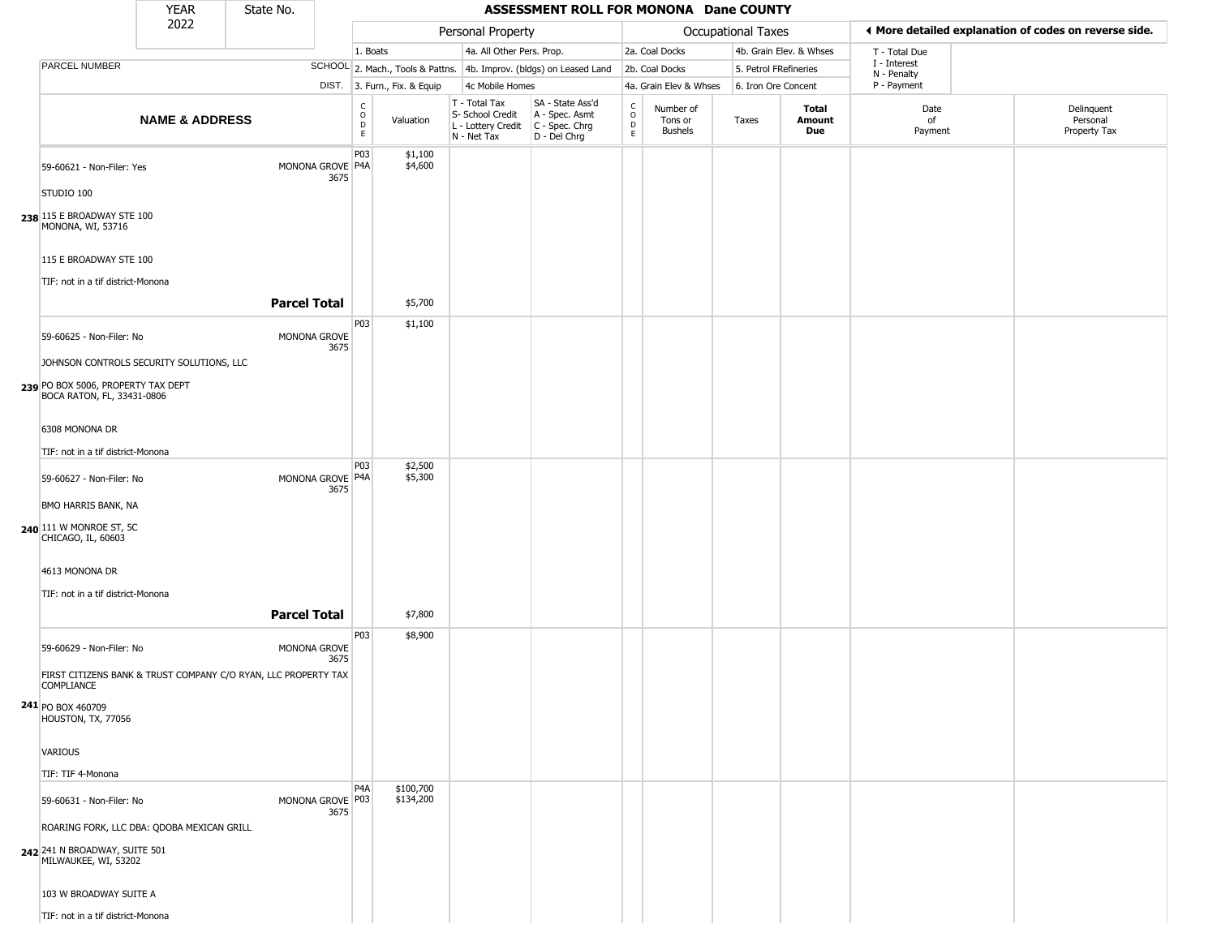# ASSESSMENT ROLL FOR MONONA Dane COUNTY

| YEAR | State No. |
|---|---|
| 2022 | |

| | | Personal Property | | | | Occupational Taxes | | | | More detailed explanation of codes on reverse side. | |
|---|---|---|---|---|---|---|---|---|---|---|---|
| | | 1. Boats | | 4a. All Other Pers. Prop. | | 2a. Coal Docks | | 4b. Grain Elev. & Whses | | T - Total Due | |
| PARCEL NUMBER | SCHOOL | 2. Mach., Tools & Pattns. | | 4b. Improv. (bldgs) on Leased Land | | 2b. Coal Docks | | 5. Petrol FRefineries | | I - Interest<br>N - Penalty | |
| | DIST. | 3. Furn., Fix. & Equip | | 4c Mobile Homes | | 4a. Grain Elev & Whses | | 6. Iron Ore Concent | | P - Payment | |
| NAME & ADDRESS | | CODE | Valuation | T - Total Tax<br>S- School Credit<br>L - Lottery Credit<br>N - Net Tax | SA - State Ass'd<br>A - Spec. Asmt<br>C - Spec. Chrg<br>D - Del Chrg | CODE | Number of Tons or Bushels | Taxes | Total Amount Due | Date of Payment | Delinquent Personal Property Tax |
| 238 59-60621 - Non-Filer: Yes<br>STUDIO 100<br>115 E BROADWAY STE 100<br>MONONA, WI, 53716<br><br>115 E BROADWAY STE 100<br>TIF: not in a tif district-Monona | MONONA GROVE 3675 | P03<br>P4A | $1,100<br>$4,600 | | | | | | | | |
| | **Parcel Total** | | $5,700 | | | | | | | | |
| 239 59-60625 - Non-Filer: No<br>JOHNSON CONTROLS SECURITY SOLUTIONS, LLC<br>PO BOX 5006, PROPERTY TAX DEPT<br>BOCA RATON, FL, 33431-0806<br><br>6308 MONONA DR<br>TIF: not in a tif district-Monona | MONONA GROVE 3675 | P03 | $1,100 | | | | | | | | |
| 240 59-60627 - Non-Filer: No<br>BMO HARRIS BANK, NA<br>111 W MONROE ST, 5C<br>CHICAGO, IL, 60603<br><br>4613 MONONA DR<br>TIF: not in a tif district-Monona | MONONA GROVE 3675 | P03<br>P4A | $2,500<br>$5,300 | | | | | | | | |
| | **Parcel Total** | | $7,800 | | | | | | | | |
| 241 59-60629 - Non-Filer: No<br>FIRST CITIZENS BANK & TRUST COMPANY C/O RYAN, LLC PROPERTY TAX COMPLIANCE<br>PO BOX 460709<br>HOUSTON, TX, 77056<br><br>VARIOUS<br>TIF: TIF 4-Monona | MONONA GROVE 3675 | P03 | $8,900 | | | | | | | | |
| 242 59-60631 - Non-Filer: No<br>ROARING FORK, LLC DBA: QDOBA MEXICAN GRILL<br>241 N BROADWAY, SUITE 501<br>MILWAUKEE, WI, 53202<br><br>103 W BROADWAY SUITE A<br>TIF: not in a tif district-Monona | MONONA GROVE 3675 | P4A<br>P03 | $100,700<br>$134,200 | | | | | | | | |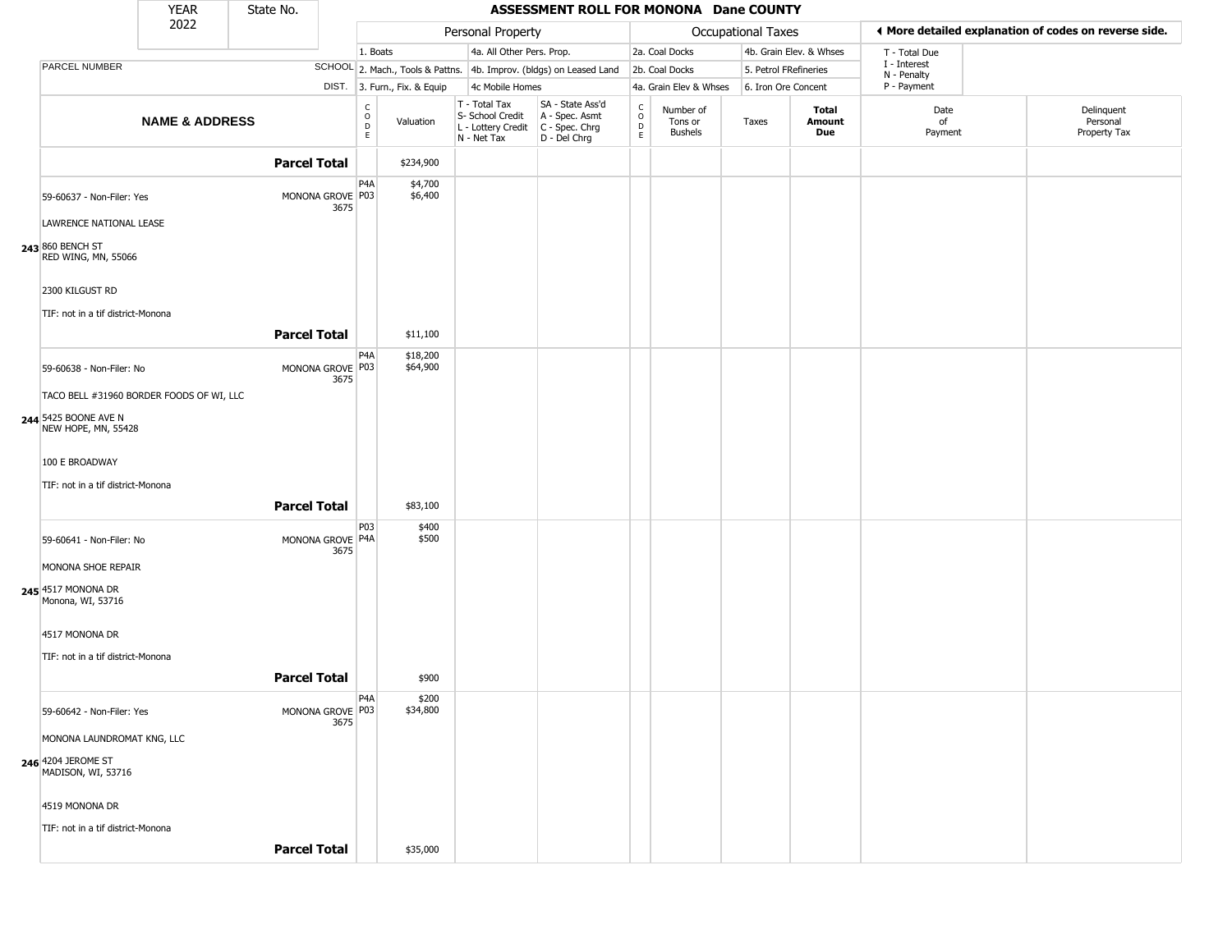| YEAR 2022 | State No. | ASSESSMENT ROLL FOR MONONA Dane COUNTY | | | | | | | | | | |
|---|---|---|---|---|---|---|---|---|---|---|---|---|

| | | Personal Property | | | | Occupational Taxes | | | | More detailed explanation of codes on reverse side. | |
|---|---|---|---|---|---|---|---|---|---|---|---|
| | | 1. Boats | | 4a. All Other Pers. Prop. | | 2a. Coal Docks | | 4b. Grain Elev. & Whses | | T - Total Due | |
| PARCEL NUMBER | SCHOOL | 2. Mach., Tools & Pattns. | | 4b. Improv. (bldgs) on Leased Land | | 2b. Coal Docks | | 5. Petrol FRefineries | | I - Interest, N - Penalty | |
| | DIST. | 3. Furn., Fix. & Equip | | 4c Mobile Homes | | 4a. Grain Elev & Whses | | 6. Iron Ore Concent | | P - Payment | |

| NAME & ADDRESS | | CODE | Valuation | T - Total Tax, S- School Credit, L - Lottery Credit, N - Net Tax | SA - State Ass'd, A - Spec. Asmt, C - Spec. Chrg, D - Del Chrg | CODE | Number of Tons or Bushels | Taxes | Total Amount Due | Date of Payment | Delinquent Personal Property Tax |
|---|---|---|---|---|---|---|---|---|---|---|---|
| | **Parcel Total** | | $234,900 | | | | | | | | |
| 243 59-60637 - Non-Filer: Yes<br>LAWRENCE NATIONAL LEASE<br>860 BENCH ST<br>RED WING, MN, 55066<br>2300 KILGUST RD<br>TIF: not in a tif district-Monona | MONONA GROVE 3675 | P4A<br>P03 | $4,700<br>$6,400 | | | | | | | | |
| | **Parcel Total** | | $11,100 | | | | | | | | |
| 244 59-60638 - Non-Filer: No<br>TACO BELL #31960 BORDER FOODS OF WI, LLC<br>5425 BOONE AVE N<br>NEW HOPE, MN, 55428<br>100 E BROADWAY<br>TIF: not in a tif district-Monona | MONONA GROVE 3675 | P4A<br>P03 | $18,200<br>$64,900 | | | | | | | | |
| | **Parcel Total** | | $83,100 | | | | | | | | |
| 245 59-60641 - Non-Filer: No<br>MONONA SHOE REPAIR<br>4517 MONONA DR<br>Monona, WI, 53716<br>4517 MONONA DR<br>TIF: not in a tif district-Monona | MONONA GROVE 3675 | P03<br>P4A | $400<br>$500 | | | | | | | | |
| | **Parcel Total** | | $900 | | | | | | | | |
| 246 59-60642 - Non-Filer: Yes<br>MONONA LAUNDROMAT KNG, LLC<br>4204 JEROME ST<br>MADISON, WI, 53716<br>4519 MONONA DR<br>TIF: not in a tif district-Monona | MONONA GROVE 3675 | P4A<br>P03 | $200<br>$34,800 | | | | | | | | |
| | **Parcel Total** | | $35,000 | | | | | | | | |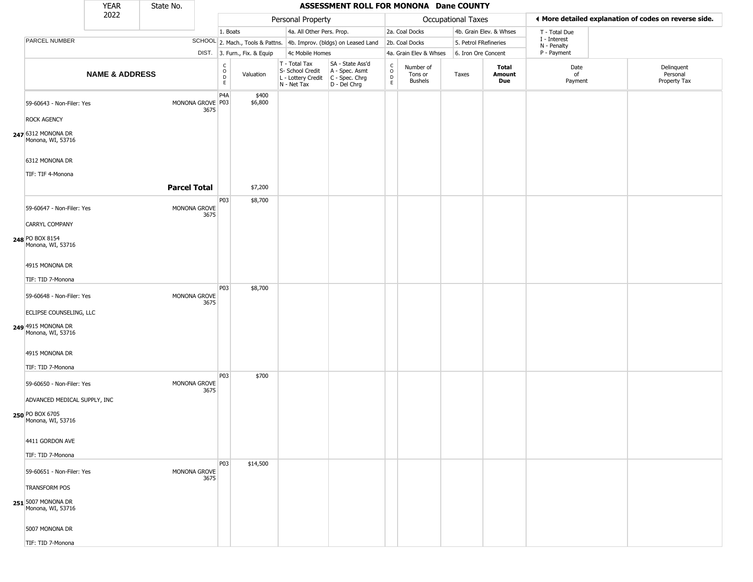| YEAR 2022 | State No. | ASSESSMENT ROLL FOR MONONA Dane COUNTY | | | | | | | | | |
|---|---|---|---|---|---|---|---|---|---|---|---|
| | | Personal Property | | | | Occupational Taxes | | | | ◀ More detailed explanation of codes on reverse side. | |
| | | 1. Boats | | 4a. All Other Pers. Prop. | | 2a. Coal Docks | | 4b. Grain Elev. & Whses | | T - Total Due | |
| PARCEL NUMBER | SCHOOL | 2. Mach., Tools & Pattns. | | 4b. Improv. (bldgs) on Leased Land | | 2b. Coal Docks | | 5. Petrol FRefineries | | I - Interest / N - Penalty | |
| | DIST. | 3. Furn., Fix. & Equip | | 4c Mobile Homes | | 4a. Grain Elev & Whses | | 6. Iron Ore Concent | | P - Payment | |

| NAME & ADDRESS | SCHOOL DIST. | CODE | Valuation | T - Total Tax / S- School Credit / L - Lottery Credit / N - Net Tax | SA - State Ass'd / A - Spec. Asmt / C - Spec. Chrg / D - Del Chrg | CODE | Number of Tons or Bushels | Taxes | Total Amount Due | Date of Payment | Delinquent Personal Property Tax |
|---|---|---|---|---|---|---|---|---|---|---|---|
| 247 59-60643 - Non-Filer: Yes<br>ROCK AGENCY<br>6312 MONONA DR<br>Monona, WI, 53716<br>6312 MONONA DR<br>TIF: TIF 4-Monona | MONONA GROVE 3675 | P4A<br>P03 | $400<br>$6,800 | | | | | | | | |
| **Parcel Total** | | | $7,200 | | | | | | | | |
| 248 59-60647 - Non-Filer: Yes<br>CARRYL COMPANY<br>PO BOX 8154<br>Monona, WI, 53716<br>4915 MONONA DR<br>TIF: TID 7-Monona | MONONA GROVE 3675 | P03 | $8,700 | | | | | | | | |
| 249 59-60648 - Non-Filer: Yes<br>ECLIPSE COUNSELING, LLC<br>4915 MONONA DR<br>Monona, WI, 53716<br>4915 MONONA DR<br>TIF: TID 7-Monona | MONONA GROVE 3675 | P03 | $8,700 | | | | | | | | |
| 250 59-60650 - Non-Filer: Yes<br>ADVANCED MEDICAL SUPPLY, INC<br>PO BOX 6705<br>Monona, WI, 53716<br>4411 GORDON AVE<br>TIF: TID 7-Monona | MONONA GROVE 3675 | P03 | $700 | | | | | | | | |
| 251 59-60651 - Non-Filer: Yes<br>TRANSFORM POS<br>5007 MONONA DR<br>Monona, WI, 53716<br>5007 MONONA DR<br>TIF: TID 7-Monona | MONONA GROVE 3675 | P03 | $14,500 | | | | | | | | |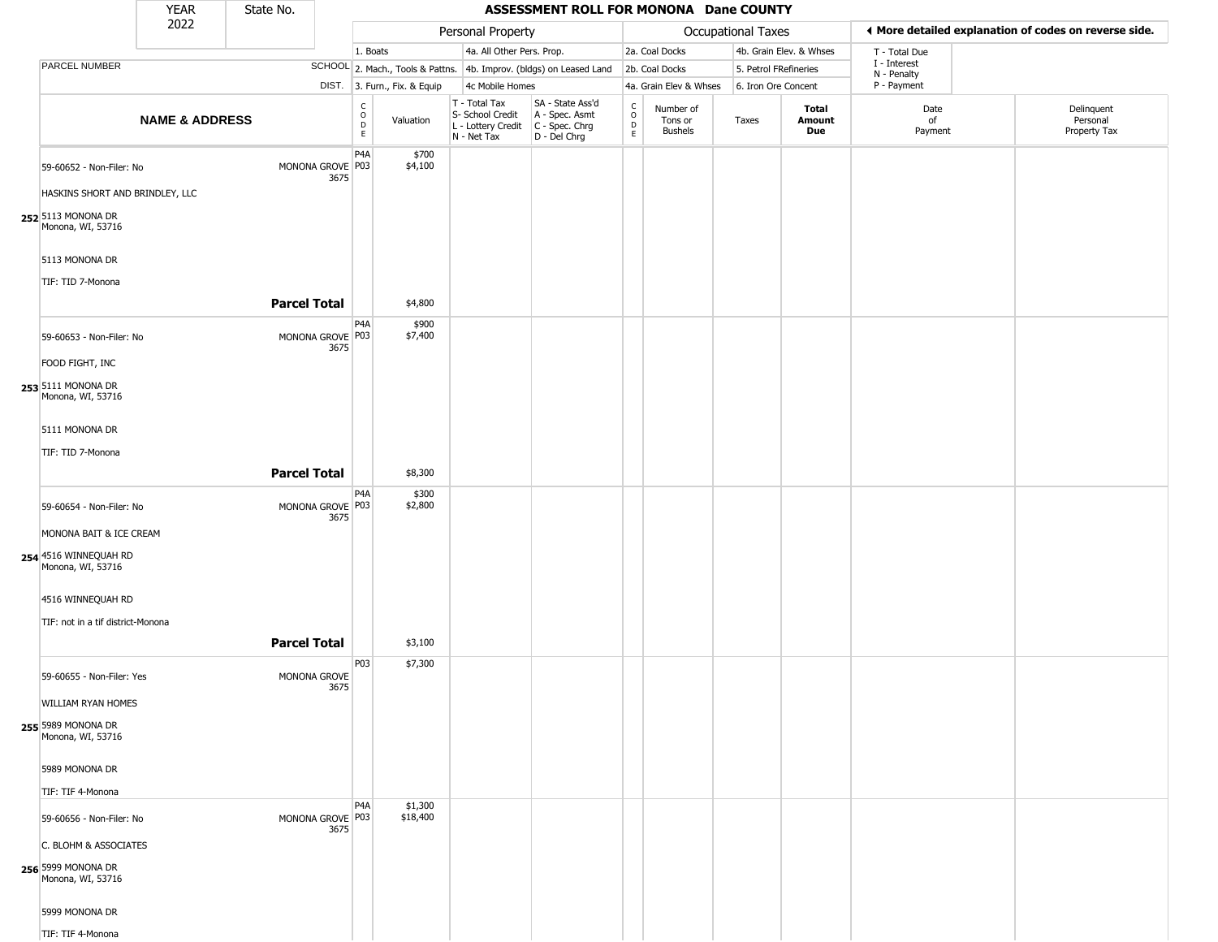# ASSESSMENT ROLL FOR MONONA Dane COUNTY

YEAR: 2022 | State No.:

| | | Personal Property | | | | Occupational Taxes | | | | ◄ More detailed explanation of codes on reverse side. | |
|---|---|---|---|---|---|---|---|---|---|---|---|
| PARCEL NUMBER | SCHOOL DIST. | 1. Boats<br>2. Mach., Tools & Pattns.<br>3. Furn., Fix. & Equip | | 4a. All Other Pers. Prop.<br>4b. Improv. (bldgs) on Leased Land<br>4c Mobile Homes | | 2a. Coal Docks<br>2b. Coal Docks<br>4a. Grain Elev & Whses | | 4b. Grain Elev. & Whses<br>5. Petrol FRefineries<br>6. Iron Ore Concent | | T - Total Due<br>I - Interest<br>N - Penalty<br>P - Payment | |
| NAME & ADDRESS | | CODE | Valuation | T - Total Tax<br>S- School Credit<br>L - Lottery Credit<br>N - Net Tax | SA - State Ass'd<br>A - Spec. Asmt<br>C - Spec. Chrg<br>D - Del Chrg | CODE | Number of Tons or Bushels | Taxes | Total Amount Due | Date of Payment | Delinquent Personal Property Tax |
| 252 59-60652 - Non-Filer: No<br>HASKINS SHORT AND BRINDLEY, LLC<br>5113 MONONA DR<br>Monona, WI, 53716<br>5113 MONONA DR<br>TIF: TID 7-Monona | MONONA GROVE 3675 | P4A<br>P03 | $700<br>$4,100 | | | | | | | | |
| | **Parcel Total** | | $4,800 | | | | | | | | |
| 253 59-60653 - Non-Filer: No<br>FOOD FIGHT, INC<br>5111 MONONA DR<br>Monona, WI, 53716<br>5111 MONONA DR<br>TIF: TID 7-Monona | MONONA GROVE 3675 | P4A<br>P03 | $900<br>$7,400 | | | | | | | | |
| | **Parcel Total** | | $8,300 | | | | | | | | |
| 254 59-60654 - Non-Filer: No<br>MONONA BAIT & ICE CREAM<br>4516 WINNEQUAH RD<br>Monona, WI, 53716<br>4516 WINNEQUAH RD<br>TIF: not in a tif district-Monona | MONONA GROVE 3675 | P4A<br>P03 | $300<br>$2,800 | | | | | | | | |
| | **Parcel Total** | | $3,100 | | | | | | | | |
| 255 59-60655 - Non-Filer: Yes<br>WILLIAM RYAN HOMES<br>5989 MONONA DR<br>Monona, WI, 53716<br>5989 MONONA DR<br>TIF: TIF 4-Monona | MONONA GROVE 3675 | P03 | $7,300 | | | | | | | | |
| 256 59-60656 - Non-Filer: No<br>C. BLOHM & ASSOCIATES<br>5999 MONONA DR<br>Monona, WI, 53716<br>5999 MONONA DR<br>TIF: TIF 4-Monona | MONONA GROVE 3675 | P4A<br>P03 | $1,300<br>$18,400 | | | | | | | | |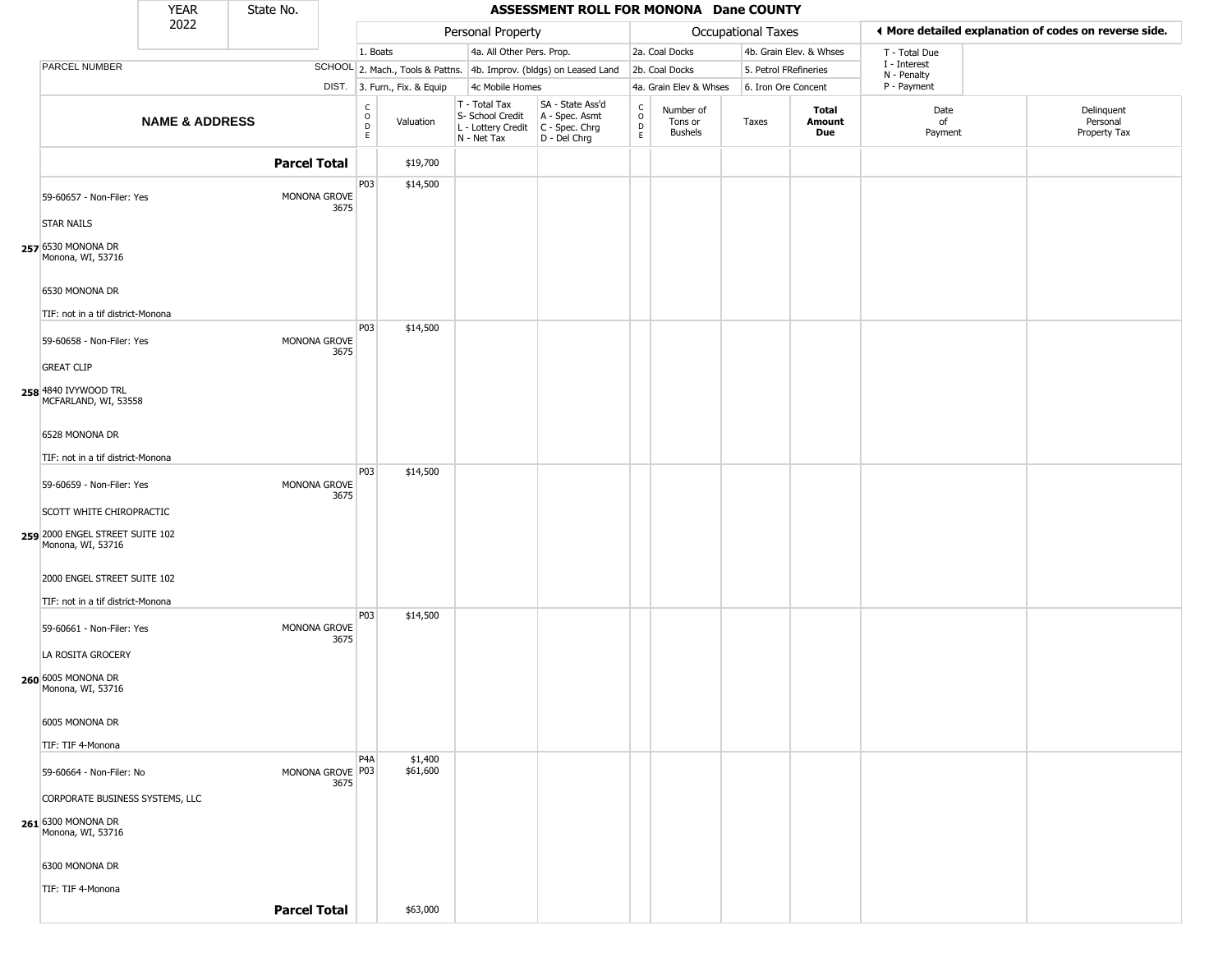**ASSESSMENT ROLL FOR MONONA Dane COUNTY**

YEAR 2022 | State No.

| | | Personal Property | | | | Occupational Taxes | | | | ◀ More detailed explanation of codes on reverse side. | |
|---|---|---|---|---|---|---|---|---|---|---|---|
| PARCEL NUMBER | SCHOOL DIST. | 1. Boats<br>2. Mach., Tools & Pattns.<br>3. Furn., Fix. & Equip | | 4a. All Other Pers. Prop.<br>4b. Improv. (bldgs) on Leased Land<br>4c Mobile Homes | | 2a. Coal Docks<br>2b. Coal Docks<br>4a. Grain Elev & Whses | | 4b. Grain Elev. & Whses<br>5. Petrol FRefineries<br>6. Iron Ore Concent | | T - Total Due<br>I - Interest<br>N - Penalty<br>P - Payment | |
| **NAME & ADDRESS** | | CODE | Valuation | T - Total Tax<br>S- School Credit<br>L - Lottery Credit<br>N - Net Tax | SA - State Ass'd<br>A - Spec. Asmt<br>C - Spec. Chrg<br>D - Del Chrg | CODE | Number of Tons or Bushels | Taxes | **Total Amount Due** | Date of Payment | Delinquent Personal Property Tax |
| **Parcel Total** | | | $19,700 | | | | | | | | |
| 257 59-60657 - Non-Filer: Yes<br>STAR NAILS<br>6530 MONONA DR<br>Monona, WI, 53716<br>6530 MONONA DR<br>TIF: not in a tif district-Monona | MONONA GROVE 3675 | P03 | $14,500 | | | | | | | | |
| 258 59-60658 - Non-Filer: Yes<br>GREAT CLIP<br>4840 IVYWOOD TRL<br>MCFARLAND, WI, 53558<br>6528 MONONA DR<br>TIF: not in a tif district-Monona | MONONA GROVE 3675 | P03 | $14,500 | | | | | | | | |
| 259 59-60659 - Non-Filer: Yes<br>SCOTT WHITE CHIROPRACTIC<br>2000 ENGEL STREET SUITE 102<br>Monona, WI, 53716<br>2000 ENGEL STREET SUITE 102<br>TIF: not in a tif district-Monona | MONONA GROVE 3675 | P03 | $14,500 | | | | | | | | |
| 260 59-60661 - Non-Filer: Yes<br>LA ROSITA GROCERY<br>6005 MONONA DR<br>Monona, WI, 53716<br>6005 MONONA DR<br>TIF: TIF 4-Monona | MONONA GROVE 3675 | P03 | $14,500 | | | | | | | | |
| 261 59-60664 - Non-Filer: No<br>CORPORATE BUSINESS SYSTEMS, LLC<br>6300 MONONA DR<br>Monona, WI, 53716<br>6300 MONONA DR<br>TIF: TIF 4-Monona | MONONA GROVE 3675 | P4A<br>P03 | $1,400<br>$61,600 | | | | | | | | |
| **Parcel Total** | | | $63,000 | | | | | | | | |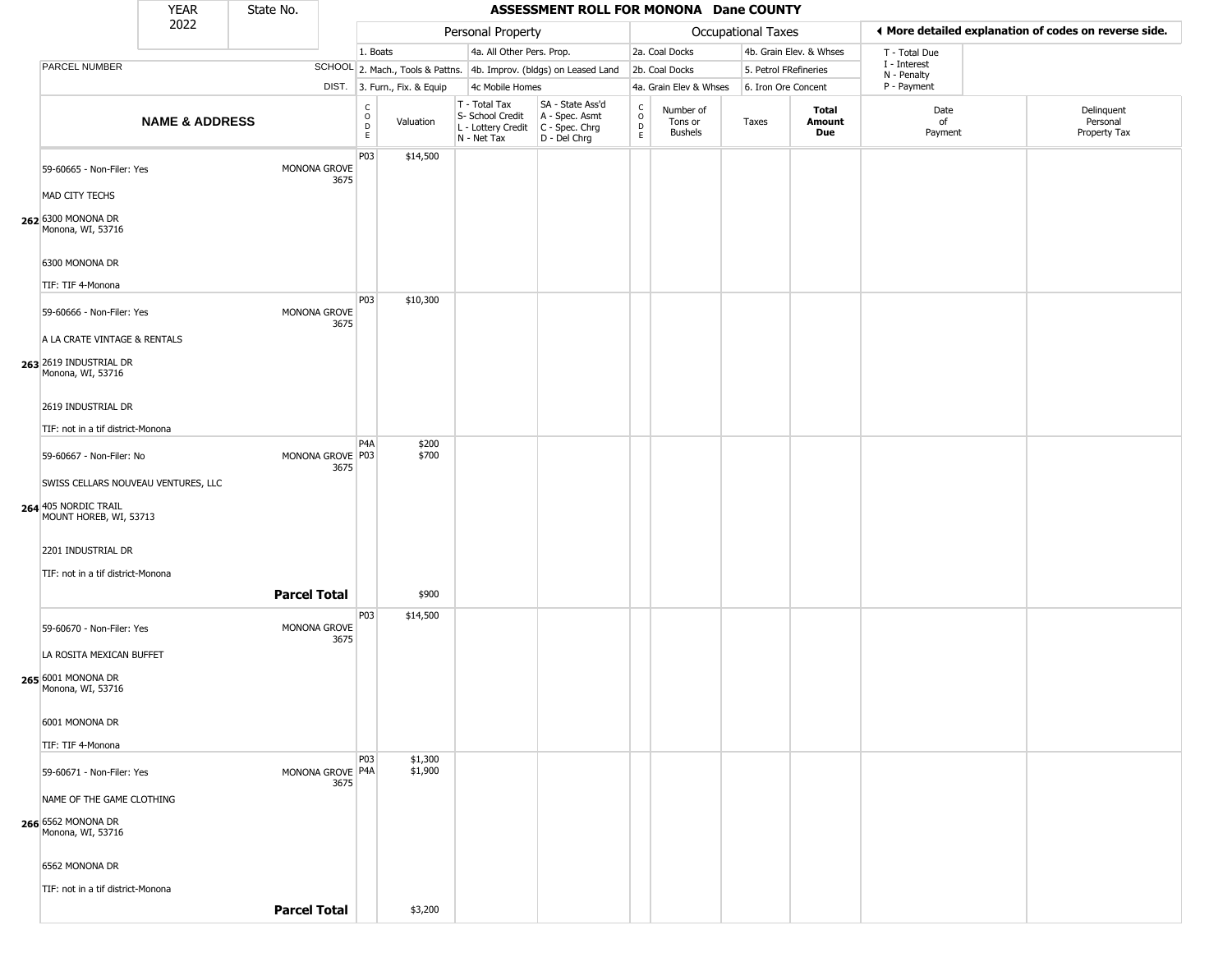| YEAR 2022 | State No. | | ASSESSMENT ROLL FOR MONONA Dane COUNTY | | | | | | | | | |
|---|---|---|---|---|---|---|---|---|---|---|---|---|

| | | Personal Property | | | | Occupational Taxes | | | | ◄ More detailed explanation of codes on reverse side. | |
|---|---|---|---|---|---|---|---|---|---|---|---|
| | | 1. Boats | | 4a. All Other Pers. Prop. | | 2a. Coal Docks | | 4b. Grain Elev. & Whses | | T - Total Due | |
| PARCEL NUMBER | SCHOOL | 2. Mach., Tools & Pattns. | | 4b. Improv. (bldgs) on Leased Land | | 2b. Coal Docks | | 5. Petrol FRefineries | | I - Interest, N - Penalty | |
| | DIST. | 3. Furn., Fix. & Equip | | 4c Mobile Homes | | 4a. Grain Elev & Whses | | 6. Iron Ore Concent | | P - Payment | |

| | NAME & ADDRESS | SCHOOL DIST. | CODE | Valuation | T - Total Tax, S- School Credit, L - Lottery Credit, N - Net Tax | SA - State Ass'd, A - Spec. Asmt, C - Spec. Chrg, D - Del Chrg | CODE | Number of Tons or Bushels | Taxes | Total Amount Due | Date of Payment | Delinquent Personal Property Tax |
|---|---|---|---|---|---|---|---|---|---|---|---|---|
| 262 | 59-60665 - Non-Filer: Yes<br>MAD CITY TECHS<br>6300 MONONA DR<br>Monona, WI, 53716<br>6300 MONONA DR<br>TIF: TIF 4-Monona | MONONA GROVE 3675 | P03 | $14,500 | | | | | | | | |
| 263 | 59-60666 - Non-Filer: Yes<br>A LA CRATE VINTAGE & RENTALS<br>2619 INDUSTRIAL DR<br>Monona, WI, 53716<br>2619 INDUSTRIAL DR<br>TIF: not in a tif district-Monona | MONONA GROVE 3675 | P03 | $10,300 | | | | | | | | |
| 264 | 59-60667 - Non-Filer: No<br>SWISS CELLARS NOUVEAU VENTURES, LLC<br>405 NORDIC TRAIL<br>MOUNT HOREB, WI, 53713<br>2201 INDUSTRIAL DR<br>TIF: not in a tif district-Monona | MONONA GROVE 3675 | P4A<br>P03 | $200<br>$700 | | | | | | | | |
| | **Parcel Total** | | | $900 | | | | | | | | |
| 265 | 59-60670 - Non-Filer: Yes<br>LA ROSITA MEXICAN BUFFET<br>6001 MONONA DR<br>Monona, WI, 53716<br>6001 MONONA DR<br>TIF: TIF 4-Monona | MONONA GROVE 3675 | P03 | $14,500 | | | | | | | | |
| 266 | 59-60671 - Non-Filer: Yes<br>NAME OF THE GAME CLOTHING<br>6562 MONONA DR<br>Monona, WI, 53716<br>6562 MONONA DR<br>TIF: not in a tif district-Monona | MONONA GROVE 3675 | P03<br>P4A | $1,300<br>$1,900 | | | | | | | | |
| | **Parcel Total** | | | $3,200 | | | | | | | | |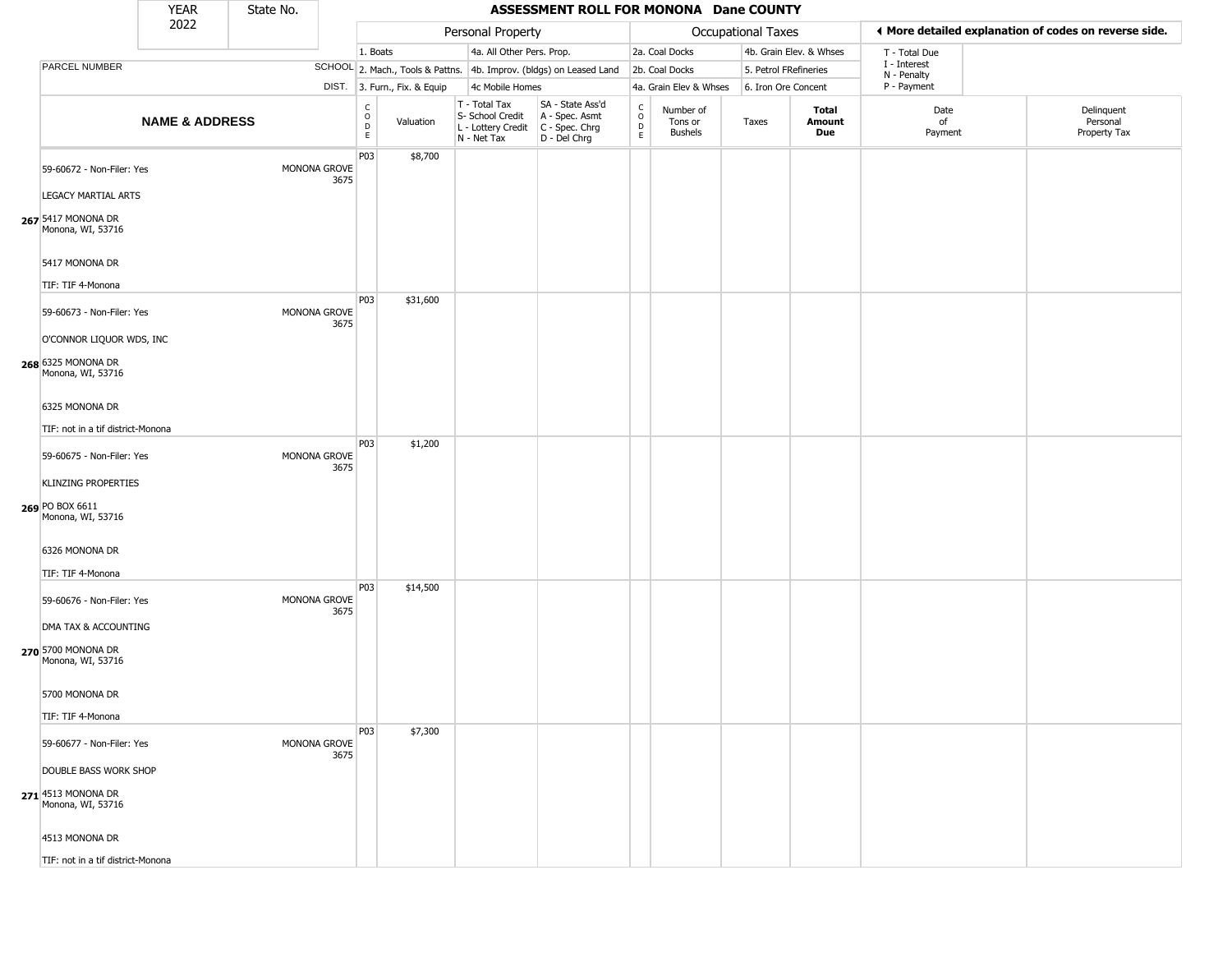# ASSESSMENT ROLL FOR MONONA Dane COUNTY

| YEAR | State No. |
|---|---|
| 2022 | |

| Personal Property | | Occupational Taxes | | |
|---|---|---|---|---|
| 1. Boats | 4a. All Other Pers. Prop. | 2a. Coal Docks | 4b. Grain Elev. & Whses | T - Total Due |
| 2. Mach., Tools & Pattns. | 4b. Improv. (bldgs) on Leased Land | 2b. Coal Docks | 5. Petrol FRefineries | I - Interest, N - Penalty |
| 3. Furn., Fix. & Equip | 4c Mobile Homes | 4a. Grain Elev & Whses | 6. Iron Ore Concent | P - Payment |

◄ More detailed explanation of codes on reverse side.

| | NAME & ADDRESS | SCHOOL DIST. | CODE | Valuation | T - Total Tax, S- School Credit, L - Lottery Credit, N - Net Tax | SA - State Ass'd, A - Spec. Asmt, C - Spec. Chrg, D - Del Chrg | CODE | Number of Tons or Bushels | Taxes | Total Amount Due | Date of Payment | Delinquent Personal Property Tax |
|---|---|---|---|---|---|---|---|---|---|---|---|---|
| 267 | 59-60672 - Non-Filer: Yes<br>LEGACY MARTIAL ARTS<br>5417 MONONA DR<br>Monona, WI, 53716<br>5417 MONONA DR<br>TIF: TIF 4-Monona | MONONA GROVE 3675 | P03 | $8,700 | | | | | | | | |
| 268 | 59-60673 - Non-Filer: Yes<br>O'CONNOR LIQUOR WDS, INC<br>6325 MONONA DR<br>Monona, WI, 53716<br>6325 MONONA DR<br>TIF: not in a tif district-Monona | MONONA GROVE 3675 | P03 | $31,600 | | | | | | | | |
| 269 | 59-60675 - Non-Filer: Yes<br>KLINZING PROPERTIES<br>PO BOX 6611<br>Monona, WI, 53716<br>6326 MONONA DR<br>TIF: TIF 4-Monona | MONONA GROVE 3675 | P03 | $1,200 | | | | | | | | |
| 270 | 59-60676 - Non-Filer: Yes<br>DMA TAX & ACCOUNTING<br>5700 MONONA DR<br>Monona, WI, 53716<br>5700 MONONA DR<br>TIF: TIF 4-Monona | MONONA GROVE 3675 | P03 | $14,500 | | | | | | | | |
| 271 | 59-60677 - Non-Filer: Yes<br>DOUBLE BASS WORK SHOP<br>4513 MONONA DR<br>Monona, WI, 53716<br>4513 MONONA DR<br>TIF: not in a tif district-Monona | MONONA GROVE 3675 | P03 | $7,300 | | | | | | | | |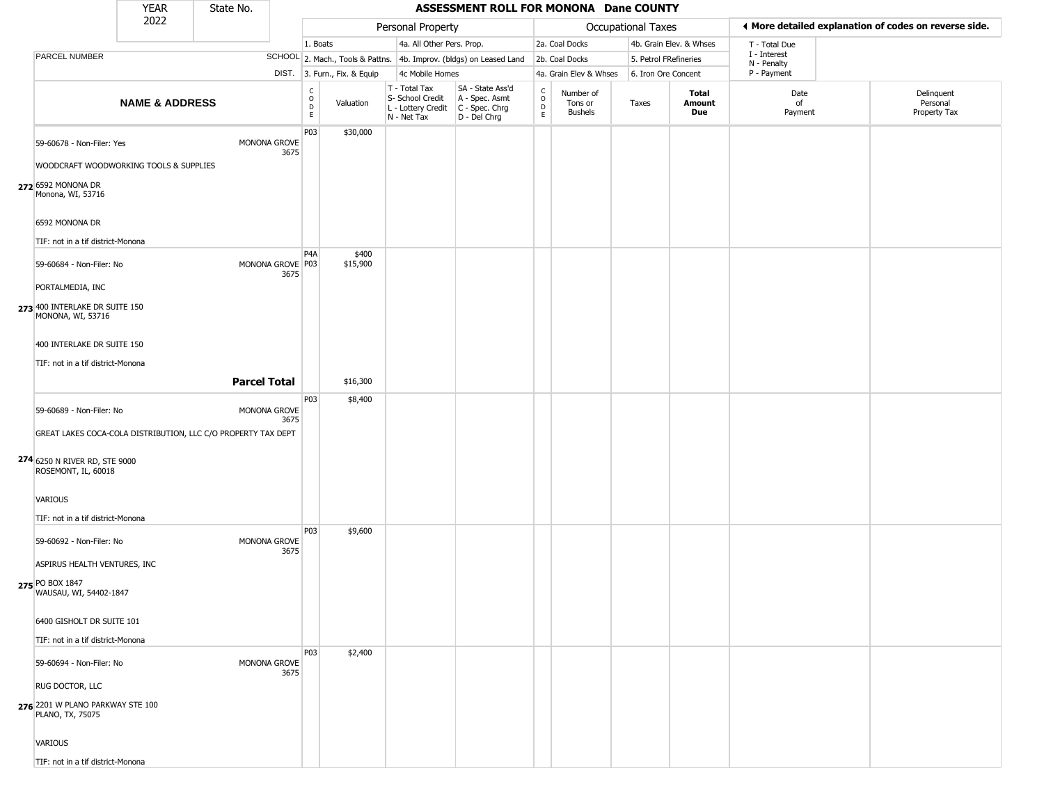# ASSESSMENT ROLL FOR MONONA Dane COUNTY

| YEAR | State No. |
|---|---|
| 2022 | |

| | Personal Property | | Occupational Taxes | | |
|---|---|---|---|---|---|
| | 1. Boats | 4a. All Other Pers. Prop. | 2a. Coal Docks | 4b. Grain Elev. & Whses | T - Total Due |
| PARCEL NUMBER SCHOOL | 2. Mach., Tools & Pattns. | 4b. Improv. (bldgs) on Leased Land | 2b. Coal Docks | 5. Petrol FRefineries | I - Interest, N - Penalty |
| DIST. | 3. Furn., Fix. & Equip | 4c Mobile Homes | 4a. Grain Elev & Whses | 6. Iron Ore Concent | P - Payment |

◄ More detailed explanation of codes on reverse side.

| | NAME & ADDRESS | | CODE | Valuation | T - Total Tax S- School Credit L - Lottery Credit N - Net Tax | SA - State Ass'd A - Spec. Asmt C - Spec. Chrg D - Del Chrg | CODE | Number of Tons or Bushels | Taxes | Total Amount Due | Date of Payment | Delinquent Personal Property Tax |
|---|---|---|---|---|---|---|---|---|---|---|---|---|
| 272 | 59-60678 - Non-Filer: Yes<br>WOODCRAFT WOODWORKING TOOLS & SUPPLIES<br>6592 MONONA DR<br>Monona, WI, 53716<br>6592 MONONA DR<br>TIF: not in a tif district-Monona | MONONA GROVE 3675 | P03 | $30,000 | | | | | | | | |
| 273 | 59-60684 - Non-Filer: No<br>PORTALMEDIA, INC<br>400 INTERLAKE DR SUITE 150<br>MONONA, WI, 53716<br>400 INTERLAKE DR SUITE 150<br>TIF: not in a tif district-Monona | MONONA GROVE 3675 | P4A<br>P03 | $400<br>$15,900 | | | | | | | | |
| | **Parcel Total** | | | $16,300 | | | | | | | | |
| 274 | 59-60689 - Non-Filer: No<br>GREAT LAKES COCA-COLA DISTRIBUTION, LLC C/O PROPERTY TAX DEPT<br>6250 N RIVER RD, STE 9000<br>ROSEMONT, IL, 60018<br>VARIOUS<br>TIF: not in a tif district-Monona | MONONA GROVE 3675 | P03 | $8,400 | | | | | | | | |
| 275 | 59-60692 - Non-Filer: No<br>ASPIRUS HEALTH VENTURES, INC<br>PO BOX 1847<br>WAUSAU, WI, 54402-1847<br>6400 GISHOLT DR SUITE 101<br>TIF: not in a tif district-Monona | MONONA GROVE 3675 | P03 | $9,600 | | | | | | | | |
| 276 | 59-60694 - Non-Filer: No<br>RUG DOCTOR, LLC<br>2201 W PLANO PARKWAY STE 100<br>PLANO, TX, 75075<br>VARIOUS<br>TIF: not in a tif district-Monona | MONONA GROVE 3675 | P03 | $2,400 | | | | | | | | |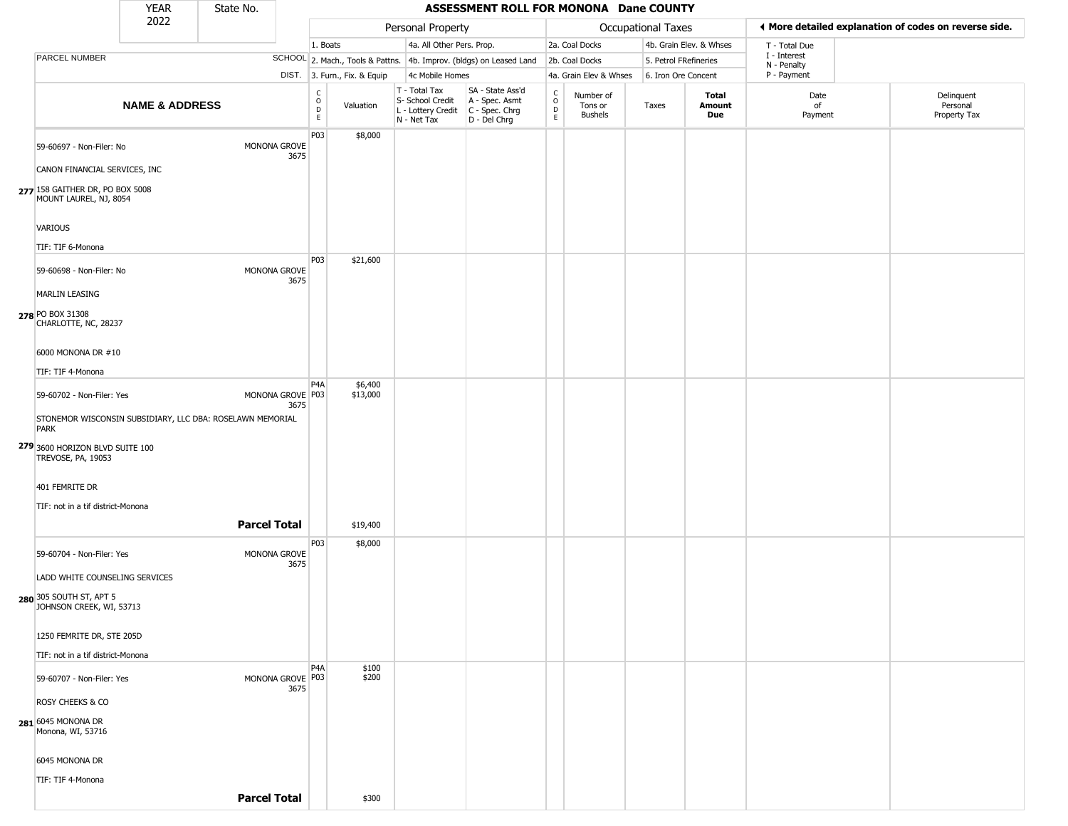# ASSESSMENT ROLL FOR MONONA Dane COUNTY

| YEAR | State No. |
|---|---|
| 2022 | |

| | | Personal Property | | | | Occupational Taxes | | | | ◄ More detailed explanation of codes on reverse side. | |
|---|---|---|---|---|---|---|---|---|---|---|---|
| PARCEL NUMBER | SCHOOL DIST. | 1. Boats<br>2. Mach., Tools & Pattns.<br>3. Furn., Fix. & Equip | | 4a. All Other Pers. Prop.<br>4b. Improv. (bldgs) on Leased Land<br>4c Mobile Homes | | 2a. Coal Docks<br>2b. Coal Docks<br>4a. Grain Elev & Whses | | 4b. Grain Elev. & Whses<br>5. Petrol FRefineries<br>6. Iron Ore Concent | | T - Total Due<br>I - Interest<br>N - Penalty<br>P - Payment | |

| | NAME & ADDRESS | | CODE | Valuation | T - Total Tax<br>S- School Credit<br>L - Lottery Credit<br>N - Net Tax | SA - State Ass'd<br>A - Spec. Asmt<br>C - Spec. Chrg<br>D - Del Chrg | CODE | Number of Tons or Bushels | Taxes | Total Amount Due | Date of Payment | Delinquent Personal Property Tax |
|---|---|---|---|---|---|---|---|---|---|---|---|---|
| 277 | 59-60697 - Non-Filer: No<br>CANON FINANCIAL SERVICES, INC<br>158 GAITHER DR, PO BOX 5008<br>MOUNT LAUREL, NJ, 8054<br>VARIOUS<br>TIF: TIF 6-Monona | MONONA GROVE 3675 | P03 | $8,000 | | | | | | | | |
| 278 | 59-60698 - Non-Filer: No<br>MARLIN LEASING<br>PO BOX 31308<br>CHARLOTTE, NC, 28237<br>6000 MONONA DR #10<br>TIF: TIF 4-Monona | MONONA GROVE 3675 | P03 | $21,600 | | | | | | | | |
| 279 | 59-60702 - Non-Filer: Yes<br>STONEMOR WISCONSIN SUBSIDIARY, LLC DBA: ROSELAWN MEMORIAL PARK<br>3600 HORIZON BLVD SUITE 100<br>TREVOSE, PA, 19053<br>401 FEMRITE DR<br>TIF: not in a tif district-Monona | MONONA GROVE 3675 | P4A<br>P03 | $6,400<br>$13,000 | | | | | | | | |
| | | **Parcel Total** | | $19,400 | | | | | | | | |
| 280 | 59-60704 - Non-Filer: Yes<br>LADD WHITE COUNSELING SERVICES<br>305 SOUTH ST, APT 5<br>JOHNSON CREEK, WI, 53713<br>1250 FEMRITE DR, STE 205D<br>TIF: not in a tif district-Monona | MONONA GROVE 3675 | P03 | $8,000 | | | | | | | | |
| 281 | 59-60707 - Non-Filer: Yes<br>ROSY CHEEKS & CO<br>6045 MONONA DR<br>Monona, WI, 53716<br>6045 MONONA DR<br>TIF: TIF 4-Monona | MONONA GROVE 3675 | P4A<br>P03 | $100<br>$200 | | | | | | | | |
| | | **Parcel Total** | | $300 | | | | | | | | |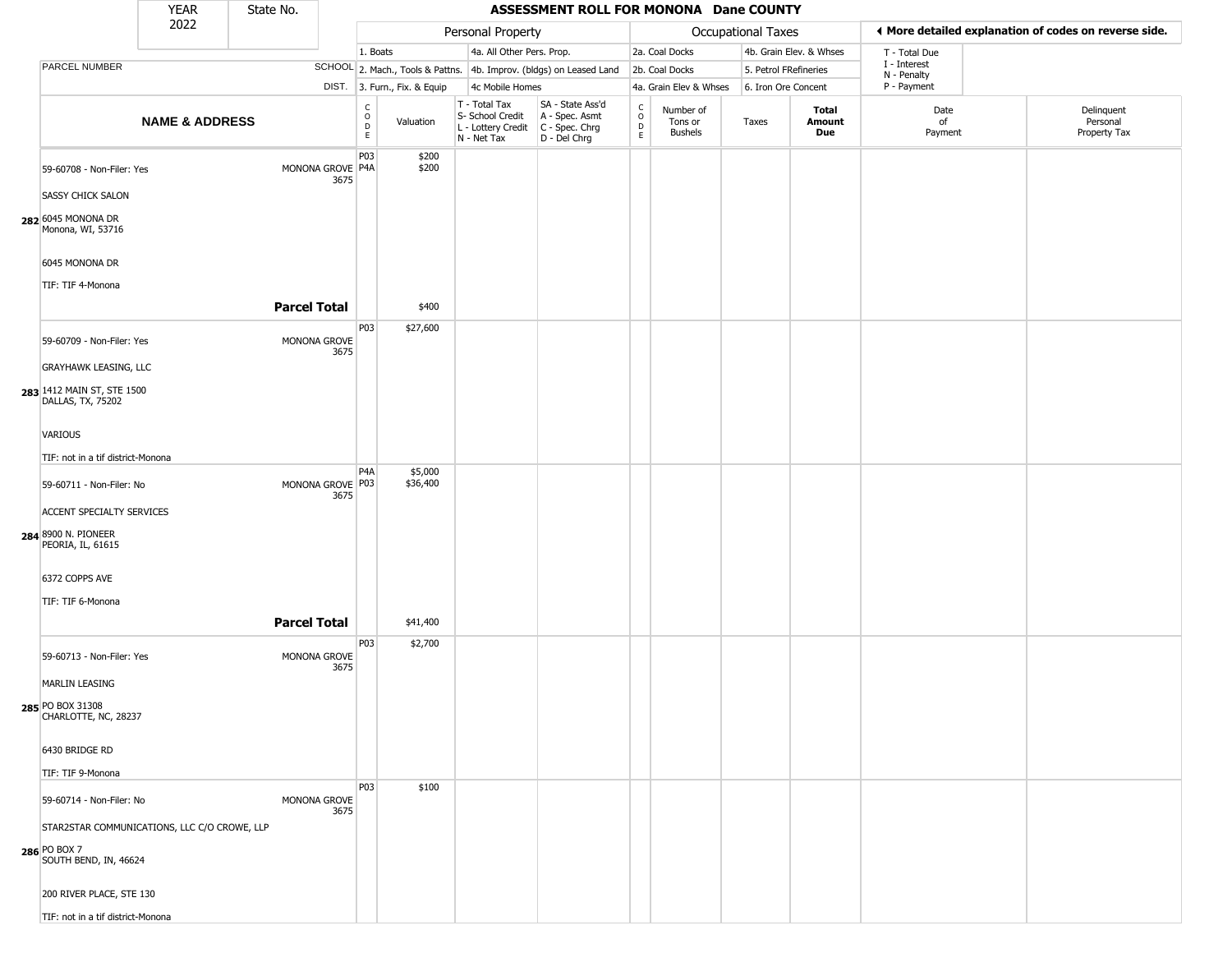| YEAR 2022 | State No. | | ASSESSMENT ROLL FOR MONONA Dane COUNTY | | | | | | | | | |
|---|---|---|---|---|---|---|---|---|---|---|---|---|

| | | Personal Property | | | | Occupational Taxes | | | | ◄ More detailed explanation of codes on reverse side. | |
|---|---|---|---|---|---|---|---|---|---|---|---|
| | | 1. Boats | | 4a. All Other Pers. Prop. | | 2a. Coal Docks | | 4b. Grain Elev. & Whses | | T - Total Due | |
| PARCEL NUMBER | SCHOOL | 2. Mach., Tools & Pattns. | | 4b. Improv. (bldgs) on Leased Land | | 2b. Coal Docks | | 5. Petrol FRefineries | | I - Interest N - Penalty | |
| | DIST. | 3. Furn., Fix. & Equip | | 4c Mobile Homes | | 4a. Grain Elev & Whses | | 6. Iron Ore Concent | | P - Payment | |

| NAME & ADDRESS | | CODE | Valuation | T - Total Tax S- School Credit L - Lottery Credit N - Net Tax | SA - State Ass'd A - Spec. Asmt C - Spec. Chrg D - Del Chrg | CODE | Number of Tons or Bushels | Taxes | Total Amount Due | Date of Payment | Delinquent Personal Property Tax |
|---|---|---|---|---|---|---|---|---|---|---|---|
| 282 59-60708 - Non-Filer: Yes SASSY CHICK SALON 6045 MONONA DR Monona, WI, 53716 6045 MONONA DR TIF: TIF 4-Monona | MONONA GROVE 3675 | P03 P4A | $200 $200 | | | | | | | | |
| | **Parcel Total** | | $400 | | | | | | | | |
| 283 59-60709 - Non-Filer: Yes GRAYHAWK LEASING, LLC 1412 MAIN ST, STE 1500 DALLAS, TX, 75202 VARIOUS TIF: not in a tif district-Monona | MONONA GROVE 3675 | P03 | $27,600 | | | | | | | | |
| 284 59-60711 - Non-Filer: No ACCENT SPECIALTY SERVICES 8900 N. PIONEER PEORIA, IL, 61615 6372 COPPS AVE TIF: TIF 6-Monona | MONONA GROVE 3675 | P4A P03 | $5,000 $36,400 | | | | | | | | |
| | **Parcel Total** | | $41,400 | | | | | | | | |
| 285 59-60713 - Non-Filer: Yes MARLIN LEASING PO BOX 31308 CHARLOTTE, NC, 28237 6430 BRIDGE RD TIF: TIF 9-Monona | MONONA GROVE 3675 | P03 | $2,700 | | | | | | | | |
| 286 59-60714 - Non-Filer: No STAR2STAR COMMUNICATIONS, LLC C/O CROWE, LLP PO BOX 7 SOUTH BEND, IN, 46624 200 RIVER PLACE, STE 130 TIF: not in a tif district-Monona | MONONA GROVE 3675 | P03 | $100 | | | | | | | | |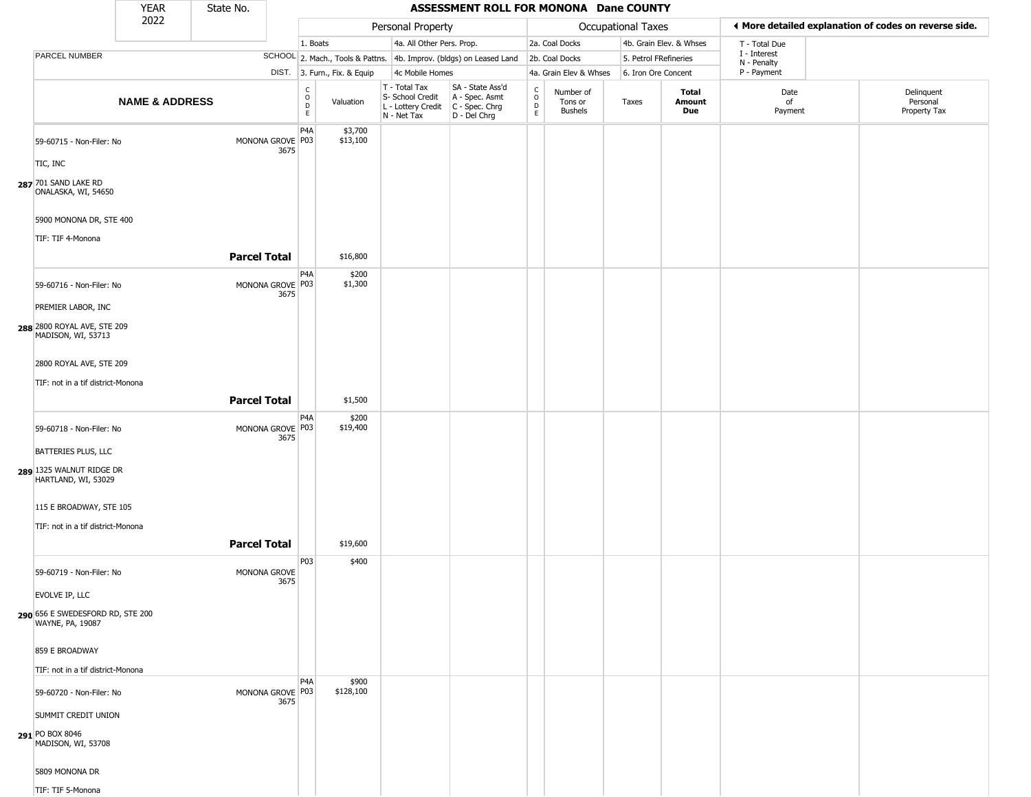| YEAR 2022 | State No. | ASSESSMENT ROLL FOR MONONA Dane COUNTY | | | | | | | | | |
|---|---|---|---|---|---|---|---|---|---|---|---|

| | | Personal Property | | | | Occupational Taxes | | | | ◀ More detailed explanation of codes on reverse side. | |
|---|---|---|---|---|---|---|---|---|---|---|---|
| PARCEL NUMBER | SCHOOL DIST. | 1. Boats / 2. Mach., Tools & Pattns. / 3. Furn., Fix. & Equip | | 4a. All Other Pers. Prop. / 4b. Improv. (bldgs) on Leased Land / 4c Mobile Homes | | 2a. Coal Docks / 2b. Coal Docks / 4a. Grain Elev & Whses | | 4b. Grain Elev. & Whses / 5. Petrol FRefineries / 6. Iron Ore Concent | | T - Total Due / I - Interest / N - Penalty / P - Payment | |
| NAME & ADDRESS | | CODE | Valuation | T - Total Tax / S- School Credit / L - Lottery Credit / N - Net Tax | SA - State Ass'd / A - Spec. Asmt / C - Spec. Chrg / D - Del Chrg | CODE | Number of Tons or Bushels | Taxes | Total Amount Due | Date of Payment | Delinquent Personal Property Tax |
| 59-60715 - Non-Filer: No<br>TIC, INC<br>**287** 701 SAND LAKE RD<br>ONALASKA, WI, 54650<br>5900 MONONA DR, STE 400<br>TIF: TIF 4-Monona | MONONA GROVE 3675 | P4A<br>P03 | $3,700<br>$13,100 | | | | | | | | |
| | **Parcel Total** | | $16,800 | | | | | | | | |
| 59-60716 - Non-Filer: No<br>PREMIER LABOR, INC<br>**288** 2800 ROYAL AVE, STE 209<br>MADISON, WI, 53713<br>2800 ROYAL AVE, STE 209<br>TIF: not in a tif district-Monona | MONONA GROVE 3675 | P4A<br>P03 | $200<br>$1,300 | | | | | | | | |
| | **Parcel Total** | | $1,500 | | | | | | | | |
| 59-60718 - Non-Filer: No<br>BATTERIES PLUS, LLC<br>**289** 1325 WALNUT RIDGE DR<br>HARTLAND, WI, 53029<br>115 E BROADWAY, STE 105<br>TIF: not in a tif district-Monona | MONONA GROVE 3675 | P4A<br>P03 | $200<br>$19,400 | | | | | | | | |
| | **Parcel Total** | | $19,600 | | | | | | | | |
| 59-60719 - Non-Filer: No<br>EVOLVE IP, LLC<br>**290** 656 E SWEDESFORD RD, STE 200<br>WAYNE, PA, 19087<br>859 E BROADWAY<br>TIF: not in a tif district-Monona | MONONA GROVE 3675 | P03 | $400 | | | | | | | | |
| 59-60720 - Non-Filer: No<br>SUMMIT CREDIT UNION<br>**291** PO BOX 8046<br>MADISON, WI, 53708<br>5809 MONONA DR<br>TIF: TIF 5-Monona | MONONA GROVE 3675 | P4A<br>P03 | $900<br>$128,100 | | | | | | | | |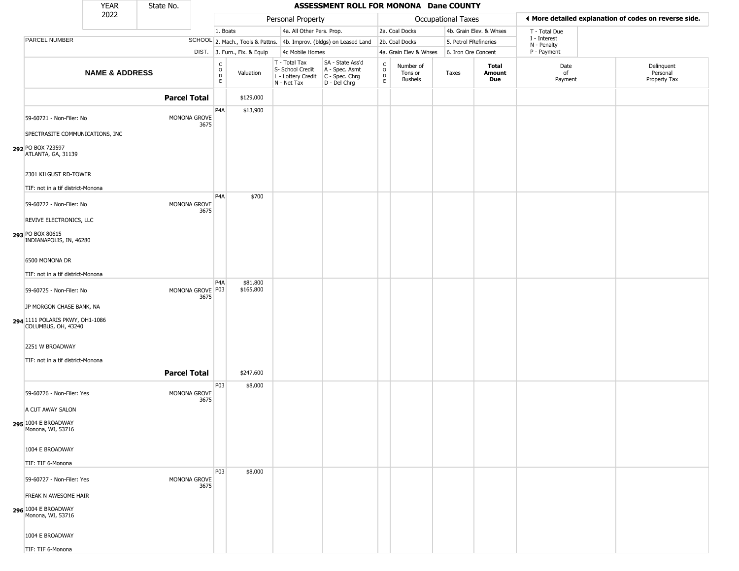| YEAR 2022 | State No. | | **ASSESSMENT ROLL FOR MONONA Dane COUNTY** | | | | | | | | | |
|---|---|---|---|---|---|---|---|---|---|---|---|---|

| PARCEL NUMBER / NAME & ADDRESS | SCHOOL DIST. | CODE | Valuation | T - Total Tax, S- School Credit, L - Lottery Credit, N - Net Tax | SA - State Ass'd, A - Spec. Asmt, C - Spec. Chrg, D - Del Chrg | CODE | Number of Tons or Bushels | Taxes | Total Amount Due | Date of Payment | Delinquent Personal Property Tax |
|---|---|---|---|---|---|---|---|---|---|---|---|
| | | | Personal Property: 1. Boats; 2. Mach., Tools & Pattns.; 3. Furn., Fix. & Equip; 4a. All Other Pers. Prop.; 4b. Improv. (bldgs) on Leased Land; 4c Mobile Homes | | | | Occupational Taxes: 2a. Coal Docks; 2b. Coal Docks; 4a. Grain Elev & Whses; 4b. Grain Elev. & Whses; 5. Petrol FRefineries; 6. Iron Ore Concent | | | T - Total Due; I - Interest; N - Penalty; P - Payment | ◄ More detailed explanation of codes on reverse side. |
| **Parcel Total** | | | $129,000 | | | | | | | | |
| 292 59-60721 - Non-Filer: No<br>SPECTRASITE COMMUNICATIONS, INC<br>PO BOX 723597<br>ATLANTA, GA, 31139<br>2301 KILGUST RD-TOWER<br>TIF: not in a tif district-Monona | MONONA GROVE 3675 | P4A | $13,900 | | | | | | | | |
| 293 59-60722 - Non-Filer: No<br>REVIVE ELECTRONICS, LLC<br>PO BOX 80615<br>INDIANAPOLIS, IN, 46280<br>6500 MONONA DR<br>TIF: not in a tif district-Monona | MONONA GROVE 3675 | P4A | $700 | | | | | | | | |
| 294 59-60725 - Non-Filer: No<br>JP MORGON CHASE BANK, NA<br>1111 POLARIS PKWY, OH1-1086<br>COLUMBUS, OH, 43240<br>2251 W BROADWAY<br>TIF: not in a tif district-Monona | MONONA GROVE 3675 | P4A<br>P03 | $81,800<br>$165,800 | | | | | | | | |
| **Parcel Total** | | | $247,600 | | | | | | | | |
| 295 59-60726 - Non-Filer: Yes<br>A CUT AWAY SALON<br>1004 E BROADWAY<br>Monona, WI, 53716<br>1004 E BROADWAY<br>TIF: TIF 6-Monona | MONONA GROVE 3675 | P03 | $8,000 | | | | | | | | |
| 296 59-60727 - Non-Filer: Yes<br>FREAK N AWESOME HAIR<br>1004 E BROADWAY<br>Monona, WI, 53716<br>1004 E BROADWAY<br>TIF: TIF 6-Monona | MONONA GROVE 3675 | P03 | $8,000 | | | | | | | | |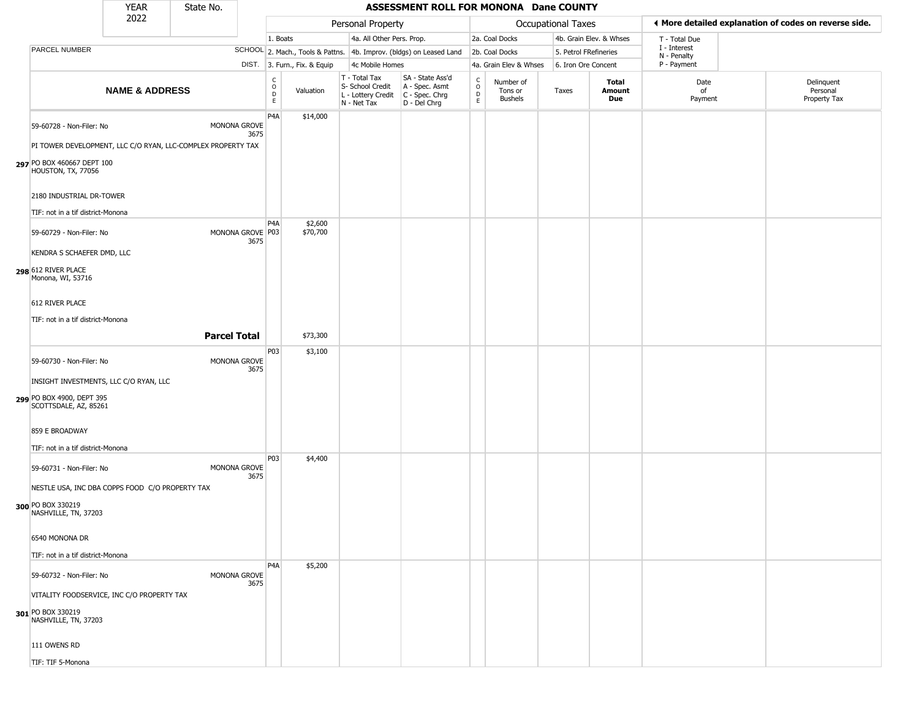# ASSESSMENT ROLL FOR MONONA Dane COUNTY

| YEAR | State No. |
|---|---|
| 2022 | |

| PARCEL NUMBER | SCHOOL DIST. | Personal Property | | | | Occupational Taxes | | | | More detailed explanation of codes on reverse side. | |
|---|---|---|---|---|---|---|---|---|---|---|---|
| | | 1. Boats<br>2. Mach., Tools & Pattns.<br>3. Furn., Fix. & Equip | | 4a. All Other Pers. Prop.<br>4b. Improv. (bldgs) on Leased Land<br>4c Mobile Homes | | 2a. Coal Docks<br>2b. Coal Docks<br>4a. Grain Elev & Whses | | 4b. Grain Elev. & Whses<br>5. Petrol FRefineries<br>6. Iron Ore Concent | | T - Total Due<br>I - Interest<br>N - Penalty<br>P - Payment | |
| **NAME & ADDRESS** | | CODE | Valuation | T - Total Tax<br>S- School Credit<br>L - Lottery Credit<br>N - Net Tax | SA - State Ass'd<br>A - Spec. Asmt<br>C - Spec. Chrg<br>D - Del Chrg | CODE | Number of Tons or Bushels | Taxes | **Total Amount Due** | Date of Payment | Delinquent Personal Property Tax |
| **297** 59-60728 - Non-Filer: No<br>PI TOWER DEVELOPMENT, LLC C/O RYAN, LLC-COMPLEX PROPERTY TAX<br>PO BOX 460667 DEPT 100<br>HOUSTON, TX, 77056<br>2180 INDUSTRIAL DR-TOWER<br>TIF: not in a tif district-Monona | MONONA GROVE 3675 | P4A | $14,000 | | | | | | | | |
| **298** 59-60729 - Non-Filer: No<br>KENDRA S SCHAEFER DMD, LLC<br>612 RIVER PLACE<br>Monona, WI, 53716<br>612 RIVER PLACE<br>TIF: not in a tif district-Monona | MONONA GROVE 3675 | P4A<br>P03 | $2,600<br>$70,700 | | | | | | | | |
| **Parcel Total** | | | $73,300 | | | | | | | | |
| **299** 59-60730 - Non-Filer: No<br>INSIGHT INVESTMENTS, LLC C/O RYAN, LLC<br>PO BOX 4900, DEPT 395<br>SCOTTSDALE, AZ, 85261<br>859 E BROADWAY<br>TIF: not in a tif district-Monona | MONONA GROVE 3675 | P03 | $3,100 | | | | | | | | |
| **300** 59-60731 - Non-Filer: No<br>NESTLE USA, INC DBA COPPS FOOD C/O PROPERTY TAX<br>PO BOX 330219<br>NASHVILLE, TN, 37203<br>6540 MONONA DR<br>TIF: not in a tif district-Monona | MONONA GROVE 3675 | P03 | $4,400 | | | | | | | | |
| **301** 59-60732 - Non-Filer: No<br>VITALITY FOODSERVICE, INC C/O PROPERTY TAX<br>PO BOX 330219<br>NASHVILLE, TN, 37203<br>111 OWENS RD<br>TIF: TIF 5-Monona | MONONA GROVE 3675 | P4A | $5,200 | | | | | | | | |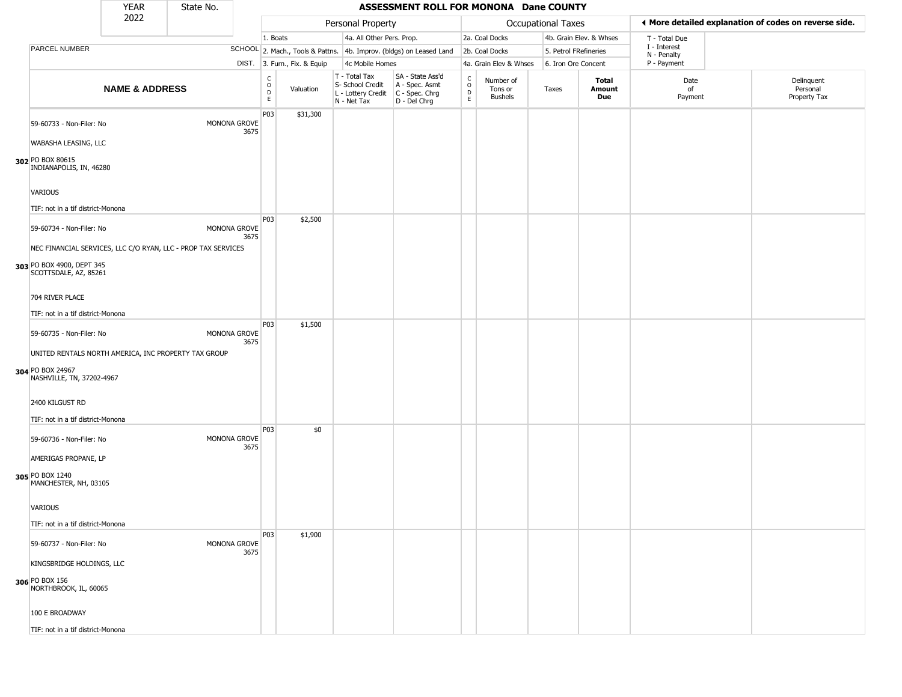| YEAR 2022 | State No. | ASSESSMENT ROLL FOR MONONA Dane COUNTY |
|---|---|---|

| | | Personal Property | | | | Occupational Taxes | | | | ◄ More detailed explanation of codes on reverse side. | |
|---|---|---|---|---|---|---|---|---|---|---|---|
| | | 1. Boats | | 4a. All Other Pers. Prop. | | 2a. Coal Docks | | 4b. Grain Elev. & Whses | | T - Total Due | |
| PARCEL NUMBER | SCHOOL | 2. Mach., Tools & Pattns. | | 4b. Improv. (bldgs) on Leased Land | | 2b. Coal Docks | | 5. Petrol FRefineries | | I - Interest N - Penalty | |
| | DIST. | 3. Furn., Fix. & Equip | | 4c Mobile Homes | | 4a. Grain Elev & Whses | | 6. Iron Ore Concent | | P - Payment | |
| **NAME & ADDRESS** | | CODE | Valuation | T - Total Tax S- School Credit L - Lottery Credit N - Net Tax | SA - State Ass'd A - Spec. Asmt C - Spec. Chrg D - Del Chrg | CODE | Number of Tons or Bushels | Taxes | **Total Amount Due** | Date of Payment | Delinquent Personal Property Tax |
| 302 59-60733 - Non-Filer: No<br>WABASHA LEASING, LLC<br>PO BOX 80615<br>INDIANAPOLIS, IN, 46280<br>VARIOUS<br>TIF: not in a tif district-Monona | MONONA GROVE 3675 | P03 | $31,300 | | | | | | | | |
| 303 59-60734 - Non-Filer: No<br>NEC FINANCIAL SERVICES, LLC C/O RYAN, LLC - PROP TAX SERVICES<br>PO BOX 4900, DEPT 345<br>SCOTTSDALE, AZ, 85261<br>704 RIVER PLACE<br>TIF: not in a tif district-Monona | MONONA GROVE 3675 | P03 | $2,500 | | | | | | | | |
| 304 59-60735 - Non-Filer: No<br>UNITED RENTALS NORTH AMERICA, INC PROPERTY TAX GROUP<br>PO BOX 24967<br>NASHVILLE, TN, 37202-4967<br>2400 KILGUST RD<br>TIF: not in a tif district-Monona | MONONA GROVE 3675 | P03 | $1,500 | | | | | | | | |
| 305 59-60736 - Non-Filer: No<br>AMERIGAS PROPANE, LP<br>PO BOX 1240<br>MANCHESTER, NH, 03105<br>VARIOUS<br>TIF: not in a tif district-Monona | MONONA GROVE 3675 | P03 | $0 | | | | | | | | |
| 306 59-60737 - Non-Filer: No<br>KINGSBRIDGE HOLDINGS, LLC<br>PO BOX 156<br>NORTHBROOK, IL, 60065<br>100 E BROADWAY<br>TIF: not in a tif district-Monona | MONONA GROVE 3675 | P03 | $1,900 | | | | | | | | |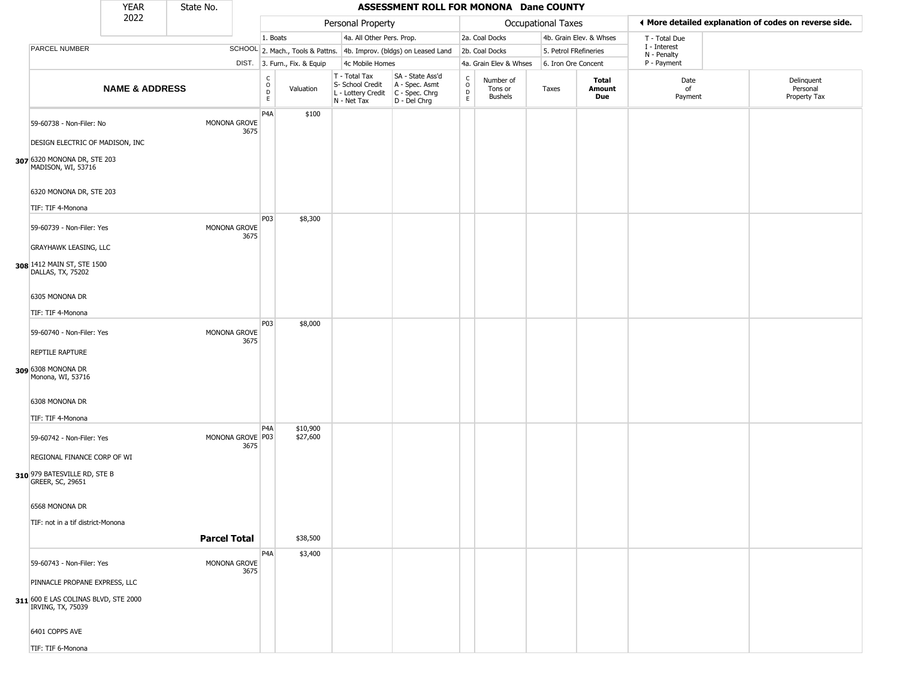| YEAR 2022 | State No. | ASSESSMENT ROLL FOR MONONA Dane COUNTY |
|---|---|---|

| | | Personal Property | | | | Occupational Taxes | | | | ◄ More detailed explanation of codes on reverse side. |
|---|---|---|---|---|---|---|---|---|---|---|
| | | 1. Boats | 4a. All Other Pers. Prop. | | | 2a. Coal Docks | 4b. Grain Elev. & Whses | | | T - Total Due<br>I - Interest<br>N - Penalty<br>P - Payment |
| PARCEL NUMBER | SCHOOL | 2. Mach., Tools & Pattns. | 4b. Improv. (bldgs) on Leased Land | | | 2b. Coal Docks | 5. Petrol FRefineries | | | |
| | DIST. | 3. Furn., Fix. & Equip | 4c Mobile Homes | | | 4a. Grain Elev & Whses | 6. Iron Ore Concent | | | |

| | NAME & ADDRESS | | CODE | Valuation | T - Total Tax<br>S- School Credit<br>L - Lottery Credit<br>N - Net Tax | SA - State Ass'd<br>A - Spec. Asmt<br>C - Spec. Chrg<br>D - Del Chrg | CODE | Number of Tons or Bushels | Taxes | Total Amount Due | Date of Payment | Delinquent Personal Property Tax |
|---|---|---|---|---|---|---|---|---|---|---|---|---|
| 307 | 59-60738 - Non-Filer: No<br>DESIGN ELECTRIC OF MADISON, INC<br>6320 MONONA DR, STE 203<br>MADISON, WI, 53716<br>6320 MONONA DR, STE 203<br>TIF: TIF 4-Monona | MONONA GROVE 3675 | P4A | $100 | | | | | | | | |
| 308 | 59-60739 - Non-Filer: Yes<br>GRAYHAWK LEASING, LLC<br>1412 MAIN ST, STE 1500<br>DALLAS, TX, 75202<br>6305 MONONA DR<br>TIF: TIF 4-Monona | MONONA GROVE 3675 | P03 | $8,300 | | | | | | | | |
| 309 | 59-60740 - Non-Filer: Yes<br>REPTILE RAPTURE<br>6308 MONONA DR<br>Monona, WI, 53716<br>6308 MONONA DR<br>TIF: TIF 4-Monona | MONONA GROVE 3675 | P03 | $8,000 | | | | | | | | |
| 310 | 59-60742 - Non-Filer: Yes<br>REGIONAL FINANCE CORP OF WI<br>979 BATESVILLE RD, STE B<br>GREER, SC, 29651<br>6568 MONONA DR<br>TIF: not in a tif district-Monona | MONONA GROVE 3675 | P4A<br>P03 | $10,900<br>$27,600 | | | | | | | | |
| | | **Parcel Total** | | $38,500 | | | | | | | | |
| 311 | 59-60743 - Non-Filer: Yes<br>PINNACLE PROPANE EXPRESS, LLC<br>600 E LAS COLINAS BLVD, STE 2000<br>IRVING, TX, 75039<br>6401 COPPS AVE<br>TIF: TIF 6-Monona | MONONA GROVE 3675 | P4A | $3,400 | | | | | | | | |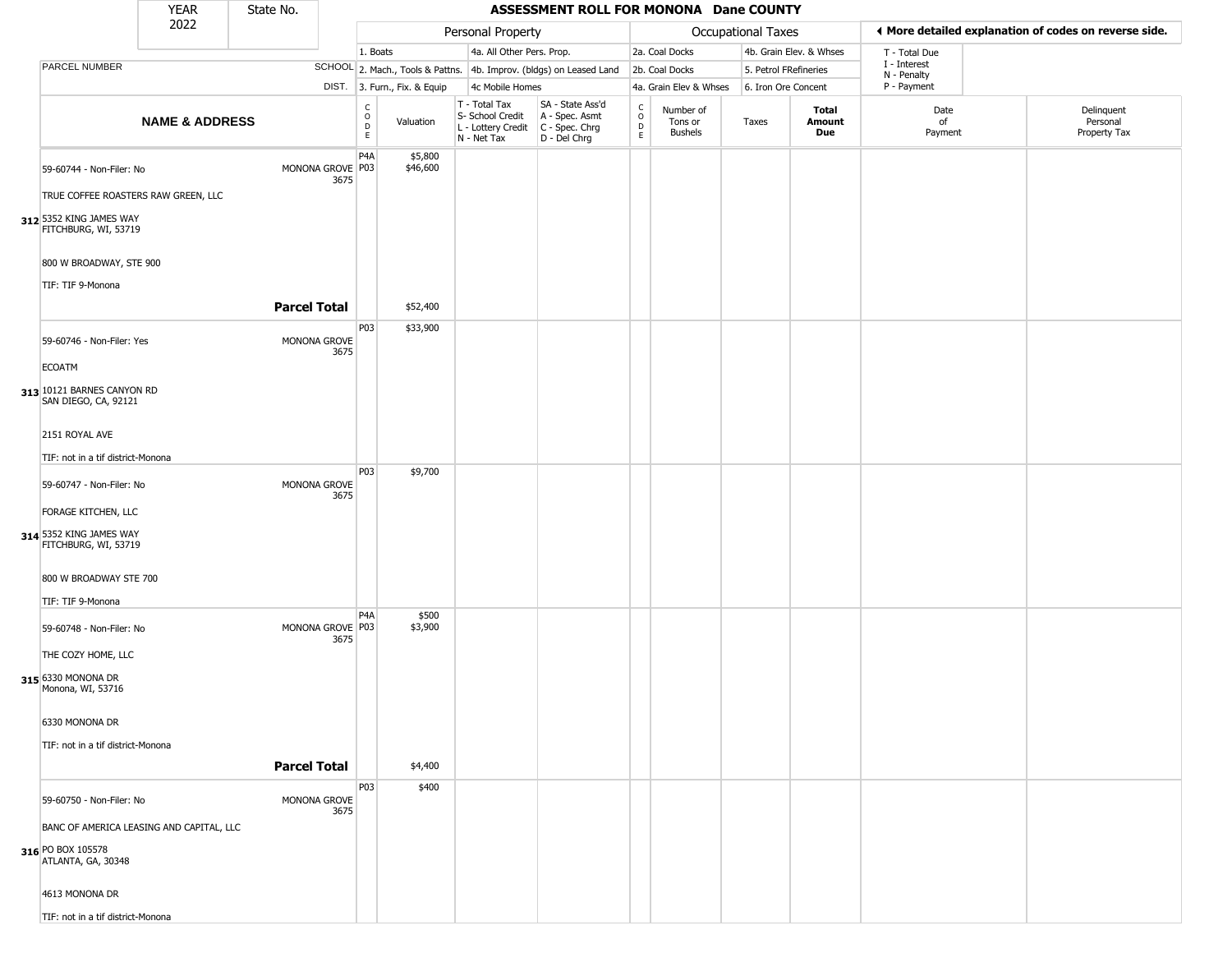| YEAR 2022 | State No. | | ASSESSMENT ROLL FOR MONONA Dane COUNTY | | | | | | | | | |
|---|---|---|---|---|---|---|---|---|---|---|---|---|

| | | Personal Property | | | | Occupational Taxes | | | | ◀ More detailed explanation of codes on reverse side. | |
|---|---|---|---|---|---|---|---|---|---|---|---|
| PARCEL NUMBER | SCHOOL DIST. | 1. Boats<br>2. Mach., Tools & Pattns.<br>3. Furn., Fix. & Equip | | 4a. All Other Pers. Prop.<br>4b. Improv. (bldgs) on Leased Land<br>4c Mobile Homes | | 2a. Coal Docks<br>2b. Coal Docks<br>4a. Grain Elev & Whses | | 4b. Grain Elev. & Whses<br>5. Petrol FRefineries<br>6. Iron Ore Concent | | T - Total Due<br>I - Interest<br>N - Penalty<br>P - Payment | |

| | NAME & ADDRESS | | CODE | Valuation | T - Total Tax<br>S- School Credit<br>L - Lottery Credit<br>N - Net Tax | SA - State Ass'd<br>A - Spec. Asmt<br>C - Spec. Chrg<br>D - Del Chrg | CODE | Number of Tons or Bushels | Taxes | Total Amount Due | Date of Payment | Delinquent Personal Property Tax |
|---|---|---|---|---|---|---|---|---|---|---|---|---|
| 312 | 59-60744 - Non-Filer: No<br>TRUE COFFEE ROASTERS RAW GREEN, LLC<br>5352 KING JAMES WAY<br>FITCHBURG, WI, 53719<br>800 W BROADWAY, STE 900<br>TIF: TIF 9-Monona | MONONA GROVE 3675 | P4A<br>P03 | $5,800<br>$46,600 | | | | | | | | |
| | | **Parcel Total** | | $52,400 | | | | | | | | |
| 313 | 59-60746 - Non-Filer: Yes<br>ECOATM<br>10121 BARNES CANYON RD<br>SAN DIEGO, CA, 92121<br>2151 ROYAL AVE<br>TIF: not in a tif district-Monona | MONONA GROVE 3675 | P03 | $33,900 | | | | | | | | |
| 314 | 59-60747 - Non-Filer: No<br>FORAGE KITCHEN, LLC<br>5352 KING JAMES WAY<br>FITCHBURG, WI, 53719<br>800 W BROADWAY STE 700<br>TIF: TIF 9-Monona | MONONA GROVE 3675 | P03 | $9,700 | | | | | | | | |
| 315 | 59-60748 - Non-Filer: No<br>THE COZY HOME, LLC<br>6330 MONONA DR<br>Monona, WI, 53716<br>6330 MONONA DR<br>TIF: not in a tif district-Monona | MONONA GROVE 3675 | P4A<br>P03 | $500<br>$3,900 | | | | | | | | |
| | | **Parcel Total** | | $4,400 | | | | | | | | |
| 316 | 59-60750 - Non-Filer: No<br>BANC OF AMERICA LEASING AND CAPITAL, LLC<br>PO BOX 105578<br>ATLANTA, GA, 30348<br>4613 MONONA DR<br>TIF: not in a tif district-Monona | MONONA GROVE 3675 | P03 | $400 | | | | | | | | |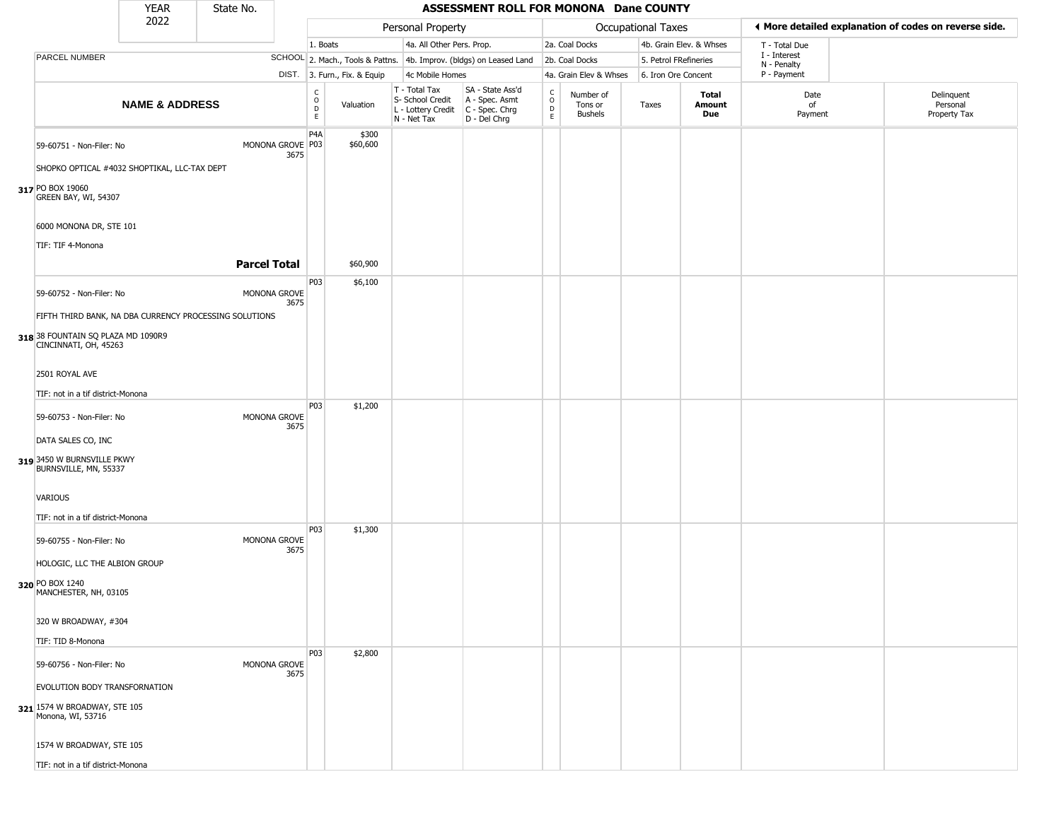| YEAR 2022 | State No. | ASSESSMENT ROLL FOR MONONA Dane COUNTY | | | | | | | | | | |
|---|---|---|---|---|---|---|---|---|---|---|---|---|
| | | Personal Property | | | | Occupational Taxes | | | | More detailed explanation of codes on reverse side. | | |
| PARCEL NUMBER | SCHOOL DIST. | 1. Boats<br>2. Mach., Tools & Pattns.<br>3. Furn., Fix. & Equip | | 4a. All Other Pers. Prop.<br>4b. Improv. (bldgs) on Leased Land<br>4c Mobile Homes | | 2a. Coal Docks<br>2b. Coal Docks<br>4a. Grain Elev & Whses | | 4b. Grain Elev. & Whses<br>5. Petrol FRefineries<br>6. Iron Ore Concent | | T - Total Due<br>I - Interest<br>N - Penalty<br>P - Payment | | |
| **NAME & ADDRESS** | | CODE | Valuation | T - Total Tax<br>S- School Credit<br>L - Lottery Credit<br>N - Net Tax | SA - State Ass'd<br>A - Spec. Asmt<br>C - Spec. Chrg<br>D - Del Chrg | CODE | Number of Tons or Bushels | Taxes | **Total Amount Due** | Date of Payment | Delinquent Personal Property Tax | |
| **317** 59-60751 - Non-Filer: No<br>SHOPKO OPTICAL #4032 SHOPTIKAL, LLC-TAX DEPT<br>PO BOX 19060<br>GREEN BAY, WI, 54307<br><br>6000 MONONA DR, STE 101<br>TIF: TIF 4-Monona | MONONA GROVE 3675 | P4A<br>P03 | $300<br>$60,600 | | | | | | | | | |
| **Parcel Total** | | | $60,900 | | | | | | | | | |
| **318** 59-60752 - Non-Filer: No<br>FIFTH THIRD BANK, NA DBA CURRENCY PROCESSING SOLUTIONS<br>38 FOUNTAIN SQ PLAZA MD 1090R9<br>CINCINNATI, OH, 45263<br><br>2501 ROYAL AVE<br>TIF: not in a tif district-Monona | MONONA GROVE 3675 | P03 | $6,100 | | | | | | | | | |
| **319** 59-60753 - Non-Filer: No<br>DATA SALES CO, INC<br>3450 W BURNSVILLE PKWY<br>BURNSVILLE, MN, 55337<br><br>VARIOUS<br>TIF: not in a tif district-Monona | MONONA GROVE 3675 | P03 | $1,200 | | | | | | | | | |
| **320** 59-60755 - Non-Filer: No<br>HOLOGIC, LLC THE ALBION GROUP<br>PO BOX 1240<br>MANCHESTER, NH, 03105<br><br>320 W BROADWAY, #304<br>TIF: TID 8-Monona | MONONA GROVE 3675 | P03 | $1,300 | | | | | | | | | |
| **321** 59-60756 - Non-Filer: No<br>EVOLUTION BODY TRANSFORNATION<br>1574 W BROADWAY, STE 105<br>Monona, WI, 53716<br><br>1574 W BROADWAY, STE 105<br>TIF: not in a tif district-Monona | MONONA GROVE 3675 | P03 | $2,800 | | | | | | | | | |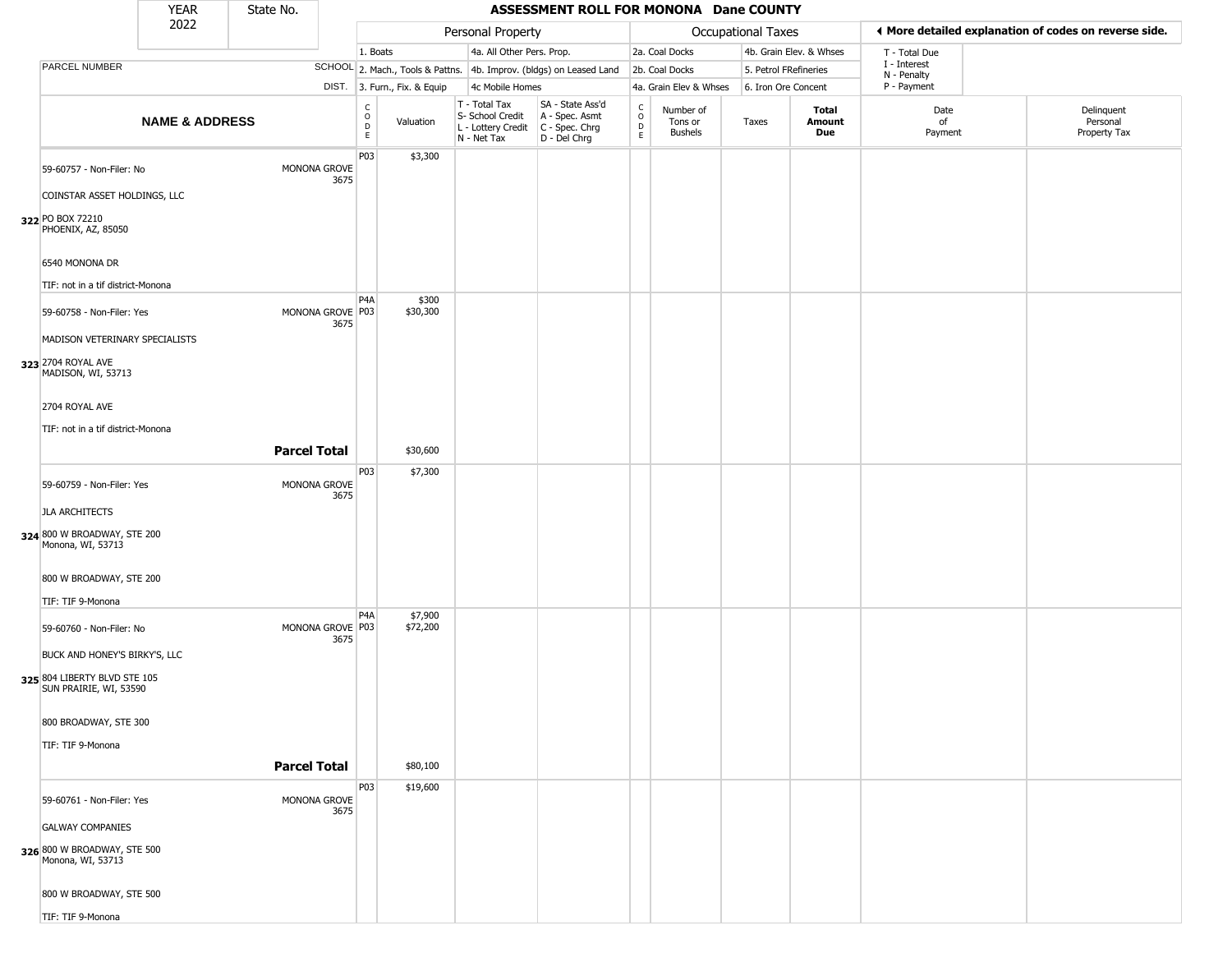# ASSESSMENT ROLL FOR MONONA Dane COUNTY

YEAR 2022 | State No.

| Personal Property | | Occupational Taxes | | ◄ More detailed explanation of codes on reverse side. |
|---|---|---|---|---|
| 1. Boats | 4a. All Other Pers. Prop. | 2a. Coal Docks | 4b. Grain Elev. & Whses | T - Total Due |
| 2. Mach., Tools & Pattns. | 4b. Improv. (bldgs) on Leased Land | 2b. Coal Docks | 5. Petrol FRefineries | I - Interest |
| 3. Furn., Fix. & Equip | 4c Mobile Homes | 4a. Grain Elev & Whses | 6. Iron Ore Concent | N - Penalty |
| | | | | P - Payment |

| | PARCEL NUMBER / NAME & ADDRESS | SCHOOL DIST. | CODE | Valuation | T - Total Tax S- School Credit L - Lottery Credit N - Net Tax | SA - State Ass'd A - Spec. Asmt C - Spec. Chrg D - Del Chrg | CODE | Number of Tons or Bushels | Taxes | Total Amount Due | Date of Payment | Delinquent Personal Property Tax |
|---|---|---|---|---|---|---|---|---|---|---|---|---|
| 322 | 59-60757 - Non-Filer: No<br>COINSTAR ASSET HOLDINGS, LLC<br>PO BOX 72210<br>PHOENIX, AZ, 85050<br>6540 MONONA DR<br>TIF: not in a tif district-Monona | MONONA GROVE 3675 | P03 | $3,300 | | | | | | | | |
| 323 | 59-60758 - Non-Filer: Yes<br>MADISON VETERINARY SPECIALISTS<br>2704 ROYAL AVE<br>MADISON, WI, 53713<br>2704 ROYAL AVE<br>TIF: not in a tif district-Monona | MONONA GROVE 3675 | P4A<br>P03 | $300<br>$30,300 | | | | | | | | |
| | **Parcel Total** | | | $30,600 | | | | | | | | |
| 324 | 59-60759 - Non-Filer: Yes<br>JLA ARCHITECTS<br>800 W BROADWAY, STE 200<br>Monona, WI, 53713<br>800 W BROADWAY, STE 200<br>TIF: TIF 9-Monona | MONONA GROVE 3675 | P03 | $7,300 | | | | | | | | |
| 325 | 59-60760 - Non-Filer: No<br>BUCK AND HONEY'S BIRKY'S, LLC<br>804 LIBERTY BLVD STE 105<br>SUN PRAIRIE, WI, 53590<br>800 BROADWAY, STE 300<br>TIF: TIF 9-Monona | MONONA GROVE 3675 | P4A<br>P03 | $7,900<br>$72,200 | | | | | | | | |
| | **Parcel Total** | | | $80,100 | | | | | | | | |
| 326 | 59-60761 - Non-Filer: Yes<br>GALWAY COMPANIES<br>800 W BROADWAY, STE 500<br>Monona, WI, 53713<br>800 W BROADWAY, STE 500<br>TIF: TIF 9-Monona | MONONA GROVE 3675 | P03 | $19,600 | | | | | | | | |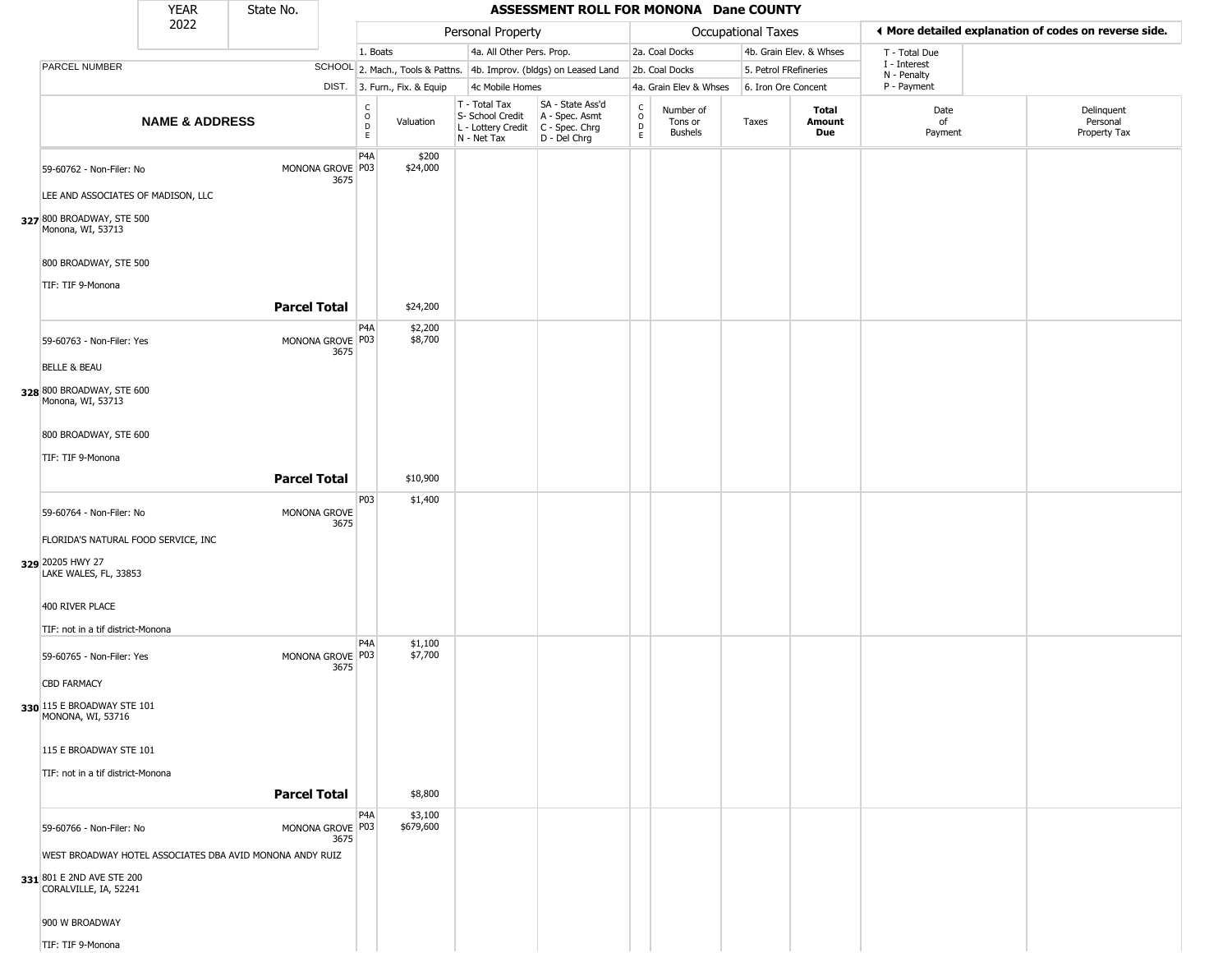| YEAR 2022 | State No. | | ASSESSMENT ROLL FOR MONONA Dane COUNTY | | | | | | | | | | |
|---|---|---|---|---|---|---|---|---|---|---|---|---|---|
| | | | Personal Property | | | | Occupational Taxes | | | | More detailed explanation of codes on reverse side. | | |
| PARCEL NUMBER | SCHOOL DIST. | | 1. Boats; 2. Mach., Tools & Pattns.; 3. Furn., Fix. & Equip | | 4a. All Other Pers. Prop.; 4b. Improv. (bldgs) on Leased Land; 4c Mobile Homes | | 2a. Coal Docks; 2b. Coal Docks; 4a. Grain Elev & Whses | | 4b. Grain Elev. & Whses; 5. Petrol FRefineries; 6. Iron Ore Concent | | T - Total Due; I - Interest; N - Penalty; P - Payment | | |
| NAME & ADDRESS | | CODE | Valuation | T - Total Tax; S- School Credit; L - Lottery Credit; N - Net Tax | SA - State Ass'd; A - Spec. Asmt; C - Spec. Chrg; D - Del Chrg | CODE | Number of Tons or Bushels | Taxes | Total Amount Due | Date of Payment | Delinquent Personal Property Tax | | |
| 327 59-60762 - Non-Filer: No; LEE AND ASSOCIATES OF MADISON, LLC; 800 BROADWAY, STE 500 Monona, WI, 53713; 800 BROADWAY, STE 500; TIF: TIF 9-Monona | MONONA GROVE 3675 | P4A<br>P03 | $200<br>$24,000 | | | | | | | | | | |
| **Parcel Total** | | | $24,200 | | | | | | | | | | |
| 328 59-60763 - Non-Filer: Yes; BELLE & BEAU; 800 BROADWAY, STE 600 Monona, WI, 53713; 800 BROADWAY, STE 600; TIF: TIF 9-Monona | MONONA GROVE 3675 | P4A<br>P03 | $2,200<br>$8,700 | | | | | | | | | | |
| **Parcel Total** | | | $10,900 | | | | | | | | | | |
| 329 59-60764 - Non-Filer: No; FLORIDA'S NATURAL FOOD SERVICE, INC; 20205 HWY 27 LAKE WALES, FL, 33853; 400 RIVER PLACE; TIF: not in a tif district-Monona | MONONA GROVE 3675 | P03 | $1,400 | | | | | | | | | | |
| 330 59-60765 - Non-Filer: Yes; CBD FARMACY; 115 E BROADWAY STE 101 MONONA, WI, 53716; 115 E BROADWAY STE 101; TIF: not in a tif district-Monona | MONONA GROVE 3675 | P4A<br>P03 | $1,100<br>$7,700 | | | | | | | | | | |
| **Parcel Total** | | | $8,800 | | | | | | | | | | |
| 331 59-60766 - Non-Filer: No; WEST BROADWAY HOTEL ASSOCIATES DBA AVID MONONA ANDY RUIZ; 801 E 2ND AVE STE 200 CORALVILLE, IA, 52241; 900 W BROADWAY; TIF: TIF 9-Monona | MONONA GROVE 3675 | P4A<br>P03 | $3,100<br>$679,600 | | | | | | | | | | |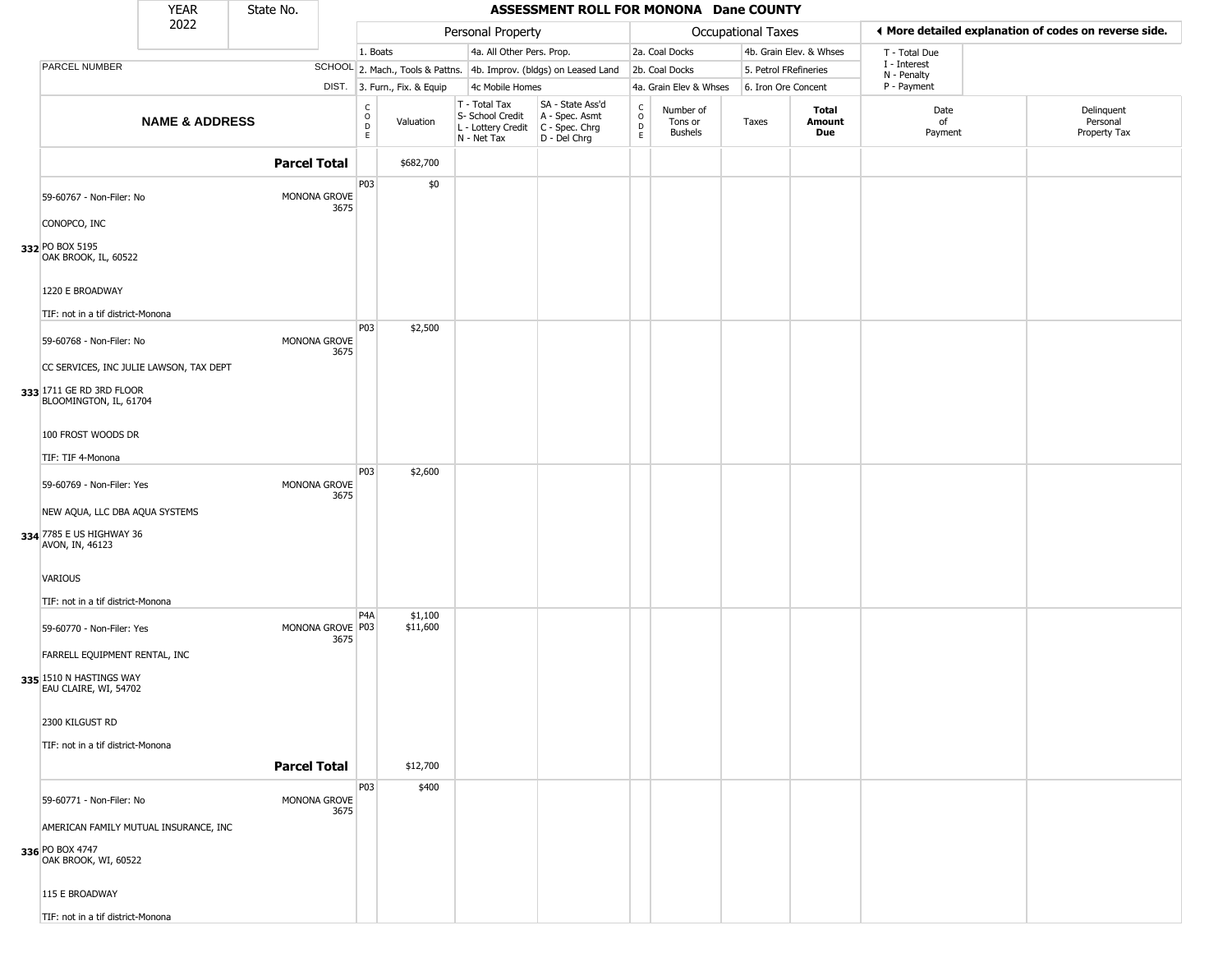**ASSESSMENT ROLL FOR MONONA Dane COUNTY**

| YEAR 2022 | State No. |
|---|---|

| | | Personal Property | | | | Occupational Taxes | | | | ◄ More detailed explanation of codes on reverse side. | |
|---|---|---|---|---|---|---|---|---|---|---|---|
| | | 1. Boats | | 4a. All Other Pers. Prop. | | 2a. Coal Docks | | 4b. Grain Elev. & Whses | | T - Total Due | |
| PARCEL NUMBER | SCHOOL | 2. Mach., Tools & Pattns. | | 4b. Improv. (bldgs) on Leased Land | | 2b. Coal Docks | | 5. Petrol FRefineries | | I - Interest N - Penalty | |
| | DIST. | 3. Furn., Fix. & Equip | | 4c Mobile Homes | | 4a. Grain Elev & Whses | | 6. Iron Ore Concent | | P - Payment | |

| NAME & ADDRESS | | CODE | Valuation | T - Total Tax S- School Credit L - Lottery Credit N - Net Tax | SA - State Ass'd A - Spec. Asmt C - Spec. Chrg D - Del Chrg | CODE | Number of Tons or Bushels | Taxes | Total Amount Due | Date of Payment | Delinquent Personal Property Tax |
|---|---|---|---|---|---|---|---|---|---|---|---|
| | **Parcel Total** | | $682,700 | | | | | | | | |
| **332** 59-60767 - Non-Filer: No<br>CONOPCO, INC<br>PO BOX 5195<br>OAK BROOK, IL, 60522<br>1220 E BROADWAY<br>TIF: not in a tif district-Monona | MONONA GROVE 3675 | P03 | $0 | | | | | | | | |
| **333** 59-60768 - Non-Filer: No<br>CC SERVICES, INC JULIE LAWSON, TAX DEPT<br>1711 GE RD 3RD FLOOR<br>BLOOMINGTON, IL, 61704<br>100 FROST WOODS DR<br>TIF: TIF 4-Monona | MONONA GROVE 3675 | P03 | $2,500 | | | | | | | | |
| **334** 59-60769 - Non-Filer: Yes<br>NEW AQUA, LLC DBA AQUA SYSTEMS<br>7785 E US HIGHWAY 36<br>AVON, IN, 46123<br>VARIOUS<br>TIF: not in a tif district-Monona | MONONA GROVE 3675 | P03 | $2,600 | | | | | | | | |
| **335** 59-60770 - Non-Filer: Yes<br>FARRELL EQUIPMENT RENTAL, INC<br>1510 N HASTINGS WAY<br>EAU CLAIRE, WI, 54702<br>2300 KILGUST RD<br>TIF: not in a tif district-Monona | MONONA GROVE 3675 | P4A<br>P03 | $1,100<br>$11,600 | | | | | | | | |
| | **Parcel Total** | | $12,700 | | | | | | | | |
| **336** 59-60771 - Non-Filer: No<br>AMERICAN FAMILY MUTUAL INSURANCE, INC<br>PO BOX 4747<br>OAK BROOK, WI, 60522<br>115 E BROADWAY<br>TIF: not in a tif district-Monona | MONONA GROVE 3675 | P03 | $400 | | | | | | | | |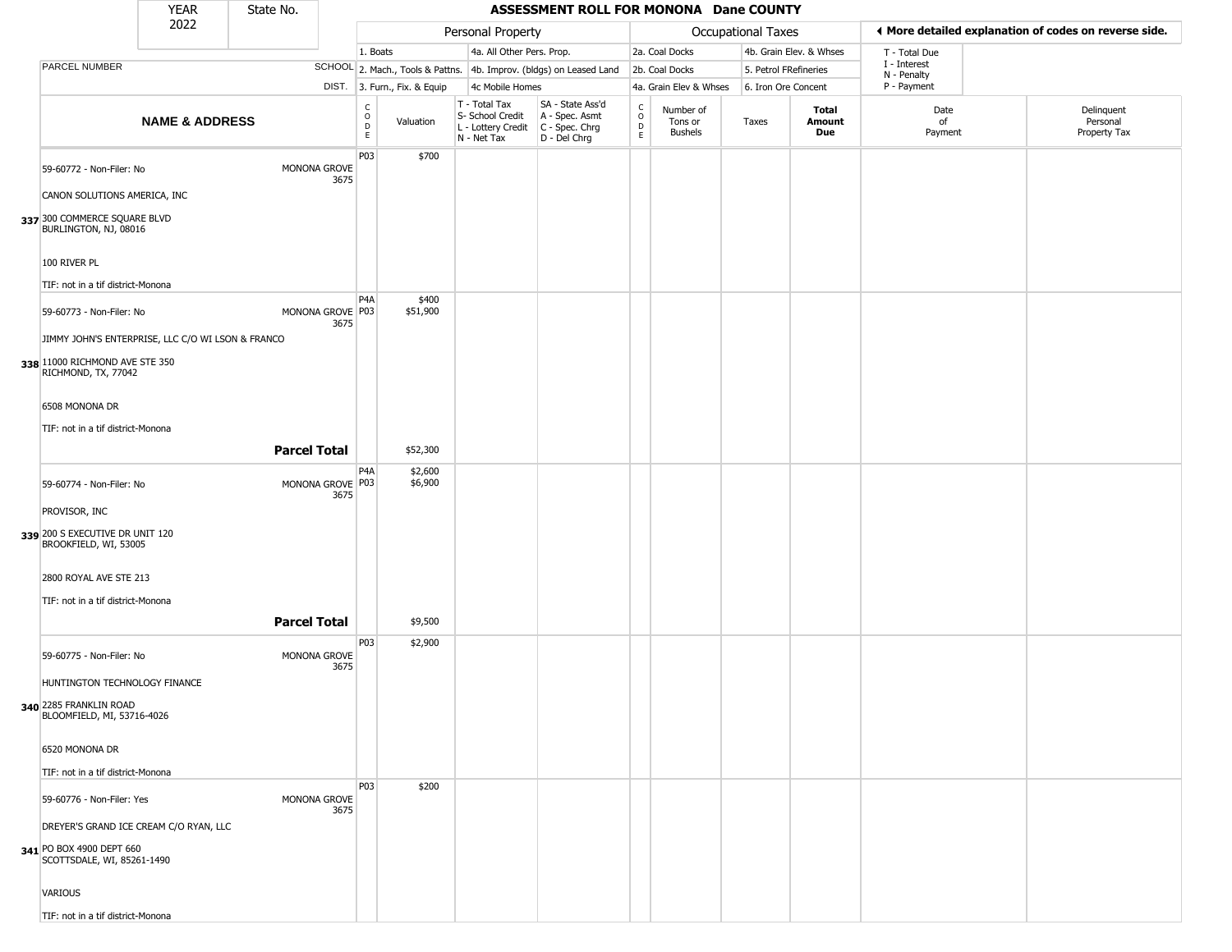| YEAR 2022 | State No. | ASSESSMENT ROLL FOR MONONA Dane COUNTY | | | | | | | | | |
|---|---|---|---|---|---|---|---|---|---|---|---|

| | | Personal Property | | | | Occupational Taxes | | | | ◂ More detailed explanation of codes on reverse side. | |
|---|---|---|---|---|---|---|---|---|---|---|---|
| | | 1. Boats | | 4a. All Other Pers. Prop. | | 2a. Coal Docks | | 4b. Grain Elev. & Whses | | T - Total Due | |
| PARCEL NUMBER | SCHOOL | 2. Mach., Tools & Pattns. | | 4b. Improv. (bldgs) on Leased Land | | 2b. Coal Docks | | 5. Petrol FRefineries | | I - Interest N - Penalty | |
| | DIST. | 3. Furn., Fix. & Equip | | 4c Mobile Homes | | 4a. Grain Elev & Whses | | 6. Iron Ore Concent | | P - Payment | |
| **NAME & ADDRESS** | | CODE | Valuation | T - Total Tax S- School Credit L - Lottery Credit N - Net Tax | SA - State Ass'd A - Spec. Asmt C - Spec. Chrg D - Del Chrg | CODE | Number of Tons or Bushels | Taxes | **Total Amount Due** | Date of Payment | Delinquent Personal Property Tax |
| 337 59-60772 - Non-Filer: No<br>CANON SOLUTIONS AMERICA, INC<br>300 COMMERCE SQUARE BLVD<br>BURLINGTON, NJ, 08016<br>100 RIVER PL<br>TIF: not in a tif district-Monona | MONONA GROVE 3675 | P03 | $700 | | | | | | | | |
| 338 59-60773 - Non-Filer: No<br>JIMMY JOHN'S ENTERPRISE, LLC C/O WI LSON & FRANCO<br>11000 RICHMOND AVE STE 350<br>RICHMOND, TX, 77042<br>6508 MONONA DR<br>TIF: not in a tif district-Monona | MONONA GROVE 3675 | P4A<br>P03 | $400<br>$51,900 | | | | | | | | |
| | **Parcel Total** | | $52,300 | | | | | | | | |
| 339 59-60774 - Non-Filer: No<br>PROVISOR, INC<br>200 S EXECUTIVE DR UNIT 120<br>BROOKFIELD, WI, 53005<br>2800 ROYAL AVE STE 213<br>TIF: not in a tif district-Monona | MONONA GROVE 3675 | P4A<br>P03 | $2,600<br>$6,900 | | | | | | | | |
| | **Parcel Total** | | $9,500 | | | | | | | | |
| 340 59-60775 - Non-Filer: No<br>HUNTINGTON TECHNOLOGY FINANCE<br>2285 FRANKLIN ROAD<br>BLOOMFIELD, MI, 53716-4026<br>6520 MONONA DR<br>TIF: not in a tif district-Monona | MONONA GROVE 3675 | P03 | $2,900 | | | | | | | | |
| 341 59-60776 - Non-Filer: Yes<br>DREYER'S GRAND ICE CREAM C/O RYAN, LLC<br>PO BOX 4900 DEPT 660<br>SCOTTSDALE, WI, 85261-1490<br>VARIOUS<br>TIF: not in a tif district-Monona | MONONA GROVE 3675 | P03 | $200 | | | | | | | | |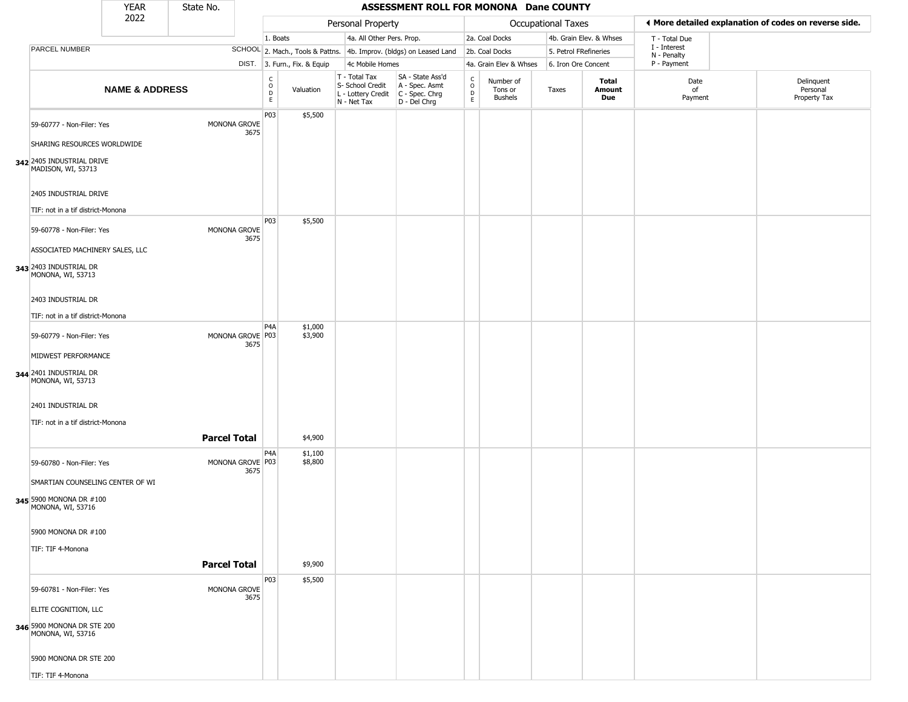# ASSESSMENT ROLL FOR MONONA Dane COUNTY

YEAR 2022 | State No.

| | Personal Property | | | | Occupational Taxes | | | |
|---|---|---|---|---|---|---|---|---|
| | 1. Boats | 4a. All Other Pers. Prop. | | | 2a. Coal Docks | 4b. Grain Elev. & Whses | T - Total Due | |
| PARCEL NUMBER / SCHOOL | 2. Mach., Tools & Pattns. | 4b. Improv. (bldgs) on Leased Land | | | 2b. Coal Docks | 5. Petrol FRefineries | I - Interest / N - Penalty | |
| DIST. | 3. Furn., Fix. & Equip | 4c Mobile Homes | | | 4a. Grain Elev & Whses | 6. Iron Ore Concent | P - Payment | |

◄ More detailed explanation of codes on reverse side.

| | NAME & ADDRESS | | CODE | Valuation | T - Total Tax / S- School Credit / L - Lottery Credit / N - Net Tax | SA - State Ass'd / A - Spec. Asmt / C - Spec. Chrg / D - Del Chrg | CODE | Number of Tons or Bushels | Taxes | Total Amount Due | Date of Payment | Delinquent Personal Property Tax |
|---|---|---|---|---|---|---|---|---|---|---|---|---|
| 342 | 59-60777 - Non-Filer: Yes<br>SHARING RESOURCES WORLDWIDE<br>2405 INDUSTRIAL DRIVE<br>MADISON, WI, 53713<br><br>2405 INDUSTRIAL DRIVE<br>TIF: not in a tif district-Monona | MONONA GROVE 3675 | P03 | $5,500 | | | | | | | | |
| 343 | 59-60778 - Non-Filer: Yes<br>ASSOCIATED MACHINERY SALES, LLC<br>2403 INDUSTRIAL DR<br>MONONA, WI, 53713<br><br>2403 INDUSTRIAL DR<br>TIF: not in a tif district-Monona | MONONA GROVE 3675 | P03 | $5,500 | | | | | | | | |
| 344 | 59-60779 - Non-Filer: Yes<br>MIDWEST PERFORMANCE<br>2401 INDUSTRIAL DR<br>MONONA, WI, 53713<br><br>2401 INDUSTRIAL DR<br>TIF: not in a tif district-Monona | MONONA GROVE 3675 | P4A<br>P03 | $1,000<br>$3,900 | | | | | | | | |
| | | **Parcel Total** | | $4,900 | | | | | | | | |
| 345 | 59-60780 - Non-Filer: Yes<br>SMARTIAN COUNSELING CENTER OF WI<br>5900 MONONA DR #100<br>MONONA, WI, 53716<br><br>5900 MONONA DR #100<br>TIF: TIF 4-Monona | MONONA GROVE 3675 | P4A<br>P03 | $1,100<br>$8,800 | | | | | | | | |
| | | **Parcel Total** | | $9,900 | | | | | | | | |
| 346 | 59-60781 - Non-Filer: Yes<br>ELITE COGNITION, LLC<br>5900 MONONA DR STE 200<br>MONONA, WI, 53716<br><br>5900 MONONA DR STE 200<br>TIF: TIF 4-Monona | MONONA GROVE 3675 | P03 | $5,500 | | | | | | | | |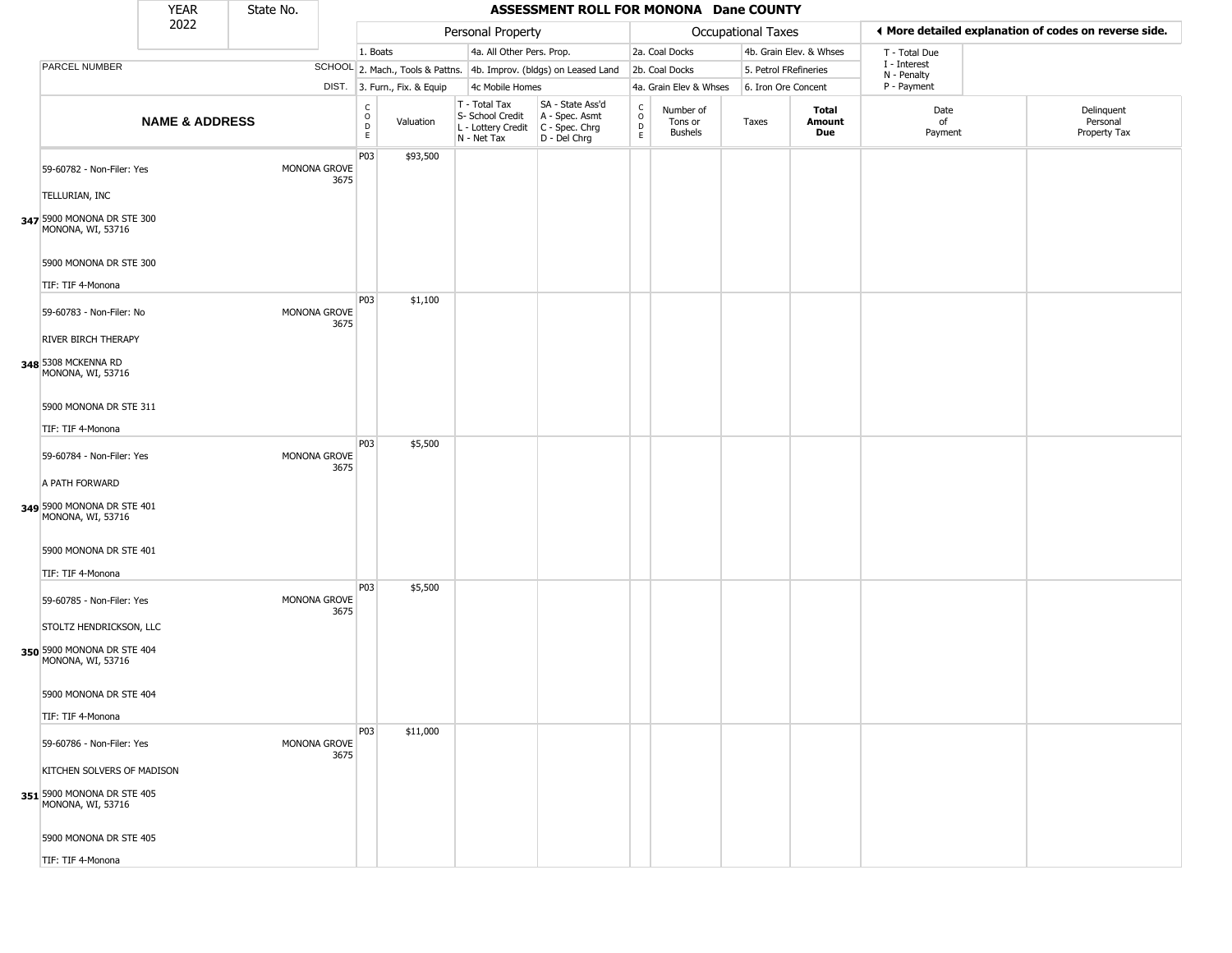| YEAR 2022 | State No. | ASSESSMENT ROLL FOR MONONA Dane COUNTY | | | | | | | | | | |
|---|---|---|---|---|---|---|---|---|---|---|---|---|

| | | Personal Property | | | | Occupational Taxes | | | | ◂ More detailed explanation of codes on reverse side. | |
|---|---|---|---|---|---|---|---|---|---|---|---|
| PARCEL NUMBER | SCHOOL DIST. | 1. Boats<br>2. Mach., Tools & Pattns.<br>3. Furn., Fix. & Equip | | 4a. All Other Pers. Prop.<br>4b. Improv. (bldgs) on Leased Land<br>4c Mobile Homes | | 2a. Coal Docks<br>2b. Coal Docks<br>4a. Grain Elev & Whses | | 4b. Grain Elev. & Whses<br>5. Petrol FRefineries<br>6. Iron Ore Concent | | T - Total Due<br>I - Interest<br>N - Penalty<br>P - Payment | |
| NAME & ADDRESS | | CODE | Valuation | T - Total Tax<br>S- School Credit<br>L - Lottery Credit<br>N - Net Tax | SA - State Ass'd<br>A - Spec. Asmt<br>C - Spec. Chrg<br>D - Del Chrg | CODE | Number of Tons or Bushels | Taxes | Total Amount Due | Date of Payment | Delinquent Personal Property Tax |
| 59-60782 - Non-Filer: Yes<br>TELLURIAN, INC<br>347 5900 MONONA DR STE 300<br>MONONA, WI, 53716<br>5900 MONONA DR STE 300<br>TIF: TIF 4-Monona | MONONA GROVE 3675 | P03 | $93,500 | | | | | | | | |
| 59-60783 - Non-Filer: No<br>RIVER BIRCH THERAPY<br>348 5308 MCKENNA RD<br>MONONA, WI, 53716<br>5900 MONONA DR STE 311<br>TIF: TIF 4-Monona | MONONA GROVE 3675 | P03 | $1,100 | | | | | | | | |
| 59-60784 - Non-Filer: Yes<br>A PATH FORWARD<br>349 5900 MONONA DR STE 401<br>MONONA, WI, 53716<br>5900 MONONA DR STE 401<br>TIF: TIF 4-Monona | MONONA GROVE 3675 | P03 | $5,500 | | | | | | | | |
| 59-60785 - Non-Filer: Yes<br>STOLTZ HENDRICKSON, LLC<br>350 5900 MONONA DR STE 404<br>MONONA, WI, 53716<br>5900 MONONA DR STE 404<br>TIF: TIF 4-Monona | MONONA GROVE 3675 | P03 | $5,500 | | | | | | | | |
| 59-60786 - Non-Filer: Yes<br>KITCHEN SOLVERS OF MADISON<br>351 5900 MONONA DR STE 405<br>MONONA, WI, 53716<br>5900 MONONA DR STE 405<br>TIF: TIF 4-Monona | MONONA GROVE 3675 | P03 | $11,000 | | | | | | | | |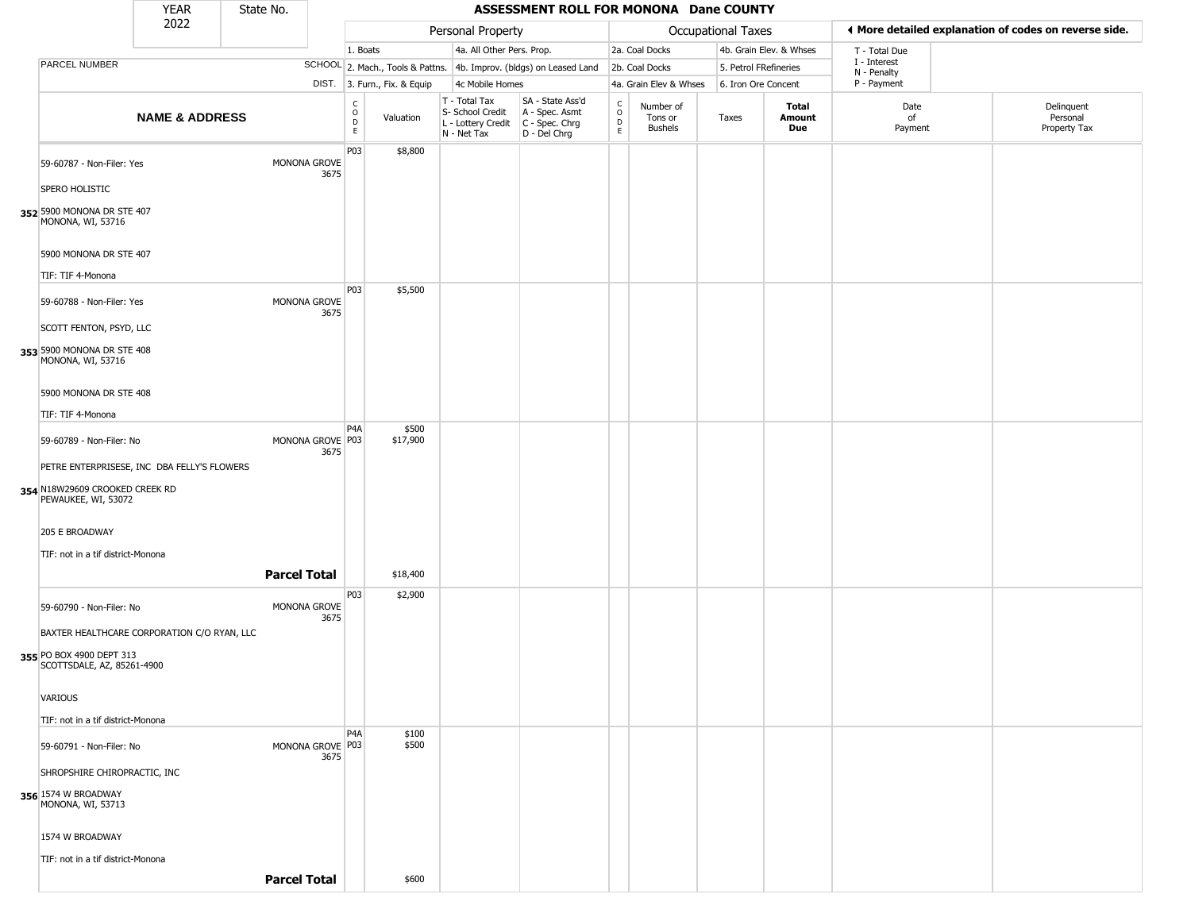# ASSESSMENT ROLL FOR MONONA Dane COUNTY

| YEAR | State No. |
|---|---|
| 2022 | |

| | | Personal Property | | | | Occupational Taxes | | | | ◄ More detailed explanation of codes on reverse side. | |
|---|---|---|---|---|---|---|---|---|---|---|---|
| | | 1. Boats | | 4a. All Other Pers. Prop. | | 2a. Coal Docks | | 4b. Grain Elev. & Whses | | T - Total Due | |
| PARCEL NUMBER | SCHOOL | 2. Mach., Tools & Pattns. | | 4b. Improv. (bldgs) on Leased Land | | 2b. Coal Docks | | 5. Petrol FRefineries | | I - Interest, N - Penalty | |
| | DIST. | 3. Furn., Fix. & Equip | | 4c Mobile Homes | | 4a. Grain Elev & Whses | | 6. Iron Ore Concent | | P - Payment | |
| **NAME & ADDRESS** | | CODE | Valuation | T - Total Tax, S- School Credit, L - Lottery Credit, N - Net Tax | SA - State Ass'd, A - Spec. Asmt, C - Spec. Chrg, D - Del Chrg | CODE | Number of Tons or Bushels | Taxes | **Total Amount Due** | Date of Payment | Delinquent Personal Property Tax |
| **352** 59-60787 - Non-Filer: Yes<br>SPERO HOLISTIC<br>5900 MONONA DR STE 407<br>MONONA, WI, 53716<br>5900 MONONA DR STE 407<br>TIF: TIF 4-Monona | MONONA GROVE 3675 | P03 | $8,800 | | | | | | | | |
| **353** 59-60788 - Non-Filer: Yes<br>SCOTT FENTON, PSYD, LLC<br>5900 MONONA DR STE 408<br>MONONA, WI, 53716<br>5900 MONONA DR STE 408<br>TIF: TIF 4-Monona | MONONA GROVE 3675 | P03 | $5,500 | | | | | | | | |
| **354** 59-60789 - Non-Filer: No<br>PETRE ENTERPRISESE, INC DBA FELLY'S FLOWERS<br>N18W29609 CROOKED CREEK RD<br>PEWAUKEE, WI, 53072<br>205 E BROADWAY<br>TIF: not in a tif district-Monona | MONONA GROVE 3675 | P4A<br>P03 | $500<br>$17,900 | | | | | | | | |
| | **Parcel Total** | | $18,400 | | | | | | | | |
| **355** 59-60790 - Non-Filer: No<br>BAXTER HEALTHCARE CORPORATION C/O RYAN, LLC<br>PO BOX 4900 DEPT 313<br>SCOTTSDALE, AZ, 85261-4900<br>VARIOUS<br>TIF: not in a tif district-Monona | MONONA GROVE 3675 | P03 | $2,900 | | | | | | | | |
| **356** 59-60791 - Non-Filer: No<br>SHROPSHIRE CHIROPRACTIC, INC<br>1574 W BROADWAY<br>MONONA, WI, 53713<br>1574 W BROADWAY<br>TIF: not in a tif district-Monona | MONONA GROVE 3675 | P4A<br>P03 | $100<br>$500 | | | | | | | | |
| | **Parcel Total** | | $600 | | | | | | | | |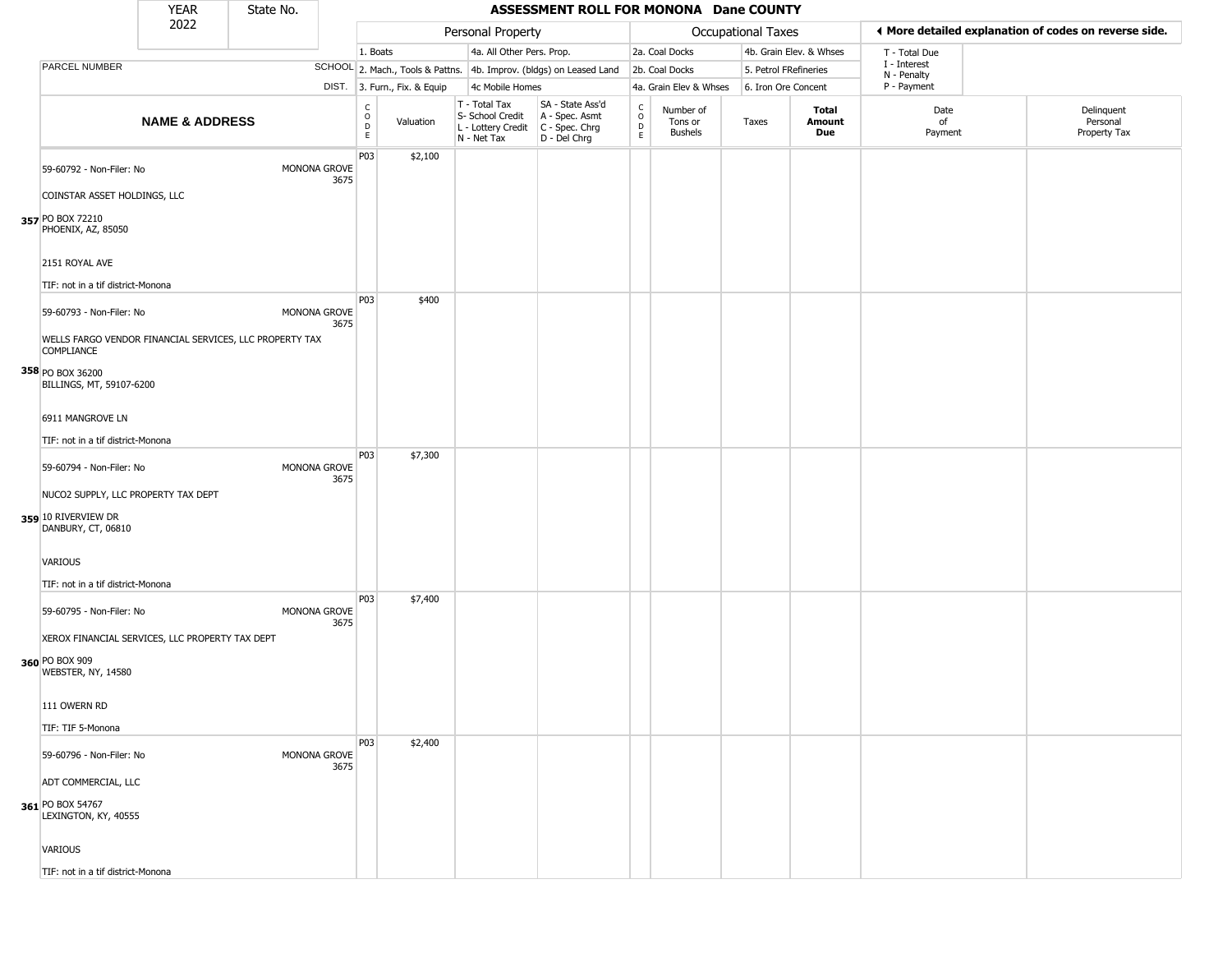# ASSESSMENT ROLL FOR MONONA Dane COUNTY

| YEAR | State No. |
|---|---|
| 2022 | |

| | | Personal Property | | | | Occupational Taxes | | | | ◄ More detailed explanation of codes on reverse side. | |
|---|---|---|---|---|---|---|---|---|---|---|---|
| PARCEL NUMBER | SCHOOL DIST. | 1. Boats<br>2. Mach., Tools & Pattns.<br>3. Furn., Fix. & Equip | | 4a. All Other Pers. Prop.<br>4b. Improv. (bldgs) on Leased Land<br>4c Mobile Homes | | 2a. Coal Docks<br>2b. Coal Docks<br>4a. Grain Elev & Whses | | 4b. Grain Elev. & Whses<br>5. Petrol FRefineries<br>6. Iron Ore Concent | | T - Total Due<br>I - Interest<br>N - Penalty<br>P - Payment | |
| **NAME & ADDRESS** | | CODE | Valuation | T - Total Tax<br>S- School Credit<br>L - Lottery Credit<br>N - Net Tax | SA - State Ass'd<br>A - Spec. Asmt<br>C - Spec. Chrg<br>D - Del Chrg | CODE | Number of Tons or Bushels | Taxes | **Total Amount Due** | Date of Payment | Delinquent Personal Property Tax |
| 357 59-60792 - Non-Filer: No<br>COINSTAR ASSET HOLDINGS, LLC<br>PO BOX 72210<br>PHOENIX, AZ, 85050<br>2151 ROYAL AVE<br>TIF: not in a tif district-Monona | MONONA GROVE 3675 | P03 | $2,100 | | | | | | | | |
| 358 59-60793 - Non-Filer: No<br>WELLS FARGO VENDOR FINANCIAL SERVICES, LLC PROPERTY TAX COMPLIANCE<br>PO BOX 36200<br>BILLINGS, MT, 59107-6200<br>6911 MANGROVE LN<br>TIF: not in a tif district-Monona | MONONA GROVE 3675 | P03 | $400 | | | | | | | | |
| 359 59-60794 - Non-Filer: No<br>NUCO2 SUPPLY, LLC PROPERTY TAX DEPT<br>10 RIVERVIEW DR<br>DANBURY, CT, 06810<br>VARIOUS<br>TIF: not in a tif district-Monona | MONONA GROVE 3675 | P03 | $7,300 | | | | | | | | |
| 360 59-60795 - Non-Filer: No<br>XEROX FINANCIAL SERVICES, LLC PROPERTY TAX DEPT<br>PO BOX 909<br>WEBSTER, NY, 14580<br>111 OWERN RD<br>TIF: TIF 5-Monona | MONONA GROVE 3675 | P03 | $7,400 | | | | | | | | |
| 361 59-60796 - Non-Filer: No<br>ADT COMMERCIAL, LLC<br>PO BOX 54767<br>LEXINGTON, KY, 40555<br>VARIOUS<br>TIF: not in a tif district-Monona | MONONA GROVE 3675 | P03 | $2,400 | | | | | | | | |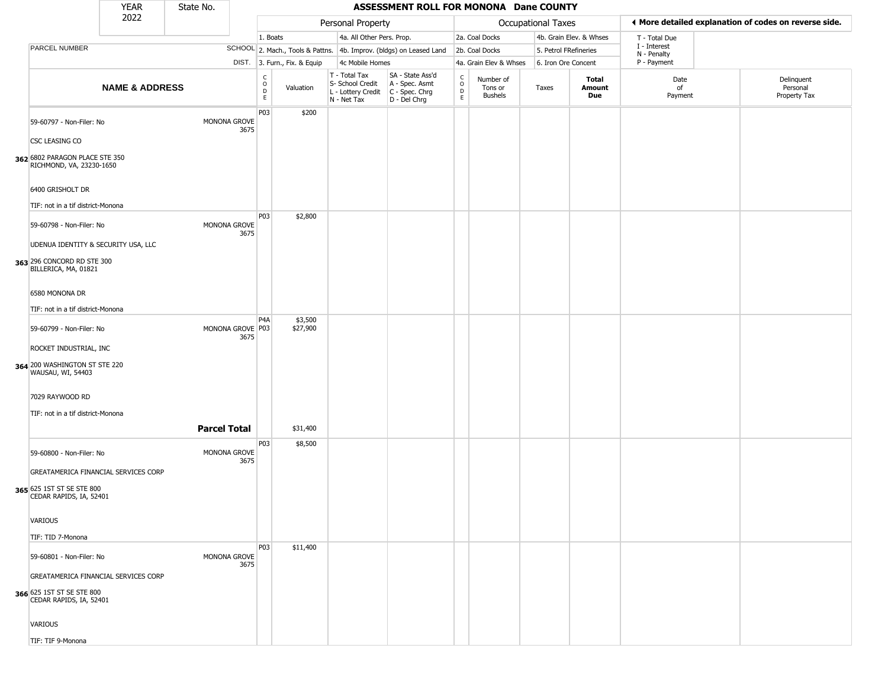# ASSESSMENT ROLL FOR MONONA Dane COUNTY

YEAR 2022 | State No.

| | | Personal Property | | | | Occupational Taxes | | | | More detailed explanation of codes on reverse side. | |
|---|---|---|---|---|---|---|---|---|---|---|---|
| PARCEL NUMBER | SCHOOL DIST. | 1. Boats<br>2. Mach., Tools & Pattns.<br>3. Furn., Fix. & Equip | | 4a. All Other Pers. Prop.<br>4b. Improv. (bldgs) on Leased Land<br>4c Mobile Homes | | 2a. Coal Docks<br>2b. Coal Docks<br>4a. Grain Elev & Whses | | 4b. Grain Elev. & Whses<br>5. Petrol FRefineries<br>6. Iron Ore Concent | | T - Total Due<br>I - Interest<br>N - Penalty<br>P - Payment | |

| | NAME & ADDRESS | | CODE | Valuation | T - Total Tax<br>S- School Credit<br>L - Lottery Credit<br>N - Net Tax | SA - State Ass'd<br>A - Spec. Asmt<br>C - Spec. Chrg<br>D - Del Chrg | CODE | Number of Tons or Bushels | Taxes | Total Amount Due | Date of Payment | Delinquent Personal Property Tax |
|---|---|---|---|---|---|---|---|---|---|---|---|---|
| 362 | 59-60797 - Non-Filer: No<br>CSC LEASING CO<br>6802 PARAGON PLACE STE 350<br>RICHMOND, VA, 23230-1650<br>6400 GRISHOLT DR<br>TIF: not in a tif district-Monona | MONONA GROVE 3675 | P03 | $200 | | | | | | | | |
| 363 | 59-60798 - Non-Filer: No<br>UDENUA IDENTITY & SECURITY USA, LLC<br>296 CONCORD RD STE 300<br>BILLERICA, MA, 01821<br>6580 MONONA DR<br>TIF: not in a tif district-Monona | MONONA GROVE 3675 | P03 | $2,800 | | | | | | | | |
| 364 | 59-60799 - Non-Filer: No<br>ROCKET INDUSTRIAL, INC<br>200 WASHINGTON ST STE 220<br>WAUSAU, WI, 54403<br>7029 RAYWOOD RD<br>TIF: not in a tif district-Monona | MONONA GROVE 3675 | P4A<br>P03 | $3,500<br>$27,900 | | | | | | | | |
| | | **Parcel Total** | | $31,400 | | | | | | | | |
| 365 | 59-60800 - Non-Filer: No<br>GREATAMERICA FINANCIAL SERVICES CORP<br>625 1ST ST SE STE 800<br>CEDAR RAPIDS, IA, 52401<br>VARIOUS<br>TIF: TID 7-Monona | MONONA GROVE 3675 | P03 | $8,500 | | | | | | | | |
| 366 | 59-60801 - Non-Filer: No<br>GREATAMERICA FINANCIAL SERVICES CORP<br>625 1ST ST SE STE 800<br>CEDAR RAPIDS, IA, 52401<br>VARIOUS<br>TIF: TIF 9-Monona | MONONA GROVE 3675 | P03 | $11,400 | | | | | | | | |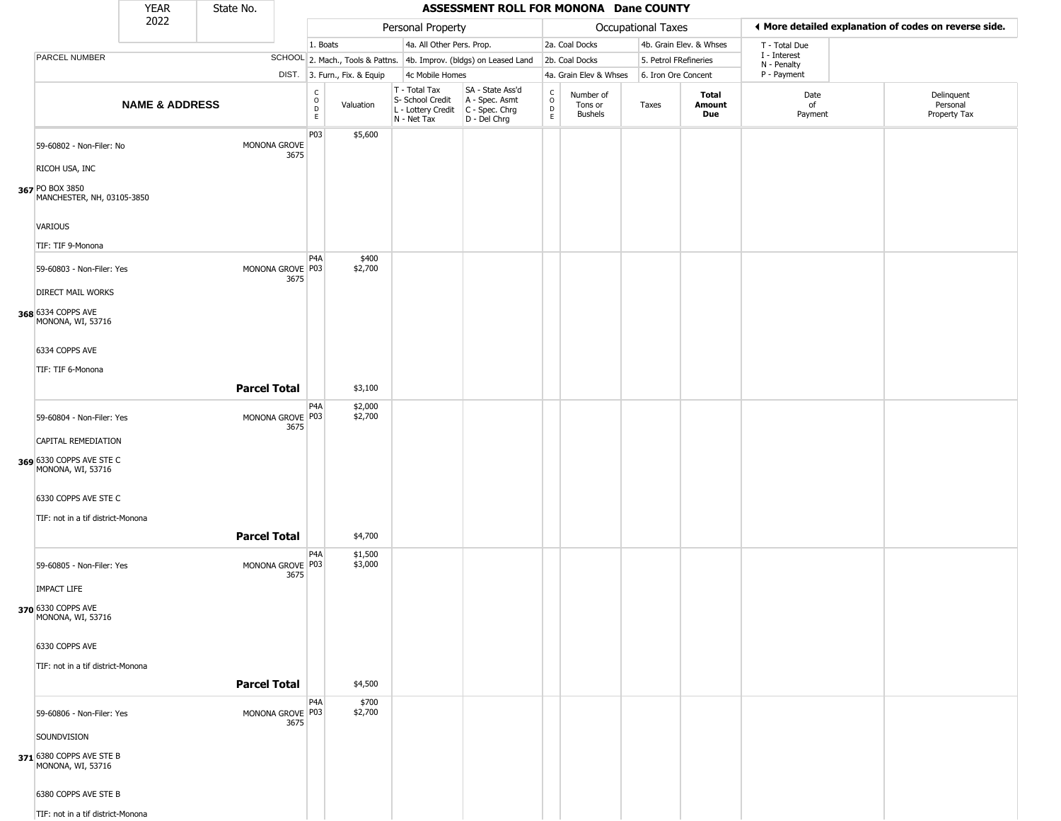| YEAR 2022 | State No. | ASSESSMENT ROLL FOR MONONA Dane COUNTY | | | | | | | | | |
|---|---|---|---|---|---|---|---|---|---|---|---|

| | | Personal Property | | | | Occupational Taxes | | | | ◀ More detailed explanation of codes on reverse side. | |
|---|---|---|---|---|---|---|---|---|---|---|---|
| PARCEL NUMBER | SCHOOL DIST. | 1. Boats<br>2. Mach., Tools & Pattns.<br>3. Furn., Fix. & Equip | | 4a. All Other Pers. Prop.<br>4b. Improv. (bldgs) on Leased Land<br>4c Mobile Homes | | 2a. Coal Docks<br>2b. Coal Docks<br>4a. Grain Elev & Whses | | 4b. Grain Elev. & Whses<br>5. Petrol FRefineries<br>6. Iron Ore Concent | | T - Total Due<br>I - Interest<br>N - Penalty<br>P - Payment | |
| **NAME & ADDRESS** | | CODE | Valuation | T - Total Tax<br>S- School Credit<br>L - Lottery Credit<br>N - Net Tax | SA - State Ass'd<br>A - Spec. Asmt<br>C - Spec. Chrg<br>D - Del Chrg | CODE | Number of Tons or Bushels | Taxes | **Total Amount Due** | Date of Payment | Delinquent Personal Property Tax |
| 367 59-60802 - Non-Filer: No<br>RICOH USA, INC<br>PO BOX 3850<br>MANCHESTER, NH, 03105-3850<br>VARIOUS<br>TIF: TIF 9-Monona | MONONA GROVE 3675 | P03 | $5,600 | | | | | | | | |
| 368 59-60803 - Non-Filer: Yes<br>DIRECT MAIL WORKS<br>6334 COPPS AVE<br>MONONA, WI, 53716<br>6334 COPPS AVE<br>TIF: TIF 6-Monona | MONONA GROVE 3675 | P4A<br>P03 | $400<br>$2,700 | | | | | | | | |
| | **Parcel Total** | | $3,100 | | | | | | | | |
| 369 59-60804 - Non-Filer: Yes<br>CAPITAL REMEDIATION<br>6330 COPPS AVE STE C<br>MONONA, WI, 53716<br>6330 COPPS AVE STE C<br>TIF: not in a tif district-Monona | MONONA GROVE 3675 | P4A<br>P03 | $2,000<br>$2,700 | | | | | | | | |
| | **Parcel Total** | | $4,700 | | | | | | | | |
| 370 59-60805 - Non-Filer: Yes<br>IMPACT LIFE<br>6330 COPPS AVE<br>MONONA, WI, 53716<br>6330 COPPS AVE<br>TIF: not in a tif district-Monona | MONONA GROVE 3675 | P4A<br>P03 | $1,500<br>$3,000 | | | | | | | | |
| | **Parcel Total** | | $4,500 | | | | | | | | |
| 371 59-60806 - Non-Filer: Yes<br>SOUNDVISION<br>6380 COPPS AVE STE B<br>MONONA, WI, 53716<br>6380 COPPS AVE STE B<br>TIF: not in a tif district-Monona | MONONA GROVE 3675 | P4A<br>P03 | $700<br>$2,700 | | | | | | | | |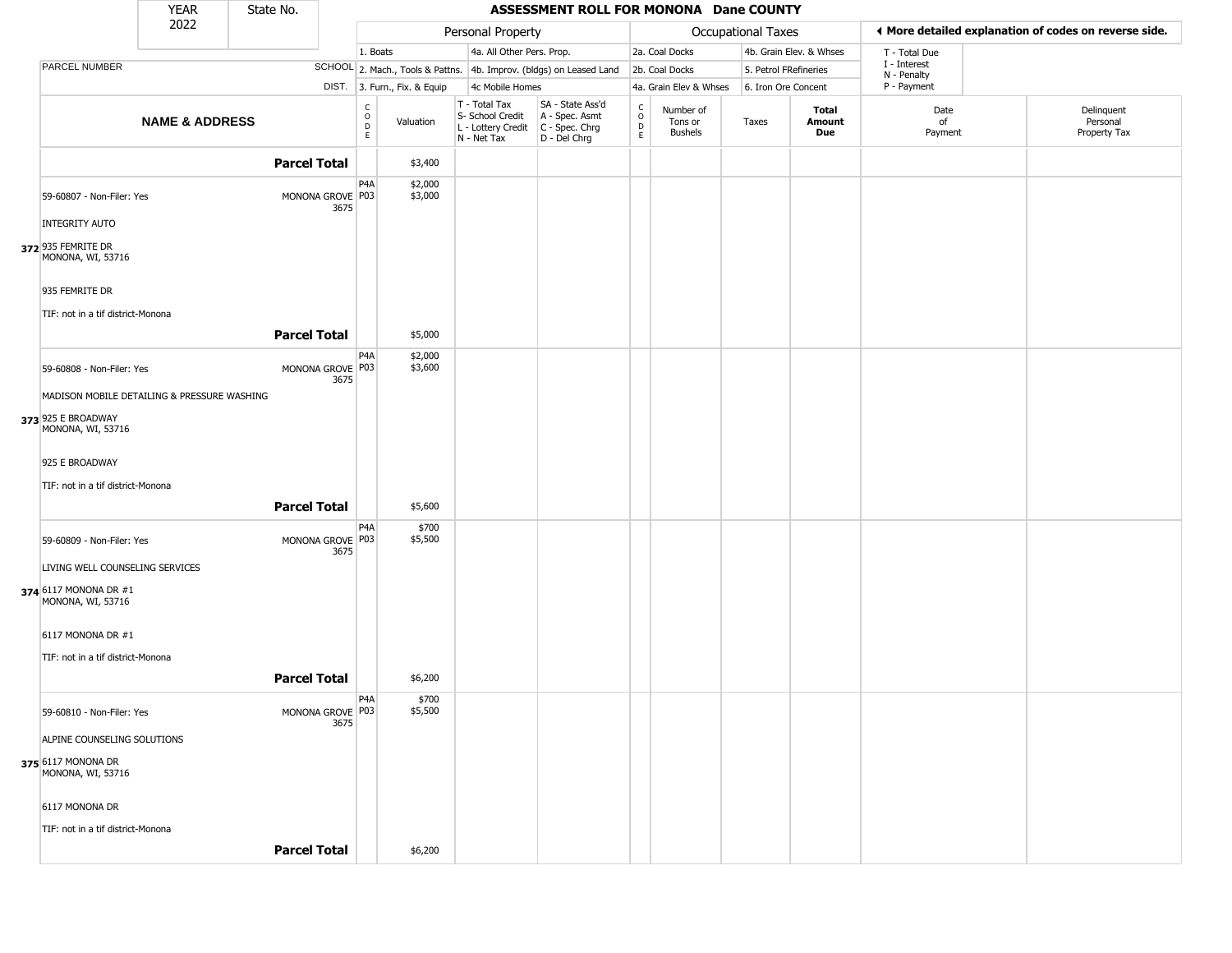| YEAR | State No. |
| --- | --- |
| 2022 | |

# ASSESSMENT ROLL FOR MONONA Dane COUNTY

| | | Personal Property | | | | Occupational Taxes | | | | ◀ More detailed explanation of codes on reverse side. | |
| --- | --- | --- | --- | --- | --- | --- | --- | --- | --- | --- | --- |
| | | 1. Boats | | 4a. All Other Pers. Prop. | | 2a. Coal Docks | | 4b. Grain Elev. & Whses | | T - Total Due | |
| PARCEL NUMBER | SCHOOL | 2. Mach., Tools & Pattns. | | 4b. Improv. (bldgs) on Leased Land | | 2b. Coal Docks | | 5. Petrol FRefineries | | I - Interest N - Penalty | |
| | DIST. | 3. Furn., Fix. & Equip | | 4c Mobile Homes | | 4a. Grain Elev & Whses | | 6. Iron Ore Concent | | P - Payment | |
| NAME & ADDRESS | | CODE | Valuation | T - Total Tax S- School Credit L - Lottery Credit N - Net Tax | SA - State Ass'd A - Spec. Asmt C - Spec. Chrg D - Del Chrg | CODE | Number of Tons or Bushels | Taxes | Total Amount Due | Date of Payment | Delinquent Personal Property Tax |
| | **Parcel Total** | | $3,400 | | | | | | | | |
| 59-60807 - Non-Filer: Yes<br>INTEGRITY AUTO<br>372 935 FEMRITE DR<br>MONONA, WI, 53716<br>935 FEMRITE DR<br>TIF: not in a tif district-Monona | MONONA GROVE 3675 | P4A<br>P03 | $2,000<br>$3,000 | | | | | | | | |
| | **Parcel Total** | | $5,000 | | | | | | | | |
| 59-60808 - Non-Filer: Yes<br>MADISON MOBILE DETAILING & PRESSURE WASHING<br>373 925 E BROADWAY<br>MONONA, WI, 53716<br>925 E BROADWAY<br>TIF: not in a tif district-Monona | MONONA GROVE 3675 | P4A<br>P03 | $2,000<br>$3,600 | | | | | | | | |
| | **Parcel Total** | | $5,600 | | | | | | | | |
| 59-60809 - Non-Filer: Yes<br>LIVING WELL COUNSELING SERVICES<br>374 6117 MONONA DR #1<br>MONONA, WI, 53716<br>6117 MONONA DR #1<br>TIF: not in a tif district-Monona | MONONA GROVE 3675 | P4A<br>P03 | $700<br>$5,500 | | | | | | | | |
| | **Parcel Total** | | $6,200 | | | | | | | | |
| 59-60810 - Non-Filer: Yes<br>ALPINE COUNSELING SOLUTIONS<br>375 6117 MONONA DR<br>MONONA, WI, 53716<br>6117 MONONA DR<br>TIF: not in a tif district-Monona | MONONA GROVE 3675 | P4A<br>P03 | $700<br>$5,500 | | | | | | | | |
| | **Parcel Total** | | $6,200 | | | | | | | | |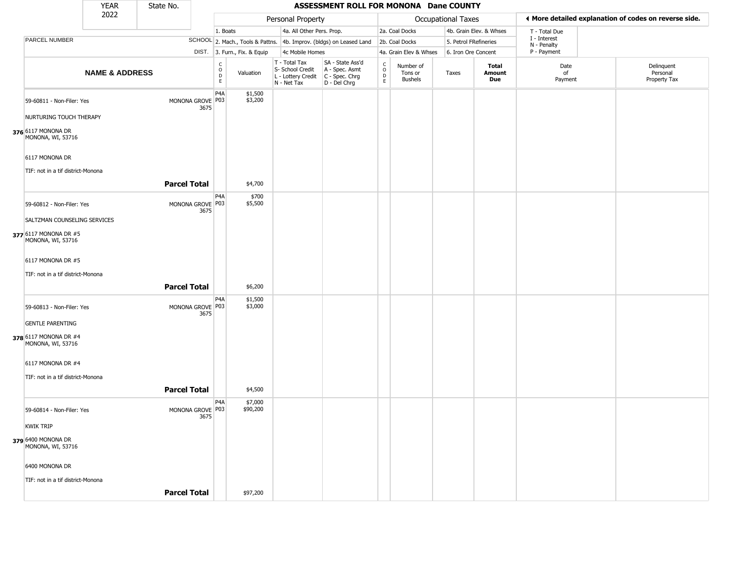| YEAR 2022 | State No. | | **ASSESSMENT ROLL FOR MONONA Dane COUNTY** | | | | | | | | | |
|---|---|---|---|---|---|---|---|---|---|---|---|---|
| | | | Personal Property | | | | Occupational Taxes | | | | ◀ More detailed explanation of codes on reverse side. | |
| | | | 1. Boats | | 4a. All Other Pers. Prop. | | 2a. Coal Docks | | 4b. Grain Elev. & Whses | | T - Total Due | |
| PARCEL NUMBER | SCHOOL | | 2. Mach., Tools & Pattns. | | 4b. Improv. (bldgs) on Leased Land | | 2b. Coal Docks | | 5. Petrol FRefineries | | I - Interest<br>N - Penalty | |
| | DIST. | | 3. Furn., Fix. & Equip | | 4c Mobile Homes | | 4a. Grain Elev & Whses | | 6. Iron Ore Concent | | P - Payment | |
| **NAME & ADDRESS** | | CODE | Valuation | T - Total Tax<br>S- School Credit<br>L - Lottery Credit<br>N - Net Tax | SA - State Ass'd<br>A - Spec. Asmt<br>C - Spec. Chrg<br>D - Del Chrg | CODE | Number of Tons or Bushels | Taxes | **Total Amount Due** | Date of Payment | Delinquent Personal Property Tax | |
| 59-60811 - Non-Filer: Yes<br>NURTURING TOUCH THERAPY<br>**376** 6117 MONONA DR<br>MONONA, WI, 53716<br>6117 MONONA DR<br>TIF: not in a tif district-Monona | MONONA GROVE 3675 | P4A<br>P03 | $1,500<br>$3,200 | | | | | | | | | |
| **Parcel Total** | | | $4,700 | | | | | | | | | |
| 59-60812 - Non-Filer: Yes<br>SALTZMAN COUNSELING SERVICES<br>**377** 6117 MONONA DR #5<br>MONONA, WI, 53716<br>6117 MONONA DR #5<br>TIF: not in a tif district-Monona | MONONA GROVE 3675 | P4A<br>P03 | $700<br>$5,500 | | | | | | | | | |
| **Parcel Total** | | | $6,200 | | | | | | | | | |
| 59-60813 - Non-Filer: Yes<br>GENTLE PARENTING<br>**378** 6117 MONONA DR #4<br>MONONA, WI, 53716<br>6117 MONONA DR #4<br>TIF: not in a tif district-Monona | MONONA GROVE 3675 | P4A<br>P03 | $1,500<br>$3,000 | | | | | | | | | |
| **Parcel Total** | | | $4,500 | | | | | | | | | |
| 59-60814 - Non-Filer: Yes<br>KWIK TRIP<br>**379** 6400 MONONA DR<br>MONONA, WI, 53716<br>6400 MONONA DR<br>TIF: not in a tif district-Monona | MONONA GROVE 3675 | P4A<br>P03 | $7,000<br>$90,200 | | | | | | | | | |
| **Parcel Total** | | | $97,200 | | | | | | | | | |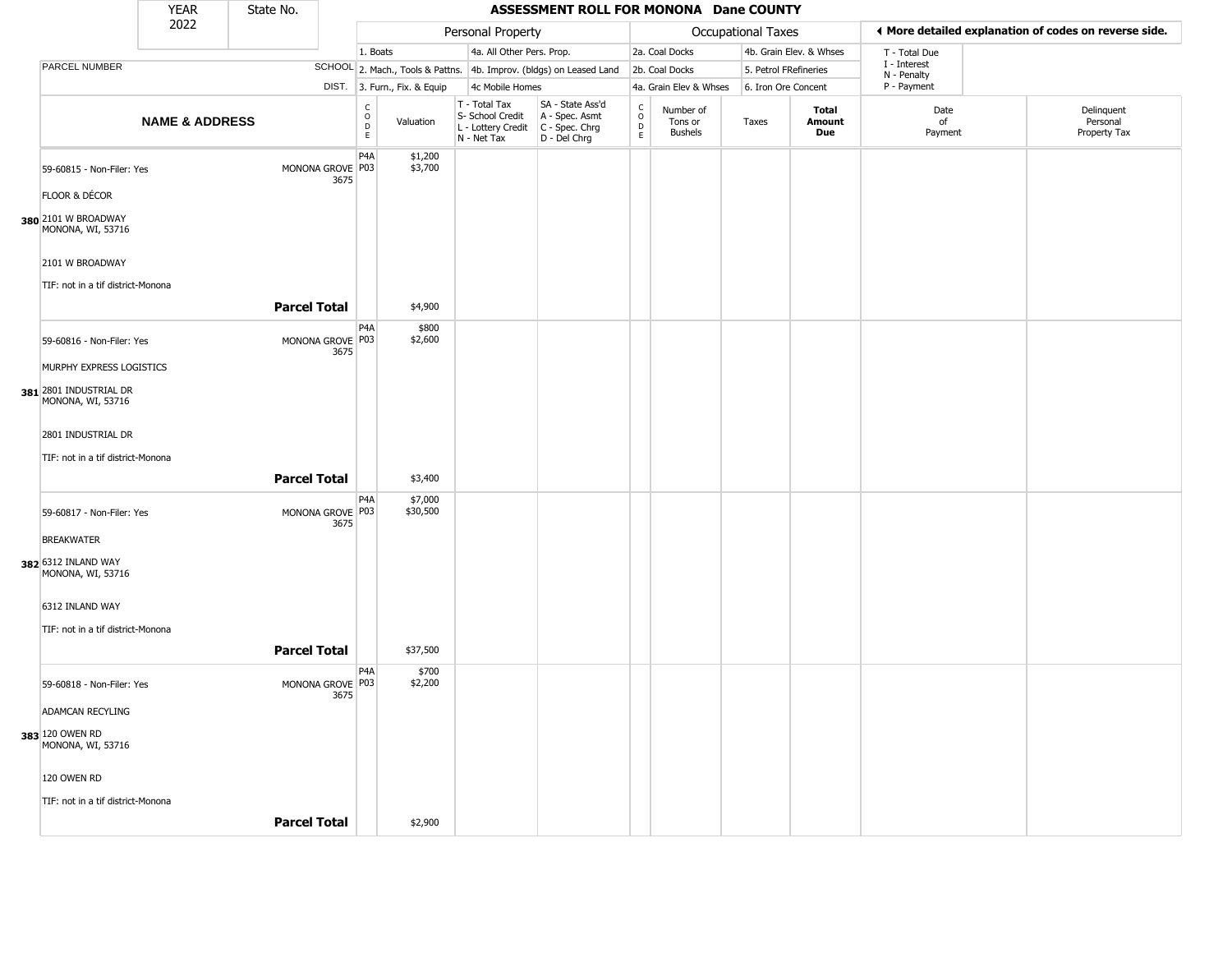| YEAR 2022 | State No. | ASSESSMENT ROLL FOR MONONA Dane COUNTY | | | | | | | | | | |
|---|---|---|---|---|---|---|---|---|---|---|---|---|

| | | Personal Property | | | | Occupational Taxes | | | | | ◄ More detailed explanation of codes on reverse side. | |
|---|---|---|---|---|---|---|---|---|---|---|---|---|
| | | 1. Boats | | 4a. All Other Pers. Prop. | | 2a. Coal Docks | | 4b. Grain Elev. & Whses | | | T - Total Due | |
| PARCEL NUMBER | SCHOOL | 2. Mach., Tools & Pattns. | | 4b. Improv. (bldgs) on Leased Land | | 2b. Coal Docks | | 5. Petrol FRefineries | | | I - Interest<br>N - Penalty | |
| | DIST. | 3. Furn., Fix. & Equip | | 4c Mobile Homes | | 4a. Grain Elev & Whses | | 6. Iron Ore Concent | | | P - Payment | |
| **NAME & ADDRESS** | | CODE | Valuation | T - Total Tax<br>S- School Credit<br>L - Lottery Credit<br>N - Net Tax | SA - State Ass'd<br>A - Spec. Asmt<br>C - Spec. Chrg<br>D - Del Chrg | CODE | Number of Tons or Bushels | Taxes | **Total Amount Due** | | Date of Payment | Delinquent Personal Property Tax |
| 59-60815 - Non-Filer: Yes<br>FLOOR & DÉCOR<br>**380** 2101 W BROADWAY<br>MONONA, WI, 53716<br>2101 W BROADWAY<br>TIF: not in a tif district-Monona | MONONA GROVE 3675 | P4A<br>P03 | $1,200<br>$3,700 | | | | | | | | | |
| | **Parcel Total** | | $4,900 | | | | | | | | | |
| 59-60816 - Non-Filer: Yes<br>MURPHY EXPRESS LOGISTICS<br>**381** 2801 INDUSTRIAL DR<br>MONONA, WI, 53716<br>2801 INDUSTRIAL DR<br>TIF: not in a tif district-Monona | MONONA GROVE 3675 | P4A<br>P03 | $800<br>$2,600 | | | | | | | | | |
| | **Parcel Total** | | $3,400 | | | | | | | | | |
| 59-60817 - Non-Filer: Yes<br>BREAKWATER<br>**382** 6312 INLAND WAY<br>MONONA, WI, 53716<br>6312 INLAND WAY<br>TIF: not in a tif district-Monona | MONONA GROVE 3675 | P4A<br>P03 | $7,000<br>$30,500 | | | | | | | | | |
| | **Parcel Total** | | $37,500 | | | | | | | | | |
| 59-60818 - Non-Filer: Yes<br>ADAMCAN RECYLING<br>**383** 120 OWEN RD<br>MONONA, WI, 53716<br>120 OWEN RD<br>TIF: not in a tif district-Monona | MONONA GROVE 3675 | P4A<br>P03 | $700<br>$2,200 | | | | | | | | | |
| | **Parcel Total** | | $2,900 | | | | | | | | | |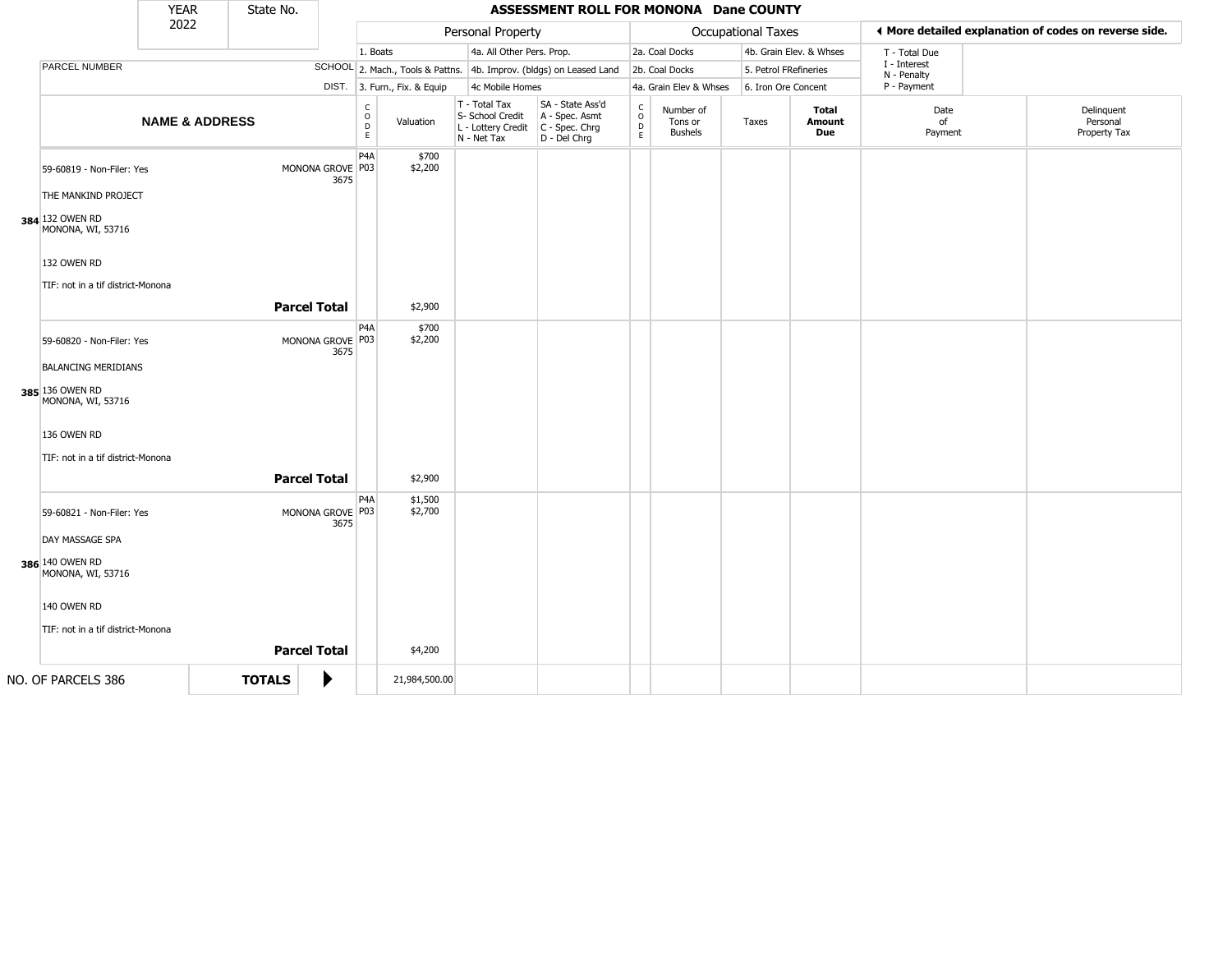| YEAR 2022 | State No. | ASSESSMENT ROLL FOR MONONA Dane COUNTY |
|---|---|---|

| | | Personal Property | | | | Occupational Taxes | | | | ◀ More detailed explanation of codes on reverse side. | |
|---|---|---|---|---|---|---|---|---|---|---|---|
| | | 1. Boats | | 4a. All Other Pers. Prop. | | 2a. Coal Docks | | 4b. Grain Elev. & Whses | | T - Total Due<br>I - Interest<br>N - Penalty<br>P - Payment | |
| PARCEL NUMBER | SCHOOL | 2. Mach., Tools & Pattns. | | 4b. Improv. (bldgs) on Leased Land | | 2b. Coal Docks | | 5. Petrol FRefineries | | | |
| | DIST. | 3. Furn., Fix. & Equip | | 4c Mobile Homes | | 4a. Grain Elev & Whses | | 6. Iron Ore Concent | | | |

| | NAME & ADDRESS | | CODE | Valuation | T - Total Tax<br>S- School Credit<br>L - Lottery Credit<br>N - Net Tax | SA - State Ass'd<br>A - Spec. Asmt<br>C - Spec. Chrg<br>D - Del Chrg | CODE | Number of Tons or Bushels | Taxes | Total Amount Due | Date of Payment | Delinquent Personal Property Tax |
|---|---|---|---|---|---|---|---|---|---|---|---|---|
| 384 | 59-60819 - Non-Filer: Yes<br>THE MANKIND PROJECT<br>132 OWEN RD<br>MONONA, WI, 53716<br>132 OWEN RD<br>TIF: not in a tif district-Monona | MONONA GROVE 3675 | P4A<br>P03 | $700<br>$2,200 | | | | | | | | |
| | | **Parcel Total** | | $2,900 | | | | | | | | |
| 385 | 59-60820 - Non-Filer: Yes<br>BALANCING MERIDIANS<br>136 OWEN RD<br>MONONA, WI, 53716<br>136 OWEN RD<br>TIF: not in a tif district-Monona | MONONA GROVE 3675 | P4A<br>P03 | $700<br>$2,200 | | | | | | | | |
| | | **Parcel Total** | | $2,900 | | | | | | | | |
| 386 | 59-60821 - Non-Filer: Yes<br>DAY MASSAGE SPA<br>140 OWEN RD<br>MONONA, WI, 53716<br>140 OWEN RD<br>TIF: not in a tif district-Monona | MONONA GROVE 3675 | P4A<br>P03 | $1,500<br>$2,700 | | | | | | | | |
| | | **Parcel Total** | | $4,200 | | | | | | | | |
| | NO. OF PARCELS 386 | **TOTALS** ▶ | | 21,984,500.00 | | | | | | | | |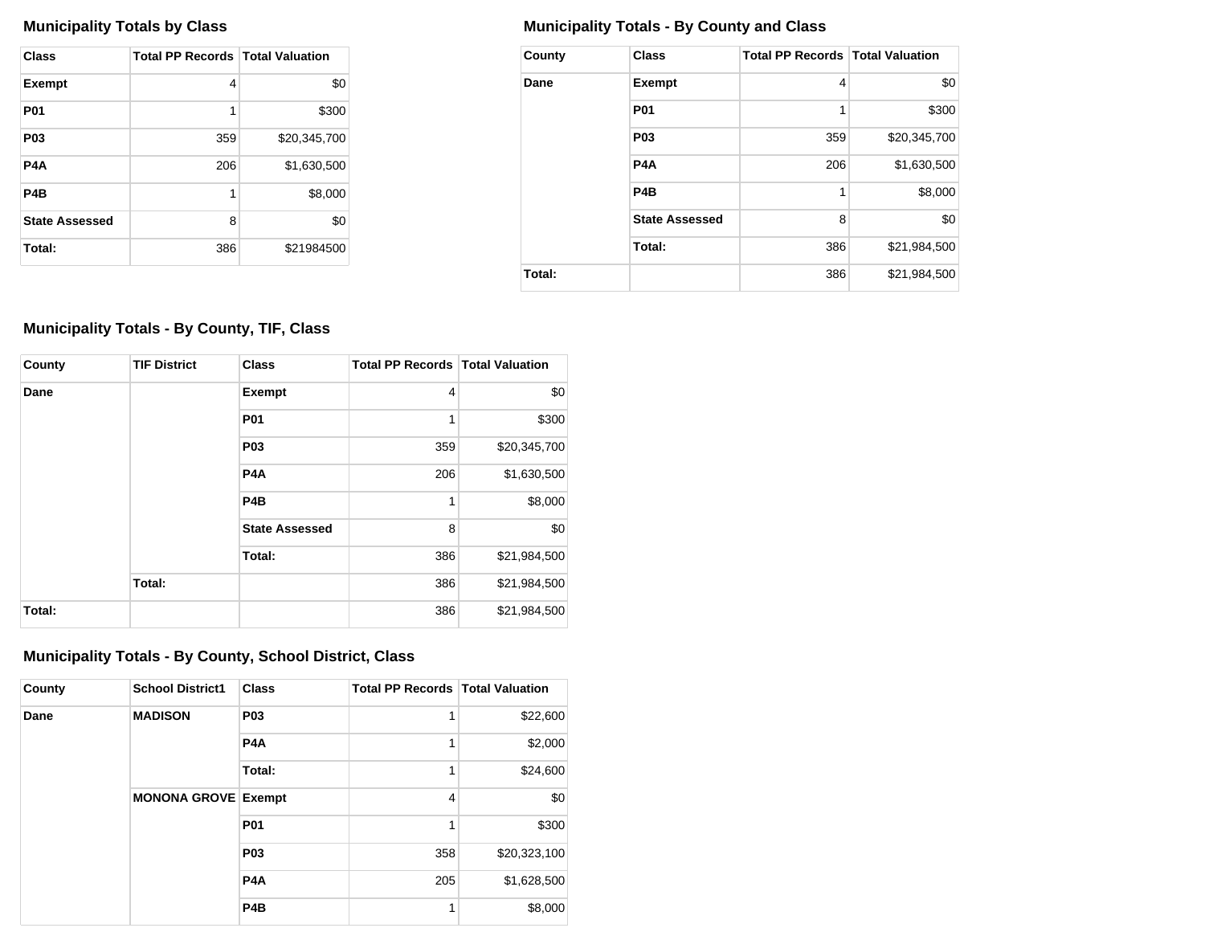### Municipality Totals by Class

| Class | Total PP Records | Total Valuation |
|---|---|---|
| Exempt | 4 | $0 |
| P01 | 1 | $300 |
| P03 | 359 | $20,345,700 |
| P4A | 206 | $1,630,500 |
| P4B | 1 | $8,000 |
| State Assessed | 8 | $0 |
| Total: | 386 | $21984500 |

### Municipality Totals - By County and Class

| County | Class | Total PP Records | Total Valuation |
|---|---|---|---|
| Dane | Exempt | 4 | $0 |
| | P01 | 1 | $300 |
| | P03 | 359 | $20,345,700 |
| | P4A | 206 | $1,630,500 |
| | P4B | 1 | $8,000 |
| | State Assessed | 8 | $0 |
| | Total: | 386 | $21,984,500 |
| Total: | | 386 | $21,984,500 |

### Municipality Totals - By County, TIF, Class

| County | TIF District | Class | Total PP Records | Total Valuation |
|---|---|---|---|---|
| Dane | | Exempt | 4 | $0 |
| | | P01 | 1 | $300 |
| | | P03 | 359 | $20,345,700 |
| | | P4A | 206 | $1,630,500 |
| | | P4B | 1 | $8,000 |
| | | State Assessed | 8 | $0 |
| | | Total: | 386 | $21,984,500 |
| | Total: | | 386 | $21,984,500 |
| Total: | | | 386 | $21,984,500 |

### Municipality Totals - By County, School District, Class

| County | School District1 | Class | Total PP Records | Total Valuation |
|---|---|---|---|---|
| Dane | MADISON | P03 | 1 | $22,600 |
| | | P4A | 1 | $2,000 |
| | | Total: | 1 | $24,600 |
| | MONONA GROVE | Exempt | 4 | $0 |
| | | P01 | 1 | $300 |
| | | P03 | 358 | $20,323,100 |
| | | P4A | 205 | $1,628,500 |
| | | P4B | 1 | $8,000 |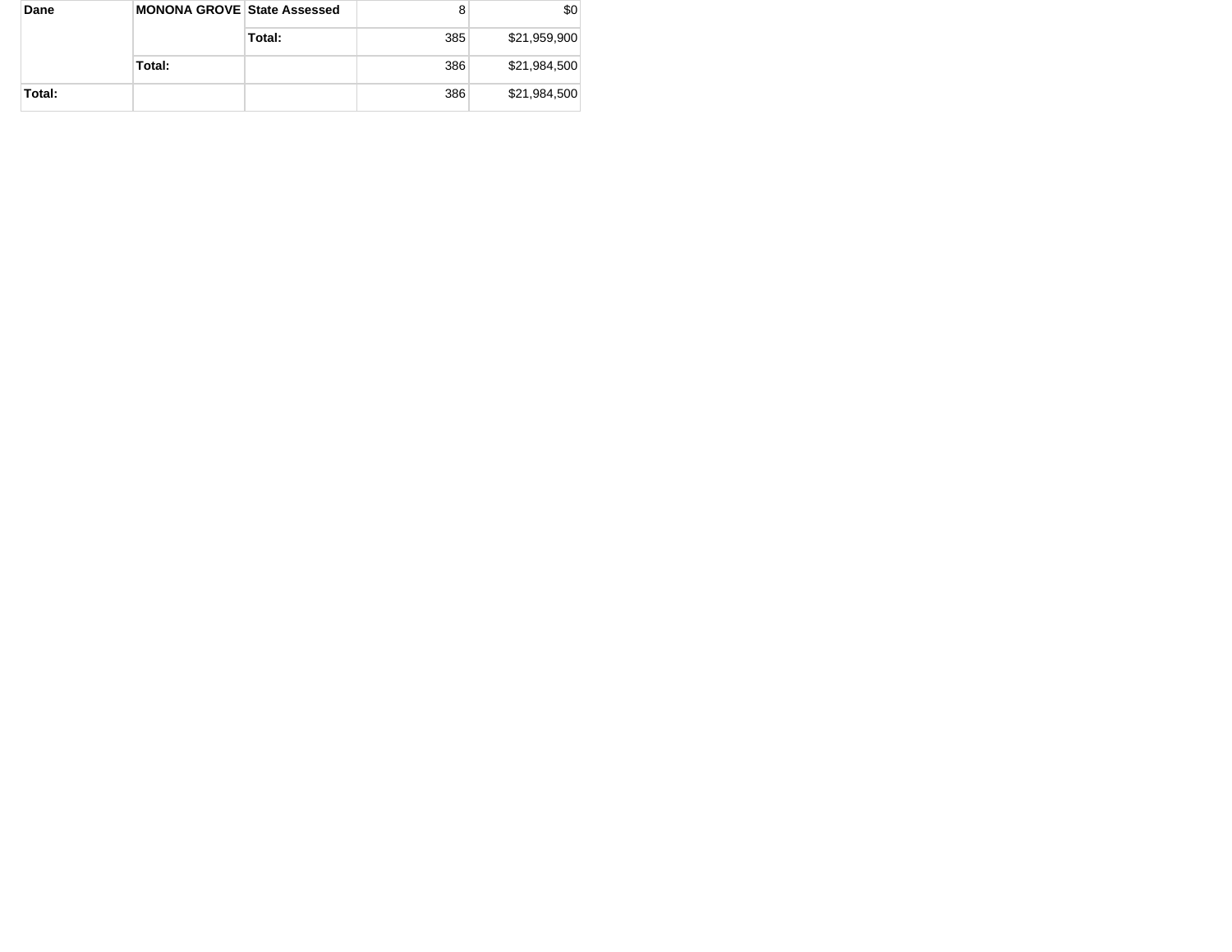| | | | | |
|---|---|---|---|---|
| **Dane** | **MONONA GROVE** | **State Assessed** | 8 | $0 |
| | | **Total:** | 385 | $21,959,900 |
| | **Total:** | | 386 | $21,984,500 |
| **Total:** | | | 386 | $21,984,500 |